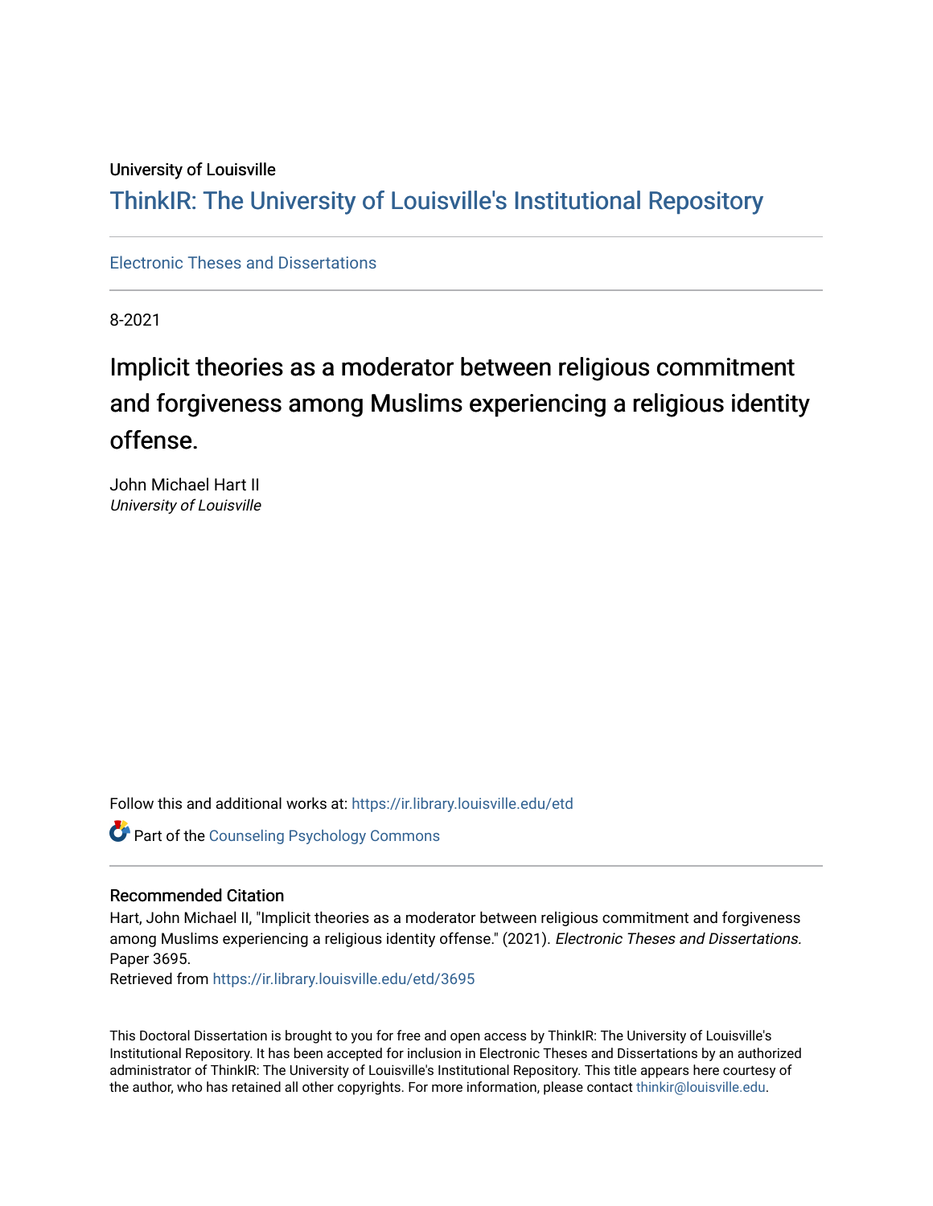University of Louisville

# ThinkIR: The University of Louisville's Institutional Repository

Electronic Theses and Dissertations

8-2021

# Implicit theories as a moderator between religious commitment and forgiveness among Muslims experiencing a religious identity offense.

John Michael Hart II
*University of Louisville*

Follow this and additional works at: https://ir.library.louisville.edu/etd

Part of the Counseling Psychology Commons

## Recommended Citation

Hart, John Michael II, "Implicit theories as a moderator between religious commitment and forgiveness among Muslims experiencing a religious identity offense." (2021). *Electronic Theses and Dissertations*. Paper 3695.
Retrieved from https://ir.library.louisville.edu/etd/3695

This Doctoral Dissertation is brought to you for free and open access by ThinkIR: The University of Louisville's Institutional Repository. It has been accepted for inclusion in Electronic Theses and Dissertations by an authorized administrator of ThinkIR: The University of Louisville's Institutional Repository. This title appears here courtesy of the author, who has retained all other copyrights. For more information, please contact thinkir@louisville.edu.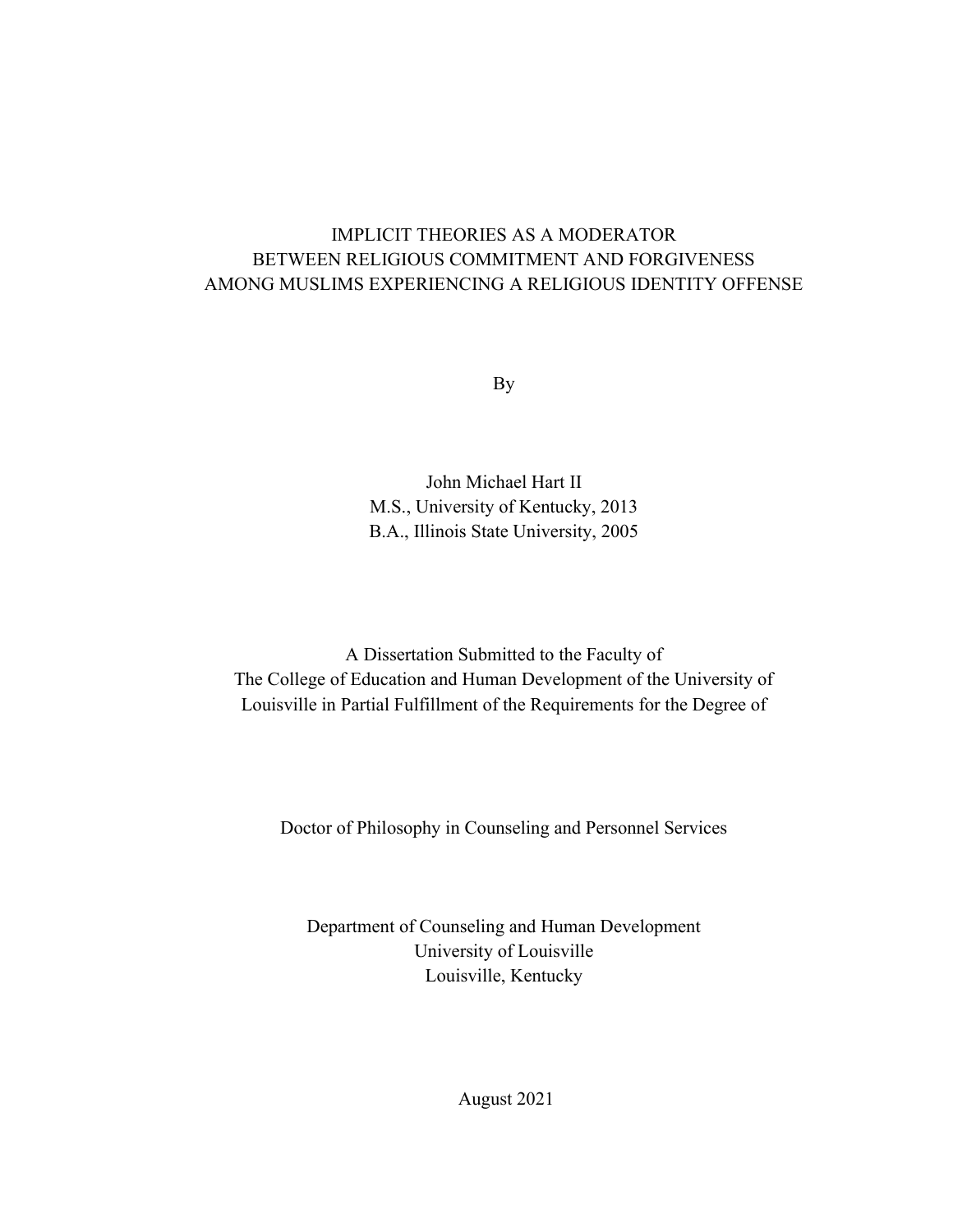# IMPLICIT THEORIES AS A MODERATOR BETWEEN RELIGIOUS COMMITMENT AND FORGIVENESS AMONG MUSLIMS EXPERIENCING A RELIGIOUS IDENTITY OFFENSE

By

John Michael Hart II
M.S., University of Kentucky, 2013
B.A., Illinois State University, 2005

A Dissertation Submitted to the Faculty of
The College of Education and Human Development of the University of
Louisville in Partial Fulfillment of the Requirements for the Degree of

Doctor of Philosophy in Counseling and Personnel Services

Department of Counseling and Human Development
University of Louisville
Louisville, Kentucky

August 2021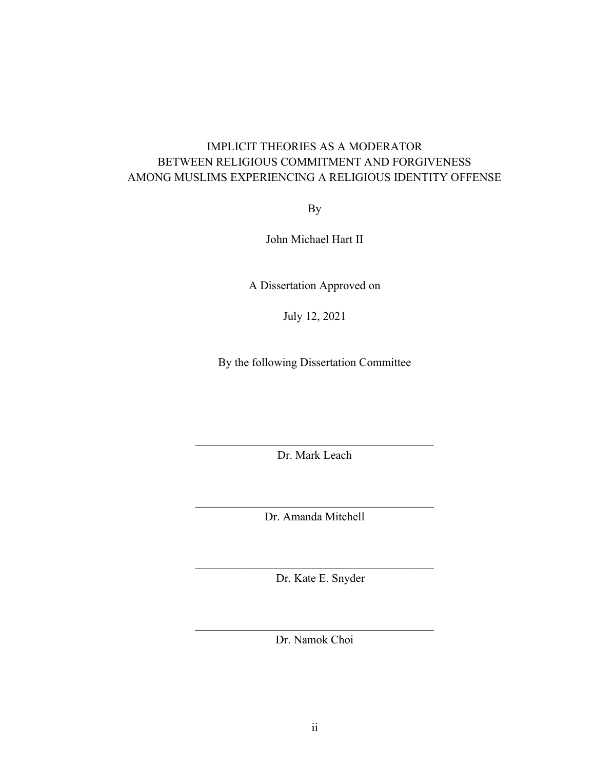IMPLICIT THEORIES AS A MODERATOR
BETWEEN RELIGIOUS COMMITMENT AND FORGIVENESS
AMONG MUSLIMS EXPERIENCING A RELIGIOUS IDENTITY OFFENSE

By

John Michael Hart II

A Dissertation Approved on

July 12, 2021

By the following Dissertation Committee

\_\_\_\_\_\_\_\_\_\_\_\_\_\_\_\_\_\_\_\_\_\_\_\_\_\_\_\_\_\_\_\_\_\_\_\_\_\_\_\_\_\_\_\_
Dr. Mark Leach

\_\_\_\_\_\_\_\_\_\_\_\_\_\_\_\_\_\_\_\_\_\_\_\_\_\_\_\_\_\_\_\_\_\_\_\_\_\_\_\_\_\_\_\_
Dr. Amanda Mitchell

\_\_\_\_\_\_\_\_\_\_\_\_\_\_\_\_\_\_\_\_\_\_\_\_\_\_\_\_\_\_\_\_\_\_\_\_\_\_\_\_\_\_\_\_
Dr. Kate E. Snyder

\_\_\_\_\_\_\_\_\_\_\_\_\_\_\_\_\_\_\_\_\_\_\_\_\_\_\_\_\_\_\_\_\_\_\_\_\_\_\_\_\_\_\_\_
Dr. Namok Choi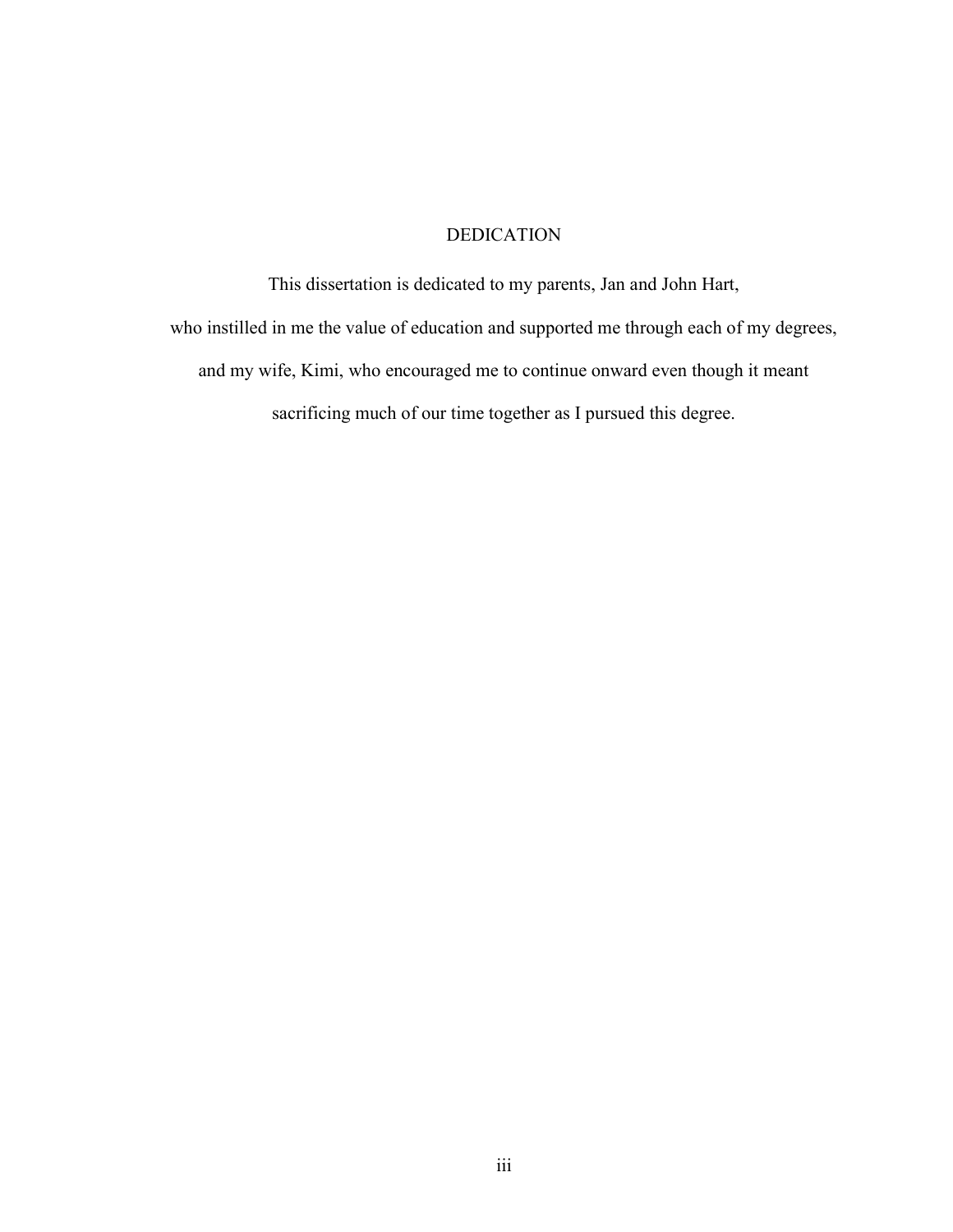# DEDICATION

This dissertation is dedicated to my parents, Jan and John Hart, who instilled in me the value of education and supported me through each of my degrees, and my wife, Kimi, who encouraged me to continue onward even though it meant sacrificing much of our time together as I pursued this degree.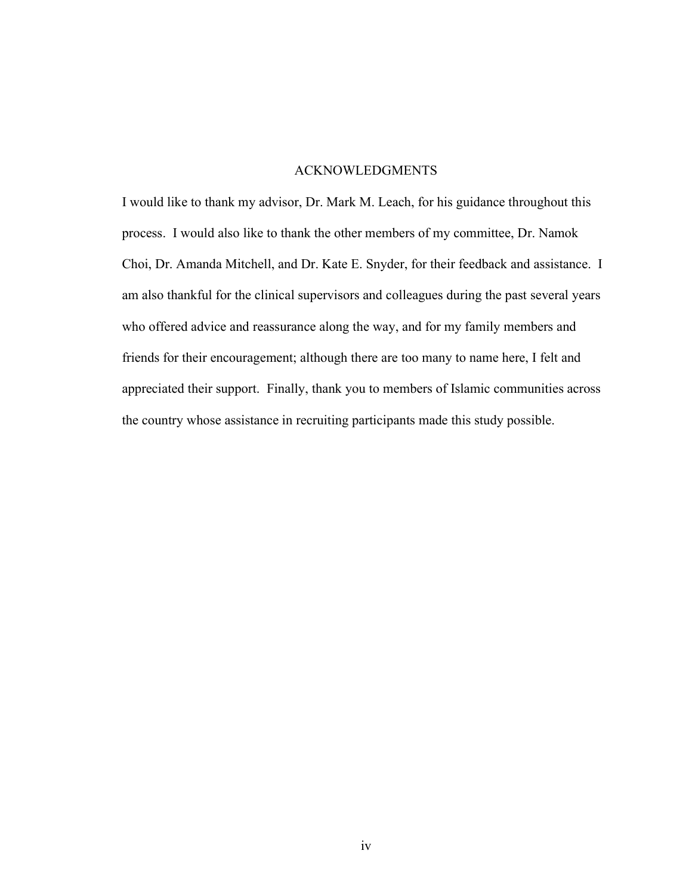# ACKNOWLEDGMENTS

I would like to thank my advisor, Dr. Mark M. Leach, for his guidance throughout this process. I would also like to thank the other members of my committee, Dr. Namok Choi, Dr. Amanda Mitchell, and Dr. Kate E. Snyder, for their feedback and assistance. I am also thankful for the clinical supervisors and colleagues during the past several years who offered advice and reassurance along the way, and for my family members and friends for their encouragement; although there are too many to name here, I felt and appreciated their support. Finally, thank you to members of Islamic communities across the country whose assistance in recruiting participants made this study possible.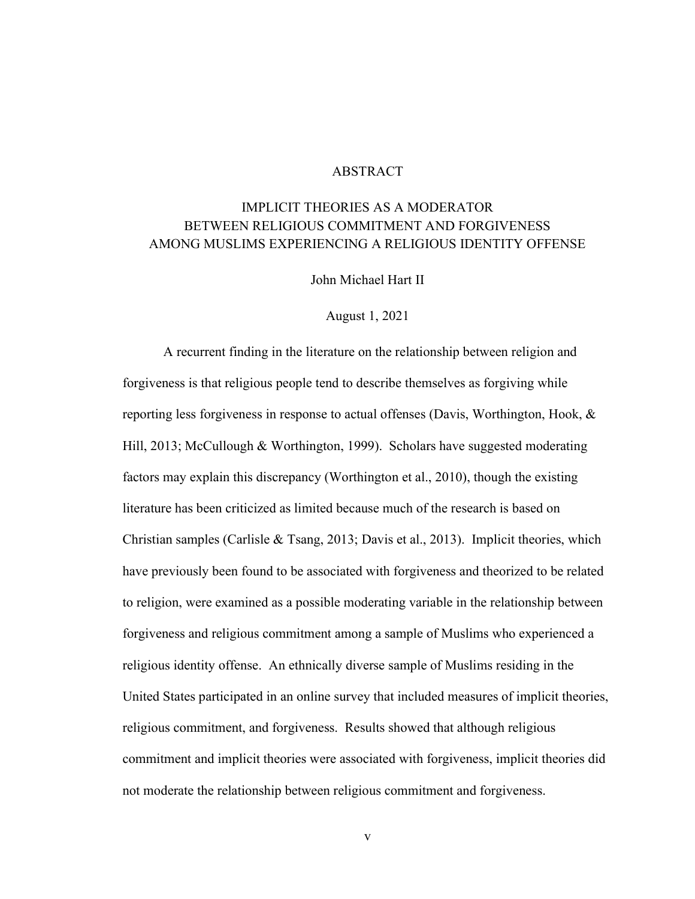# ABSTRACT

## IMPLICIT THEORIES AS A MODERATOR BETWEEN RELIGIOUS COMMITMENT AND FORGIVENESS AMONG MUSLIMS EXPERIENCING A RELIGIOUS IDENTITY OFFENSE

John Michael Hart II

August 1, 2021

A recurrent finding in the literature on the relationship between religion and forgiveness is that religious people tend to describe themselves as forgiving while reporting less forgiveness in response to actual offenses (Davis, Worthington, Hook, & Hill, 2013; McCullough & Worthington, 1999). Scholars have suggested moderating factors may explain this discrepancy (Worthington et al., 2010), though the existing literature has been criticized as limited because much of the research is based on Christian samples (Carlisle & Tsang, 2013; Davis et al., 2013). Implicit theories, which have previously been found to be associated with forgiveness and theorized to be related to religion, were examined as a possible moderating variable in the relationship between forgiveness and religious commitment among a sample of Muslims who experienced a religious identity offense. An ethnically diverse sample of Muslims residing in the United States participated in an online survey that included measures of implicit theories, religious commitment, and forgiveness. Results showed that although religious commitment and implicit theories were associated with forgiveness, implicit theories did not moderate the relationship between religious commitment and forgiveness.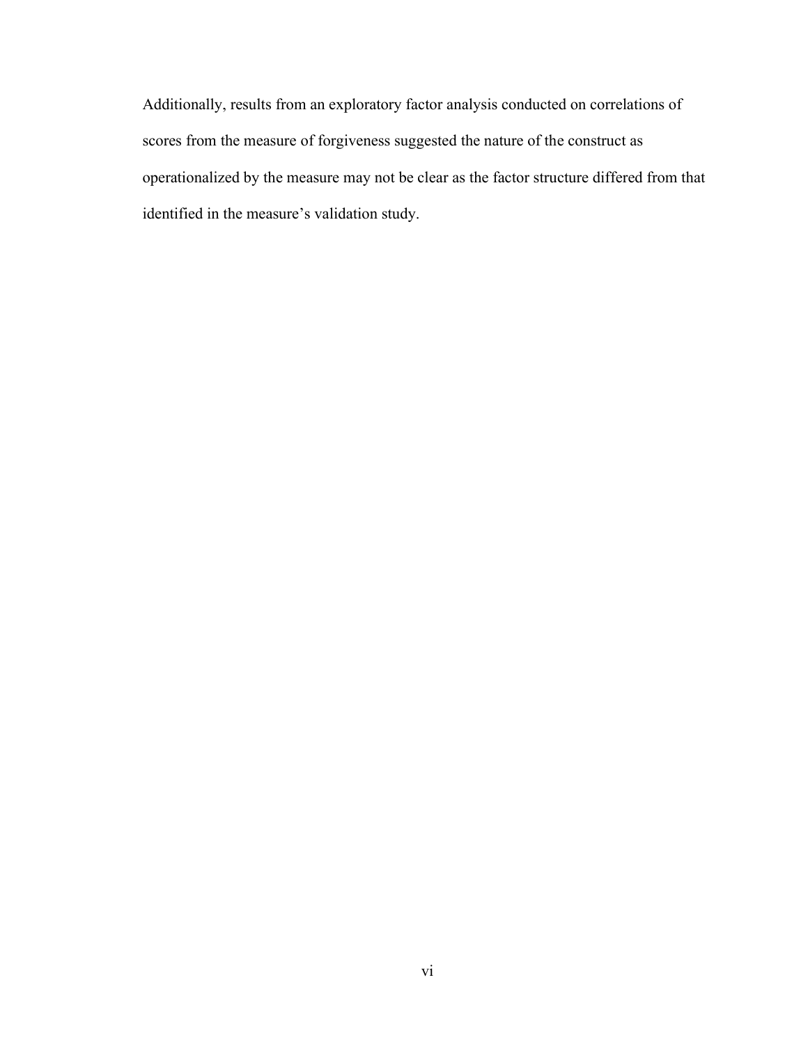Additionally, results from an exploratory factor analysis conducted on correlations of scores from the measure of forgiveness suggested the nature of the construct as operationalized by the measure may not be clear as the factor structure differed from that identified in the measure's validation study.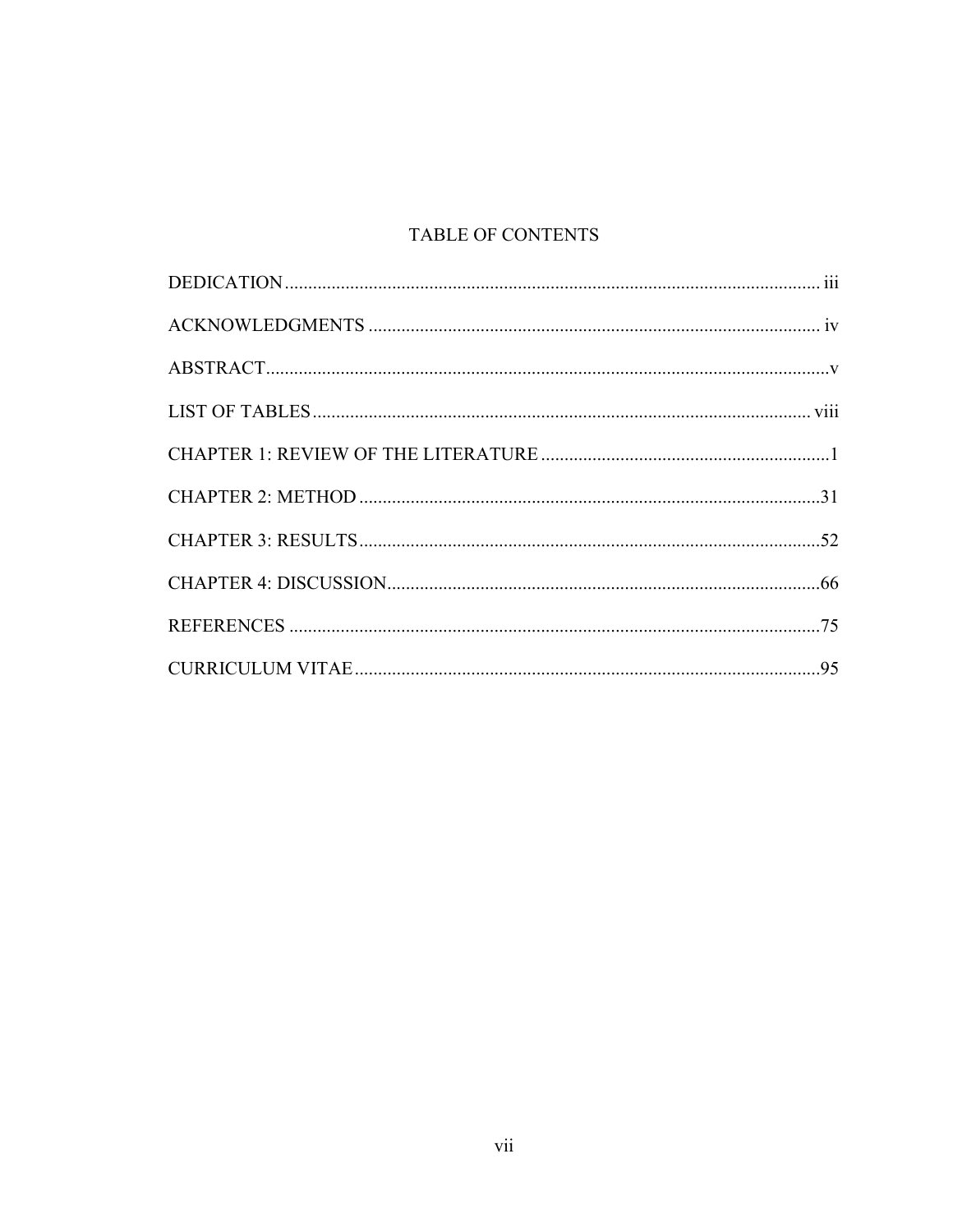# TABLE OF CONTENTS

DEDICATION .................................................................................................................. iii

ACKNOWLEDGMENTS ................................................................................................ iv

ABSTRACT........................................................................................................................v

LIST OF TABLES .......................................................................................................... viii

CHAPTER 1: REVIEW OF THE LITERATURE ..............................................................1

CHAPTER 2: METHOD ..................................................................................................31

CHAPTER 3: RESULTS ..................................................................................................52

CHAPTER 4: DISCUSSION............................................................................................66

REFERENCES .................................................................................................................75

CURRICULUM VITAE ...................................................................................................95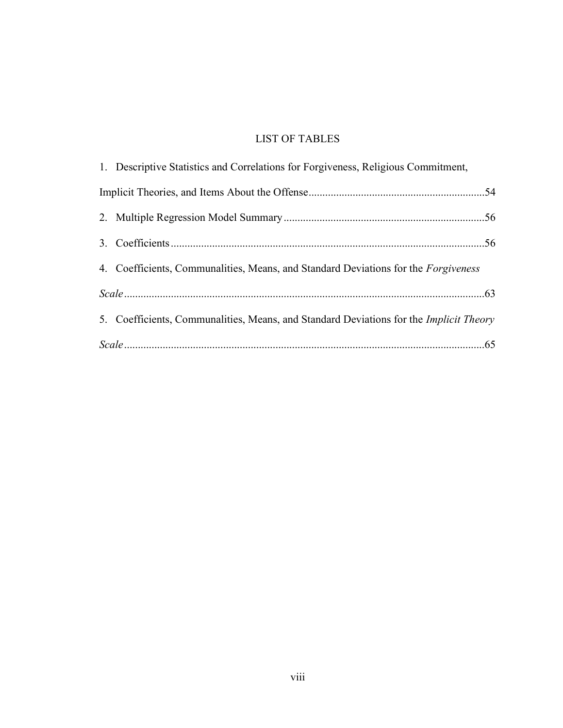# LIST OF TABLES

1. Descriptive Statistics and Correlations for Forgiveness, Religious Commitment, Implicit Theories, and Items About the Offense ............................................................... 54
2. Multiple Regression Model Summary ........................................................................ 56
3. Coefficients ............................................................................................................... 56
4. Coefficients, Communalities, Means, and Standard Deviations for the *Forgiveness Scale* ................................................................................................................................ 63
5. Coefficients, Communalities, Means, and Standard Deviations for the *Implicit Theory Scale* ................................................................................................................................ 65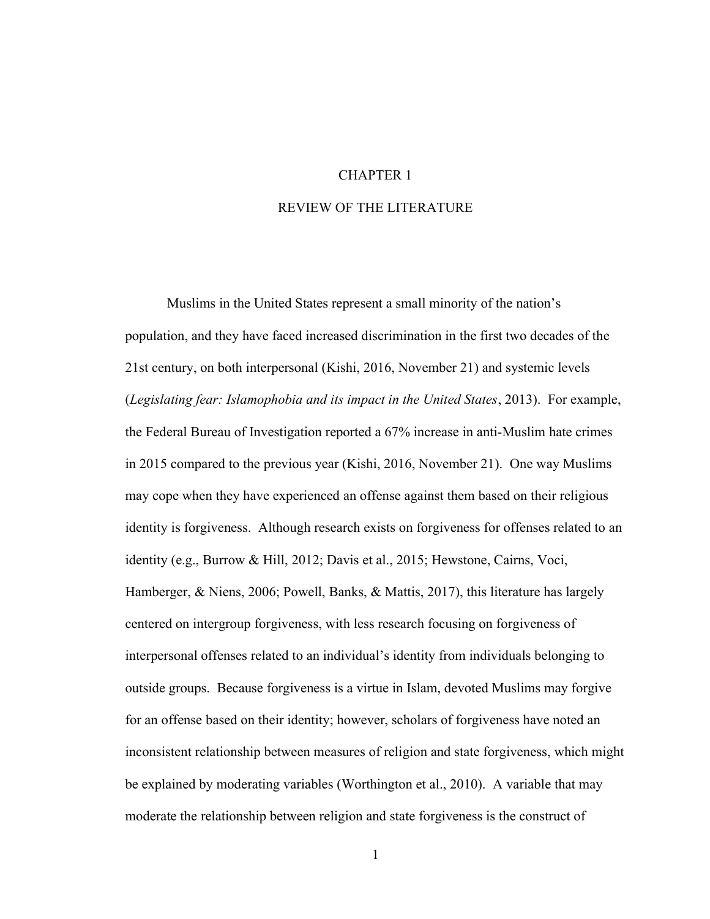# CHAPTER 1

## REVIEW OF THE LITERATURE

Muslims in the United States represent a small minority of the nation's population, and they have faced increased discrimination in the first two decades of the 21st century, on both interpersonal (Kishi, 2016, November 21) and systemic levels (*Legislating fear: Islamophobia and its impact in the United States*, 2013). For example, the Federal Bureau of Investigation reported a 67% increase in anti-Muslim hate crimes in 2015 compared to the previous year (Kishi, 2016, November 21). One way Muslims may cope when they have experienced an offense against them based on their religious identity is forgiveness. Although research exists on forgiveness for offenses related to an identity (e.g., Burrow & Hill, 2012; Davis et al., 2015; Hewstone, Cairns, Voci, Hamberger, & Niens, 2006; Powell, Banks, & Mattis, 2017), this literature has largely centered on intergroup forgiveness, with less research focusing on forgiveness of interpersonal offenses related to an individual's identity from individuals belonging to outside groups. Because forgiveness is a virtue in Islam, devoted Muslims may forgive for an offense based on their identity; however, scholars of forgiveness have noted an inconsistent relationship between measures of religion and state forgiveness, which might be explained by moderating variables (Worthington et al., 2010). A variable that may moderate the relationship between religion and state forgiveness is the construct of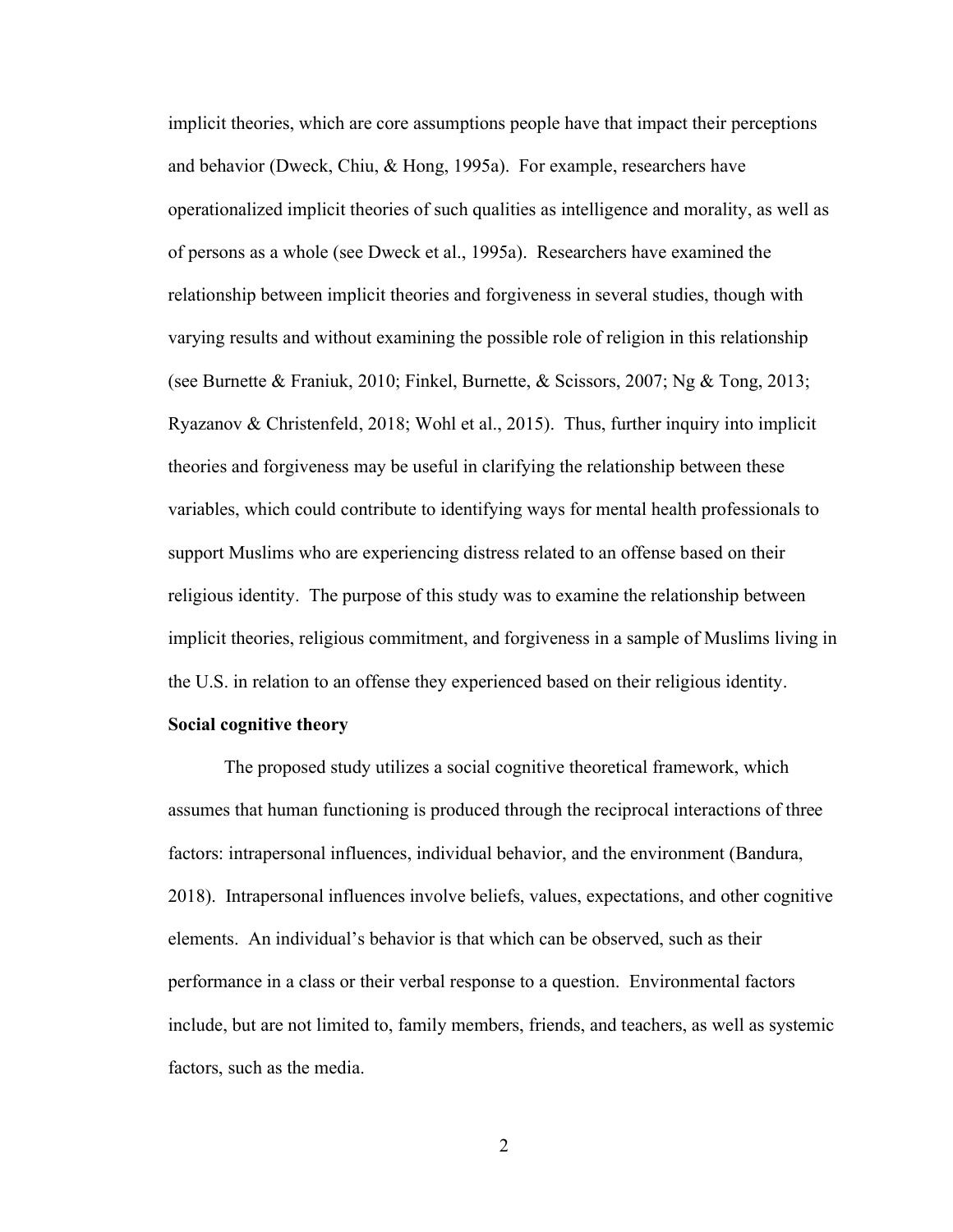implicit theories, which are core assumptions people have that impact their perceptions and behavior (Dweck, Chiu, & Hong, 1995a). For example, researchers have operationalized implicit theories of such qualities as intelligence and morality, as well as of persons as a whole (see Dweck et al., 1995a). Researchers have examined the relationship between implicit theories and forgiveness in several studies, though with varying results and without examining the possible role of religion in this relationship (see Burnette & Franiuk, 2010; Finkel, Burnette, & Scissors, 2007; Ng & Tong, 2013; Ryazanov & Christenfeld, 2018; Wohl et al., 2015). Thus, further inquiry into implicit theories and forgiveness may be useful in clarifying the relationship between these variables, which could contribute to identifying ways for mental health professionals to support Muslims who are experiencing distress related to an offense based on their religious identity. The purpose of this study was to examine the relationship between implicit theories, religious commitment, and forgiveness in a sample of Muslims living in the U.S. in relation to an offense they experienced based on their religious identity.

**Social cognitive theory**

The proposed study utilizes a social cognitive theoretical framework, which assumes that human functioning is produced through the reciprocal interactions of three factors: intrapersonal influences, individual behavior, and the environment (Bandura, 2018). Intrapersonal influences involve beliefs, values, expectations, and other cognitive elements. An individual's behavior is that which can be observed, such as their performance in a class or their verbal response to a question. Environmental factors include, but are not limited to, family members, friends, and teachers, as well as systemic factors, such as the media.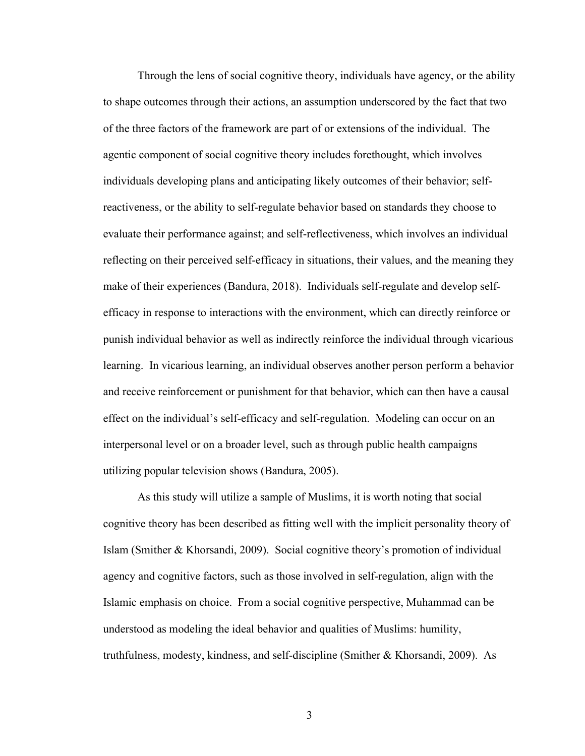Through the lens of social cognitive theory, individuals have agency, or the ability to shape outcomes through their actions, an assumption underscored by the fact that two of the three factors of the framework are part of or extensions of the individual. The agentic component of social cognitive theory includes forethought, which involves individuals developing plans and anticipating likely outcomes of their behavior; self-reactiveness, or the ability to self-regulate behavior based on standards they choose to evaluate their performance against; and self-reflectiveness, which involves an individual reflecting on their perceived self-efficacy in situations, their values, and the meaning they make of their experiences (Bandura, 2018). Individuals self-regulate and develop self-efficacy in response to interactions with the environment, which can directly reinforce or punish individual behavior as well as indirectly reinforce the individual through vicarious learning. In vicarious learning, an individual observes another person perform a behavior and receive reinforcement or punishment for that behavior, which can then have a causal effect on the individual's self-efficacy and self-regulation. Modeling can occur on an interpersonal level or on a broader level, such as through public health campaigns utilizing popular television shows (Bandura, 2005).

As this study will utilize a sample of Muslims, it is worth noting that social cognitive theory has been described as fitting well with the implicit personality theory of Islam (Smither & Khorsandi, 2009). Social cognitive theory's promotion of individual agency and cognitive factors, such as those involved in self-regulation, align with the Islamic emphasis on choice. From a social cognitive perspective, Muhammad can be understood as modeling the ideal behavior and qualities of Muslims: humility, truthfulness, modesty, kindness, and self-discipline (Smither & Khorsandi, 2009). As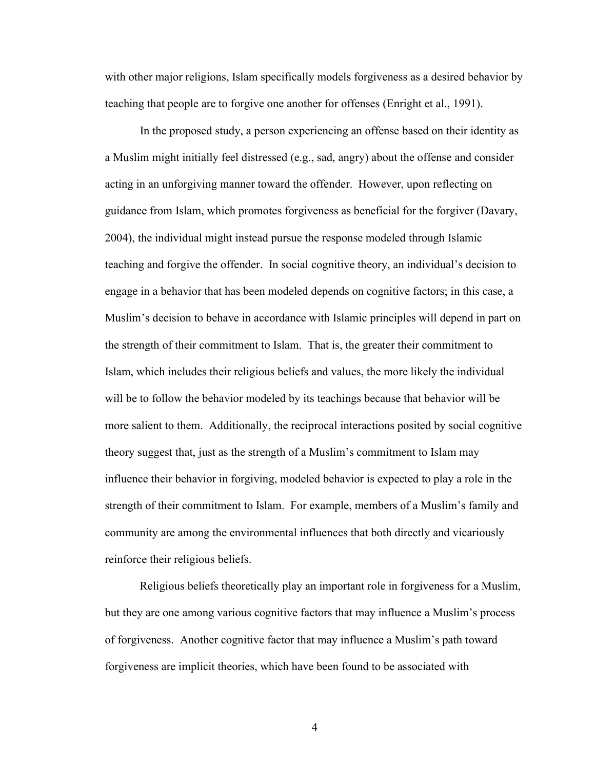with other major religions, Islam specifically models forgiveness as a desired behavior by teaching that people are to forgive one another for offenses (Enright et al., 1991).

In the proposed study, a person experiencing an offense based on their identity as a Muslim might initially feel distressed (e.g., sad, angry) about the offense and consider acting in an unforgiving manner toward the offender. However, upon reflecting on guidance from Islam, which promotes forgiveness as beneficial for the forgiver (Davary, 2004), the individual might instead pursue the response modeled through Islamic teaching and forgive the offender. In social cognitive theory, an individual's decision to engage in a behavior that has been modeled depends on cognitive factors; in this case, a Muslim's decision to behave in accordance with Islamic principles will depend in part on the strength of their commitment to Islam. That is, the greater their commitment to Islam, which includes their religious beliefs and values, the more likely the individual will be to follow the behavior modeled by its teachings because that behavior will be more salient to them. Additionally, the reciprocal interactions posited by social cognitive theory suggest that, just as the strength of a Muslim's commitment to Islam may influence their behavior in forgiving, modeled behavior is expected to play a role in the strength of their commitment to Islam. For example, members of a Muslim's family and community are among the environmental influences that both directly and vicariously reinforce their religious beliefs.

Religious beliefs theoretically play an important role in forgiveness for a Muslim, but they are one among various cognitive factors that may influence a Muslim's process of forgiveness. Another cognitive factor that may influence a Muslim's path toward forgiveness are implicit theories, which have been found to be associated with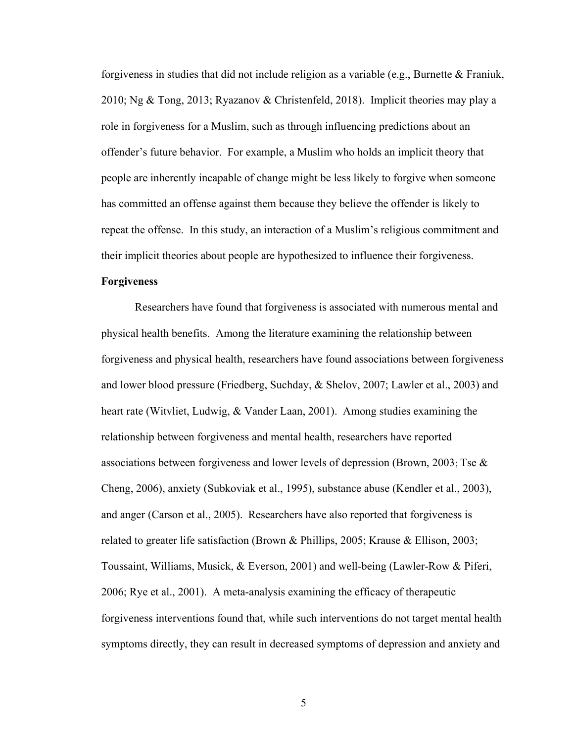forgiveness in studies that did not include religion as a variable (e.g., Burnette & Franiuk, 2010; Ng & Tong, 2013; Ryazanov & Christenfeld, 2018). Implicit theories may play a role in forgiveness for a Muslim, such as through influencing predictions about an offender's future behavior. For example, a Muslim who holds an implicit theory that people are inherently incapable of change might be less likely to forgive when someone has committed an offense against them because they believe the offender is likely to repeat the offense. In this study, an interaction of a Muslim's religious commitment and their implicit theories about people are hypothesized to influence their forgiveness.

**Forgiveness**

Researchers have found that forgiveness is associated with numerous mental and physical health benefits. Among the literature examining the relationship between forgiveness and physical health, researchers have found associations between forgiveness and lower blood pressure (Friedberg, Suchday, & Shelov, 2007; Lawler et al., 2003) and heart rate (Witvliet, Ludwig, & Vander Laan, 2001). Among studies examining the relationship between forgiveness and mental health, researchers have reported associations between forgiveness and lower levels of depression (Brown, 2003; Tse & Cheng, 2006), anxiety (Subkoviak et al., 1995), substance abuse (Kendler et al., 2003), and anger (Carson et al., 2005). Researchers have also reported that forgiveness is related to greater life satisfaction (Brown & Phillips, 2005; Krause & Ellison, 2003; Toussaint, Williams, Musick, & Everson, 2001) and well-being (Lawler-Row & Piferi, 2006; Rye et al., 2001). A meta-analysis examining the efficacy of therapeutic forgiveness interventions found that, while such interventions do not target mental health symptoms directly, they can result in decreased symptoms of depression and anxiety and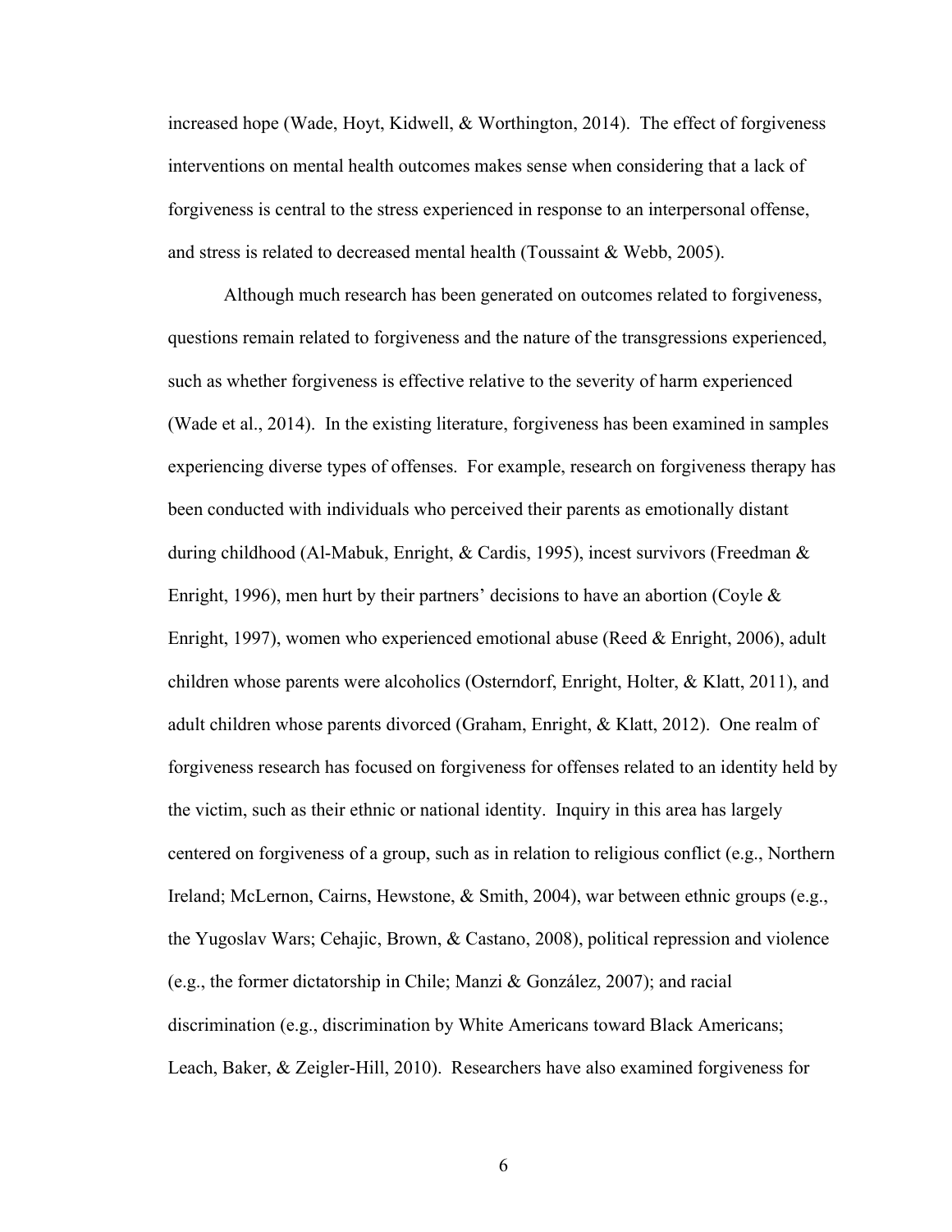increased hope (Wade, Hoyt, Kidwell, & Worthington, 2014). The effect of forgiveness interventions on mental health outcomes makes sense when considering that a lack of forgiveness is central to the stress experienced in response to an interpersonal offense, and stress is related to decreased mental health (Toussaint & Webb, 2005).

Although much research has been generated on outcomes related to forgiveness, questions remain related to forgiveness and the nature of the transgressions experienced, such as whether forgiveness is effective relative to the severity of harm experienced (Wade et al., 2014). In the existing literature, forgiveness has been examined in samples experiencing diverse types of offenses. For example, research on forgiveness therapy has been conducted with individuals who perceived their parents as emotionally distant during childhood (Al-Mabuk, Enright, & Cardis, 1995), incest survivors (Freedman & Enright, 1996), men hurt by their partners' decisions to have an abortion (Coyle & Enright, 1997), women who experienced emotional abuse (Reed & Enright, 2006), adult children whose parents were alcoholics (Osterndorf, Enright, Holter, & Klatt, 2011), and adult children whose parents divorced (Graham, Enright, & Klatt, 2012). One realm of forgiveness research has focused on forgiveness for offenses related to an identity held by the victim, such as their ethnic or national identity. Inquiry in this area has largely centered on forgiveness of a group, such as in relation to religious conflict (e.g., Northern Ireland; McLernon, Cairns, Hewstone, & Smith, 2004), war between ethnic groups (e.g., the Yugoslav Wars; Cehajic, Brown, & Castano, 2008), political repression and violence (e.g., the former dictatorship in Chile; Manzi & González, 2007); and racial discrimination (e.g., discrimination by White Americans toward Black Americans; Leach, Baker, & Zeigler-Hill, 2010). Researchers have also examined forgiveness for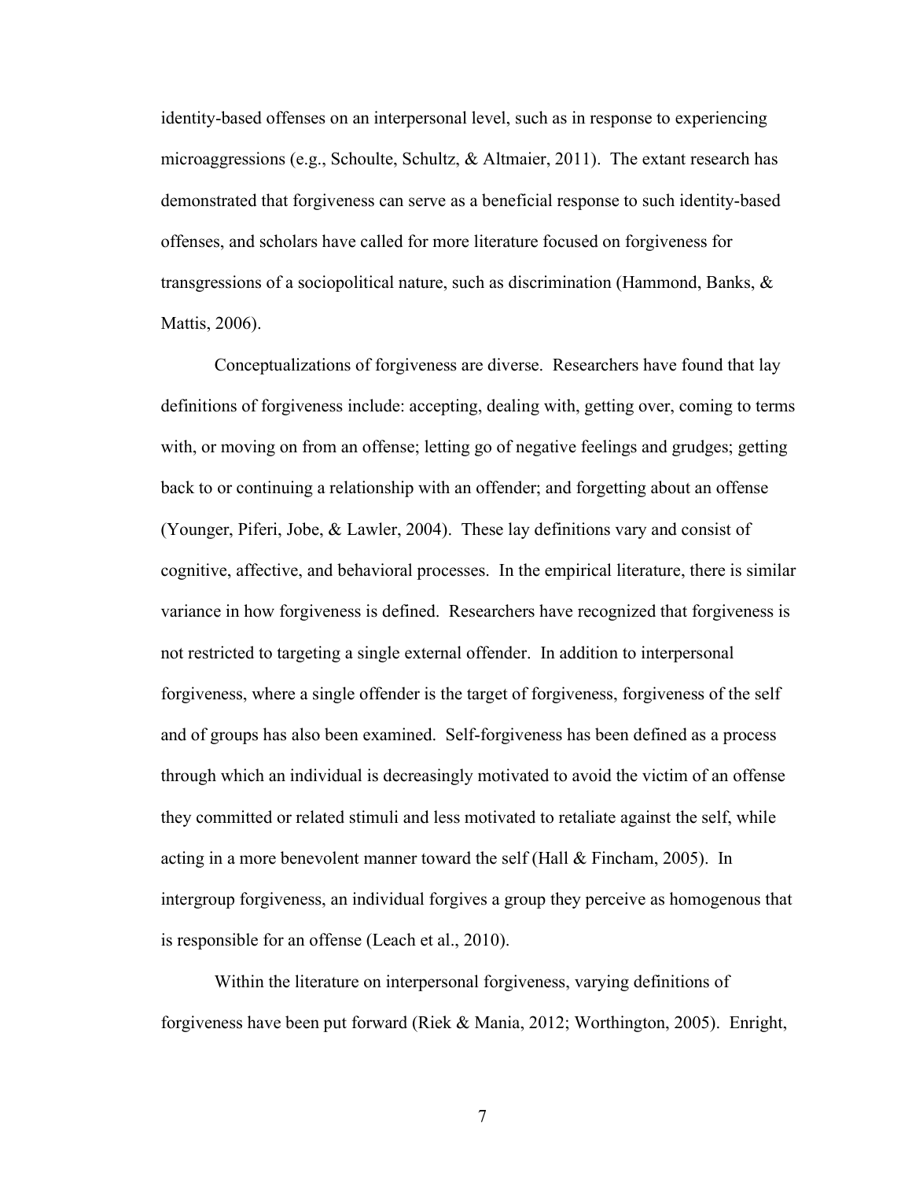identity-based offenses on an interpersonal level, such as in response to experiencing microaggressions (e.g., Schoulte, Schultz, & Altmaier, 2011). The extant research has demonstrated that forgiveness can serve as a beneficial response to such identity-based offenses, and scholars have called for more literature focused on forgiveness for transgressions of a sociopolitical nature, such as discrimination (Hammond, Banks, & Mattis, 2006).

Conceptualizations of forgiveness are diverse. Researchers have found that lay definitions of forgiveness include: accepting, dealing with, getting over, coming to terms with, or moving on from an offense; letting go of negative feelings and grudges; getting back to or continuing a relationship with an offender; and forgetting about an offense (Younger, Piferi, Jobe, & Lawler, 2004). These lay definitions vary and consist of cognitive, affective, and behavioral processes. In the empirical literature, there is similar variance in how forgiveness is defined. Researchers have recognized that forgiveness is not restricted to targeting a single external offender. In addition to interpersonal forgiveness, where a single offender is the target of forgiveness, forgiveness of the self and of groups has also been examined. Self-forgiveness has been defined as a process through which an individual is decreasingly motivated to avoid the victim of an offense they committed or related stimuli and less motivated to retaliate against the self, while acting in a more benevolent manner toward the self (Hall & Fincham, 2005). In intergroup forgiveness, an individual forgives a group they perceive as homogenous that is responsible for an offense (Leach et al., 2010).

Within the literature on interpersonal forgiveness, varying definitions of forgiveness have been put forward (Riek & Mania, 2012; Worthington, 2005). Enright,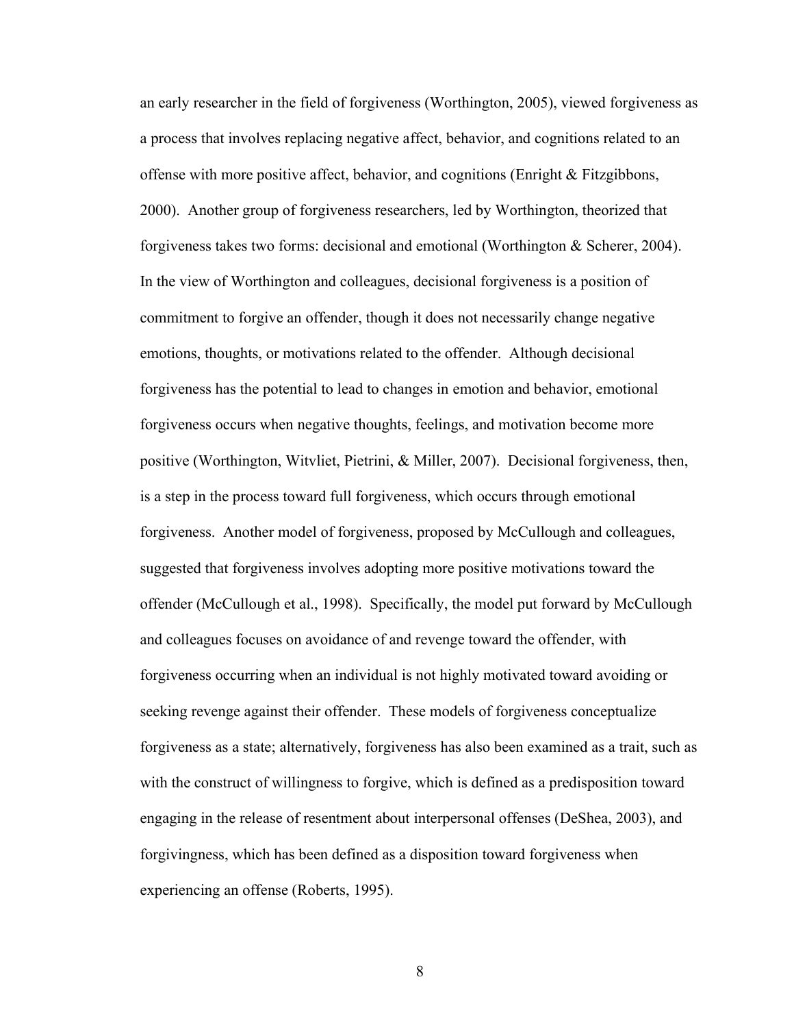an early researcher in the field of forgiveness (Worthington, 2005), viewed forgiveness as a process that involves replacing negative affect, behavior, and cognitions related to an offense with more positive affect, behavior, and cognitions (Enright & Fitzgibbons, 2000). Another group of forgiveness researchers, led by Worthington, theorized that forgiveness takes two forms: decisional and emotional (Worthington & Scherer, 2004). In the view of Worthington and colleagues, decisional forgiveness is a position of commitment to forgive an offender, though it does not necessarily change negative emotions, thoughts, or motivations related to the offender. Although decisional forgiveness has the potential to lead to changes in emotion and behavior, emotional forgiveness occurs when negative thoughts, feelings, and motivation become more positive (Worthington, Witvliet, Pietrini, & Miller, 2007). Decisional forgiveness, then, is a step in the process toward full forgiveness, which occurs through emotional forgiveness. Another model of forgiveness, proposed by McCullough and colleagues, suggested that forgiveness involves adopting more positive motivations toward the offender (McCullough et al., 1998). Specifically, the model put forward by McCullough and colleagues focuses on avoidance of and revenge toward the offender, with forgiveness occurring when an individual is not highly motivated toward avoiding or seeking revenge against their offender. These models of forgiveness conceptualize forgiveness as a state; alternatively, forgiveness has also been examined as a trait, such as with the construct of willingness to forgive, which is defined as a predisposition toward engaging in the release of resentment about interpersonal offenses (DeShea, 2003), and forgivingness, which has been defined as a disposition toward forgiveness when experiencing an offense (Roberts, 1995).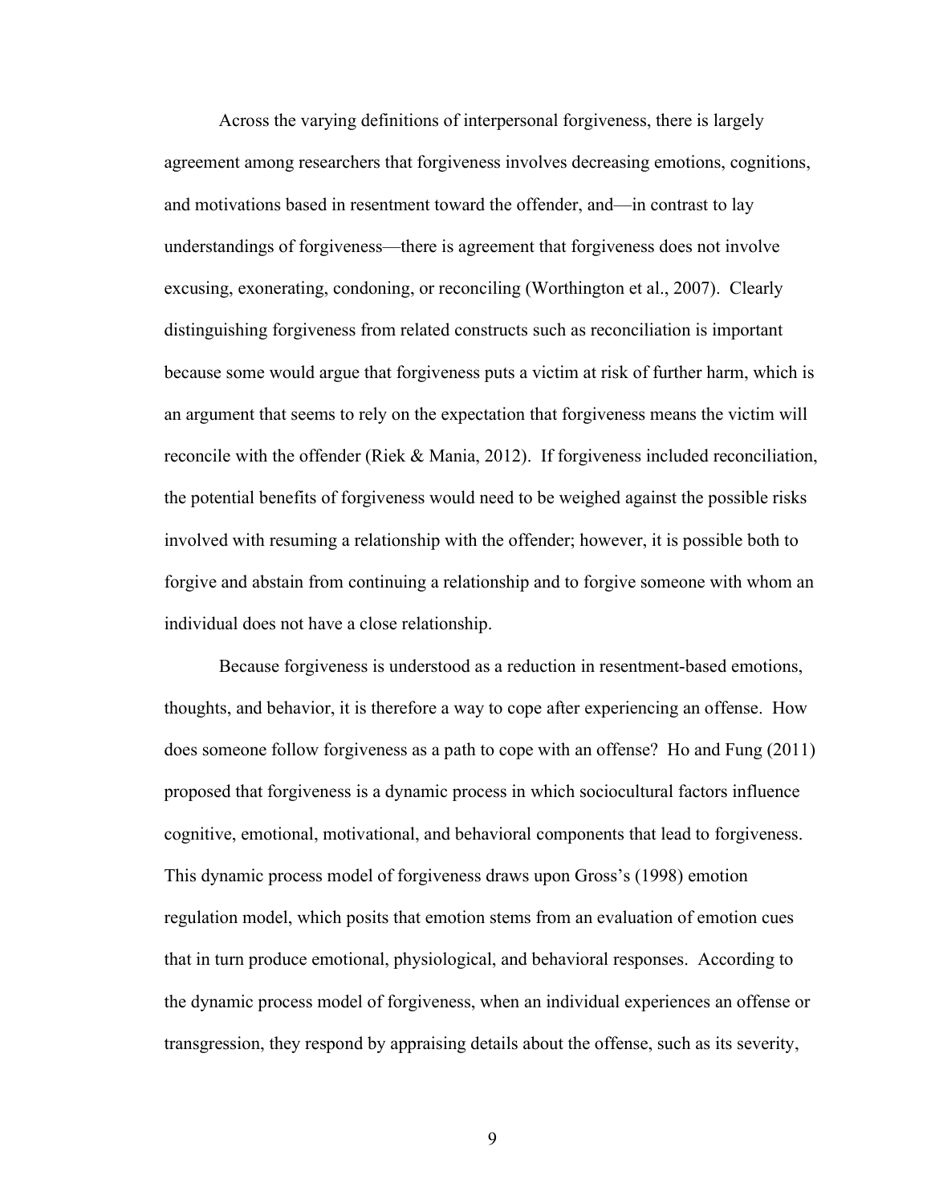Across the varying definitions of interpersonal forgiveness, there is largely agreement among researchers that forgiveness involves decreasing emotions, cognitions, and motivations based in resentment toward the offender, and—in contrast to lay understandings of forgiveness—there is agreement that forgiveness does not involve excusing, exonerating, condoning, or reconciling (Worthington et al., 2007). Clearly distinguishing forgiveness from related constructs such as reconciliation is important because some would argue that forgiveness puts a victim at risk of further harm, which is an argument that seems to rely on the expectation that forgiveness means the victim will reconcile with the offender (Riek & Mania, 2012). If forgiveness included reconciliation, the potential benefits of forgiveness would need to be weighed against the possible risks involved with resuming a relationship with the offender; however, it is possible both to forgive and abstain from continuing a relationship and to forgive someone with whom an individual does not have a close relationship.

Because forgiveness is understood as a reduction in resentment-based emotions, thoughts, and behavior, it is therefore a way to cope after experiencing an offense. How does someone follow forgiveness as a path to cope with an offense? Ho and Fung (2011) proposed that forgiveness is a dynamic process in which sociocultural factors influence cognitive, emotional, motivational, and behavioral components that lead to forgiveness. This dynamic process model of forgiveness draws upon Gross's (1998) emotion regulation model, which posits that emotion stems from an evaluation of emotion cues that in turn produce emotional, physiological, and behavioral responses. According to the dynamic process model of forgiveness, when an individual experiences an offense or transgression, they respond by appraising details about the offense, such as its severity,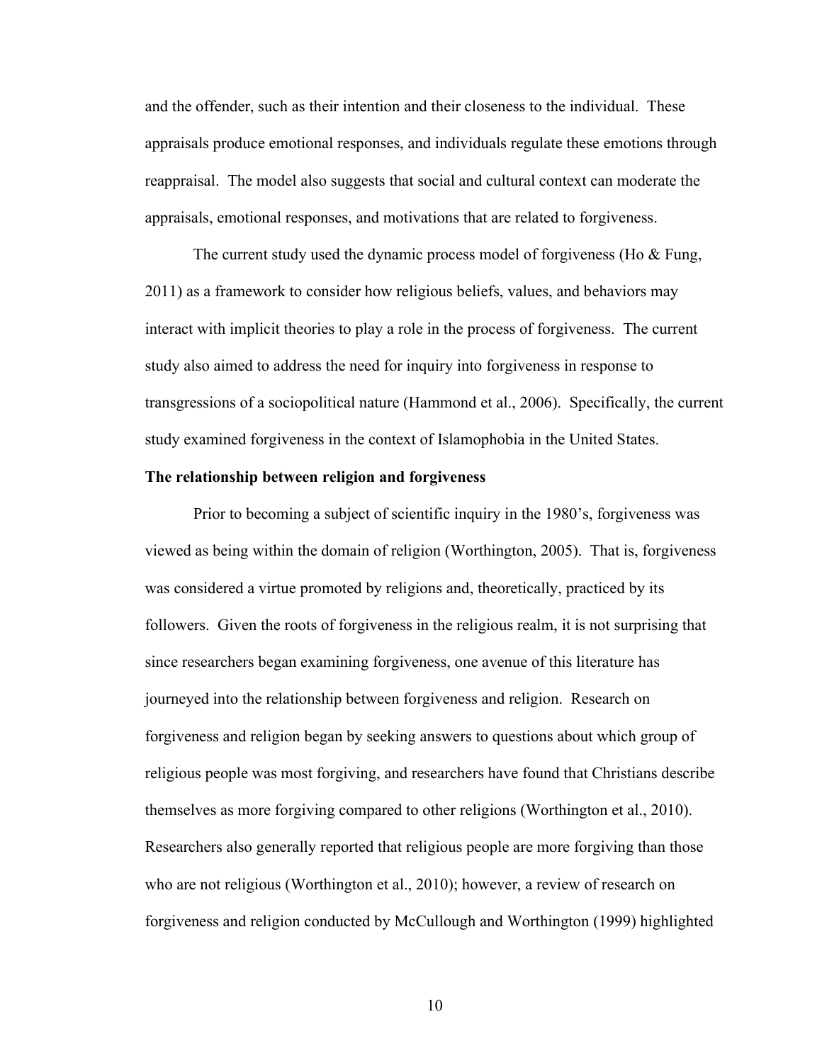and the offender, such as their intention and their closeness to the individual. These appraisals produce emotional responses, and individuals regulate these emotions through reappraisal. The model also suggests that social and cultural context can moderate the appraisals, emotional responses, and motivations that are related to forgiveness.

The current study used the dynamic process model of forgiveness (Ho & Fung, 2011) as a framework to consider how religious beliefs, values, and behaviors may interact with implicit theories to play a role in the process of forgiveness. The current study also aimed to address the need for inquiry into forgiveness in response to transgressions of a sociopolitical nature (Hammond et al., 2006). Specifically, the current study examined forgiveness in the context of Islamophobia in the United States.

**The relationship between religion and forgiveness**

Prior to becoming a subject of scientific inquiry in the 1980's, forgiveness was viewed as being within the domain of religion (Worthington, 2005). That is, forgiveness was considered a virtue promoted by religions and, theoretically, practiced by its followers. Given the roots of forgiveness in the religious realm, it is not surprising that since researchers began examining forgiveness, one avenue of this literature has journeyed into the relationship between forgiveness and religion. Research on forgiveness and religion began by seeking answers to questions about which group of religious people was most forgiving, and researchers have found that Christians describe themselves as more forgiving compared to other religions (Worthington et al., 2010). Researchers also generally reported that religious people are more forgiving than those who are not religious (Worthington et al., 2010); however, a review of research on forgiveness and religion conducted by McCullough and Worthington (1999) highlighted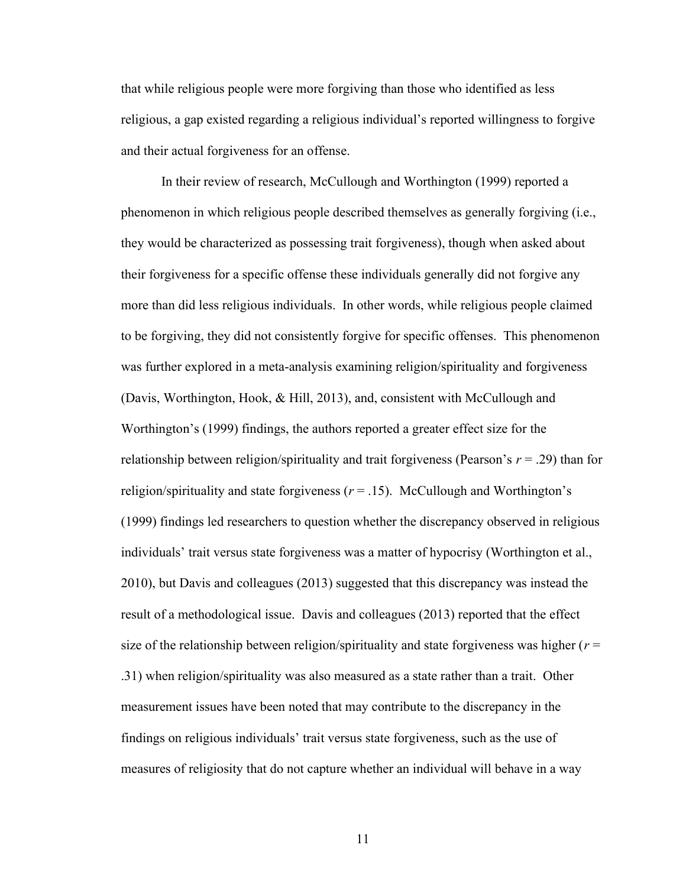that while religious people were more forgiving than those who identified as less religious, a gap existed regarding a religious individual's reported willingness to forgive and their actual forgiveness for an offense.

In their review of research, McCullough and Worthington (1999) reported a phenomenon in which religious people described themselves as generally forgiving (i.e., they would be characterized as possessing trait forgiveness), though when asked about their forgiveness for a specific offense these individuals generally did not forgive any more than did less religious individuals. In other words, while religious people claimed to be forgiving, they did not consistently forgive for specific offenses. This phenomenon was further explored in a meta-analysis examining religion/spirituality and forgiveness (Davis, Worthington, Hook, & Hill, 2013), and, consistent with McCullough and Worthington's (1999) findings, the authors reported a greater effect size for the relationship between religion/spirituality and trait forgiveness (Pearson's $r = .29$) than for religion/spirituality and state forgiveness ($r = .15$). McCullough and Worthington's (1999) findings led researchers to question whether the discrepancy observed in religious individuals' trait versus state forgiveness was a matter of hypocrisy (Worthington et al., 2010), but Davis and colleagues (2013) suggested that this discrepancy was instead the result of a methodological issue. Davis and colleagues (2013) reported that the effect size of the relationship between religion/spirituality and state forgiveness was higher ($r = .31$) when religion/spirituality was also measured as a state rather than a trait. Other measurement issues have been noted that may contribute to the discrepancy in the findings on religious individuals' trait versus state forgiveness, such as the use of measures of religiosity that do not capture whether an individual will behave in a way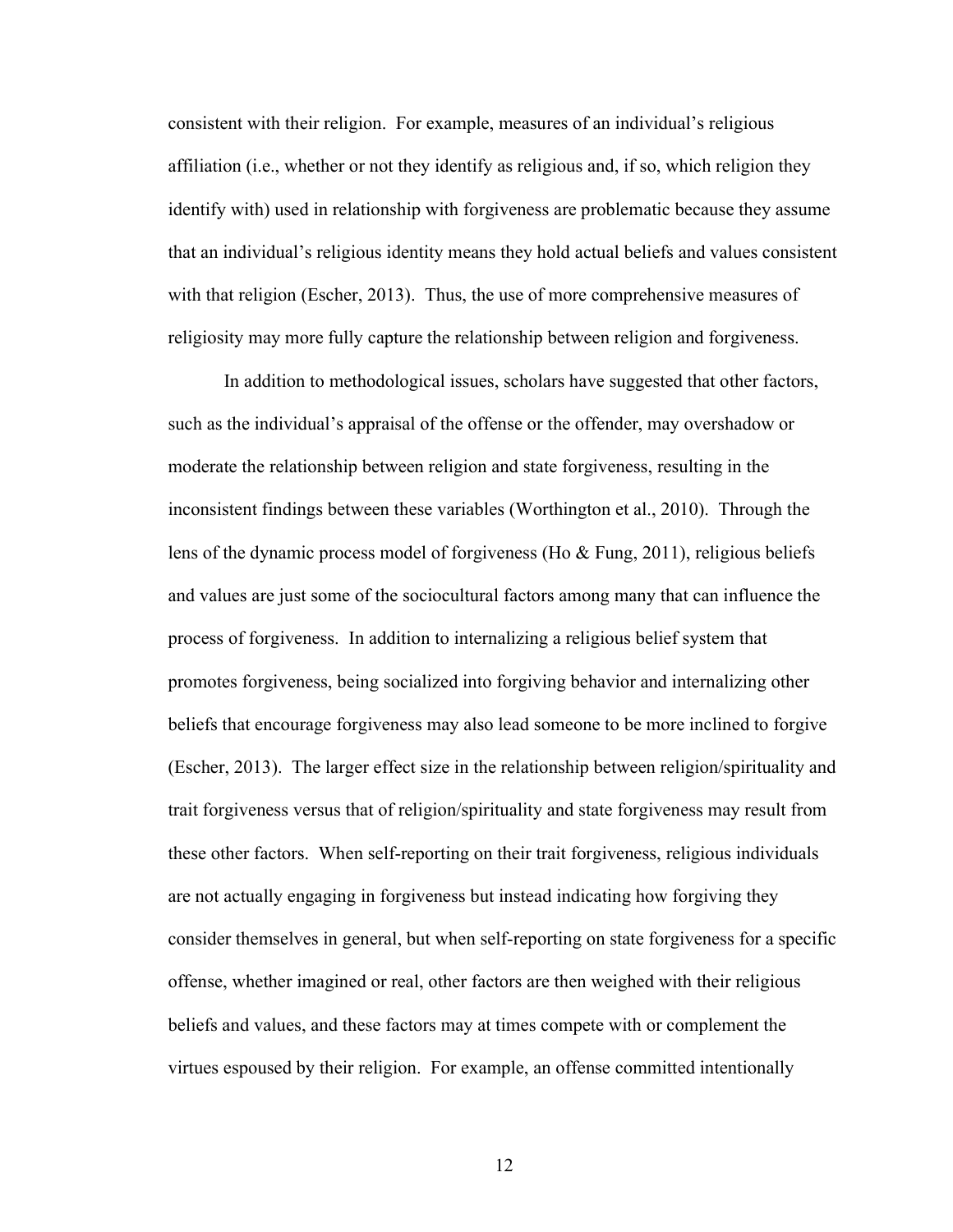consistent with their religion. For example, measures of an individual's religious affiliation (i.e., whether or not they identify as religious and, if so, which religion they identify with) used in relationship with forgiveness are problematic because they assume that an individual's religious identity means they hold actual beliefs and values consistent with that religion (Escher, 2013). Thus, the use of more comprehensive measures of religiosity may more fully capture the relationship between religion and forgiveness.

In addition to methodological issues, scholars have suggested that other factors, such as the individual's appraisal of the offense or the offender, may overshadow or moderate the relationship between religion and state forgiveness, resulting in the inconsistent findings between these variables (Worthington et al., 2010). Through the lens of the dynamic process model of forgiveness (Ho & Fung, 2011), religious beliefs and values are just some of the sociocultural factors among many that can influence the process of forgiveness. In addition to internalizing a religious belief system that promotes forgiveness, being socialized into forgiving behavior and internalizing other beliefs that encourage forgiveness may also lead someone to be more inclined to forgive (Escher, 2013). The larger effect size in the relationship between religion/spirituality and trait forgiveness versus that of religion/spirituality and state forgiveness may result from these other factors. When self-reporting on their trait forgiveness, religious individuals are not actually engaging in forgiveness but instead indicating how forgiving they consider themselves in general, but when self-reporting on state forgiveness for a specific offense, whether imagined or real, other factors are then weighed with their religious beliefs and values, and these factors may at times compete with or complement the virtues espoused by their religion. For example, an offense committed intentionally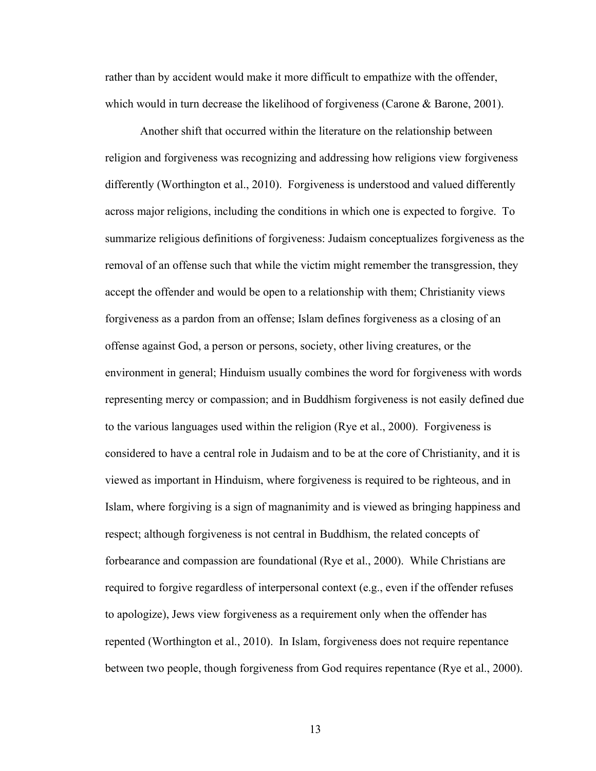rather than by accident would make it more difficult to empathize with the offender, which would in turn decrease the likelihood of forgiveness (Carone & Barone, 2001).

Another shift that occurred within the literature on the relationship between religion and forgiveness was recognizing and addressing how religions view forgiveness differently (Worthington et al., 2010). Forgiveness is understood and valued differently across major religions, including the conditions in which one is expected to forgive. To summarize religious definitions of forgiveness: Judaism conceptualizes forgiveness as the removal of an offense such that while the victim might remember the transgression, they accept the offender and would be open to a relationship with them; Christianity views forgiveness as a pardon from an offense; Islam defines forgiveness as a closing of an offense against God, a person or persons, society, other living creatures, or the environment in general; Hinduism usually combines the word for forgiveness with words representing mercy or compassion; and in Buddhism forgiveness is not easily defined due to the various languages used within the religion (Rye et al., 2000). Forgiveness is considered to have a central role in Judaism and to be at the core of Christianity, and it is viewed as important in Hinduism, where forgiveness is required to be righteous, and in Islam, where forgiving is a sign of magnanimity and is viewed as bringing happiness and respect; although forgiveness is not central in Buddhism, the related concepts of forbearance and compassion are foundational (Rye et al., 2000). While Christians are required to forgive regardless of interpersonal context (e.g., even if the offender refuses to apologize), Jews view forgiveness as a requirement only when the offender has repented (Worthington et al., 2010). In Islam, forgiveness does not require repentance between two people, though forgiveness from God requires repentance (Rye et al., 2000).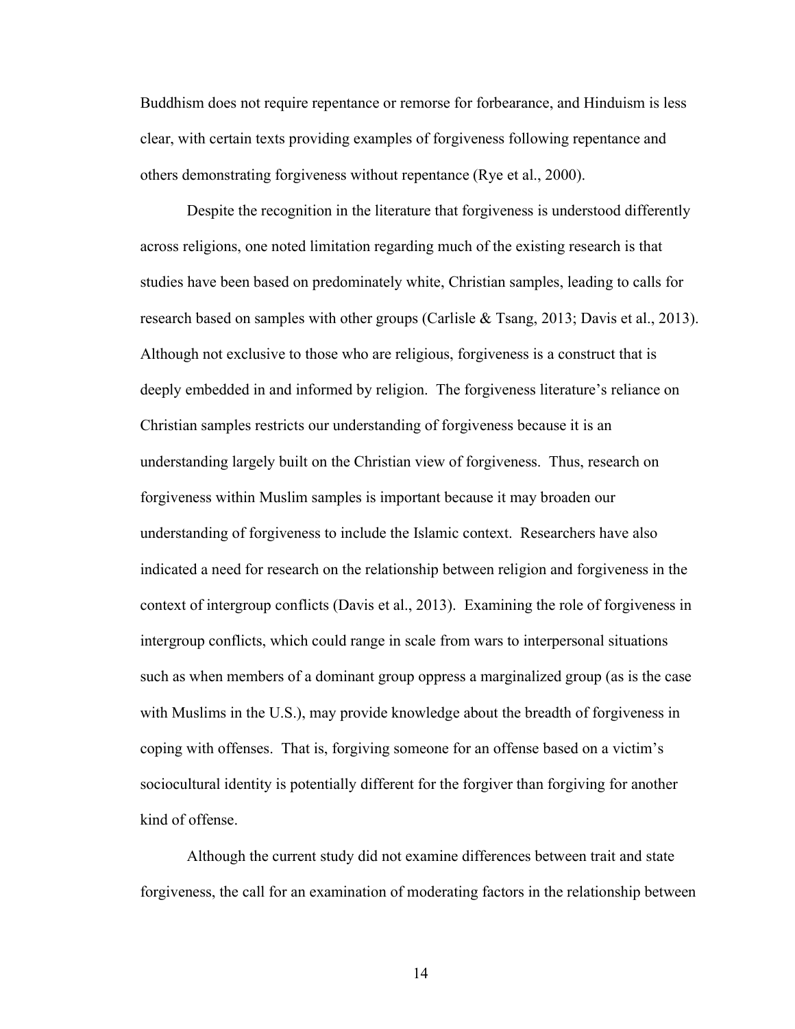Buddhism does not require repentance or remorse for forbearance, and Hinduism is less clear, with certain texts providing examples of forgiveness following repentance and others demonstrating forgiveness without repentance (Rye et al., 2000).

Despite the recognition in the literature that forgiveness is understood differently across religions, one noted limitation regarding much of the existing research is that studies have been based on predominately white, Christian samples, leading to calls for research based on samples with other groups (Carlisle & Tsang, 2013; Davis et al., 2013). Although not exclusive to those who are religious, forgiveness is a construct that is deeply embedded in and informed by religion. The forgiveness literature's reliance on Christian samples restricts our understanding of forgiveness because it is an understanding largely built on the Christian view of forgiveness. Thus, research on forgiveness within Muslim samples is important because it may broaden our understanding of forgiveness to include the Islamic context. Researchers have also indicated a need for research on the relationship between religion and forgiveness in the context of intergroup conflicts (Davis et al., 2013). Examining the role of forgiveness in intergroup conflicts, which could range in scale from wars to interpersonal situations such as when members of a dominant group oppress a marginalized group (as is the case with Muslims in the U.S.), may provide knowledge about the breadth of forgiveness in coping with offenses. That is, forgiving someone for an offense based on a victim's sociocultural identity is potentially different for the forgiver than forgiving for another kind of offense.

Although the current study did not examine differences between trait and state forgiveness, the call for an examination of moderating factors in the relationship between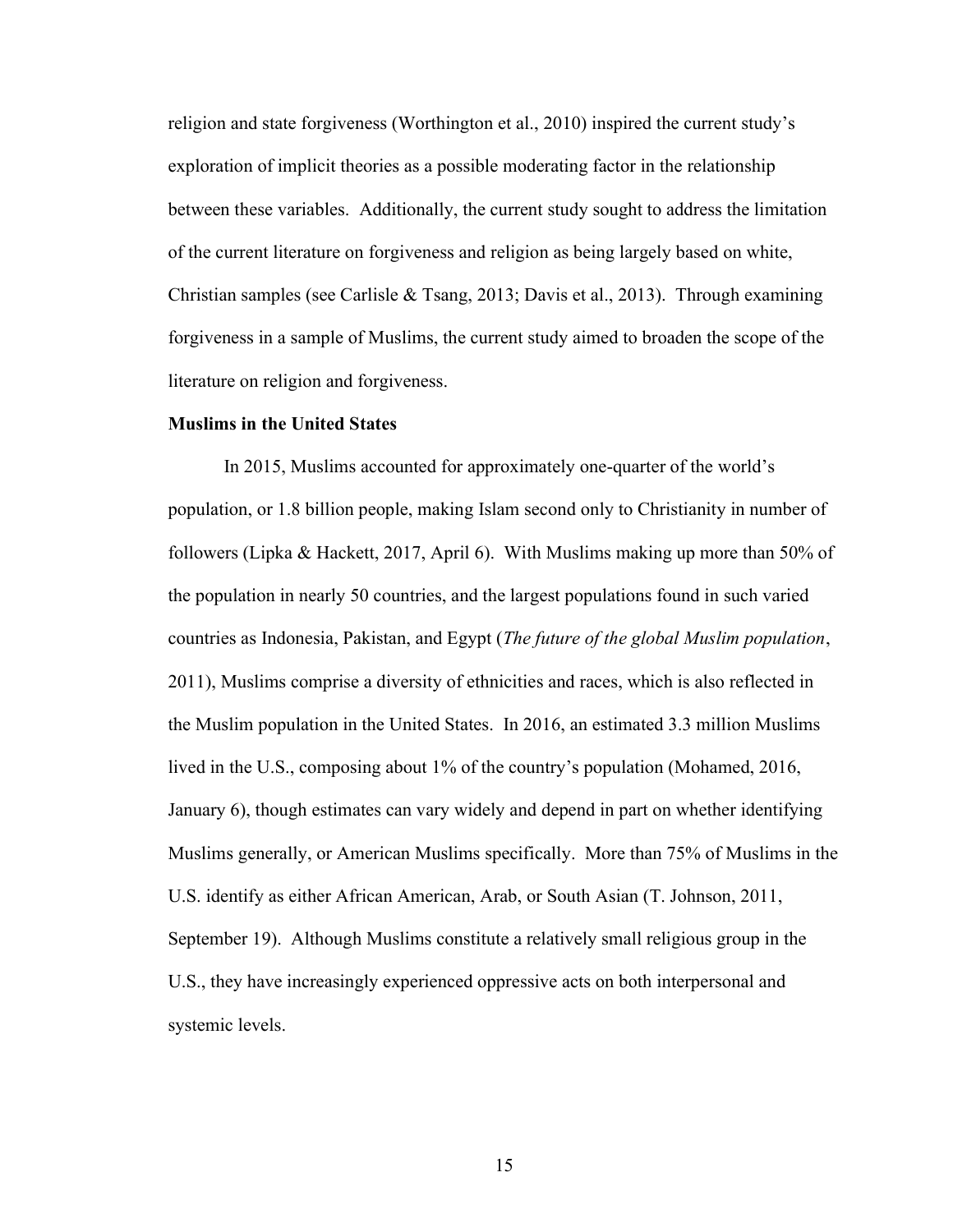religion and state forgiveness (Worthington et al., 2010) inspired the current study's exploration of implicit theories as a possible moderating factor in the relationship between these variables. Additionally, the current study sought to address the limitation of the current literature on forgiveness and religion as being largely based on white, Christian samples (see Carlisle & Tsang, 2013; Davis et al., 2013). Through examining forgiveness in a sample of Muslims, the current study aimed to broaden the scope of the literature on religion and forgiveness.

**Muslims in the United States**

In 2015, Muslims accounted for approximately one-quarter of the world's population, or 1.8 billion people, making Islam second only to Christianity in number of followers (Lipka & Hackett, 2017, April 6). With Muslims making up more than 50% of the population in nearly 50 countries, and the largest populations found in such varied countries as Indonesia, Pakistan, and Egypt (*The future of the global Muslim population*, 2011), Muslims comprise a diversity of ethnicities and races, which is also reflected in the Muslim population in the United States. In 2016, an estimated 3.3 million Muslims lived in the U.S., composing about 1% of the country's population (Mohamed, 2016, January 6), though estimates can vary widely and depend in part on whether identifying Muslims generally, or American Muslims specifically. More than 75% of Muslims in the U.S. identify as either African American, Arab, or South Asian (T. Johnson, 2011, September 19). Although Muslims constitute a relatively small religious group in the U.S., they have increasingly experienced oppressive acts on both interpersonal and systemic levels.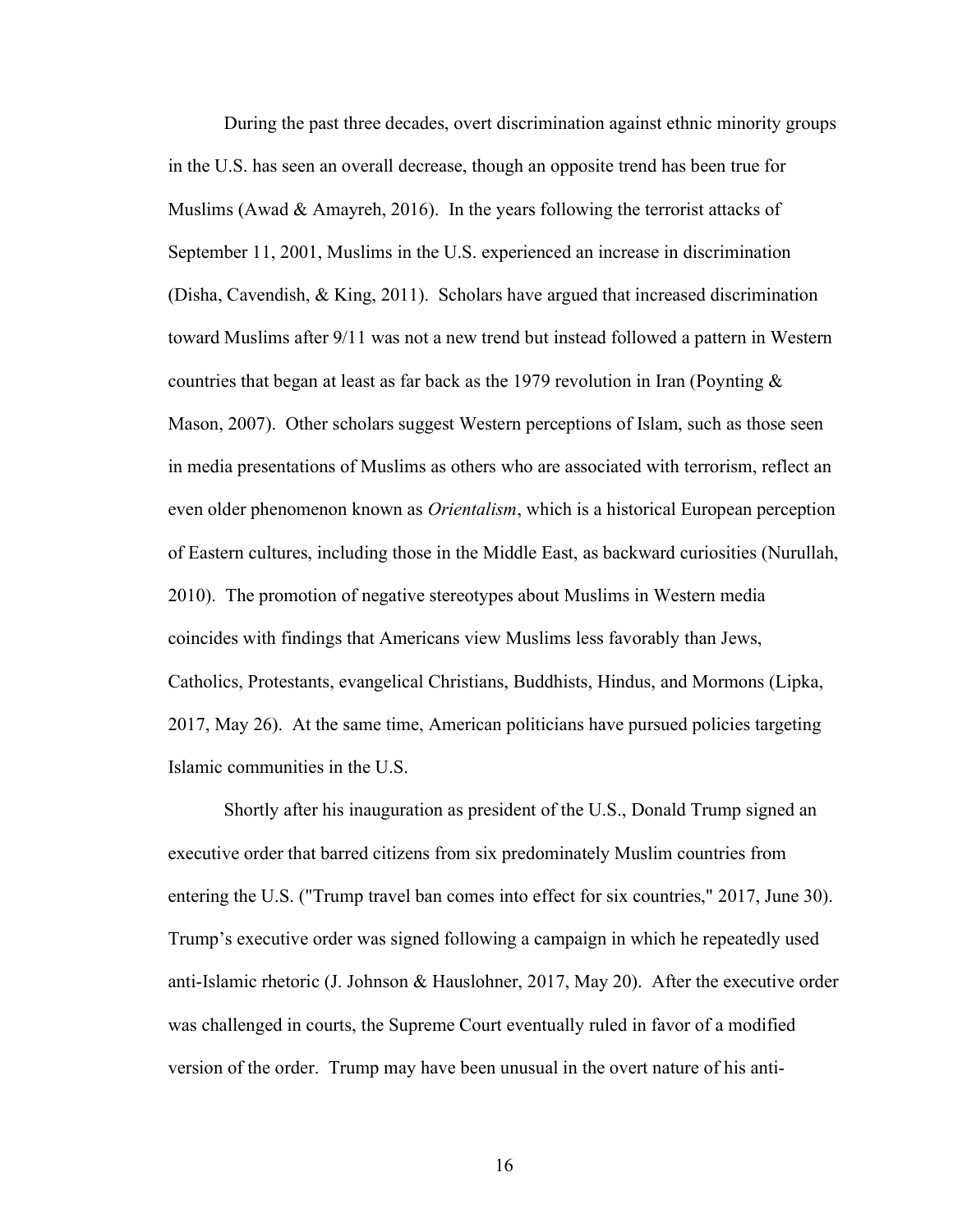During the past three decades, overt discrimination against ethnic minority groups in the U.S. has seen an overall decrease, though an opposite trend has been true for Muslims (Awad & Amayreh, 2016). In the years following the terrorist attacks of September 11, 2001, Muslims in the U.S. experienced an increase in discrimination (Disha, Cavendish, & King, 2011). Scholars have argued that increased discrimination toward Muslims after 9/11 was not a new trend but instead followed a pattern in Western countries that began at least as far back as the 1979 revolution in Iran (Poynting & Mason, 2007). Other scholars suggest Western perceptions of Islam, such as those seen in media presentations of Muslims as others who are associated with terrorism, reflect an even older phenomenon known as *Orientalism*, which is a historical European perception of Eastern cultures, including those in the Middle East, as backward curiosities (Nurullah, 2010). The promotion of negative stereotypes about Muslims in Western media coincides with findings that Americans view Muslims less favorably than Jews, Catholics, Protestants, evangelical Christians, Buddhists, Hindus, and Mormons (Lipka, 2017, May 26). At the same time, American politicians have pursued policies targeting Islamic communities in the U.S.

Shortly after his inauguration as president of the U.S., Donald Trump signed an executive order that barred citizens from six predominately Muslim countries from entering the U.S. ("Trump travel ban comes into effect for six countries," 2017, June 30). Trump's executive order was signed following a campaign in which he repeatedly used anti-Islamic rhetoric (J. Johnson & Hauslohner, 2017, May 20). After the executive order was challenged in courts, the Supreme Court eventually ruled in favor of a modified version of the order. Trump may have been unusual in the overt nature of his anti-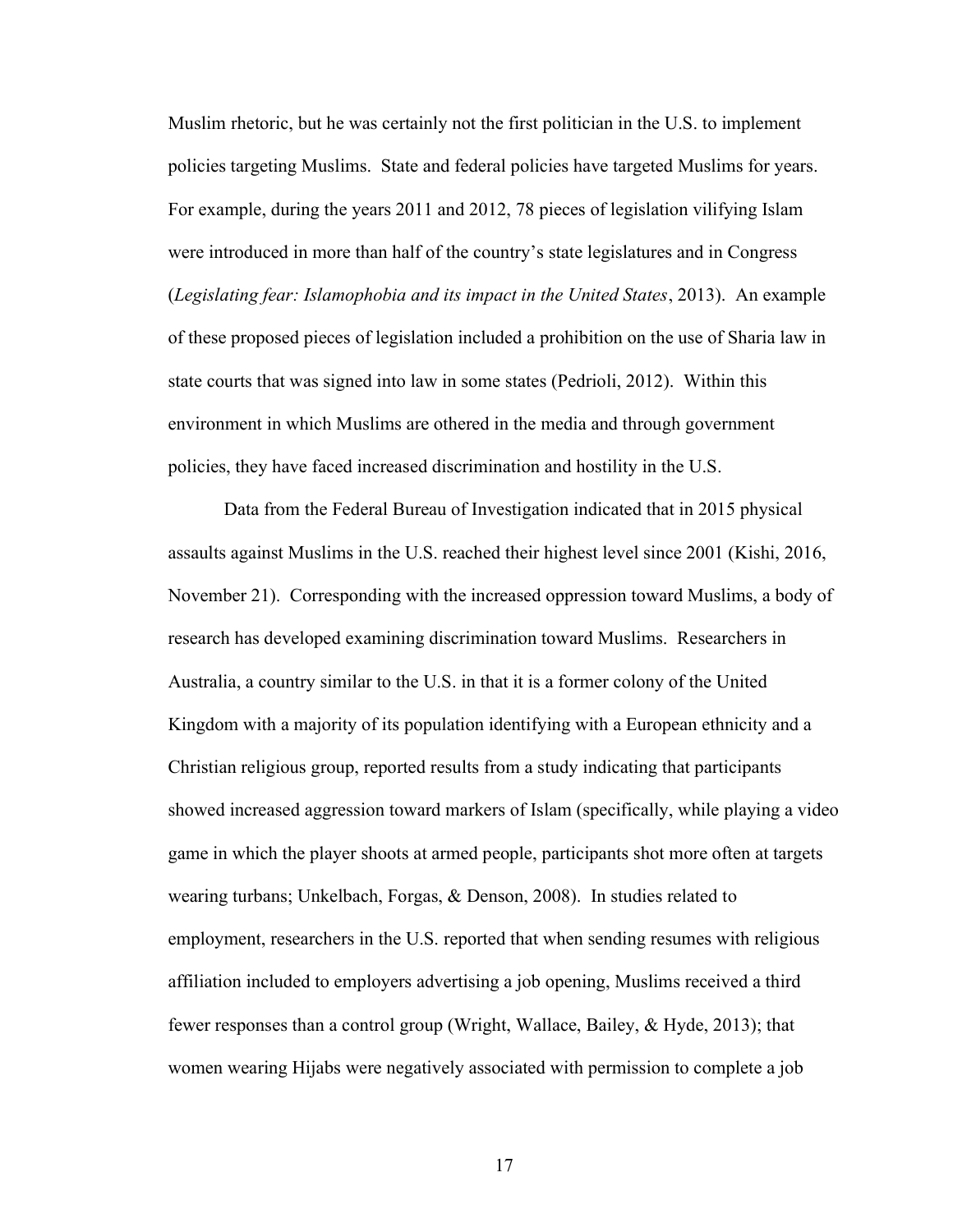Muslim rhetoric, but he was certainly not the first politician in the U.S. to implement policies targeting Muslims. State and federal policies have targeted Muslims for years. For example, during the years 2011 and 2012, 78 pieces of legislation vilifying Islam were introduced in more than half of the country's state legislatures and in Congress (*Legislating fear: Islamophobia and its impact in the United States*, 2013). An example of these proposed pieces of legislation included a prohibition on the use of Sharia law in state courts that was signed into law in some states (Pedrioli, 2012). Within this environment in which Muslims are othered in the media and through government policies, they have faced increased discrimination and hostility in the U.S.

Data from the Federal Bureau of Investigation indicated that in 2015 physical assaults against Muslims in the U.S. reached their highest level since 2001 (Kishi, 2016, November 21). Corresponding with the increased oppression toward Muslims, a body of research has developed examining discrimination toward Muslims. Researchers in Australia, a country similar to the U.S. in that it is a former colony of the United Kingdom with a majority of its population identifying with a European ethnicity and a Christian religious group, reported results from a study indicating that participants showed increased aggression toward markers of Islam (specifically, while playing a video game in which the player shoots at armed people, participants shot more often at targets wearing turbans; Unkelbach, Forgas, & Denson, 2008). In studies related to employment, researchers in the U.S. reported that when sending resumes with religious affiliation included to employers advertising a job opening, Muslims received a third fewer responses than a control group (Wright, Wallace, Bailey, & Hyde, 2013); that women wearing Hijabs were negatively associated with permission to complete a job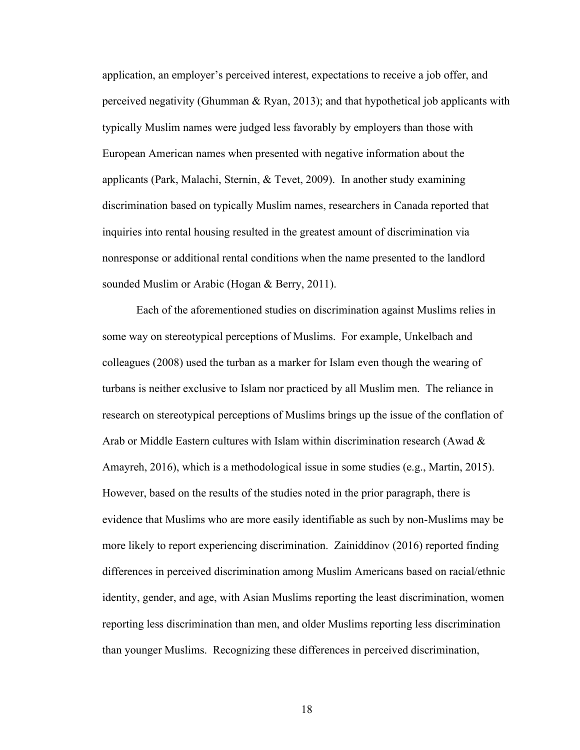application, an employer's perceived interest, expectations to receive a job offer, and perceived negativity (Ghumman & Ryan, 2013); and that hypothetical job applicants with typically Muslim names were judged less favorably by employers than those with European American names when presented with negative information about the applicants (Park, Malachi, Sternin, & Tevet, 2009). In another study examining discrimination based on typically Muslim names, researchers in Canada reported that inquiries into rental housing resulted in the greatest amount of discrimination via nonresponse or additional rental conditions when the name presented to the landlord sounded Muslim or Arabic (Hogan & Berry, 2011).

Each of the aforementioned studies on discrimination against Muslims relies in some way on stereotypical perceptions of Muslims. For example, Unkelbach and colleagues (2008) used the turban as a marker for Islam even though the wearing of turbans is neither exclusive to Islam nor practiced by all Muslim men. The reliance in research on stereotypical perceptions of Muslims brings up the issue of the conflation of Arab or Middle Eastern cultures with Islam within discrimination research (Awad & Amayreh, 2016), which is a methodological issue in some studies (e.g., Martin, 2015). However, based on the results of the studies noted in the prior paragraph, there is evidence that Muslims who are more easily identifiable as such by non-Muslims may be more likely to report experiencing discrimination. Zainiddinov (2016) reported finding differences in perceived discrimination among Muslim Americans based on racial/ethnic identity, gender, and age, with Asian Muslims reporting the least discrimination, women reporting less discrimination than men, and older Muslims reporting less discrimination than younger Muslims. Recognizing these differences in perceived discrimination,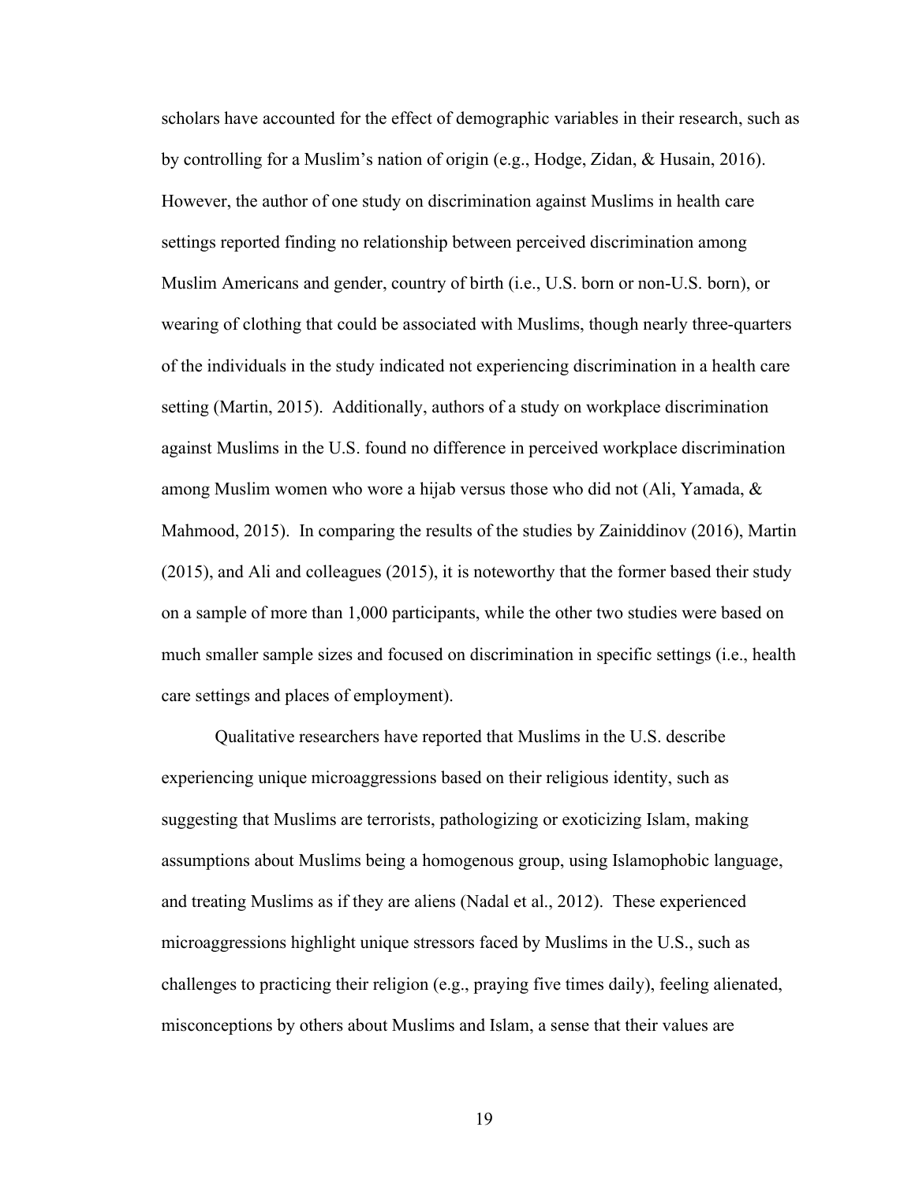scholars have accounted for the effect of demographic variables in their research, such as by controlling for a Muslim's nation of origin (e.g., Hodge, Zidan, & Husain, 2016). However, the author of one study on discrimination against Muslims in health care settings reported finding no relationship between perceived discrimination among Muslim Americans and gender, country of birth (i.e., U.S. born or non-U.S. born), or wearing of clothing that could be associated with Muslims, though nearly three-quarters of the individuals in the study indicated not experiencing discrimination in a health care setting (Martin, 2015). Additionally, authors of a study on workplace discrimination against Muslims in the U.S. found no difference in perceived workplace discrimination among Muslim women who wore a hijab versus those who did not (Ali, Yamada, & Mahmood, 2015). In comparing the results of the studies by Zainiddinov (2016), Martin (2015), and Ali and colleagues (2015), it is noteworthy that the former based their study on a sample of more than 1,000 participants, while the other two studies were based on much smaller sample sizes and focused on discrimination in specific settings (i.e., health care settings and places of employment).

Qualitative researchers have reported that Muslims in the U.S. describe experiencing unique microaggressions based on their religious identity, such as suggesting that Muslims are terrorists, pathologizing or exoticizing Islam, making assumptions about Muslims being a homogenous group, using Islamophobic language, and treating Muslims as if they are aliens (Nadal et al., 2012). These experienced microaggressions highlight unique stressors faced by Muslims in the U.S., such as challenges to practicing their religion (e.g., praying five times daily), feeling alienated, misconceptions by others about Muslims and Islam, a sense that their values are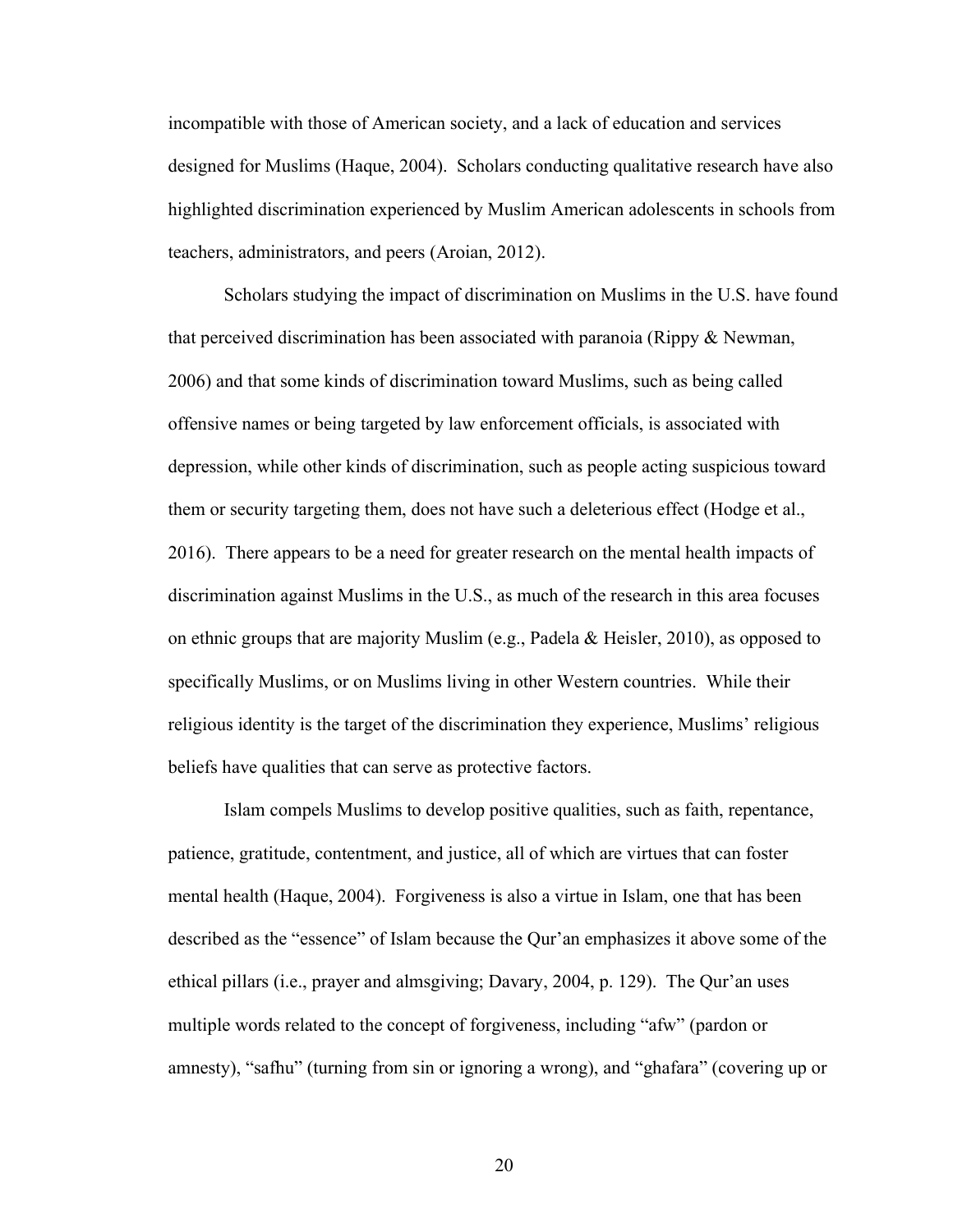incompatible with those of American society, and a lack of education and services designed for Muslims (Haque, 2004). Scholars conducting qualitative research have also highlighted discrimination experienced by Muslim American adolescents in schools from teachers, administrators, and peers (Aroian, 2012).

Scholars studying the impact of discrimination on Muslims in the U.S. have found that perceived discrimination has been associated with paranoia (Rippy & Newman, 2006) and that some kinds of discrimination toward Muslims, such as being called offensive names or being targeted by law enforcement officials, is associated with depression, while other kinds of discrimination, such as people acting suspicious toward them or security targeting them, does not have such a deleterious effect (Hodge et al., 2016). There appears to be a need for greater research on the mental health impacts of discrimination against Muslims in the U.S., as much of the research in this area focuses on ethnic groups that are majority Muslim (e.g., Padela & Heisler, 2010), as opposed to specifically Muslims, or on Muslims living in other Western countries. While their religious identity is the target of the discrimination they experience, Muslims' religious beliefs have qualities that can serve as protective factors.

Islam compels Muslims to develop positive qualities, such as faith, repentance, patience, gratitude, contentment, and justice, all of which are virtues that can foster mental health (Haque, 2004). Forgiveness is also a virtue in Islam, one that has been described as the "essence" of Islam because the Qur'an emphasizes it above some of the ethical pillars (i.e., prayer and almsgiving; Davary, 2004, p. 129). The Qur'an uses multiple words related to the concept of forgiveness, including "afw" (pardon or amnesty), "safhu" (turning from sin or ignoring a wrong), and "ghafara" (covering up or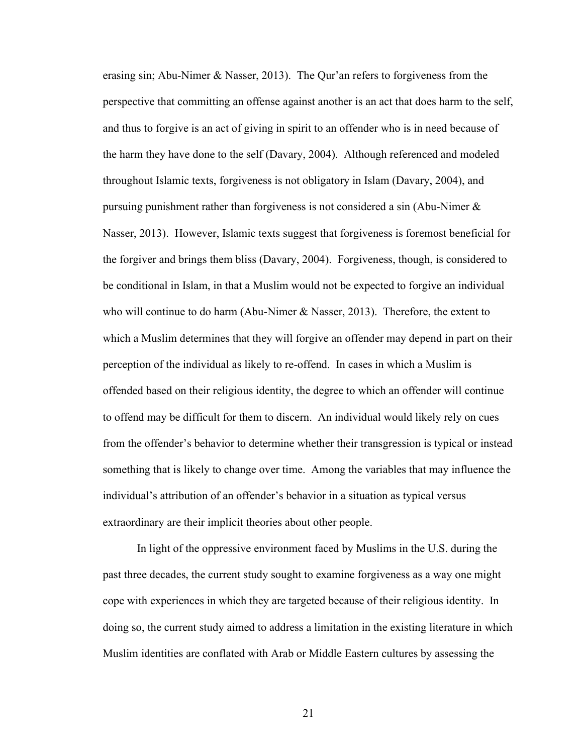erasing sin; Abu-Nimer & Nasser, 2013). The Qur'an refers to forgiveness from the perspective that committing an offense against another is an act that does harm to the self, and thus to forgive is an act of giving in spirit to an offender who is in need because of the harm they have done to the self (Davary, 2004). Although referenced and modeled throughout Islamic texts, forgiveness is not obligatory in Islam (Davary, 2004), and pursuing punishment rather than forgiveness is not considered a sin (Abu-Nimer & Nasser, 2013). However, Islamic texts suggest that forgiveness is foremost beneficial for the forgiver and brings them bliss (Davary, 2004). Forgiveness, though, is considered to be conditional in Islam, in that a Muslim would not be expected to forgive an individual who will continue to do harm (Abu-Nimer & Nasser, 2013). Therefore, the extent to which a Muslim determines that they will forgive an offender may depend in part on their perception of the individual as likely to re-offend. In cases in which a Muslim is offended based on their religious identity, the degree to which an offender will continue to offend may be difficult for them to discern. An individual would likely rely on cues from the offender's behavior to determine whether their transgression is typical or instead something that is likely to change over time. Among the variables that may influence the individual's attribution of an offender's behavior in a situation as typical versus extraordinary are their implicit theories about other people.

In light of the oppressive environment faced by Muslims in the U.S. during the past three decades, the current study sought to examine forgiveness as a way one might cope with experiences in which they are targeted because of their religious identity. In doing so, the current study aimed to address a limitation in the existing literature in which Muslim identities are conflated with Arab or Middle Eastern cultures by assessing the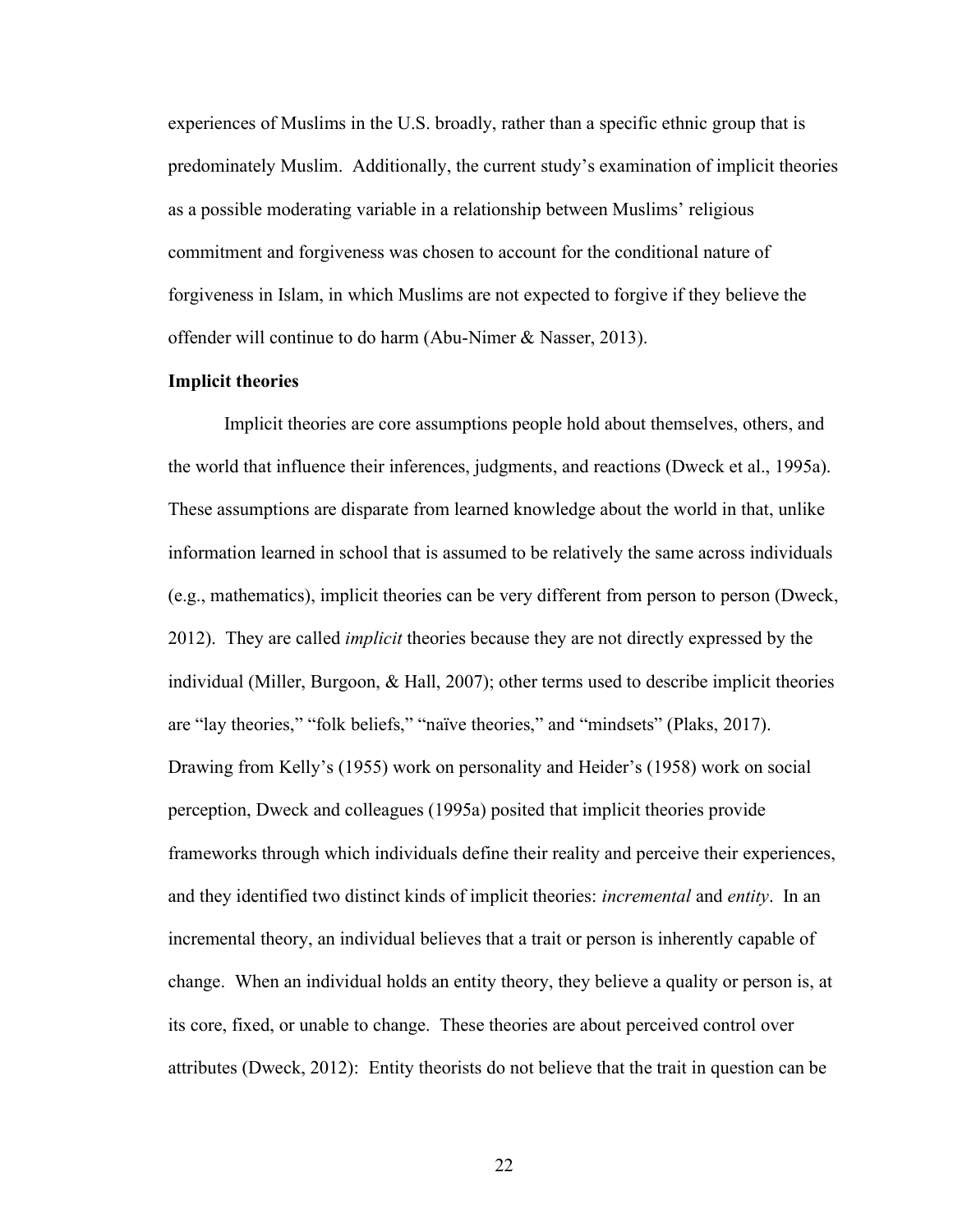experiences of Muslims in the U.S. broadly, rather than a specific ethnic group that is predominately Muslim. Additionally, the current study's examination of implicit theories as a possible moderating variable in a relationship between Muslims' religious commitment and forgiveness was chosen to account for the conditional nature of forgiveness in Islam, in which Muslims are not expected to forgive if they believe the offender will continue to do harm (Abu-Nimer & Nasser, 2013).

**Implicit theories**

Implicit theories are core assumptions people hold about themselves, others, and the world that influence their inferences, judgments, and reactions (Dweck et al., 1995a). These assumptions are disparate from learned knowledge about the world in that, unlike information learned in school that is assumed to be relatively the same across individuals (e.g., mathematics), implicit theories can be very different from person to person (Dweck, 2012). They are called *implicit* theories because they are not directly expressed by the individual (Miller, Burgoon, & Hall, 2007); other terms used to describe implicit theories are "lay theories," "folk beliefs," "naïve theories," and "mindsets" (Plaks, 2017). Drawing from Kelly's (1955) work on personality and Heider's (1958) work on social perception, Dweck and colleagues (1995a) posited that implicit theories provide frameworks through which individuals define their reality and perceive their experiences, and they identified two distinct kinds of implicit theories: *incremental* and *entity*. In an incremental theory, an individual believes that a trait or person is inherently capable of change. When an individual holds an entity theory, they believe a quality or person is, at its core, fixed, or unable to change. These theories are about perceived control over attributes (Dweck, 2012): Entity theorists do not believe that the trait in question can be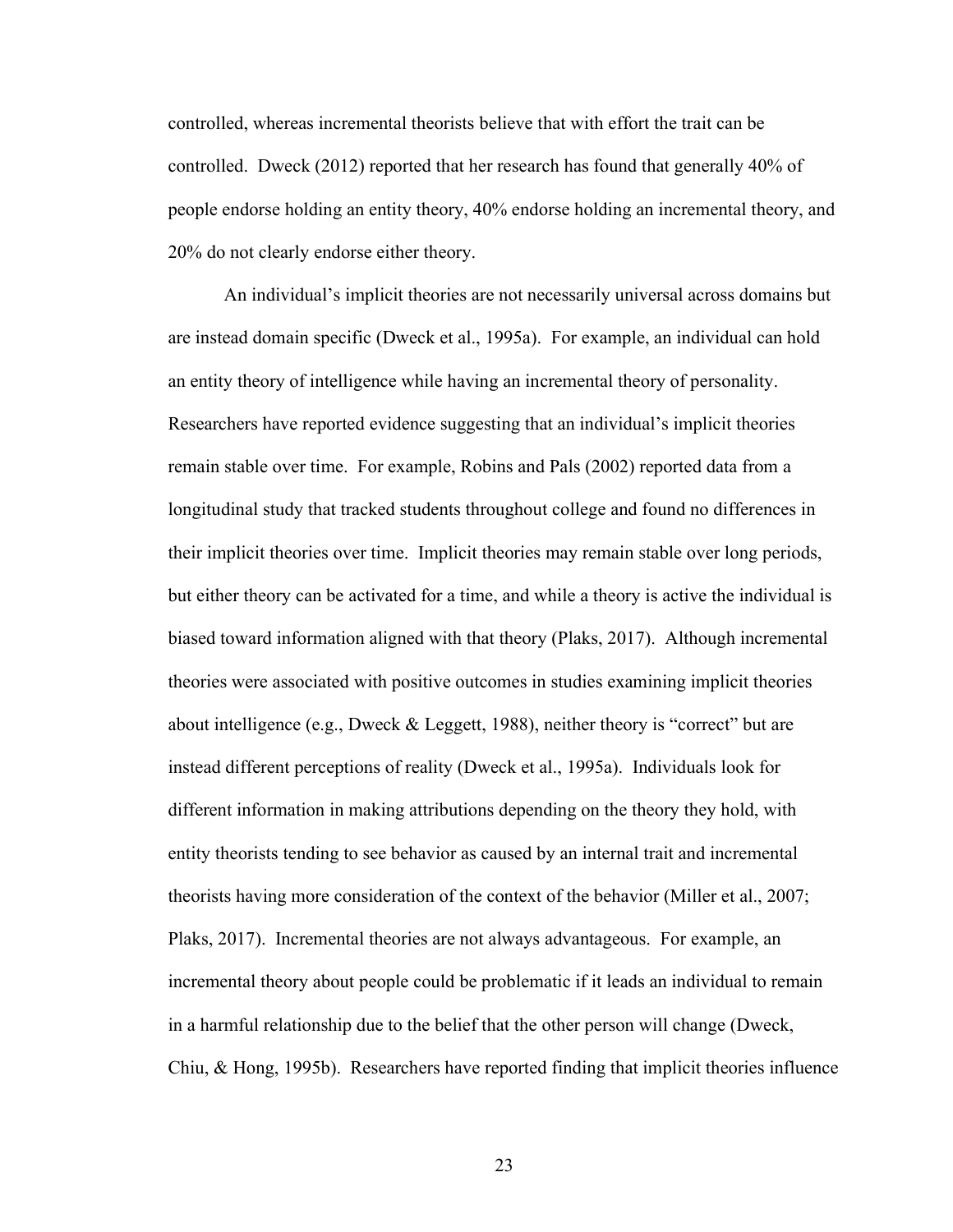controlled, whereas incremental theorists believe that with effort the trait can be controlled. Dweck (2012) reported that her research has found that generally 40% of people endorse holding an entity theory, 40% endorse holding an incremental theory, and 20% do not clearly endorse either theory.

An individual's implicit theories are not necessarily universal across domains but are instead domain specific (Dweck et al., 1995a). For example, an individual can hold an entity theory of intelligence while having an incremental theory of personality. Researchers have reported evidence suggesting that an individual's implicit theories remain stable over time. For example, Robins and Pals (2002) reported data from a longitudinal study that tracked students throughout college and found no differences in their implicit theories over time. Implicit theories may remain stable over long periods, but either theory can be activated for a time, and while a theory is active the individual is biased toward information aligned with that theory (Plaks, 2017). Although incremental theories were associated with positive outcomes in studies examining implicit theories about intelligence (e.g., Dweck & Leggett, 1988), neither theory is "correct" but are instead different perceptions of reality (Dweck et al., 1995a). Individuals look for different information in making attributions depending on the theory they hold, with entity theorists tending to see behavior as caused by an internal trait and incremental theorists having more consideration of the context of the behavior (Miller et al., 2007; Plaks, 2017). Incremental theories are not always advantageous. For example, an incremental theory about people could be problematic if it leads an individual to remain in a harmful relationship due to the belief that the other person will change (Dweck, Chiu, & Hong, 1995b). Researchers have reported finding that implicit theories influence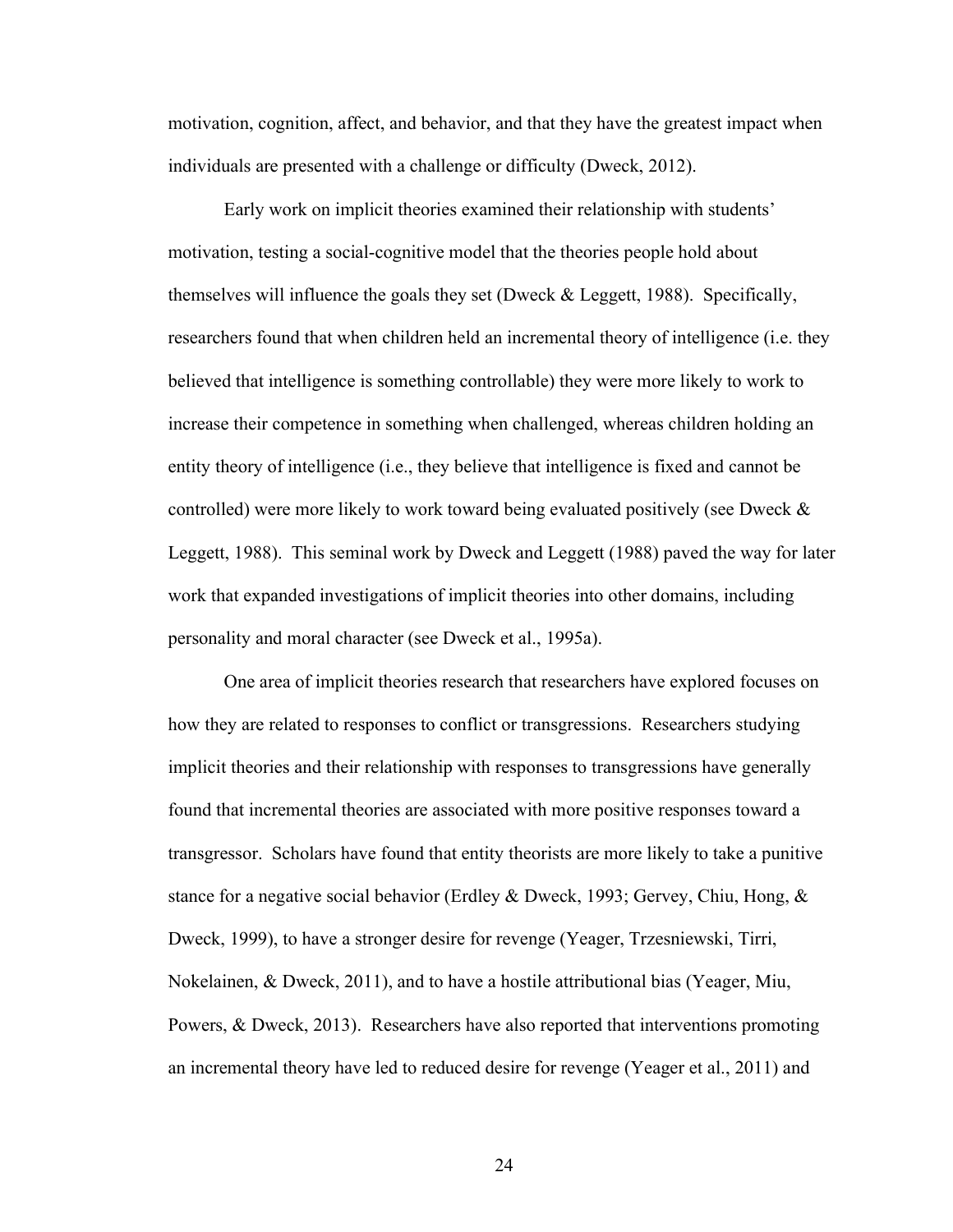motivation, cognition, affect, and behavior, and that they have the greatest impact when individuals are presented with a challenge or difficulty (Dweck, 2012).

Early work on implicit theories examined their relationship with students' motivation, testing a social-cognitive model that the theories people hold about themselves will influence the goals they set (Dweck & Leggett, 1988). Specifically, researchers found that when children held an incremental theory of intelligence (i.e. they believed that intelligence is something controllable) they were more likely to work to increase their competence in something when challenged, whereas children holding an entity theory of intelligence (i.e., they believe that intelligence is fixed and cannot be controlled) were more likely to work toward being evaluated positively (see Dweck & Leggett, 1988). This seminal work by Dweck and Leggett (1988) paved the way for later work that expanded investigations of implicit theories into other domains, including personality and moral character (see Dweck et al., 1995a).

One area of implicit theories research that researchers have explored focuses on how they are related to responses to conflict or transgressions. Researchers studying implicit theories and their relationship with responses to transgressions have generally found that incremental theories are associated with more positive responses toward a transgressor. Scholars have found that entity theorists are more likely to take a punitive stance for a negative social behavior (Erdley & Dweck, 1993; Gervey, Chiu, Hong, & Dweck, 1999), to have a stronger desire for revenge (Yeager, Trzesniewski, Tirri, Nokelainen, & Dweck, 2011), and to have a hostile attributional bias (Yeager, Miu, Powers, & Dweck, 2013). Researchers have also reported that interventions promoting an incremental theory have led to reduced desire for revenge (Yeager et al., 2011) and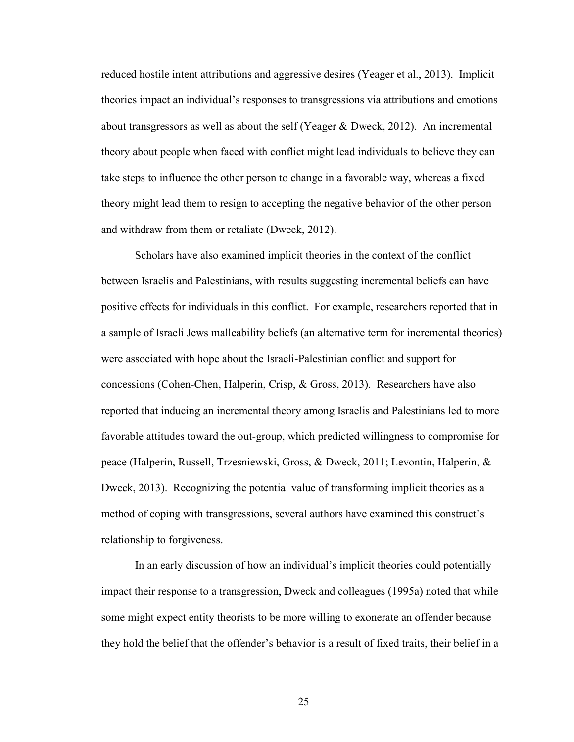reduced hostile intent attributions and aggressive desires (Yeager et al., 2013). Implicit theories impact an individual's responses to transgressions via attributions and emotions about transgressors as well as about the self (Yeager & Dweck, 2012). An incremental theory about people when faced with conflict might lead individuals to believe they can take steps to influence the other person to change in a favorable way, whereas a fixed theory might lead them to resign to accepting the negative behavior of the other person and withdraw from them or retaliate (Dweck, 2012).

Scholars have also examined implicit theories in the context of the conflict between Israelis and Palestinians, with results suggesting incremental beliefs can have positive effects for individuals in this conflict. For example, researchers reported that in a sample of Israeli Jews malleability beliefs (an alternative term for incremental theories) were associated with hope about the Israeli-Palestinian conflict and support for concessions (Cohen-Chen, Halperin, Crisp, & Gross, 2013). Researchers have also reported that inducing an incremental theory among Israelis and Palestinians led to more favorable attitudes toward the out-group, which predicted willingness to compromise for peace (Halperin, Russell, Trzesniewski, Gross, & Dweck, 2011; Levontin, Halperin, & Dweck, 2013). Recognizing the potential value of transforming implicit theories as a method of coping with transgressions, several authors have examined this construct's relationship to forgiveness.

In an early discussion of how an individual's implicit theories could potentially impact their response to a transgression, Dweck and colleagues (1995a) noted that while some might expect entity theorists to be more willing to exonerate an offender because they hold the belief that the offender's behavior is a result of fixed traits, their belief in a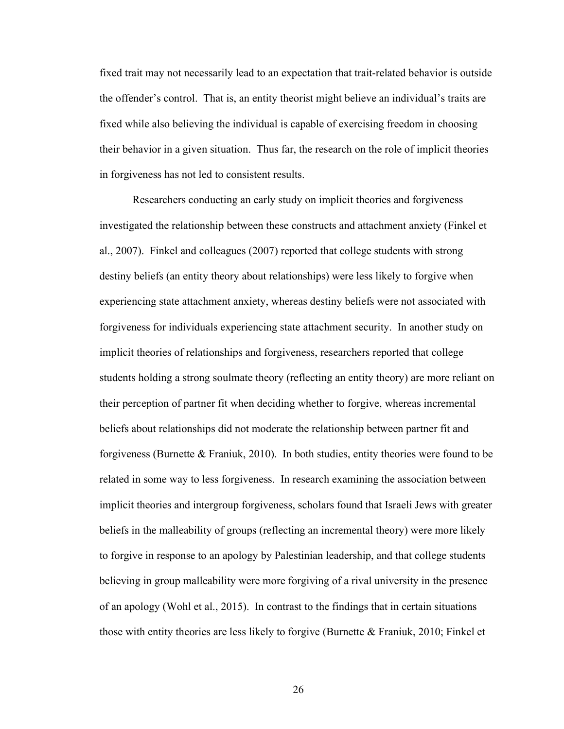fixed trait may not necessarily lead to an expectation that trait-related behavior is outside the offender's control. That is, an entity theorist might believe an individual's traits are fixed while also believing the individual is capable of exercising freedom in choosing their behavior in a given situation. Thus far, the research on the role of implicit theories in forgiveness has not led to consistent results.

Researchers conducting an early study on implicit theories and forgiveness investigated the relationship between these constructs and attachment anxiety (Finkel et al., 2007). Finkel and colleagues (2007) reported that college students with strong destiny beliefs (an entity theory about relationships) were less likely to forgive when experiencing state attachment anxiety, whereas destiny beliefs were not associated with forgiveness for individuals experiencing state attachment security. In another study on implicit theories of relationships and forgiveness, researchers reported that college students holding a strong soulmate theory (reflecting an entity theory) are more reliant on their perception of partner fit when deciding whether to forgive, whereas incremental beliefs about relationships did not moderate the relationship between partner fit and forgiveness (Burnette & Franiuk, 2010). In both studies, entity theories were found to be related in some way to less forgiveness. In research examining the association between implicit theories and intergroup forgiveness, scholars found that Israeli Jews with greater beliefs in the malleability of groups (reflecting an incremental theory) were more likely to forgive in response to an apology by Palestinian leadership, and that college students believing in group malleability were more forgiving of a rival university in the presence of an apology (Wohl et al., 2015). In contrast to the findings that in certain situations those with entity theories are less likely to forgive (Burnette & Franiuk, 2010; Finkel et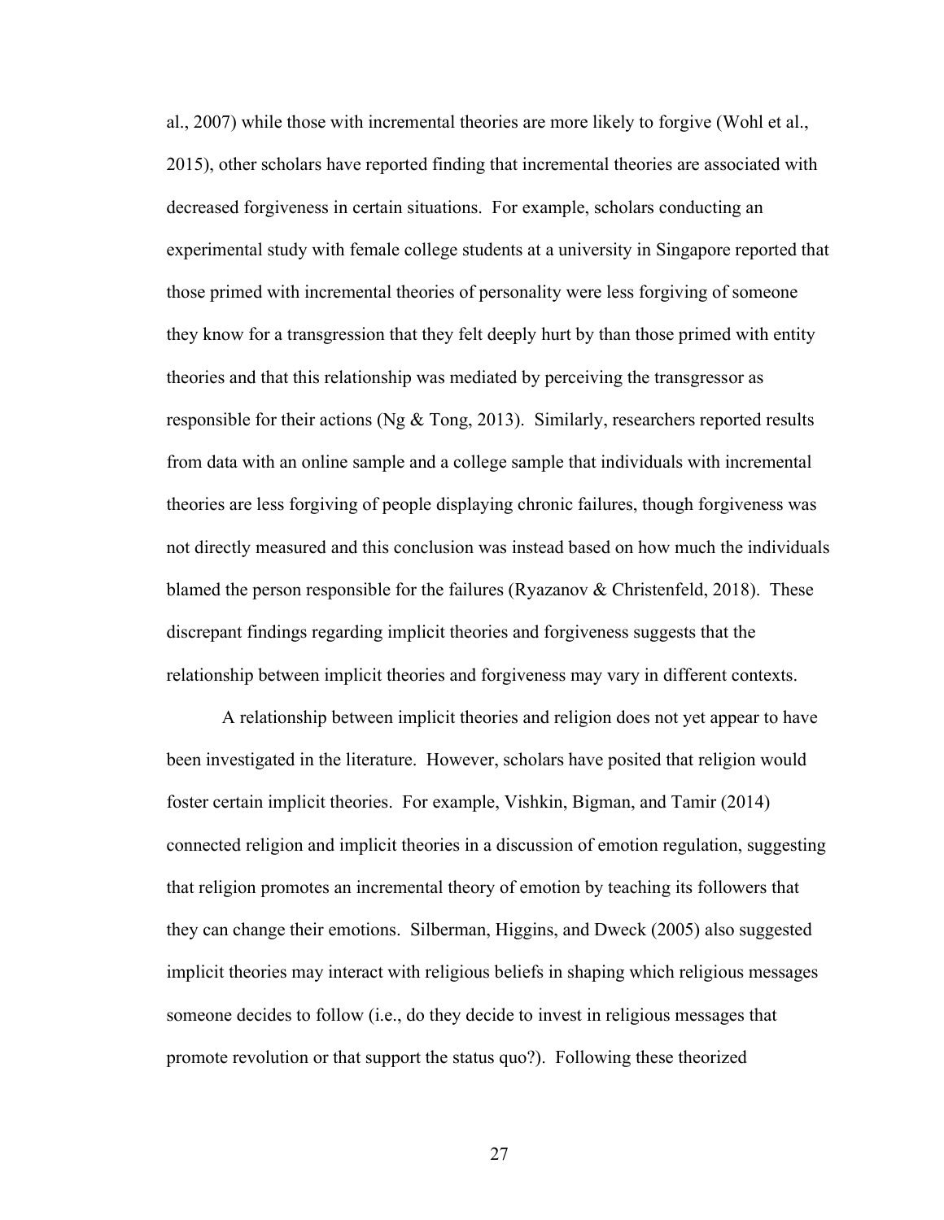al., 2007) while those with incremental theories are more likely to forgive (Wohl et al., 2015), other scholars have reported finding that incremental theories are associated with decreased forgiveness in certain situations. For example, scholars conducting an experimental study with female college students at a university in Singapore reported that those primed with incremental theories of personality were less forgiving of someone they know for a transgression that they felt deeply hurt by than those primed with entity theories and that this relationship was mediated by perceiving the transgressor as responsible for their actions (Ng & Tong, 2013). Similarly, researchers reported results from data with an online sample and a college sample that individuals with incremental theories are less forgiving of people displaying chronic failures, though forgiveness was not directly measured and this conclusion was instead based on how much the individuals blamed the person responsible for the failures (Ryazanov & Christenfeld, 2018). These discrepant findings regarding implicit theories and forgiveness suggests that the relationship between implicit theories and forgiveness may vary in different contexts.

A relationship between implicit theories and religion does not yet appear to have been investigated in the literature. However, scholars have posited that religion would foster certain implicit theories. For example, Vishkin, Bigman, and Tamir (2014) connected religion and implicit theories in a discussion of emotion regulation, suggesting that religion promotes an incremental theory of emotion by teaching its followers that they can change their emotions. Silberman, Higgins, and Dweck (2005) also suggested implicit theories may interact with religious beliefs in shaping which religious messages someone decides to follow (i.e., do they decide to invest in religious messages that promote revolution or that support the status quo?). Following these theorized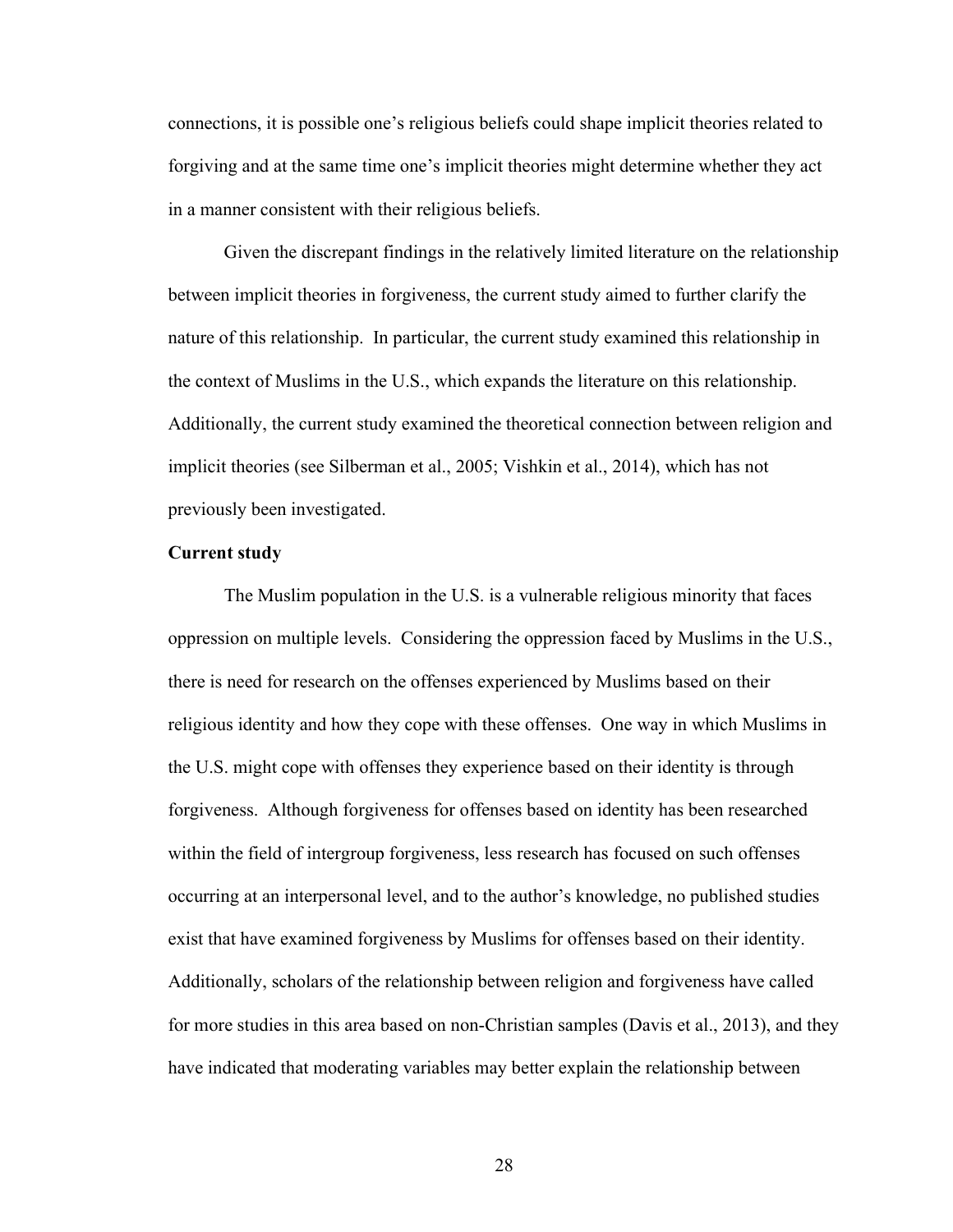connections, it is possible one's religious beliefs could shape implicit theories related to forgiving and at the same time one's implicit theories might determine whether they act in a manner consistent with their religious beliefs.

Given the discrepant findings in the relatively limited literature on the relationship between implicit theories in forgiveness, the current study aimed to further clarify the nature of this relationship. In particular, the current study examined this relationship in the context of Muslims in the U.S., which expands the literature on this relationship. Additionally, the current study examined the theoretical connection between religion and implicit theories (see Silberman et al., 2005; Vishkin et al., 2014), which has not previously been investigated.

**Current study**

The Muslim population in the U.S. is a vulnerable religious minority that faces oppression on multiple levels. Considering the oppression faced by Muslims in the U.S., there is need for research on the offenses experienced by Muslims based on their religious identity and how they cope with these offenses. One way in which Muslims in the U.S. might cope with offenses they experience based on their identity is through forgiveness. Although forgiveness for offenses based on identity has been researched within the field of intergroup forgiveness, less research has focused on such offenses occurring at an interpersonal level, and to the author's knowledge, no published studies exist that have examined forgiveness by Muslims for offenses based on their identity. Additionally, scholars of the relationship between religion and forgiveness have called for more studies in this area based on non-Christian samples (Davis et al., 2013), and they have indicated that moderating variables may better explain the relationship between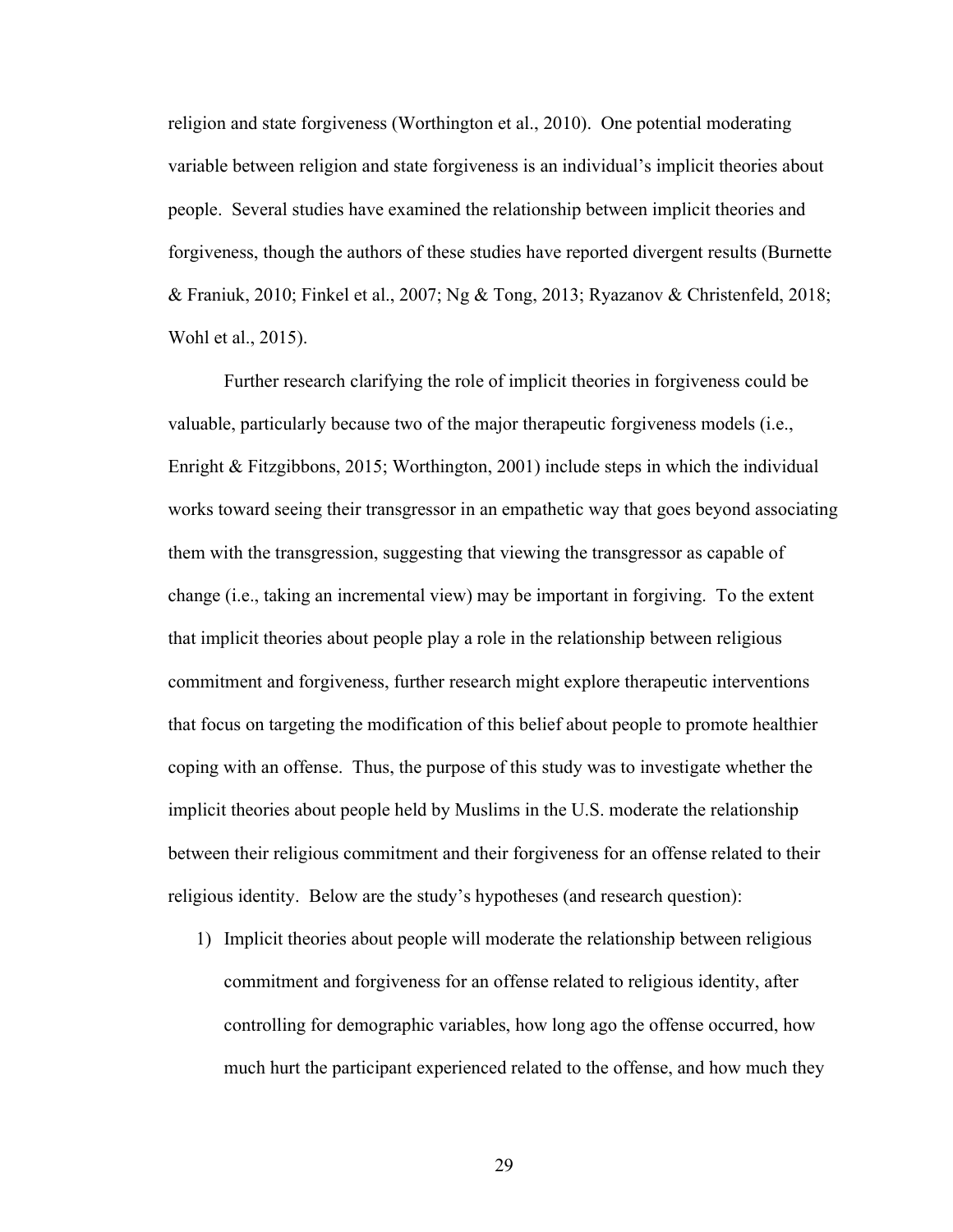religion and state forgiveness (Worthington et al., 2010). One potential moderating variable between religion and state forgiveness is an individual's implicit theories about people. Several studies have examined the relationship between implicit theories and forgiveness, though the authors of these studies have reported divergent results (Burnette & Franiuk, 2010; Finkel et al., 2007; Ng & Tong, 2013; Ryazanov & Christenfeld, 2018; Wohl et al., 2015).

Further research clarifying the role of implicit theories in forgiveness could be valuable, particularly because two of the major therapeutic forgiveness models (i.e., Enright & Fitzgibbons, 2015; Worthington, 2001) include steps in which the individual works toward seeing their transgressor in an empathetic way that goes beyond associating them with the transgression, suggesting that viewing the transgressor as capable of change (i.e., taking an incremental view) may be important in forgiving. To the extent that implicit theories about people play a role in the relationship between religious commitment and forgiveness, further research might explore therapeutic interventions that focus on targeting the modification of this belief about people to promote healthier coping with an offense. Thus, the purpose of this study was to investigate whether the implicit theories about people held by Muslims in the U.S. moderate the relationship between their religious commitment and their forgiveness for an offense related to their religious identity. Below are the study's hypotheses (and research question):

1) Implicit theories about people will moderate the relationship between religious commitment and forgiveness for an offense related to religious identity, after controlling for demographic variables, how long ago the offense occurred, how much hurt the participant experienced related to the offense, and how much they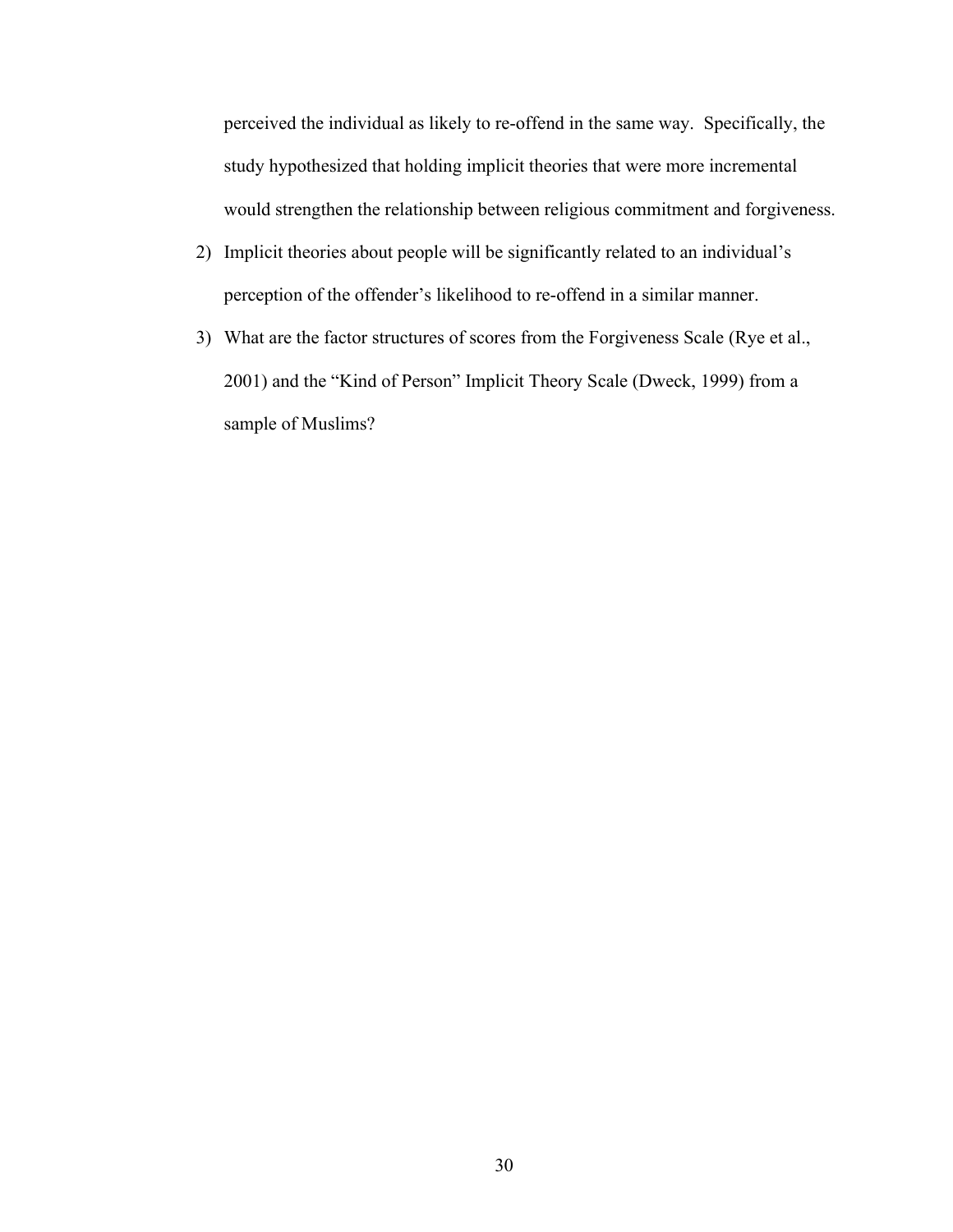perceived the individual as likely to re-offend in the same way. Specifically, the study hypothesized that holding implicit theories that were more incremental would strengthen the relationship between religious commitment and forgiveness.

2) Implicit theories about people will be significantly related to an individual's perception of the offender's likelihood to re-offend in a similar manner.
3) What are the factor structures of scores from the Forgiveness Scale (Rye et al., 2001) and the "Kind of Person" Implicit Theory Scale (Dweck, 1999) from a sample of Muslims?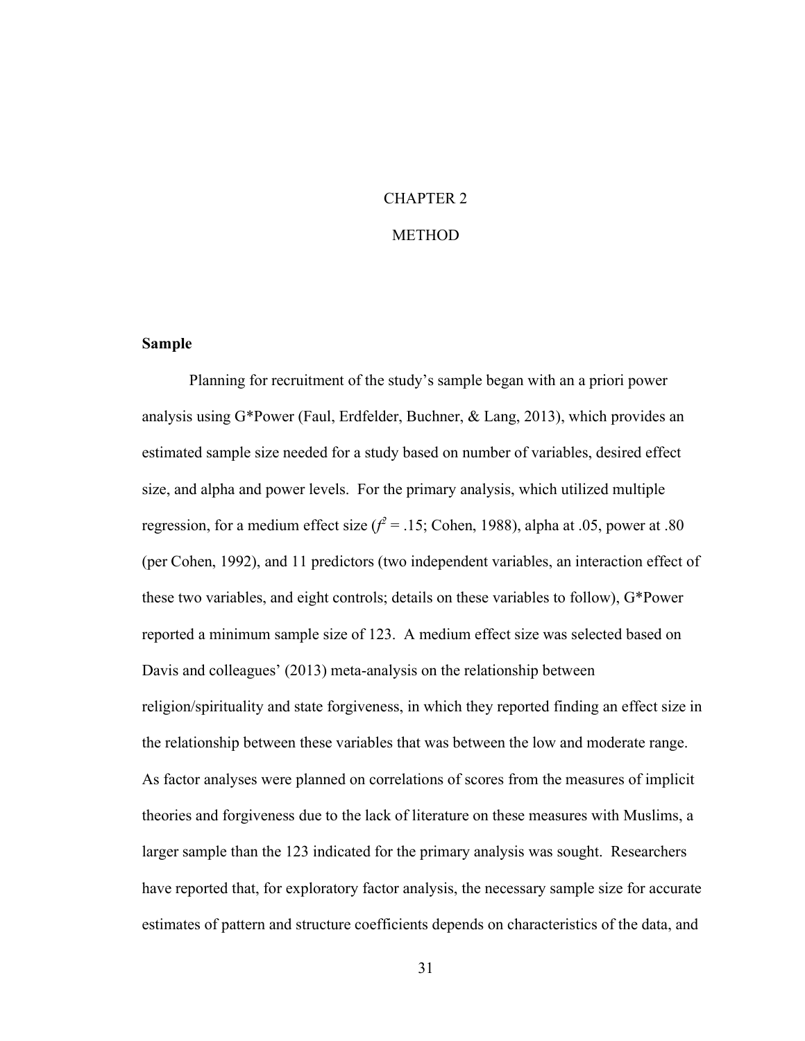# CHAPTER 2

# METHOD

## Sample

Planning for recruitment of the study's sample began with an a priori power analysis using G*Power (Faul, Erdfelder, Buchner, & Lang, 2013), which provides an estimated sample size needed for a study based on number of variables, desired effect size, and alpha and power levels. For the primary analysis, which utilized multiple regression, for a medium effect size ($f^2 = .15$; Cohen, 1988), alpha at .05, power at .80 (per Cohen, 1992), and 11 predictors (two independent variables, an interaction effect of these two variables, and eight controls; details on these variables to follow), G*Power reported a minimum sample size of 123. A medium effect size was selected based on Davis and colleagues' (2013) meta-analysis on the relationship between religion/spirituality and state forgiveness, in which they reported finding an effect size in the relationship between these variables that was between the low and moderate range. As factor analyses were planned on correlations of scores from the measures of implicit theories and forgiveness due to the lack of literature on these measures with Muslims, a larger sample than the 123 indicated for the primary analysis was sought. Researchers have reported that, for exploratory factor analysis, the necessary sample size for accurate estimates of pattern and structure coefficients depends on characteristics of the data, and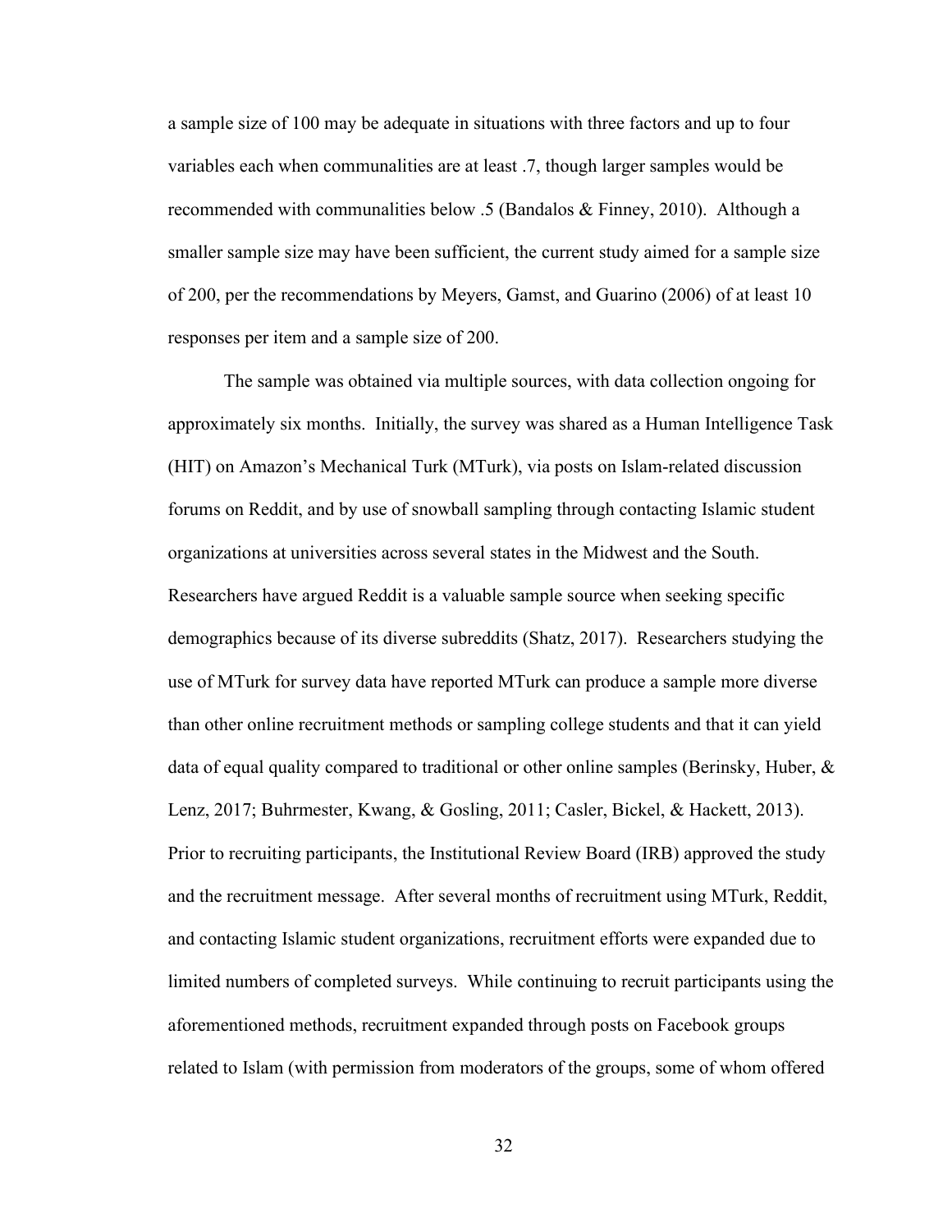a sample size of 100 may be adequate in situations with three factors and up to four variables each when communalities are at least .7, though larger samples would be recommended with communalities below .5 (Bandalos & Finney, 2010). Although a smaller sample size may have been sufficient, the current study aimed for a sample size of 200, per the recommendations by Meyers, Gamst, and Guarino (2006) of at least 10 responses per item and a sample size of 200.

The sample was obtained via multiple sources, with data collection ongoing for approximately six months. Initially, the survey was shared as a Human Intelligence Task (HIT) on Amazon's Mechanical Turk (MTurk), via posts on Islam-related discussion forums on Reddit, and by use of snowball sampling through contacting Islamic student organizations at universities across several states in the Midwest and the South. Researchers have argued Reddit is a valuable sample source when seeking specific demographics because of its diverse subreddits (Shatz, 2017). Researchers studying the use of MTurk for survey data have reported MTurk can produce a sample more diverse than other online recruitment methods or sampling college students and that it can yield data of equal quality compared to traditional or other online samples (Berinsky, Huber, & Lenz, 2017; Buhrmester, Kwang, & Gosling, 2011; Casler, Bickel, & Hackett, 2013). Prior to recruiting participants, the Institutional Review Board (IRB) approved the study and the recruitment message. After several months of recruitment using MTurk, Reddit, and contacting Islamic student organizations, recruitment efforts were expanded due to limited numbers of completed surveys. While continuing to recruit participants using the aforementioned methods, recruitment expanded through posts on Facebook groups related to Islam (with permission from moderators of the groups, some of whom offered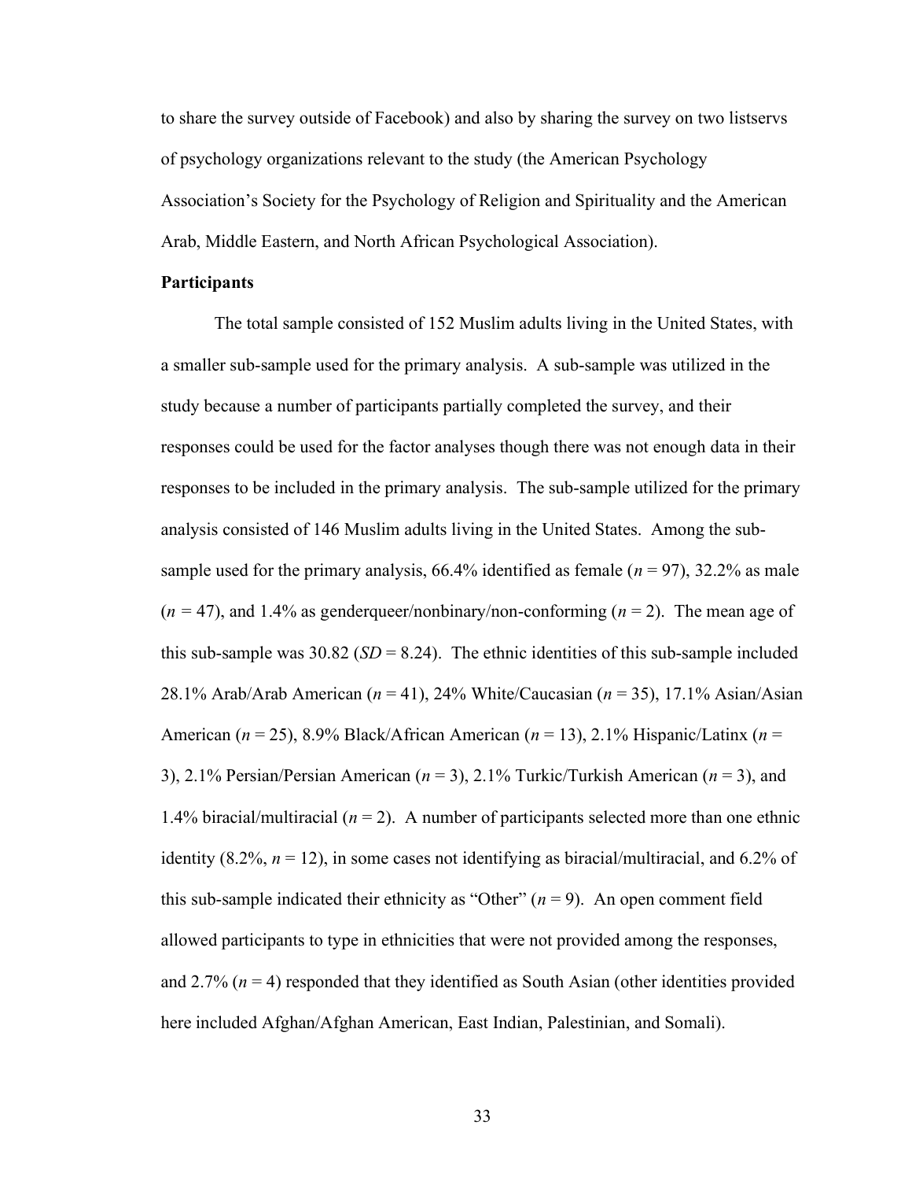to share the survey outside of Facebook) and also by sharing the survey on two listservs of psychology organizations relevant to the study (the American Psychology Association's Society for the Psychology of Religion and Spirituality and the American Arab, Middle Eastern, and North African Psychological Association).

**Participants**

The total sample consisted of 152 Muslim adults living in the United States, with a smaller sub-sample used for the primary analysis. A sub-sample was utilized in the study because a number of participants partially completed the survey, and their responses could be used for the factor analyses though there was not enough data in their responses to be included in the primary analysis. The sub-sample utilized for the primary analysis consisted of 146 Muslim adults living in the United States. Among the sub-sample used for the primary analysis, 66.4% identified as female ($n$ = 97), 32.2% as male ($n$ = 47), and 1.4% as genderqueer/nonbinary/non-conforming ($n$ = 2). The mean age of this sub-sample was 30.82 ($SD$ = 8.24). The ethnic identities of this sub-sample included 28.1% Arab/Arab American ($n$ = 41), 24% White/Caucasian ($n$ = 35), 17.1% Asian/Asian American ($n$ = 25), 8.9% Black/African American ($n$ = 13), 2.1% Hispanic/Latinx ($n$ = 3), 2.1% Persian/Persian American ($n$ = 3), 2.1% Turkic/Turkish American ($n$ = 3), and 1.4% biracial/multiracial ($n$ = 2). A number of participants selected more than one ethnic identity (8.2%, $n$ = 12), in some cases not identifying as biracial/multiracial, and 6.2% of this sub-sample indicated their ethnicity as "Other" ($n$ = 9). An open comment field allowed participants to type in ethnicities that were not provided among the responses, and 2.7% ($n$ = 4) responded that they identified as South Asian (other identities provided here included Afghan/Afghan American, East Indian, Palestinian, and Somali).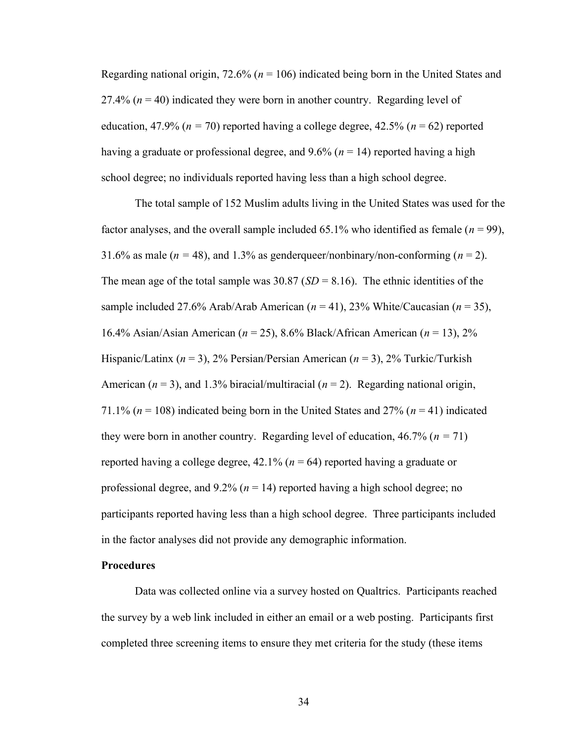Regarding national origin, 72.6% ($n = 106$) indicated being born in the United States and 27.4% ($n = 40$) indicated they were born in another country. Regarding level of education, 47.9% ($n = 70$) reported having a college degree, 42.5% ($n = 62$) reported having a graduate or professional degree, and 9.6% ($n = 14$) reported having a high school degree; no individuals reported having less than a high school degree.

The total sample of 152 Muslim adults living in the United States was used for the factor analyses, and the overall sample included 65.1% who identified as female ($n = 99$), 31.6% as male ($n = 48$), and 1.3% as genderqueer/nonbinary/non-conforming ($n = 2$). The mean age of the total sample was 30.87 ($SD = 8.16$). The ethnic identities of the sample included 27.6% Arab/Arab American ($n = 41$), 23% White/Caucasian ($n = 35$), 16.4% Asian/Asian American ($n = 25$), 8.6% Black/African American ($n = 13$), 2% Hispanic/Latinx ($n = 3$), 2% Persian/Persian American ($n = 3$), 2% Turkic/Turkish American ($n = 3$), and 1.3% biracial/multiracial ($n = 2$). Regarding national origin, 71.1% ($n = 108$) indicated being born in the United States and 27% ($n = 41$) indicated they were born in another country. Regarding level of education, 46.7% ($n = 71$) reported having a college degree, 42.1% ($n = 64$) reported having a graduate or professional degree, and 9.2% ($n = 14$) reported having a high school degree; no participants reported having less than a high school degree. Three participants included in the factor analyses did not provide any demographic information.

**Procedures**

Data was collected online via a survey hosted on Qualtrics. Participants reached the survey by a web link included in either an email or a web posting. Participants first completed three screening items to ensure they met criteria for the study (these items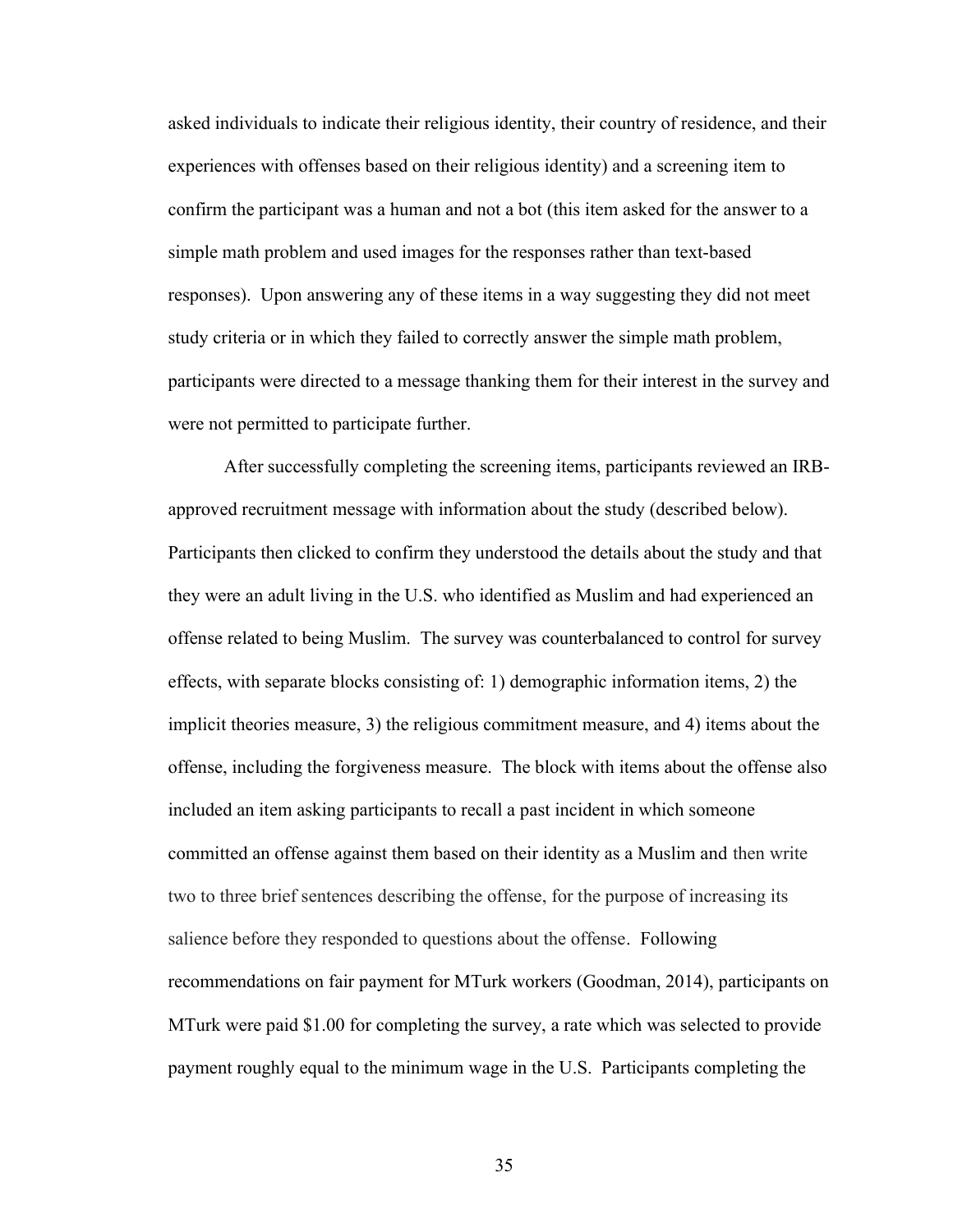asked individuals to indicate their religious identity, their country of residence, and their experiences with offenses based on their religious identity) and a screening item to confirm the participant was a human and not a bot (this item asked for the answer to a simple math problem and used images for the responses rather than text-based responses). Upon answering any of these items in a way suggesting they did not meet study criteria or in which they failed to correctly answer the simple math problem, participants were directed to a message thanking them for their interest in the survey and were not permitted to participate further.

After successfully completing the screening items, participants reviewed an IRB-approved recruitment message with information about the study (described below). Participants then clicked to confirm they understood the details about the study and that they were an adult living in the U.S. who identified as Muslim and had experienced an offense related to being Muslim. The survey was counterbalanced to control for survey effects, with separate blocks consisting of: 1) demographic information items, 2) the implicit theories measure, 3) the religious commitment measure, and 4) items about the offense, including the forgiveness measure. The block with items about the offense also included an item asking participants to recall a past incident in which someone committed an offense against them based on their identity as a Muslim and then write two to three brief sentences describing the offense, for the purpose of increasing its salience before they responded to questions about the offense. Following recommendations on fair payment for MTurk workers (Goodman, 2014), participants on MTurk were paid $1.00 for completing the survey, a rate which was selected to provide payment roughly equal to the minimum wage in the U.S. Participants completing the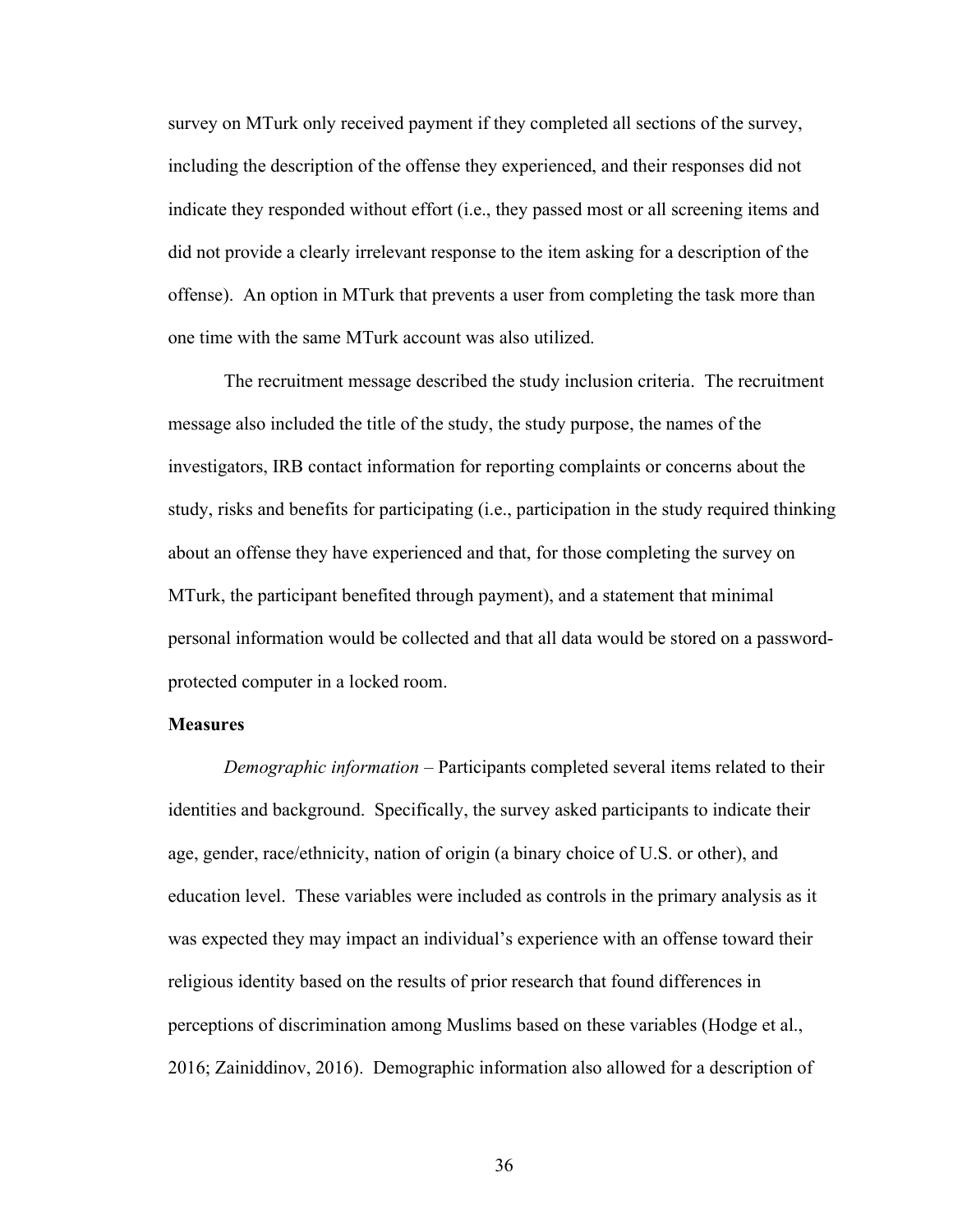survey on MTurk only received payment if they completed all sections of the survey, including the description of the offense they experienced, and their responses did not indicate they responded without effort (i.e., they passed most or all screening items and did not provide a clearly irrelevant response to the item asking for a description of the offense). An option in MTurk that prevents a user from completing the task more than one time with the same MTurk account was also utilized.

The recruitment message described the study inclusion criteria. The recruitment message also included the title of the study, the study purpose, the names of the investigators, IRB contact information for reporting complaints or concerns about the study, risks and benefits for participating (i.e., participation in the study required thinking about an offense they have experienced and that, for those completing the survey on MTurk, the participant benefited through payment), and a statement that minimal personal information would be collected and that all data would be stored on a password-protected computer in a locked room.

**Measures**

*Demographic information* – Participants completed several items related to their identities and background. Specifically, the survey asked participants to indicate their age, gender, race/ethnicity, nation of origin (a binary choice of U.S. or other), and education level. These variables were included as controls in the primary analysis as it was expected they may impact an individual's experience with an offense toward their religious identity based on the results of prior research that found differences in perceptions of discrimination among Muslims based on these variables (Hodge et al., 2016; Zainiddinov, 2016). Demographic information also allowed for a description of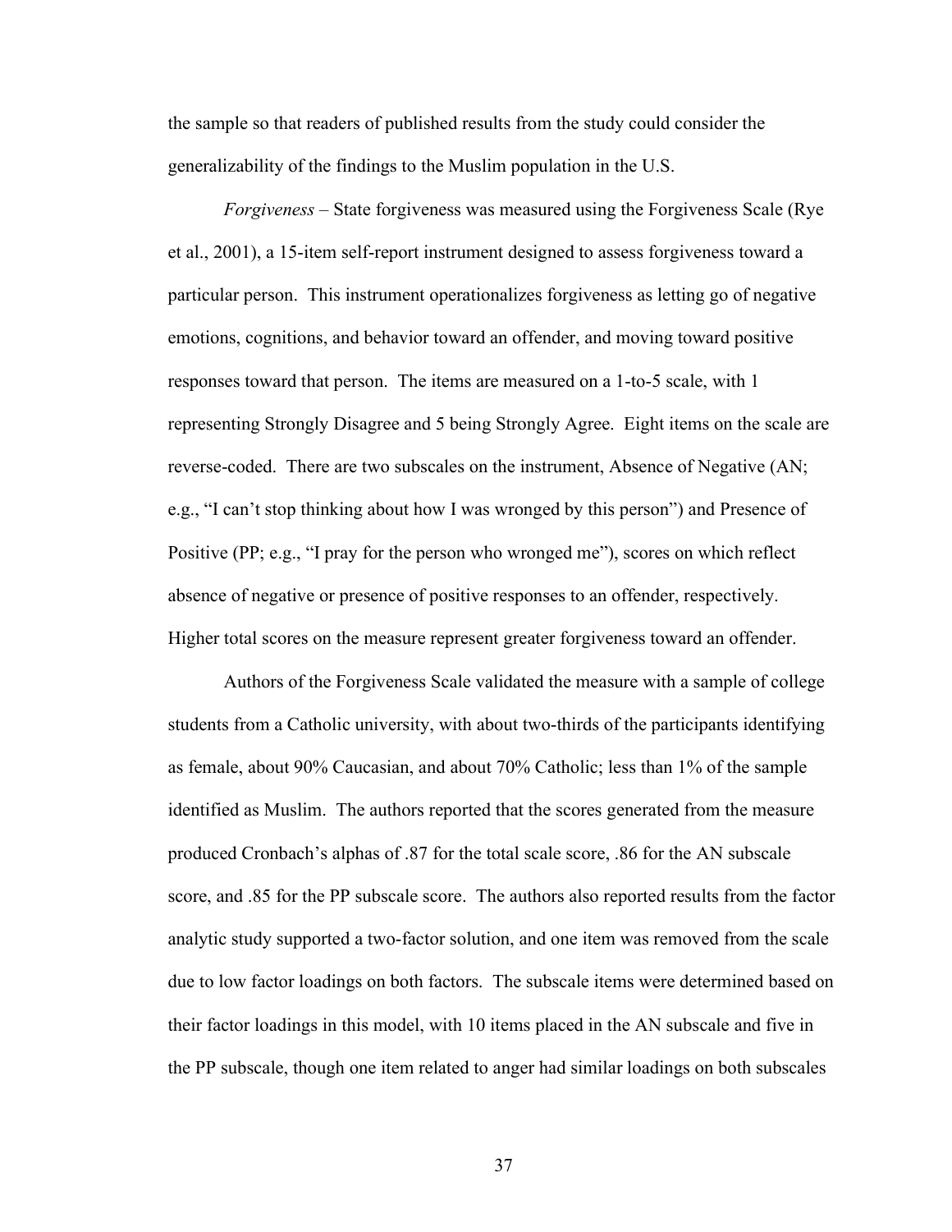the sample so that readers of published results from the study could consider the generalizability of the findings to the Muslim population in the U.S.

*Forgiveness* – State forgiveness was measured using the Forgiveness Scale (Rye et al., 2001), a 15-item self-report instrument designed to assess forgiveness toward a particular person. This instrument operationalizes forgiveness as letting go of negative emotions, cognitions, and behavior toward an offender, and moving toward positive responses toward that person. The items are measured on a 1-to-5 scale, with 1 representing Strongly Disagree and 5 being Strongly Agree. Eight items on the scale are reverse-coded. There are two subscales on the instrument, Absence of Negative (AN; e.g., "I can't stop thinking about how I was wronged by this person") and Presence of Positive (PP; e.g., "I pray for the person who wronged me"), scores on which reflect absence of negative or presence of positive responses to an offender, respectively. Higher total scores on the measure represent greater forgiveness toward an offender.

Authors of the Forgiveness Scale validated the measure with a sample of college students from a Catholic university, with about two-thirds of the participants identifying as female, about 90% Caucasian, and about 70% Catholic; less than 1% of the sample identified as Muslim. The authors reported that the scores generated from the measure produced Cronbach's alphas of .87 for the total scale score, .86 for the AN subscale score, and .85 for the PP subscale score. The authors also reported results from the factor analytic study supported a two-factor solution, and one item was removed from the scale due to low factor loadings on both factors. The subscale items were determined based on their factor loadings in this model, with 10 items placed in the AN subscale and five in the PP subscale, though one item related to anger had similar loadings on both subscales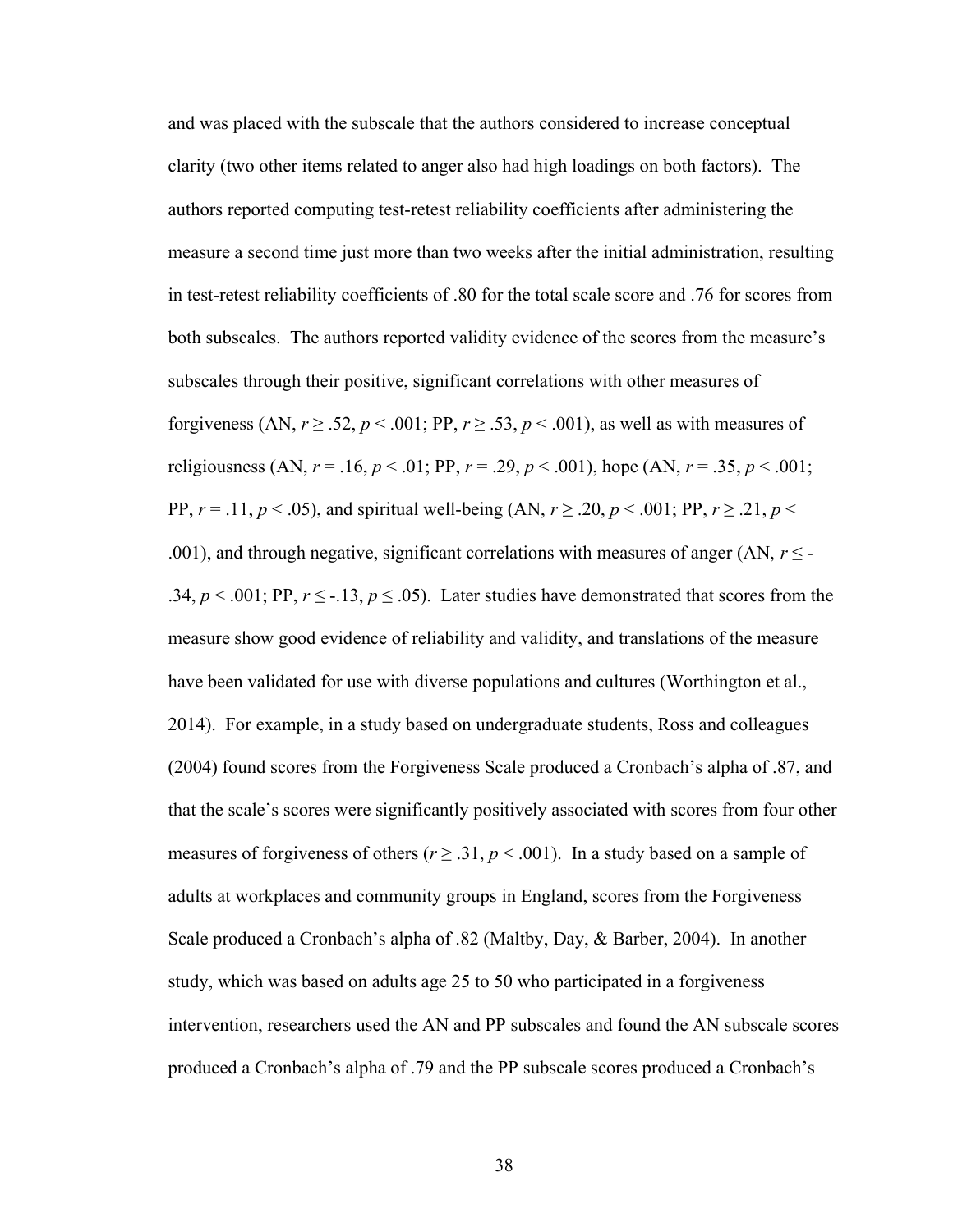and was placed with the subscale that the authors considered to increase conceptual clarity (two other items related to anger also had high loadings on both factors). The authors reported computing test-retest reliability coefficients after administering the measure a second time just more than two weeks after the initial administration, resulting in test-retest reliability coefficients of .80 for the total scale score and .76 for scores from both subscales. The authors reported validity evidence of the scores from the measure's subscales through their positive, significant correlations with other measures of forgiveness (AN, $r \geq .52$, $p < .001$; PP, $r \geq .53$, $p < .001$), as well as with measures of religiousness (AN, $r = .16$, $p < .01$; PP, $r = .29$, $p < .001$), hope (AN, $r = .35$, $p < .001$; PP, $r = .11$, $p < .05$), and spiritual well-being (AN, $r \geq .20$, $p < .001$; PP, $r \geq .21$, $p < .001$), and through negative, significant correlations with measures of anger (AN, $r \leq -.34$, $p < .001$; PP, $r \leq -.13$, $p \leq .05$). Later studies have demonstrated that scores from the measure show good evidence of reliability and validity, and translations of the measure have been validated for use with diverse populations and cultures (Worthington et al., 2014). For example, in a study based on undergraduate students, Ross and colleagues (2004) found scores from the Forgiveness Scale produced a Cronbach's alpha of .87, and that the scale's scores were significantly positively associated with scores from four other measures of forgiveness of others ($r \geq .31$, $p < .001$). In a study based on a sample of adults at workplaces and community groups in England, scores from the Forgiveness Scale produced a Cronbach's alpha of .82 (Maltby, Day, & Barber, 2004). In another study, which was based on adults age 25 to 50 who participated in a forgiveness intervention, researchers used the AN and PP subscales and found the AN subscale scores produced a Cronbach's alpha of .79 and the PP subscale scores produced a Cronbach's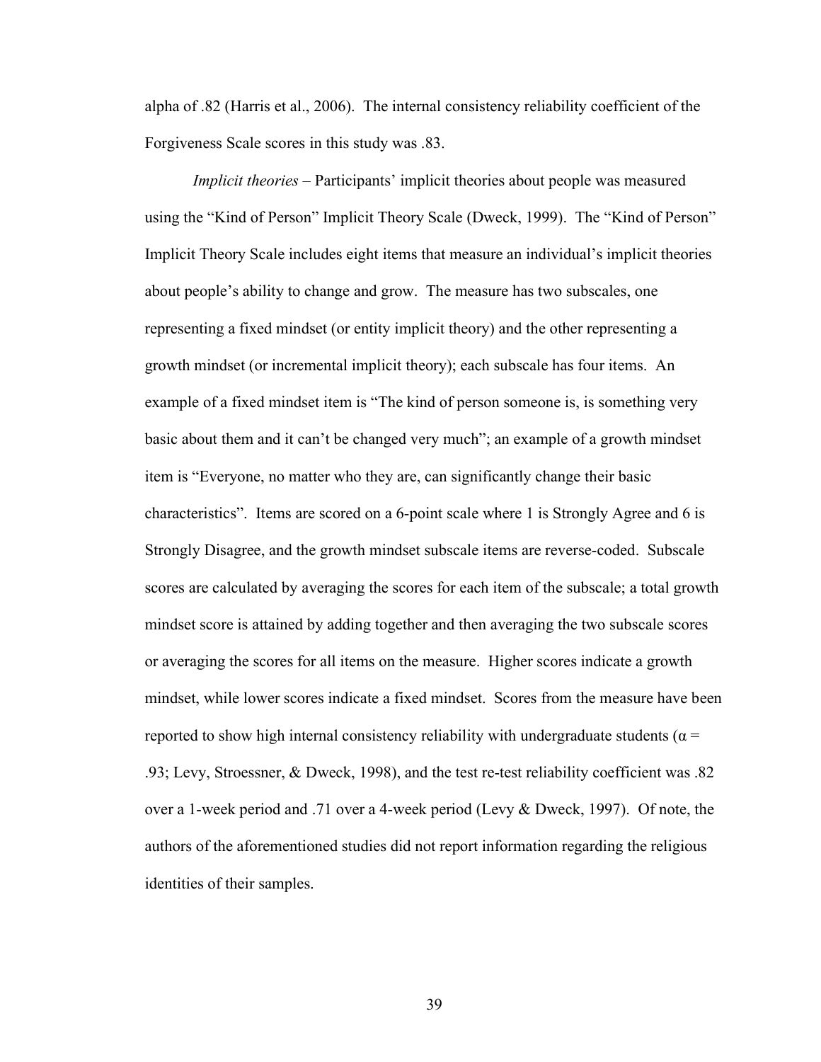alpha of .82 (Harris et al., 2006). The internal consistency reliability coefficient of the Forgiveness Scale scores in this study was .83.

*Implicit theories* – Participants' implicit theories about people was measured using the "Kind of Person" Implicit Theory Scale (Dweck, 1999). The "Kind of Person" Implicit Theory Scale includes eight items that measure an individual's implicit theories about people's ability to change and grow. The measure has two subscales, one representing a fixed mindset (or entity implicit theory) and the other representing a growth mindset (or incremental implicit theory); each subscale has four items. An example of a fixed mindset item is "The kind of person someone is, is something very basic about them and it can't be changed very much"; an example of a growth mindset item is "Everyone, no matter who they are, can significantly change their basic characteristics". Items are scored on a 6-point scale where 1 is Strongly Agree and 6 is Strongly Disagree, and the growth mindset subscale items are reverse-coded. Subscale scores are calculated by averaging the scores for each item of the subscale; a total growth mindset score is attained by adding together and then averaging the two subscale scores or averaging the scores for all items on the measure. Higher scores indicate a growth mindset, while lower scores indicate a fixed mindset. Scores from the measure have been reported to show high internal consistency reliability with undergraduate students ($\alpha$ = .93; Levy, Stroessner, & Dweck, 1998), and the test re-test reliability coefficient was .82 over a 1-week period and .71 over a 4-week period (Levy & Dweck, 1997). Of note, the authors of the aforementioned studies did not report information regarding the religious identities of their samples.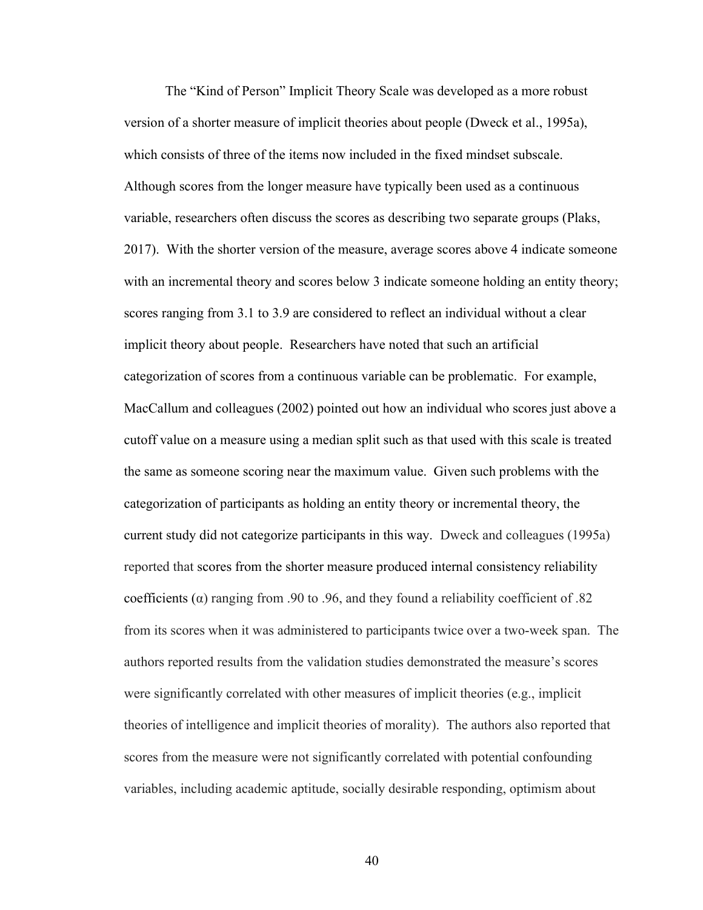The "Kind of Person" Implicit Theory Scale was developed as a more robust version of a shorter measure of implicit theories about people (Dweck et al., 1995a), which consists of three of the items now included in the fixed mindset subscale. Although scores from the longer measure have typically been used as a continuous variable, researchers often discuss the scores as describing two separate groups (Plaks, 2017). With the shorter version of the measure, average scores above 4 indicate someone with an incremental theory and scores below 3 indicate someone holding an entity theory; scores ranging from 3.1 to 3.9 are considered to reflect an individual without a clear implicit theory about people. Researchers have noted that such an artificial categorization of scores from a continuous variable can be problematic. For example, MacCallum and colleagues (2002) pointed out how an individual who scores just above a cutoff value on a measure using a median split such as that used with this scale is treated the same as someone scoring near the maximum value. Given such problems with the categorization of participants as holding an entity theory or incremental theory, the current study did not categorize participants in this way. Dweck and colleagues (1995a) reported that scores from the shorter measure produced internal consistency reliability coefficients ($\alpha$) ranging from .90 to .96, and they found a reliability coefficient of .82 from its scores when it was administered to participants twice over a two-week span. The authors reported results from the validation studies demonstrated the measure's scores were significantly correlated with other measures of implicit theories (e.g., implicit theories of intelligence and implicit theories of morality). The authors also reported that scores from the measure were not significantly correlated with potential confounding variables, including academic aptitude, socially desirable responding, optimism about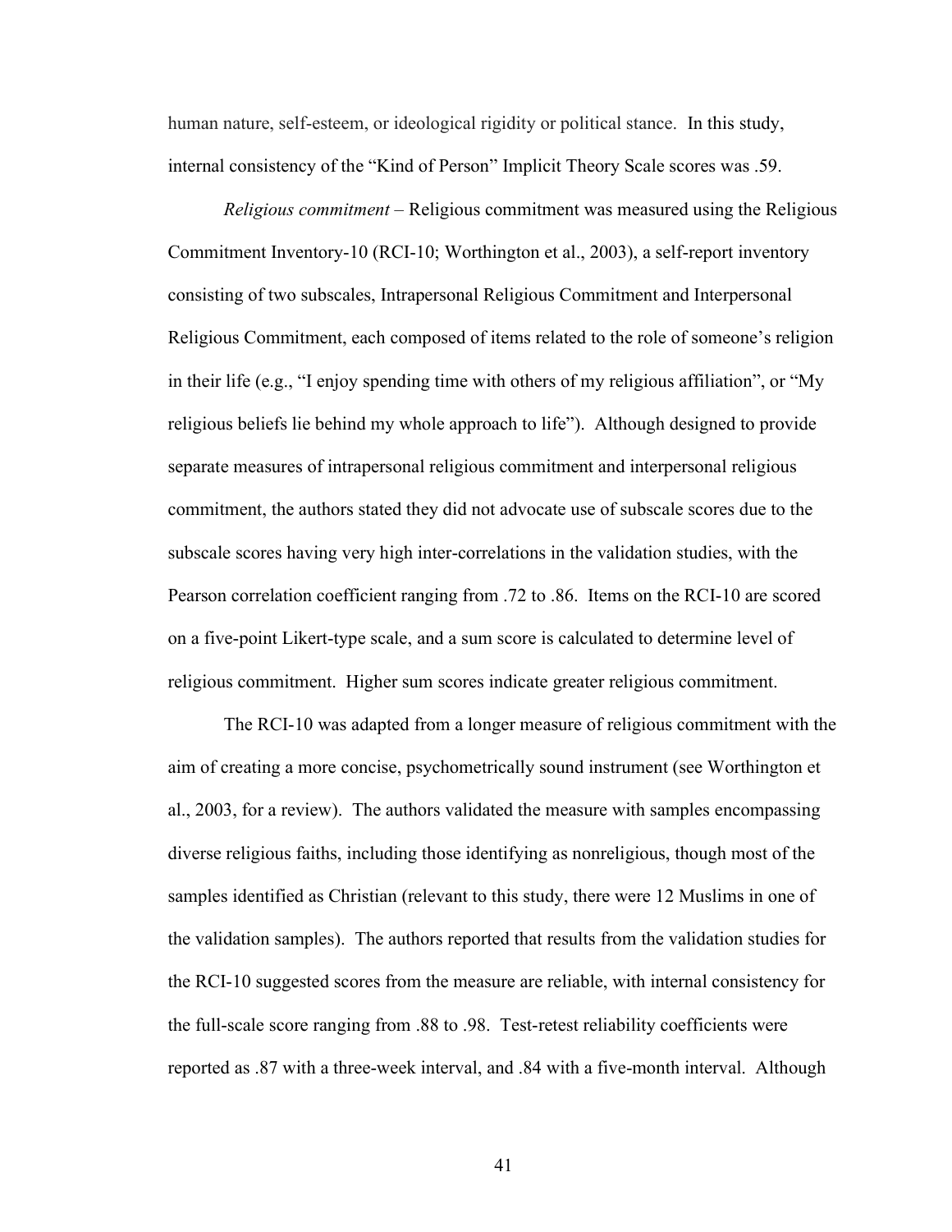human nature, self-esteem, or ideological rigidity or political stance. In this study, internal consistency of the "Kind of Person" Implicit Theory Scale scores was .59.

*Religious commitment* – Religious commitment was measured using the Religious Commitment Inventory-10 (RCI-10; Worthington et al., 2003), a self-report inventory consisting of two subscales, Intrapersonal Religious Commitment and Interpersonal Religious Commitment, each composed of items related to the role of someone's religion in their life (e.g., "I enjoy spending time with others of my religious affiliation", or "My religious beliefs lie behind my whole approach to life"). Although designed to provide separate measures of intrapersonal religious commitment and interpersonal religious commitment, the authors stated they did not advocate use of subscale scores due to the subscale scores having very high inter-correlations in the validation studies, with the Pearson correlation coefficient ranging from .72 to .86. Items on the RCI-10 are scored on a five-point Likert-type scale, and a sum score is calculated to determine level of religious commitment. Higher sum scores indicate greater religious commitment.

The RCI-10 was adapted from a longer measure of religious commitment with the aim of creating a more concise, psychometrically sound instrument (see Worthington et al., 2003, for a review). The authors validated the measure with samples encompassing diverse religious faiths, including those identifying as nonreligious, though most of the samples identified as Christian (relevant to this study, there were 12 Muslims in one of the validation samples). The authors reported that results from the validation studies for the RCI-10 suggested scores from the measure are reliable, with internal consistency for the full-scale score ranging from .88 to .98. Test-retest reliability coefficients were reported as .87 with a three-week interval, and .84 with a five-month interval. Although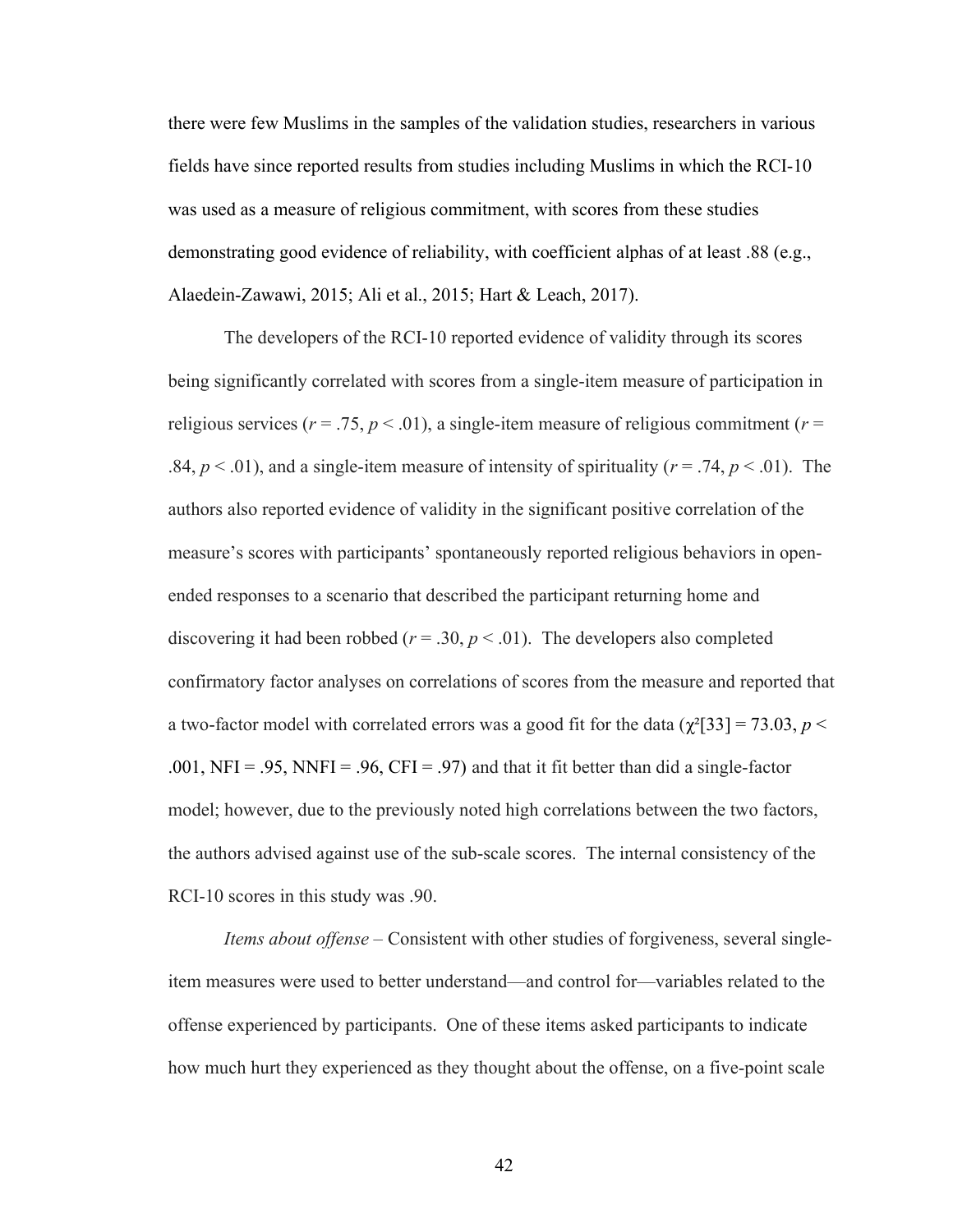there were few Muslims in the samples of the validation studies, researchers in various fields have since reported results from studies including Muslims in which the RCI-10 was used as a measure of religious commitment, with scores from these studies demonstrating good evidence of reliability, with coefficient alphas of at least .88 (e.g., Alaedein-Zawawi, 2015; Ali et al., 2015; Hart & Leach, 2017).

The developers of the RCI-10 reported evidence of validity through its scores being significantly correlated with scores from a single-item measure of participation in religious services ($r$ = .75, $p < .01$), a single-item measure of religious commitment ($r$ = .84, $p < .01$), and a single-item measure of intensity of spirituality ($r$ = .74, $p < .01$). The authors also reported evidence of validity in the significant positive correlation of the measure's scores with participants' spontaneously reported religious behaviors in open-ended responses to a scenario that described the participant returning home and discovering it had been robbed ($r$ = .30, $p < .01$). The developers also completed confirmatory factor analyses on correlations of scores from the measure and reported that a two-factor model with correlated errors was a good fit for the data ($\chi^2[33] = 73.03$, $p < .001$, NFI = .95, NNFI = .96, CFI = .97) and that it fit better than did a single-factor model; however, due to the previously noted high correlations between the two factors, the authors advised against use of the sub-scale scores. The internal consistency of the RCI-10 scores in this study was .90.

*Items about offense* – Consistent with other studies of forgiveness, several single-item measures were used to better understand—and control for—variables related to the offense experienced by participants. One of these items asked participants to indicate how much hurt they experienced as they thought about the offense, on a five-point scale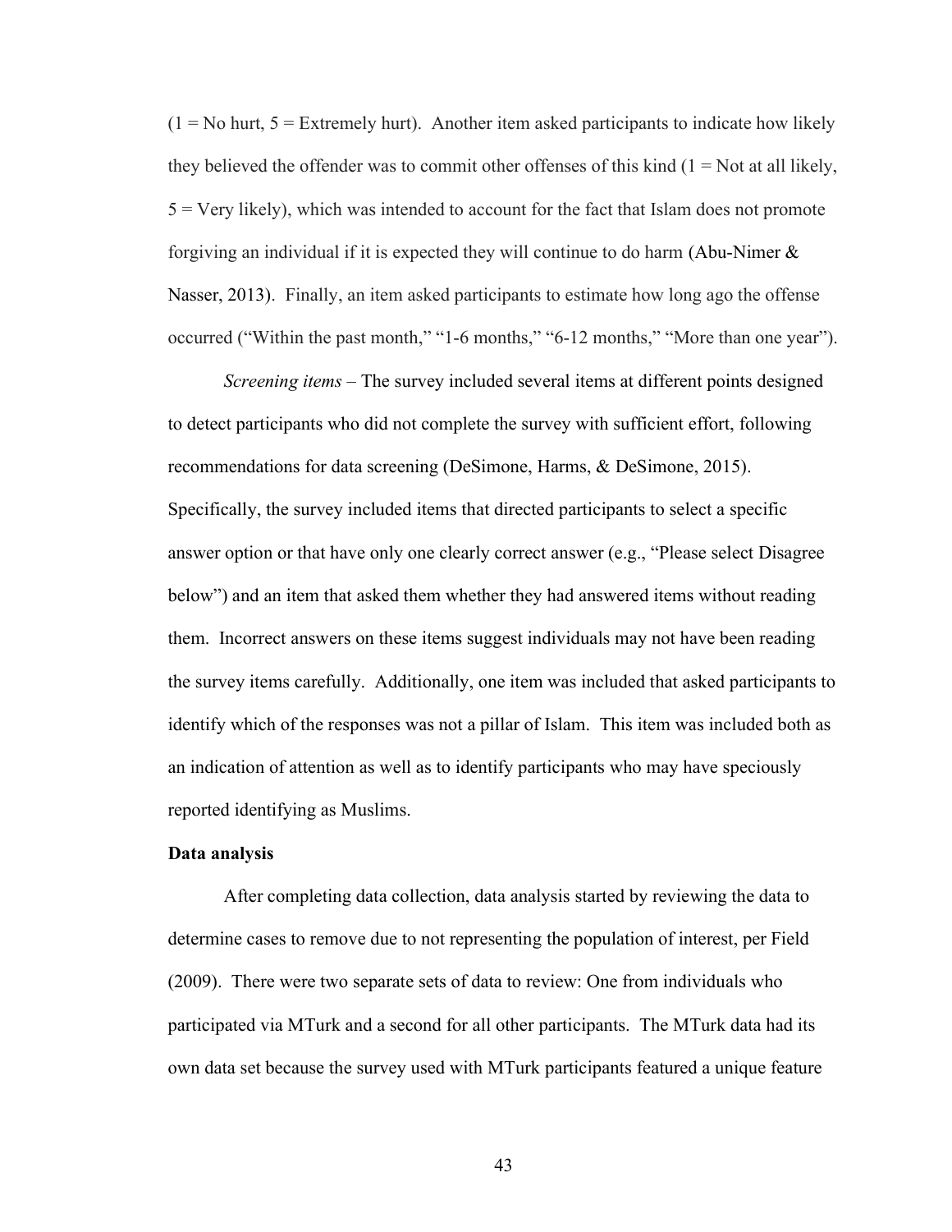(1 = No hurt, 5 = Extremely hurt). Another item asked participants to indicate how likely they believed the offender was to commit other offenses of this kind (1 = Not at all likely, 5 = Very likely), which was intended to account for the fact that Islam does not promote forgiving an individual if it is expected they will continue to do harm (Abu-Nimer & Nasser, 2013). Finally, an item asked participants to estimate how long ago the offense occurred ("Within the past month," "1-6 months," "6-12 months," "More than one year").

*Screening items* – The survey included several items at different points designed to detect participants who did not complete the survey with sufficient effort, following recommendations for data screening (DeSimone, Harms, & DeSimone, 2015). Specifically, the survey included items that directed participants to select a specific answer option or that have only one clearly correct answer (e.g., "Please select Disagree below") and an item that asked them whether they had answered items without reading them. Incorrect answers on these items suggest individuals may not have been reading the survey items carefully. Additionally, one item was included that asked participants to identify which of the responses was not a pillar of Islam. This item was included both as an indication of attention as well as to identify participants who may have speciously reported identifying as Muslims.

**Data analysis**

After completing data collection, data analysis started by reviewing the data to determine cases to remove due to not representing the population of interest, per Field (2009). There were two separate sets of data to review: One from individuals who participated via MTurk and a second for all other participants. The MTurk data had its own data set because the survey used with MTurk participants featured a unique feature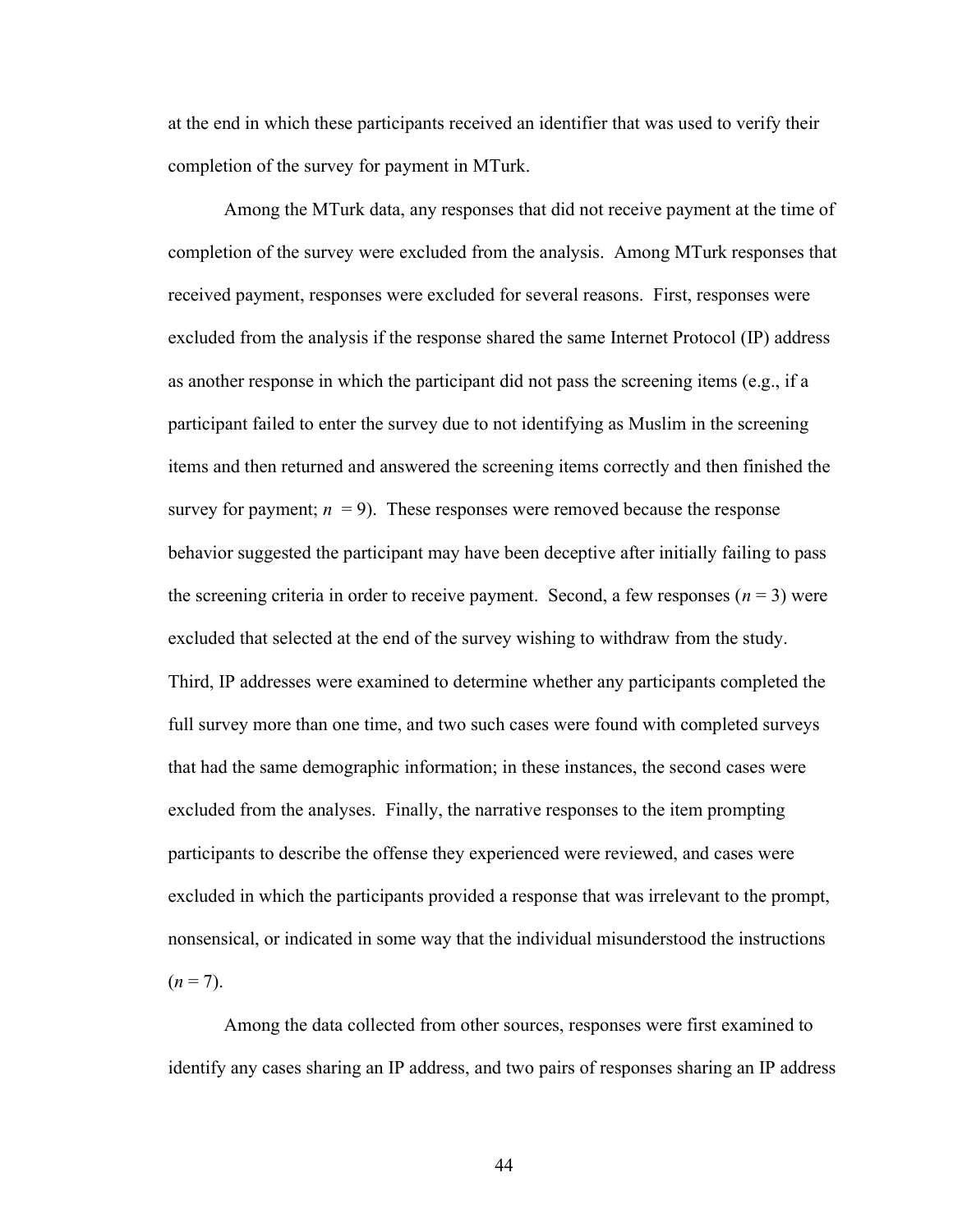at the end in which these participants received an identifier that was used to verify their completion of the survey for payment in MTurk.

Among the MTurk data, any responses that did not receive payment at the time of completion of the survey were excluded from the analysis. Among MTurk responses that received payment, responses were excluded for several reasons. First, responses were excluded from the analysis if the response shared the same Internet Protocol (IP) address as another response in which the participant did not pass the screening items (e.g., if a participant failed to enter the survey due to not identifying as Muslim in the screening items and then returned and answered the screening items correctly and then finished the survey for payment; $n = 9$). These responses were removed because the response behavior suggested the participant may have been deceptive after initially failing to pass the screening criteria in order to receive payment. Second, a few responses ($n = 3$) were excluded that selected at the end of the survey wishing to withdraw from the study. Third, IP addresses were examined to determine whether any participants completed the full survey more than one time, and two such cases were found with completed surveys that had the same demographic information; in these instances, the second cases were excluded from the analyses. Finally, the narrative responses to the item prompting participants to describe the offense they experienced were reviewed, and cases were excluded in which the participants provided a response that was irrelevant to the prompt, nonsensical, or indicated in some way that the individual misunderstood the instructions ($n = 7$).

Among the data collected from other sources, responses were first examined to identify any cases sharing an IP address, and two pairs of responses sharing an IP address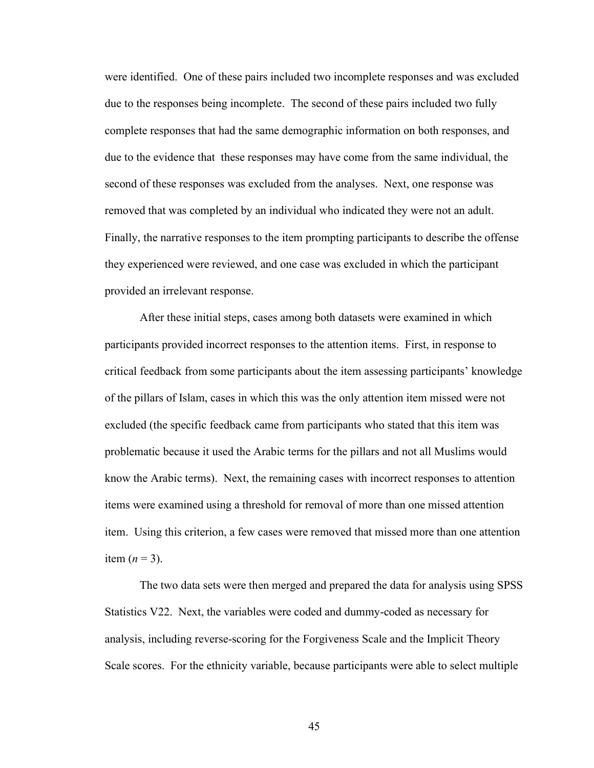were identified. One of these pairs included two incomplete responses and was excluded due to the responses being incomplete. The second of these pairs included two fully complete responses that had the same demographic information on both responses, and due to the evidence that these responses may have come from the same individual, the second of these responses was excluded from the analyses. Next, one response was removed that was completed by an individual who indicated they were not an adult. Finally, the narrative responses to the item prompting participants to describe the offense they experienced were reviewed, and one case was excluded in which the participant provided an irrelevant response.

After these initial steps, cases among both datasets were examined in which participants provided incorrect responses to the attention items. First, in response to critical feedback from some participants about the item assessing participants' knowledge of the pillars of Islam, cases in which this was the only attention item missed were not excluded (the specific feedback came from participants who stated that this item was problematic because it used the Arabic terms for the pillars and not all Muslims would know the Arabic terms). Next, the remaining cases with incorrect responses to attention items were examined using a threshold for removal of more than one missed attention item. Using this criterion, a few cases were removed that missed more than one attention item ($n$ = 3).

The two data sets were then merged and prepared the data for analysis using SPSS Statistics V22. Next, the variables were coded and dummy-coded as necessary for analysis, including reverse-scoring for the Forgiveness Scale and the Implicit Theory Scale scores. For the ethnicity variable, because participants were able to select multiple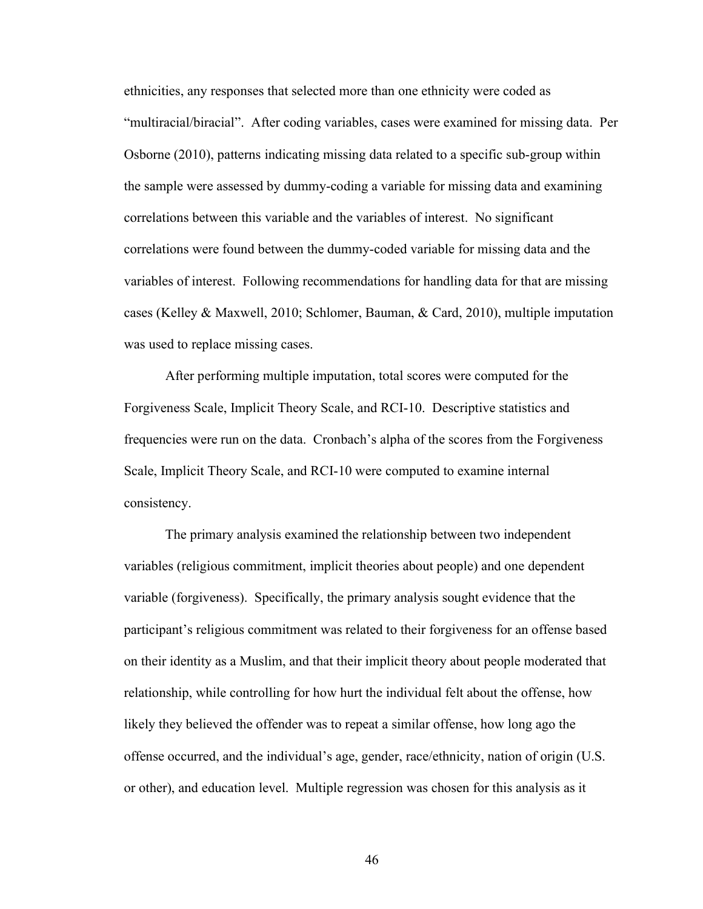ethnicities, any responses that selected more than one ethnicity were coded as "multiracial/biracial". After coding variables, cases were examined for missing data. Per Osborne (2010), patterns indicating missing data related to a specific sub-group within the sample were assessed by dummy-coding a variable for missing data and examining correlations between this variable and the variables of interest. No significant correlations were found between the dummy-coded variable for missing data and the variables of interest. Following recommendations for handling data for that are missing cases (Kelley & Maxwell, 2010; Schlomer, Bauman, & Card, 2010), multiple imputation was used to replace missing cases.

After performing multiple imputation, total scores were computed for the Forgiveness Scale, Implicit Theory Scale, and RCI-10. Descriptive statistics and frequencies were run on the data. Cronbach's alpha of the scores from the Forgiveness Scale, Implicit Theory Scale, and RCI-10 were computed to examine internal consistency.

The primary analysis examined the relationship between two independent variables (religious commitment, implicit theories about people) and one dependent variable (forgiveness). Specifically, the primary analysis sought evidence that the participant's religious commitment was related to their forgiveness for an offense based on their identity as a Muslim, and that their implicit theory about people moderated that relationship, while controlling for how hurt the individual felt about the offense, how likely they believed the offender was to repeat a similar offense, how long ago the offense occurred, and the individual's age, gender, race/ethnicity, nation of origin (U.S. or other), and education level. Multiple regression was chosen for this analysis as it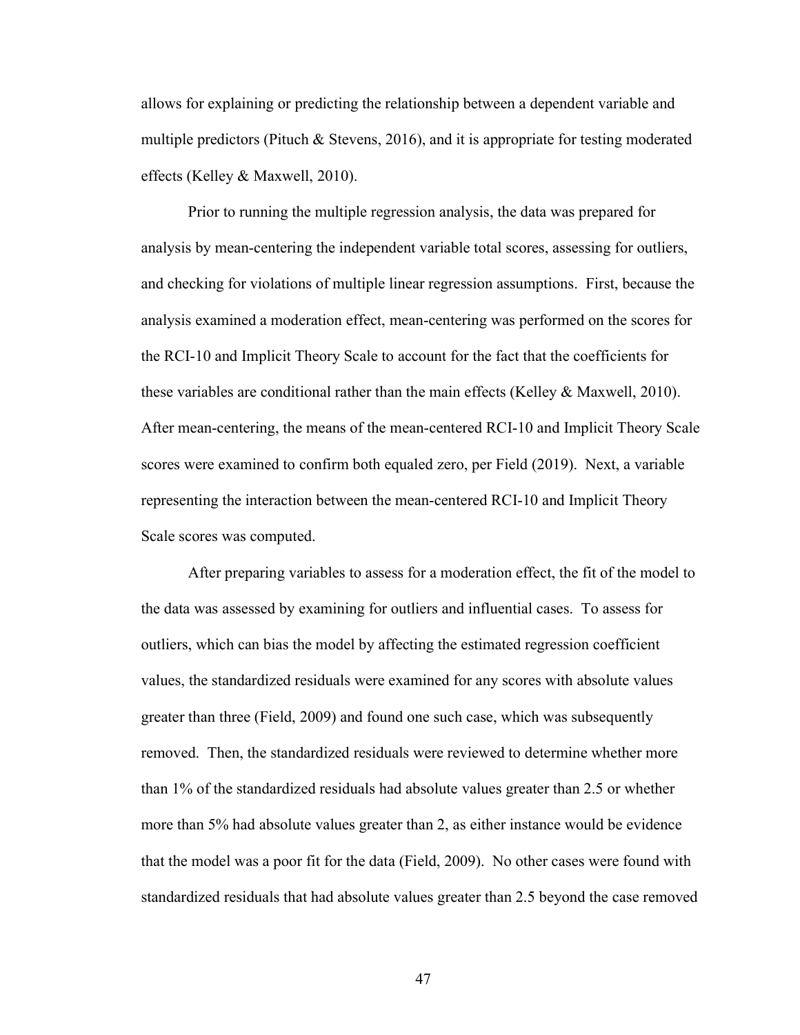allows for explaining or predicting the relationship between a dependent variable and multiple predictors (Pituch & Stevens, 2016), and it is appropriate for testing moderated effects (Kelley & Maxwell, 2010).

Prior to running the multiple regression analysis, the data was prepared for analysis by mean-centering the independent variable total scores, assessing for outliers, and checking for violations of multiple linear regression assumptions. First, because the analysis examined a moderation effect, mean-centering was performed on the scores for the RCI-10 and Implicit Theory Scale to account for the fact that the coefficients for these variables are conditional rather than the main effects (Kelley & Maxwell, 2010). After mean-centering, the means of the mean-centered RCI-10 and Implicit Theory Scale scores were examined to confirm both equaled zero, per Field (2019). Next, a variable representing the interaction between the mean-centered RCI-10 and Implicit Theory Scale scores was computed.

After preparing variables to assess for a moderation effect, the fit of the model to the data was assessed by examining for outliers and influential cases. To assess for outliers, which can bias the model by affecting the estimated regression coefficient values, the standardized residuals were examined for any scores with absolute values greater than three (Field, 2009) and found one such case, which was subsequently removed. Then, the standardized residuals were reviewed to determine whether more than 1% of the standardized residuals had absolute values greater than 2.5 or whether more than 5% had absolute values greater than 2, as either instance would be evidence that the model was a poor fit for the data (Field, 2009). No other cases were found with standardized residuals that had absolute values greater than 2.5 beyond the case removed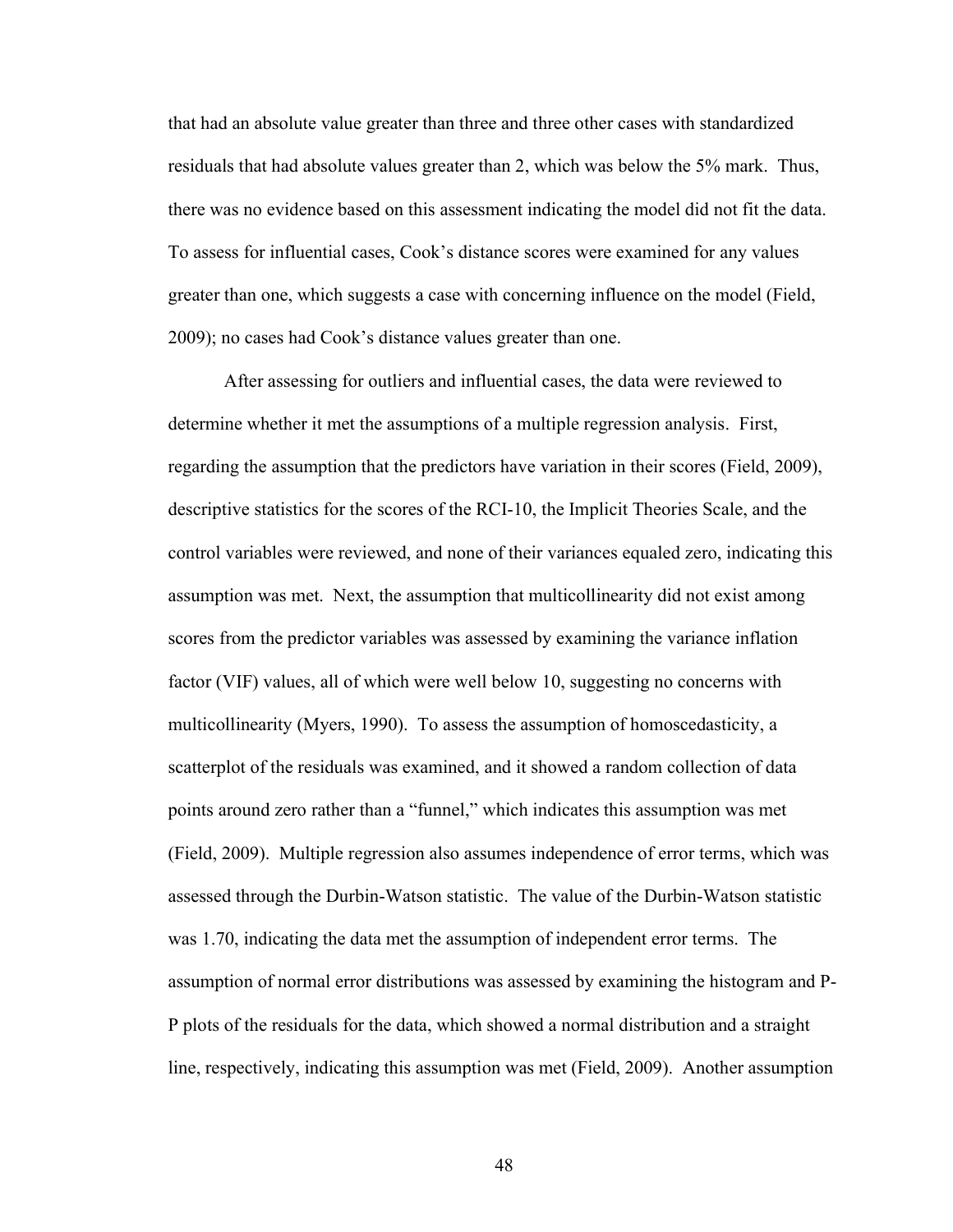that had an absolute value greater than three and three other cases with standardized residuals that had absolute values greater than 2, which was below the 5% mark. Thus, there was no evidence based on this assessment indicating the model did not fit the data. To assess for influential cases, Cook's distance scores were examined for any values greater than one, which suggests a case with concerning influence on the model (Field, 2009); no cases had Cook's distance values greater than one.

After assessing for outliers and influential cases, the data were reviewed to determine whether it met the assumptions of a multiple regression analysis. First, regarding the assumption that the predictors have variation in their scores (Field, 2009), descriptive statistics for the scores of the RCI-10, the Implicit Theories Scale, and the control variables were reviewed, and none of their variances equaled zero, indicating this assumption was met. Next, the assumption that multicollinearity did not exist among scores from the predictor variables was assessed by examining the variance inflation factor (VIF) values, all of which were well below 10, suggesting no concerns with multicollinearity (Myers, 1990). To assess the assumption of homoscedasticity, a scatterplot of the residuals was examined, and it showed a random collection of data points around zero rather than a "funnel," which indicates this assumption was met (Field, 2009). Multiple regression also assumes independence of error terms, which was assessed through the Durbin-Watson statistic. The value of the Durbin-Watson statistic was 1.70, indicating the data met the assumption of independent error terms. The assumption of normal error distributions was assessed by examining the histogram and P-P plots of the residuals for the data, which showed a normal distribution and a straight line, respectively, indicating this assumption was met (Field, 2009). Another assumption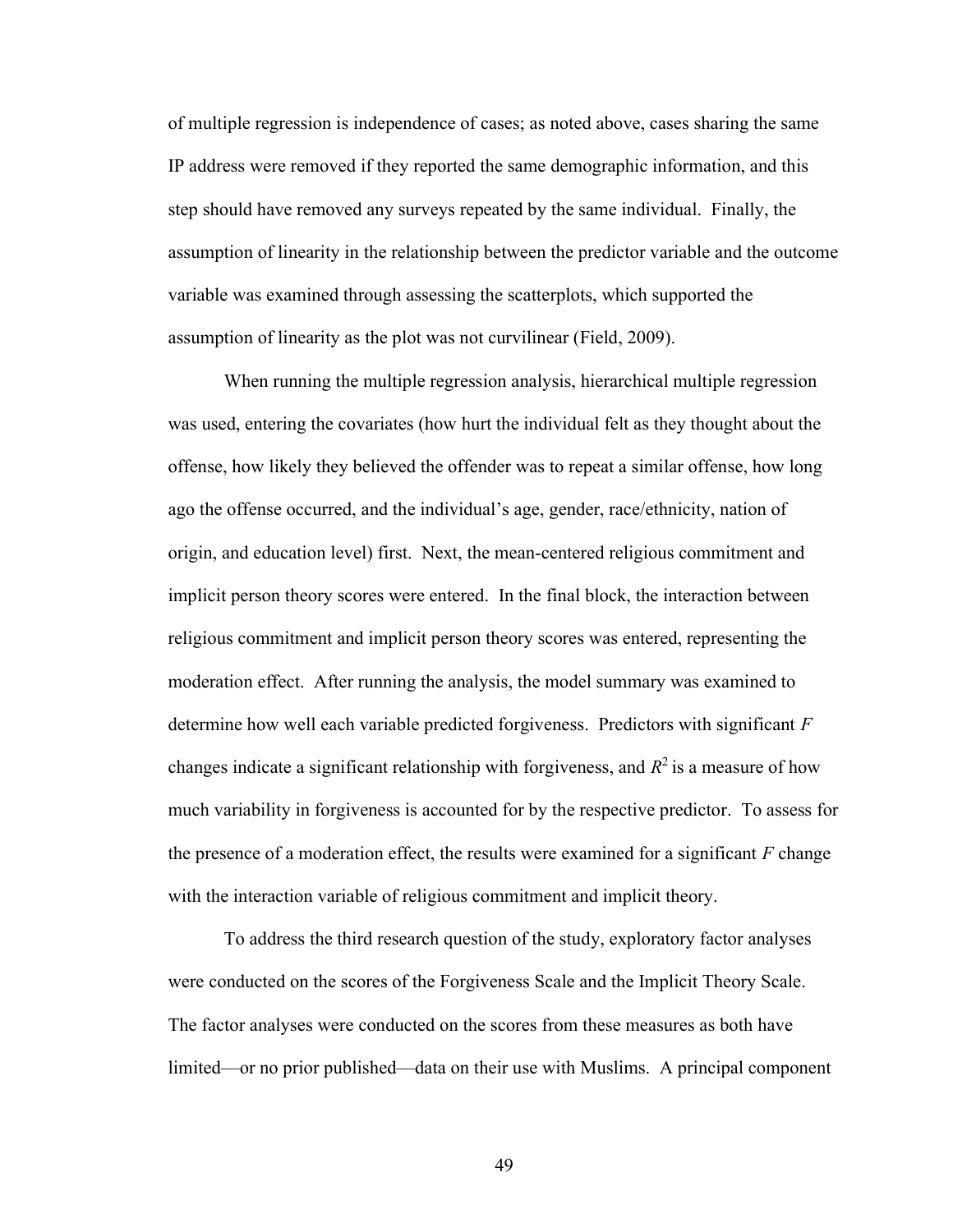of multiple regression is independence of cases; as noted above, cases sharing the same IP address were removed if they reported the same demographic information, and this step should have removed any surveys repeated by the same individual. Finally, the assumption of linearity in the relationship between the predictor variable and the outcome variable was examined through assessing the scatterplots, which supported the assumption of linearity as the plot was not curvilinear (Field, 2009).

When running the multiple regression analysis, hierarchical multiple regression was used, entering the covariates (how hurt the individual felt as they thought about the offense, how likely they believed the offender was to repeat a similar offense, how long ago the offense occurred, and the individual's age, gender, race/ethnicity, nation of origin, and education level) first. Next, the mean-centered religious commitment and implicit person theory scores were entered. In the final block, the interaction between religious commitment and implicit person theory scores was entered, representing the moderation effect. After running the analysis, the model summary was examined to determine how well each variable predicted forgiveness. Predictors with significant $F$ changes indicate a significant relationship with forgiveness, and $R^2$ is a measure of how much variability in forgiveness is accounted for by the respective predictor. To assess for the presence of a moderation effect, the results were examined for a significant $F$ change with the interaction variable of religious commitment and implicit theory.

To address the third research question of the study, exploratory factor analyses were conducted on the scores of the Forgiveness Scale and the Implicit Theory Scale. The factor analyses were conducted on the scores from these measures as both have limited—or no prior published—data on their use with Muslims. A principal component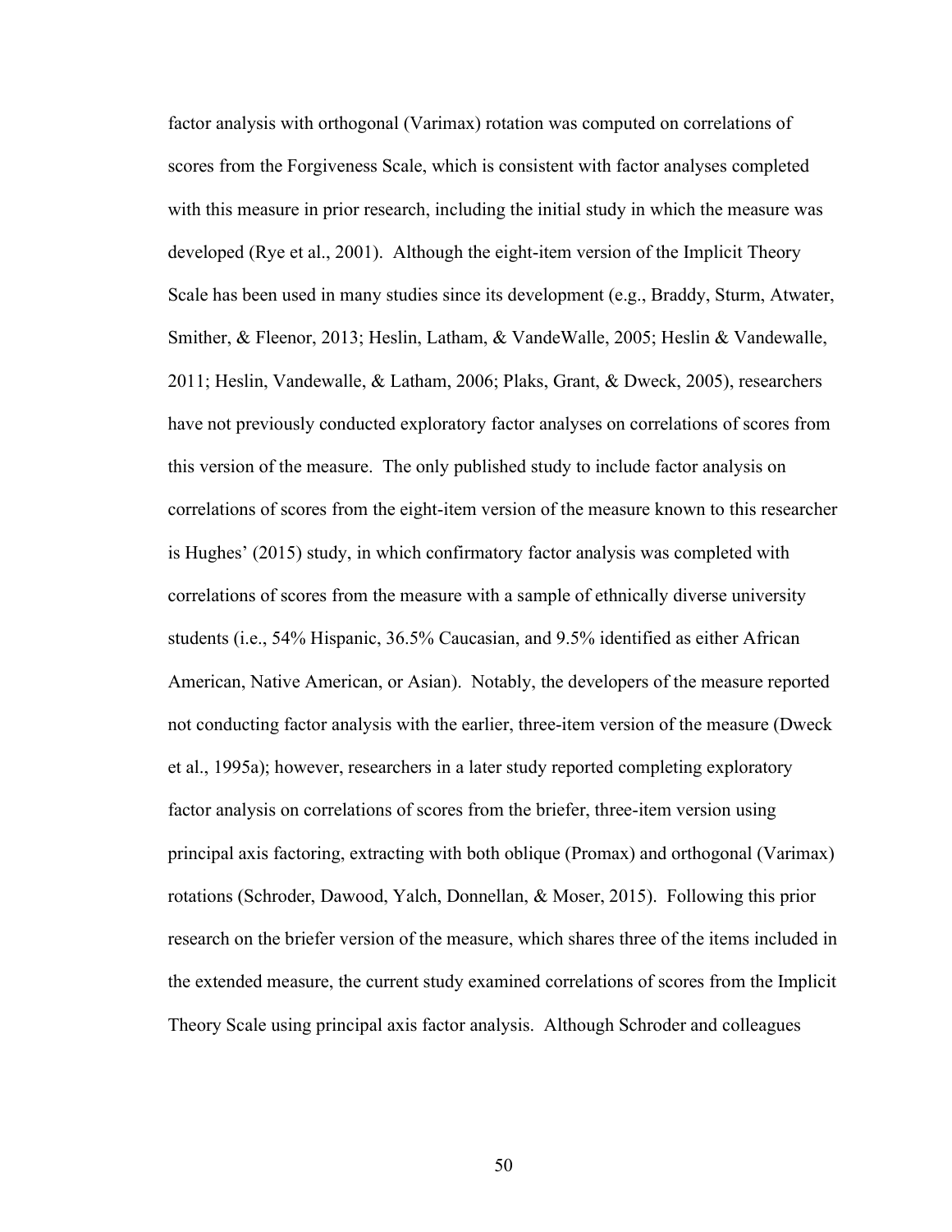factor analysis with orthogonal (Varimax) rotation was computed on correlations of scores from the Forgiveness Scale, which is consistent with factor analyses completed with this measure in prior research, including the initial study in which the measure was developed (Rye et al., 2001). Although the eight-item version of the Implicit Theory Scale has been used in many studies since its development (e.g., Braddy, Sturm, Atwater, Smither, & Fleenor, 2013; Heslin, Latham, & VandeWalle, 2005; Heslin & Vandewalle, 2011; Heslin, Vandewalle, & Latham, 2006; Plaks, Grant, & Dweck, 2005), researchers have not previously conducted exploratory factor analyses on correlations of scores from this version of the measure. The only published study to include factor analysis on correlations of scores from the eight-item version of the measure known to this researcher is Hughes' (2015) study, in which confirmatory factor analysis was completed with correlations of scores from the measure with a sample of ethnically diverse university students (i.e., 54% Hispanic, 36.5% Caucasian, and 9.5% identified as either African American, Native American, or Asian). Notably, the developers of the measure reported not conducting factor analysis with the earlier, three-item version of the measure (Dweck et al., 1995a); however, researchers in a later study reported completing exploratory factor analysis on correlations of scores from the briefer, three-item version using principal axis factoring, extracting with both oblique (Promax) and orthogonal (Varimax) rotations (Schroder, Dawood, Yalch, Donnellan, & Moser, 2015). Following this prior research on the briefer version of the measure, which shares three of the items included in the extended measure, the current study examined correlations of scores from the Implicit Theory Scale using principal axis factor analysis. Although Schroder and colleagues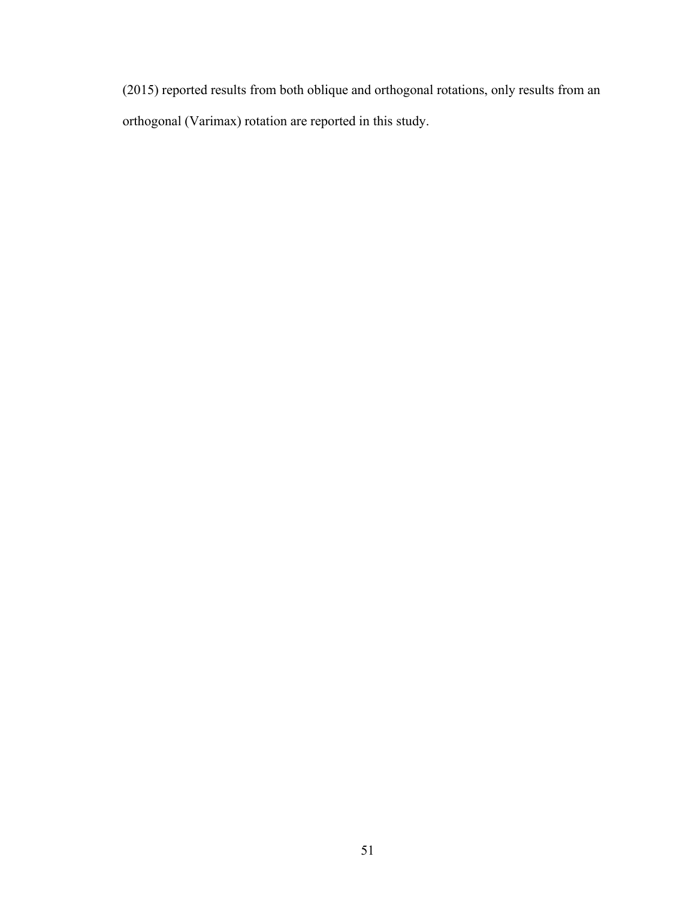(2015) reported results from both oblique and orthogonal rotations, only results from an orthogonal (Varimax) rotation are reported in this study.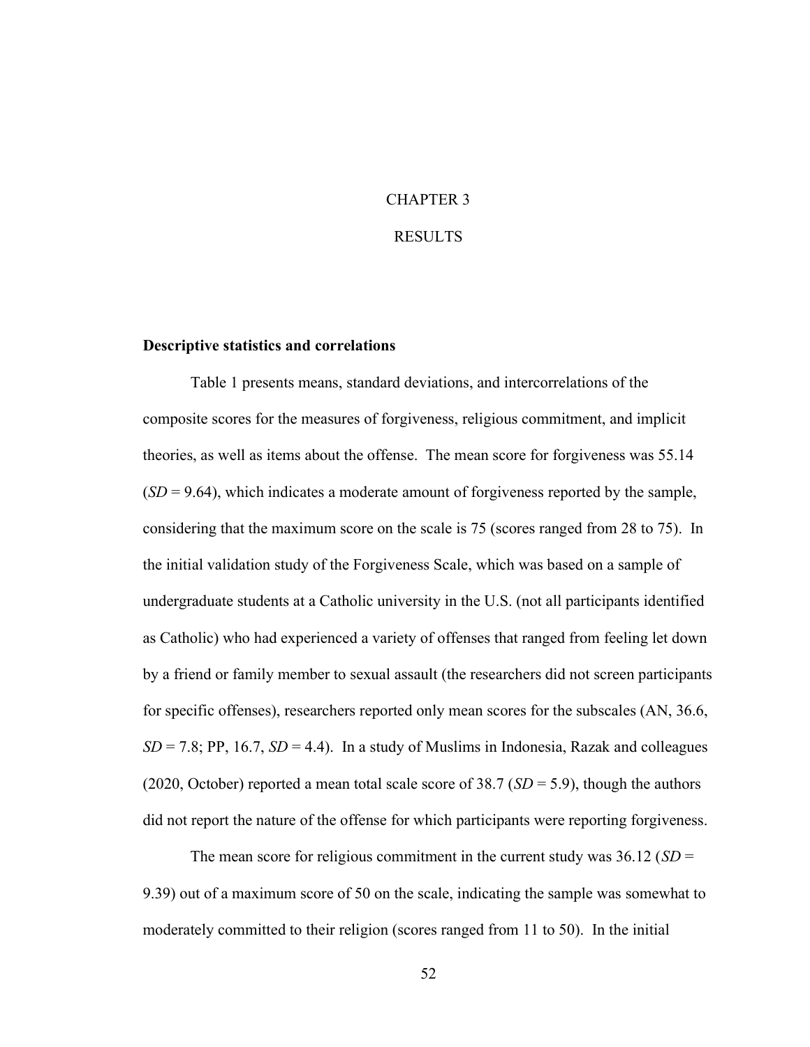# CHAPTER 3

# RESULTS

### Descriptive statistics and correlations

Table 1 presents means, standard deviations, and intercorrelations of the composite scores for the measures of forgiveness, religious commitment, and implicit theories, as well as items about the offense. The mean score for forgiveness was 55.14 (*SD* = 9.64), which indicates a moderate amount of forgiveness reported by the sample, considering that the maximum score on the scale is 75 (scores ranged from 28 to 75). In the initial validation study of the Forgiveness Scale, which was based on a sample of undergraduate students at a Catholic university in the U.S. (not all participants identified as Catholic) who had experienced a variety of offenses that ranged from feeling let down by a friend or family member to sexual assault (the researchers did not screen participants for specific offenses), researchers reported only mean scores for the subscales (AN, 36.6, *SD* = 7.8; PP, 16.7, *SD* = 4.4). In a study of Muslims in Indonesia, Razak and colleagues (2020, October) reported a mean total scale score of 38.7 (*SD* = 5.9), though the authors did not report the nature of the offense for which participants were reporting forgiveness.

The mean score for religious commitment in the current study was 36.12 (*SD* = 9.39) out of a maximum score of 50 on the scale, indicating the sample was somewhat to moderately committed to their religion (scores ranged from 11 to 50). In the initial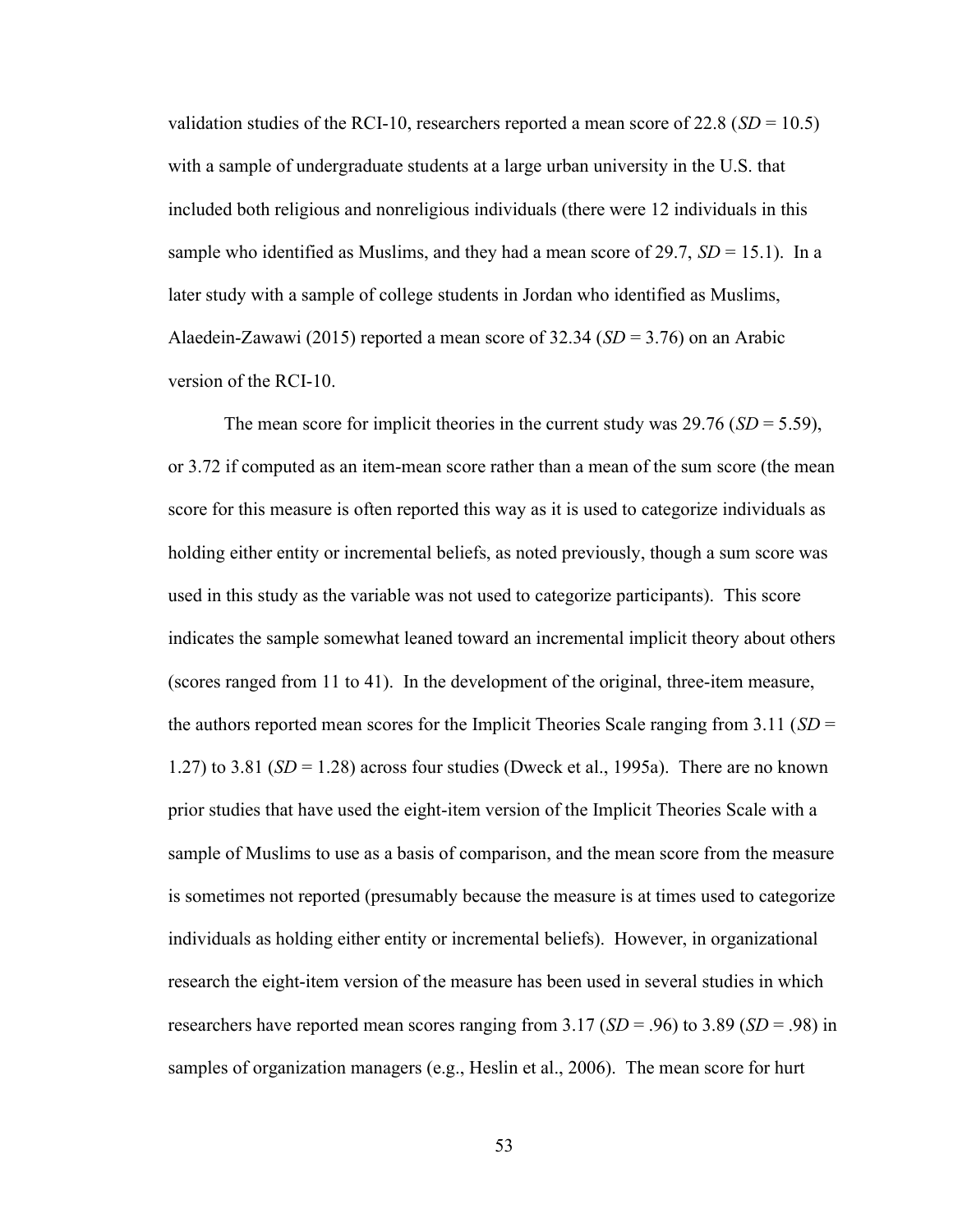validation studies of the RCI-10, researchers reported a mean score of 22.8 (*SD* = 10.5) with a sample of undergraduate students at a large urban university in the U.S. that included both religious and nonreligious individuals (there were 12 individuals in this sample who identified as Muslims, and they had a mean score of 29.7, *SD* = 15.1). In a later study with a sample of college students in Jordan who identified as Muslims, Alaedein-Zawawi (2015) reported a mean score of 32.34 (*SD* = 3.76) on an Arabic version of the RCI-10.

The mean score for implicit theories in the current study was 29.76 (*SD* = 5.59), or 3.72 if computed as an item-mean score rather than a mean of the sum score (the mean score for this measure is often reported this way as it is used to categorize individuals as holding either entity or incremental beliefs, as noted previously, though a sum score was used in this study as the variable was not used to categorize participants). This score indicates the sample somewhat leaned toward an incremental implicit theory about others (scores ranged from 11 to 41). In the development of the original, three-item measure, the authors reported mean scores for the Implicit Theories Scale ranging from 3.11 (*SD* = 1.27) to 3.81 (*SD* = 1.28) across four studies (Dweck et al., 1995a). There are no known prior studies that have used the eight-item version of the Implicit Theories Scale with a sample of Muslims to use as a basis of comparison, and the mean score from the measure is sometimes not reported (presumably because the measure is at times used to categorize individuals as holding either entity or incremental beliefs). However, in organizational research the eight-item version of the measure has been used in several studies in which researchers have reported mean scores ranging from 3.17 (*SD* = .96) to 3.89 (*SD* = .98) in samples of organization managers (e.g., Heslin et al., 2006). The mean score for hurt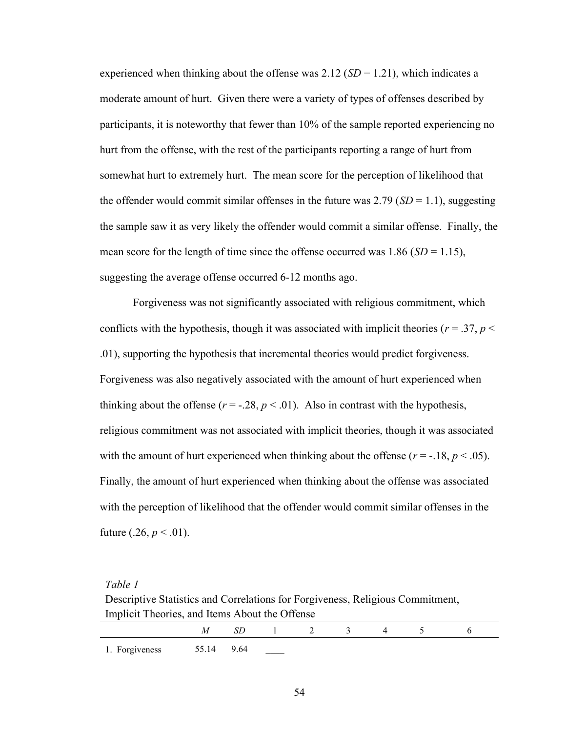experienced when thinking about the offense was 2.12 (*SD* = 1.21), which indicates a moderate amount of hurt. Given there were a variety of types of offenses described by participants, it is noteworthy that fewer than 10% of the sample reported experiencing no hurt from the offense, with the rest of the participants reporting a range of hurt from somewhat hurt to extremely hurt. The mean score for the perception of likelihood that the offender would commit similar offenses in the future was 2.79 (*SD* = 1.1), suggesting the sample saw it as very likely the offender would commit a similar offense. Finally, the mean score for the length of time since the offense occurred was 1.86 (*SD* = 1.15), suggesting the average offense occurred 6-12 months ago.

Forgiveness was not significantly associated with religious commitment, which conflicts with the hypothesis, though it was associated with implicit theories ($r = .37$, $p < .01$), supporting the hypothesis that incremental theories would predict forgiveness. Forgiveness was also negatively associated with the amount of hurt experienced when thinking about the offense ($r = -.28$, $p < .01$). Also in contrast with the hypothesis, religious commitment was not associated with implicit theories, though it was associated with the amount of hurt experienced when thinking about the offense ($r = -.18$, $p < .05$). Finally, the amount of hurt experienced when thinking about the offense was associated with the perception of likelihood that the offender would commit similar offenses in the future (.26, $p < .01$).

*Table 1*

Descriptive Statistics and Correlations for Forgiveness, Religious Commitment, Implicit Theories, and Items About the Offense

| | *M* | *SD* | 1 | 2 | 3 | 4 | 5 | 6 |
|---|---|---|---|---|---|---|---|---|
| 1. Forgiveness | 55.14 | 9.64 | ____ | | | | | |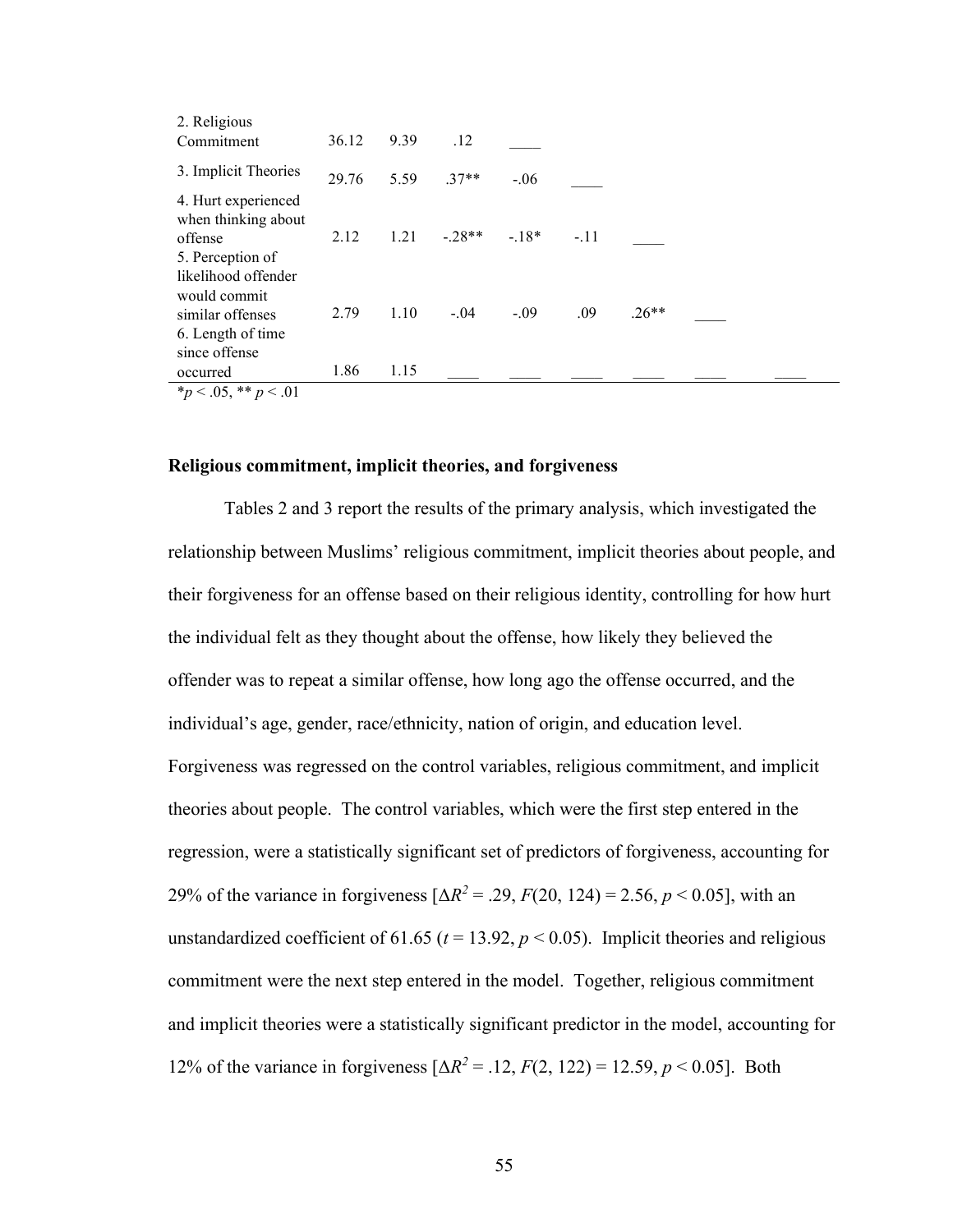| | | | | | | | | |
|---|---|---|---|---|---|---|---|---|
| 2. Religious Commitment | 36.12 | 9.39 | .12 | ____ | | | | |
| 3. Implicit Theories | 29.76 | 5.59 | .37** | -.06 | ____ | | | |
| 4. Hurt experienced when thinking about offense | 2.12 | 1.21 | -.28** | -.18* | -.11 | ____ | | |
| 5. Perception of likelihood offender would commit similar offenses | 2.79 | 1.10 | -.04 | -.09 | .09 | .26** | ____ | |
| 6. Length of time since offense occurred | 1.86 | 1.15 | ____ | ____ | ____ | ____ | ____ | ____ |

*$p < .05$, ** $p < .01$

### Religious commitment, implicit theories, and forgiveness

Tables 2 and 3 report the results of the primary analysis, which investigated the relationship between Muslims' religious commitment, implicit theories about people, and their forgiveness for an offense based on their religious identity, controlling for how hurt the individual felt as they thought about the offense, how likely they believed the offender was to repeat a similar offense, how long ago the offense occurred, and the individual's age, gender, race/ethnicity, nation of origin, and education level. Forgiveness was regressed on the control variables, religious commitment, and implicit theories about people. The control variables, which were the first step entered in the regression, were a statistically significant set of predictors of forgiveness, accounting for 29% of the variance in forgiveness [$\Delta R^2 = .29$, $F(20, 124) = 2.56$, $p < 0.05$], with an unstandardized coefficient of 61.65 ($t = 13.92$, $p < 0.05$). Implicit theories and religious commitment were the next step entered in the model. Together, religious commitment and implicit theories were a statistically significant predictor in the model, accounting for 12% of the variance in forgiveness [$\Delta R^2 = .12$, $F(2, 122) = 12.59$, $p < 0.05$]. Both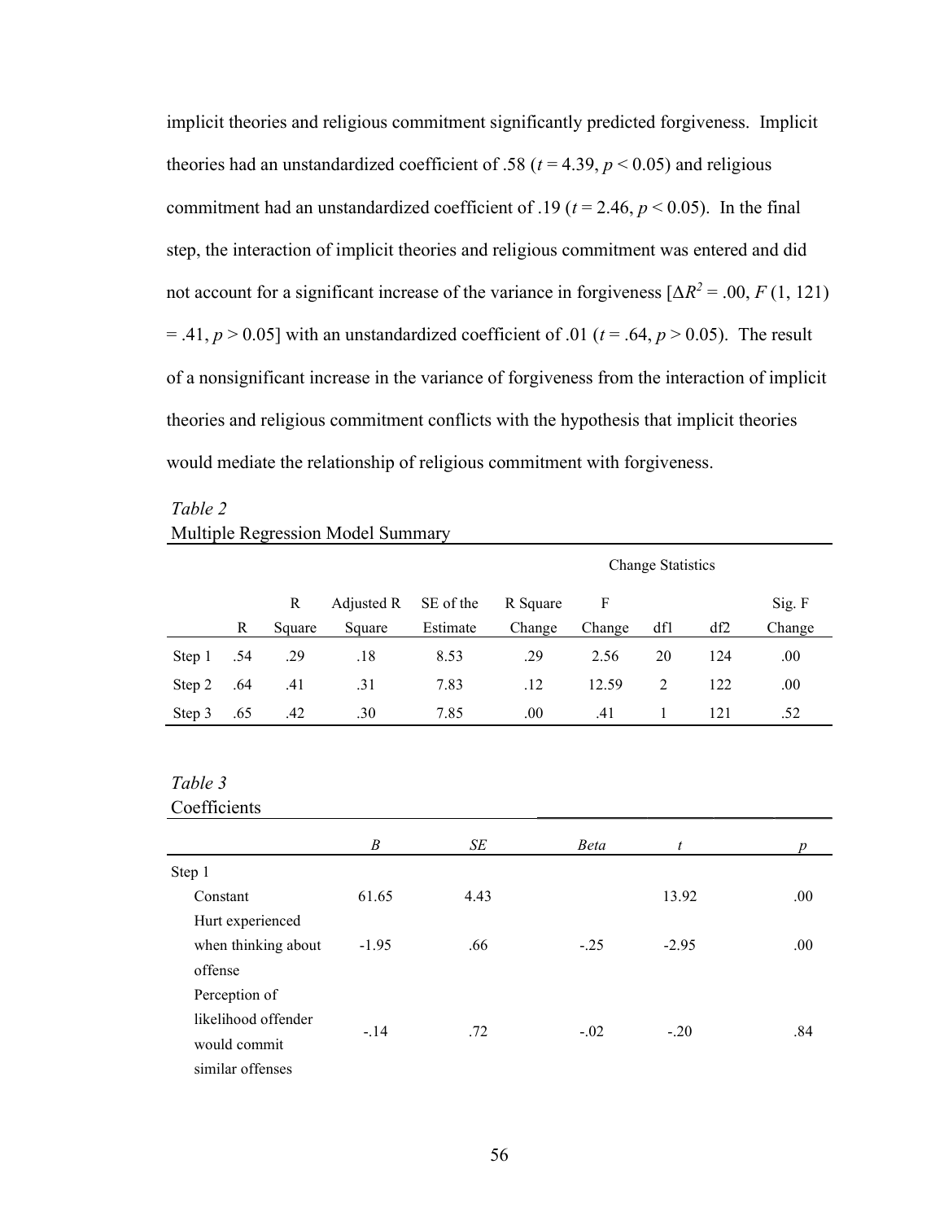implicit theories and religious commitment significantly predicted forgiveness. Implicit theories had an unstandardized coefficient of .58 ($t$ = 4.39, $p < 0.05$) and religious commitment had an unstandardized coefficient of .19 ($t$ = 2.46, $p < 0.05$). In the final step, the interaction of implicit theories and religious commitment was entered and did not account for a significant increase of the variance in forgiveness [$\Delta R^2 = .00$, $F$ (1, 121) = .41, $p > 0.05$] with an unstandardized coefficient of .01 ($t$ = .64, $p > 0.05$). The result of a nonsignificant increase in the variance of forgiveness from the interaction of implicit theories and religious commitment conflicts with the hypothesis that implicit theories would mediate the relationship of religious commitment with forgiveness.

*Table 2*
Multiple Regression Model Summary

| | | | | | Change Statistics | | | | |
|---|---|---|---|---|---|---|---|---|---|
| | R | R Square | Adjusted R Square | SE of the Estimate | R Square Change | F Change | df1 | df2 | Sig. F Change |
| Step 1 | .54 | .29 | .18 | 8.53 | .29 | 2.56 | 20 | 124 | .00 |
| Step 2 | .64 | .41 | .31 | 7.83 | .12 | 12.59 | 2 | 122 | .00 |
| Step 3 | .65 | .42 | .30 | 7.85 | .00 | .41 | 1 | 121 | .52 |

*Table 3*
Coefficients

| | *B* | *SE* | *Beta* | *t* | *p* |
|---|---|---|---|---|---|
| Step 1 | | | | | |
| Constant | 61.65 | 4.43 | | 13.92 | .00 |
| Hurt experienced when thinking about offense | -1.95 | .66 | -.25 | -2.95 | .00 |
| Perception of likelihood offender would commit similar offenses | -.14 | .72 | -.02 | -.20 | .84 |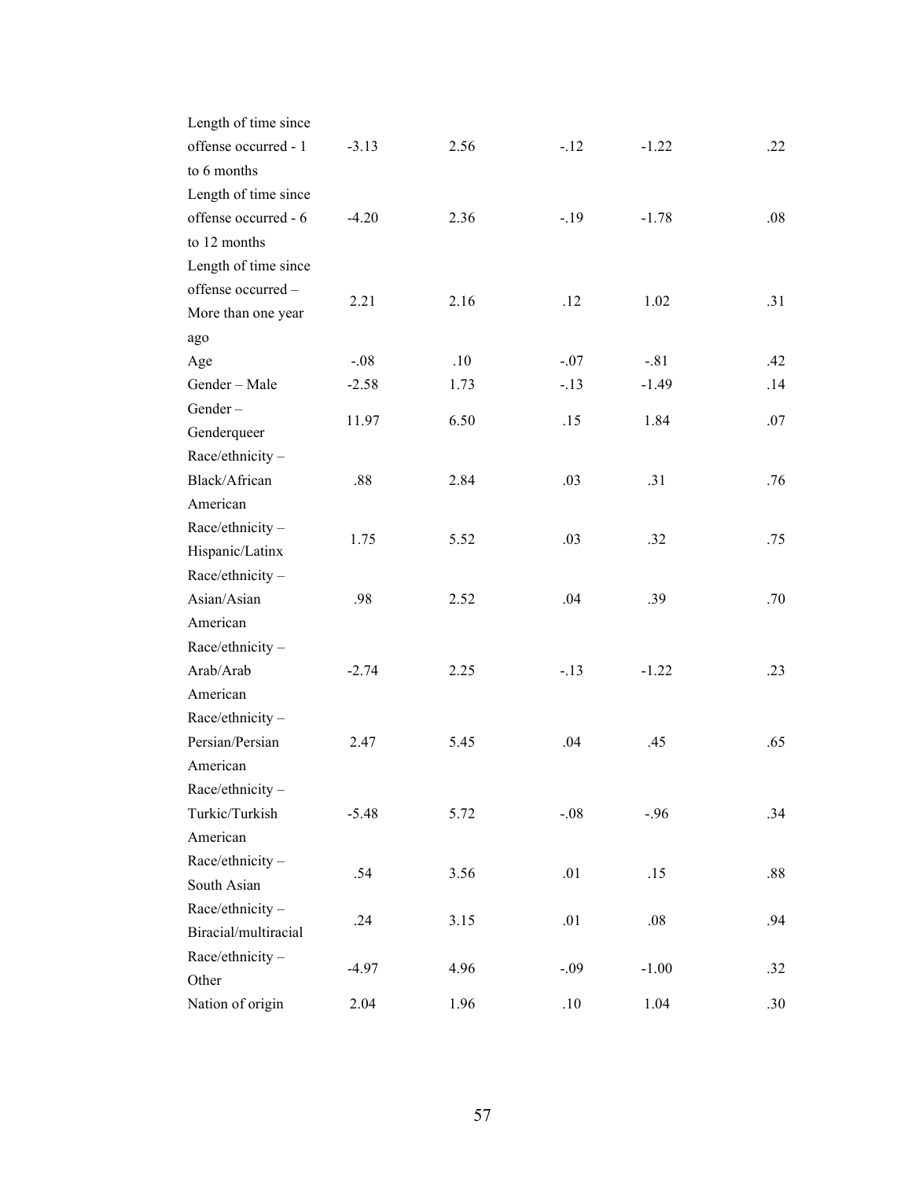| | | | | | |
|---|---|---|---|---|---|
| Length of time since offense occurred - 1 to 6 months | -3.13 | 2.56 | -.12 | -1.22 | .22 |
| Length of time since offense occurred - 6 to 12 months | -4.20 | 2.36 | -.19 | -1.78 | .08 |
| Length of time since offense occurred – More than one year ago | 2.21 | 2.16 | .12 | 1.02 | .31 |
| Age | -.08 | .10 | -.07 | -.81 | .42 |
| Gender – Male | -2.58 | 1.73 | -.13 | -1.49 | .14 |
| Gender – Genderqueer | 11.97 | 6.50 | .15 | 1.84 | .07 |
| Race/ethnicity – Black/African American | .88 | 2.84 | .03 | .31 | .76 |
| Race/ethnicity – Hispanic/Latinx | 1.75 | 5.52 | .03 | .32 | .75 |
| Race/ethnicity – Asian/Asian American | .98 | 2.52 | .04 | .39 | .70 |
| Race/ethnicity – Arab/Arab American | -2.74 | 2.25 | -.13 | -1.22 | .23 |
| Race/ethnicity – Persian/Persian American | 2.47 | 5.45 | .04 | .45 | .65 |
| Race/ethnicity – Turkic/Turkish American | -5.48 | 5.72 | -.08 | -.96 | .34 |
| Race/ethnicity – South Asian | .54 | 3.56 | .01 | .15 | .88 |
| Race/ethnicity – Biracial/multiracial | .24 | 3.15 | .01 | .08 | .94 |
| Race/ethnicity – Other | -4.97 | 4.96 | -.09 | -1.00 | .32 |
| Nation of origin | 2.04 | 1.96 | .10 | 1.04 | .30 |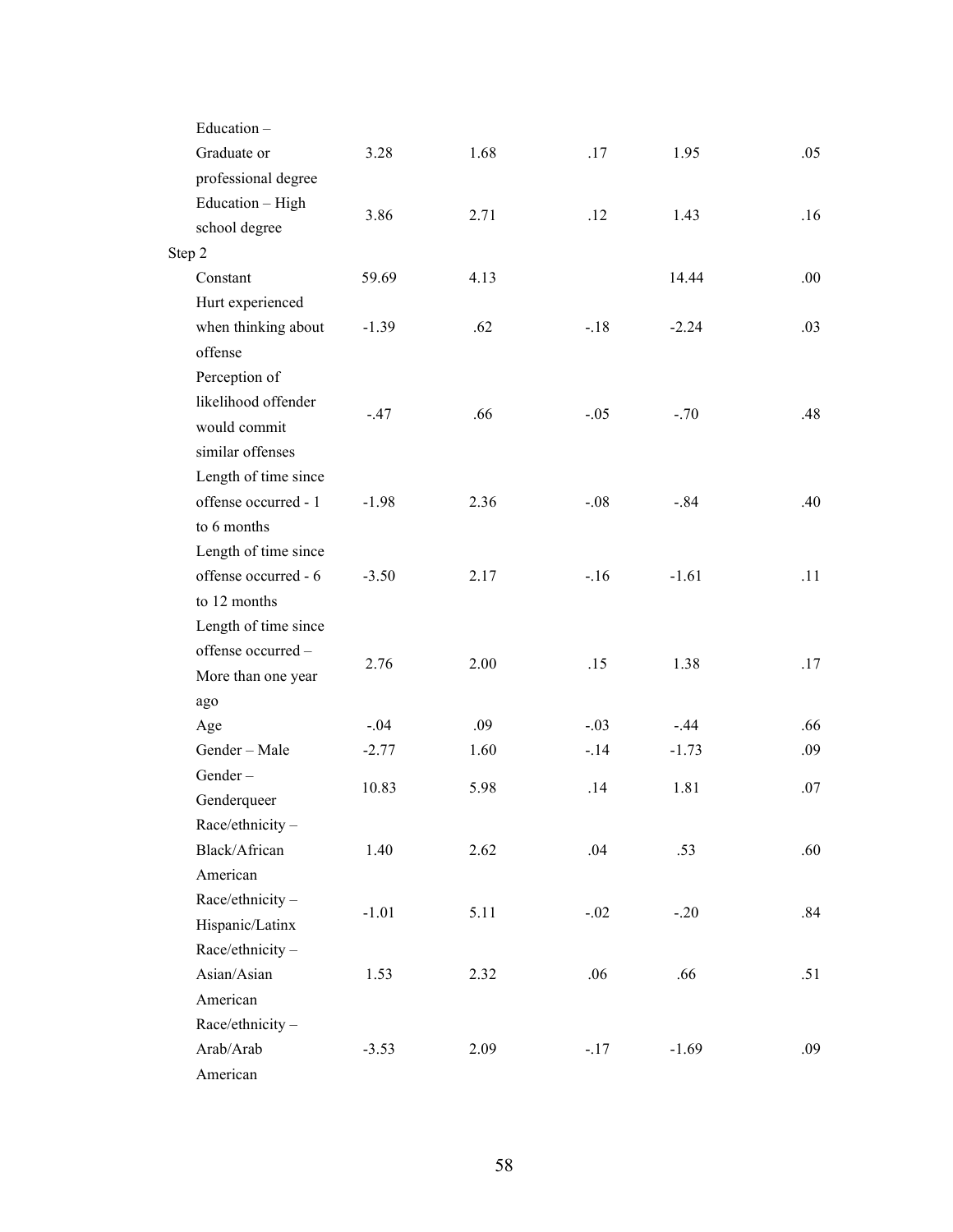| | | | | | |
|---|---|---|---|---|---|
| Education – Graduate or professional degree | 3.28 | 1.68 | .17 | 1.95 | .05 |
| Education – High school degree | 3.86 | 2.71 | .12 | 1.43 | .16 |
| Step 2 | | | | | |
| Constant | 59.69 | 4.13 | | 14.44 | .00 |
| Hurt experienced when thinking about offense | -1.39 | .62 | -.18 | -2.24 | .03 |
| Perception of likelihood offender would commit similar offenses | -.47 | .66 | -.05 | -.70 | .48 |
| Length of time since offense occurred - 1 to 6 months | -1.98 | 2.36 | -.08 | -.84 | .40 |
| Length of time since offense occurred - 6 to 12 months | -3.50 | 2.17 | -.16 | -1.61 | .11 |
| Length of time since offense occurred – More than one year ago | 2.76 | 2.00 | .15 | 1.38 | .17 |
| Age | -.04 | .09 | -.03 | -.44 | .66 |
| Gender – Male | -2.77 | 1.60 | -.14 | -1.73 | .09 |
| Gender – Genderqueer | 10.83 | 5.98 | .14 | 1.81 | .07 |
| Race/ethnicity – Black/African American | 1.40 | 2.62 | .04 | .53 | .60 |
| Race/ethnicity – Hispanic/Latinx | -1.01 | 5.11 | -.02 | -.20 | .84 |
| Race/ethnicity – Asian/Asian American | 1.53 | 2.32 | .06 | .66 | .51 |
| Race/ethnicity – Arab/Arab American | -3.53 | 2.09 | -.17 | -1.69 | .09 |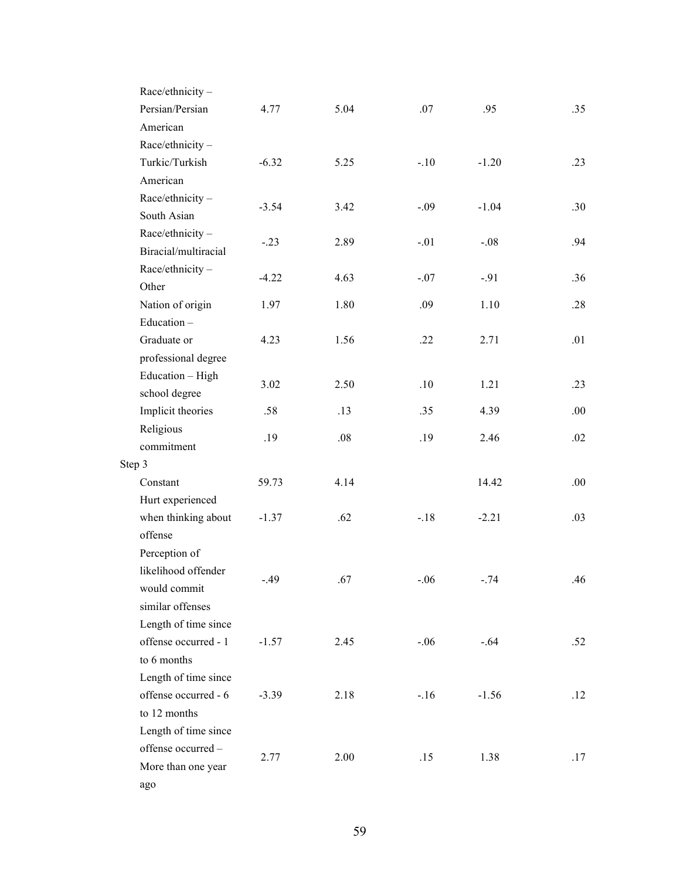| | | | | | |
|---|---|---|---|---|---|
| | Race/ethnicity – Persian/Persian American | 4.77 | 5.04 | .07 | .95 | .35 |
| | Race/ethnicity – Turkic/Turkish American | -6.32 | 5.25 | -.10 | -1.20 | .23 |
| | Race/ethnicity – South Asian | -3.54 | 3.42 | -.09 | -1.04 | .30 |
| | Race/ethnicity – Biracial/multiracial | -.23 | 2.89 | -.01 | -.08 | .94 |
| | Race/ethnicity – Other | -4.22 | 4.63 | -.07 | -.91 | .36 |
| | Nation of origin | 1.97 | 1.80 | .09 | 1.10 | .28 |
| | Education – Graduate or professional degree | 4.23 | 1.56 | .22 | 2.71 | .01 |
| | Education – High school degree | 3.02 | 2.50 | .10 | 1.21 | .23 |
| | Implicit theories | .58 | .13 | .35 | 4.39 | .00 |
| | Religious commitment | .19 | .08 | .19 | 2.46 | .02 |
| Step 3 | | | | | | |
| | Constant | 59.73 | 4.14 | | 14.42 | .00 |
| | Hurt experienced when thinking about offense | -1.37 | .62 | -.18 | -2.21 | .03 |
| | Perception of likelihood offender would commit similar offenses | -.49 | .67 | -.06 | -.74 | .46 |
| | Length of time since offense occurred - 1 to 6 months | -1.57 | 2.45 | -.06 | -.64 | .52 |
| | Length of time since offense occurred - 6 to 12 months | -3.39 | 2.18 | -.16 | -1.56 | .12 |
| | Length of time since offense occurred – More than one year ago | 2.77 | 2.00 | .15 | 1.38 | .17 |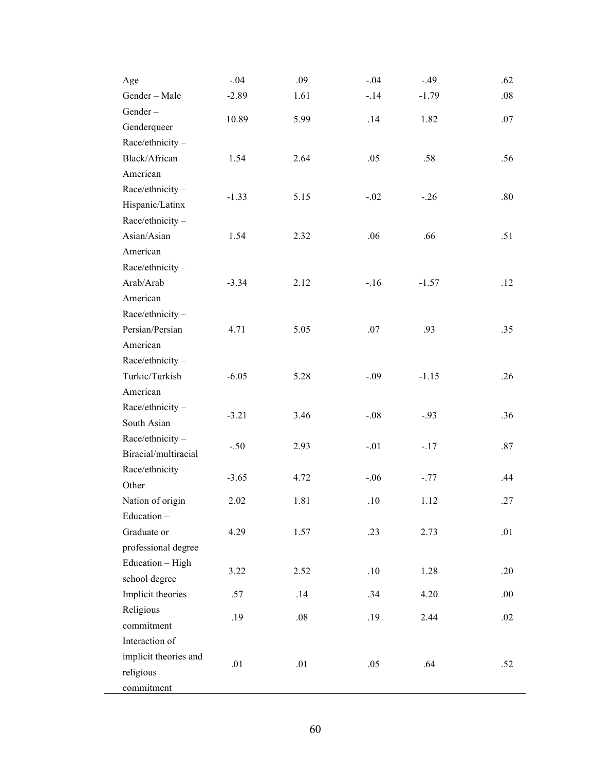| | | | | | |
|---|---|---|---|---|---|
| Age | -.04 | .09 | -.04 | -.49 | .62 |
| Gender – Male | -2.89 | 1.61 | -.14 | -1.79 | .08 |
| Gender – Genderqueer | 10.89 | 5.99 | .14 | 1.82 | .07 |
| Race/ethnicity – Black/African American | 1.54 | 2.64 | .05 | .58 | .56 |
| Race/ethnicity – Hispanic/Latinx | -1.33 | 5.15 | -.02 | -.26 | .80 |
| Race/ethnicity – Asian/Asian American | 1.54 | 2.32 | .06 | .66 | .51 |
| Race/ethnicity – Arab/Arab American | -3.34 | 2.12 | -.16 | -1.57 | .12 |
| Race/ethnicity – Persian/Persian American | 4.71 | 5.05 | .07 | .93 | .35 |
| Race/ethnicity – Turkic/Turkish American | -6.05 | 5.28 | -.09 | -1.15 | .26 |
| Race/ethnicity – South Asian | -3.21 | 3.46 | -.08 | -.93 | .36 |
| Race/ethnicity – Biracial/multiracial | -.50 | 2.93 | -.01 | -.17 | .87 |
| Race/ethnicity – Other | -3.65 | 4.72 | -.06 | -.77 | .44 |
| Nation of origin | 2.02 | 1.81 | .10 | 1.12 | .27 |
| Education – Graduate or professional degree | 4.29 | 1.57 | .23 | 2.73 | .01 |
| Education – High school degree | 3.22 | 2.52 | .10 | 1.28 | .20 |
| Implicit theories | .57 | .14 | .34 | 4.20 | .00 |
| Religious commitment | .19 | .08 | .19 | 2.44 | .02 |
| Interaction of implicit theories and religious commitment | .01 | .01 | .05 | .64 | .52 |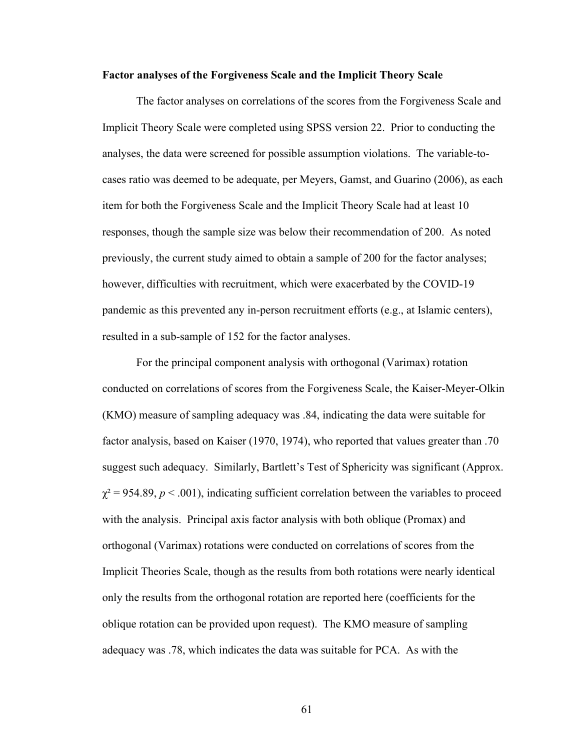**Factor analyses of the Forgiveness Scale and the Implicit Theory Scale**

The factor analyses on correlations of the scores from the Forgiveness Scale and Implicit Theory Scale were completed using SPSS version 22. Prior to conducting the analyses, the data were screened for possible assumption violations. The variable-to-cases ratio was deemed to be adequate, per Meyers, Gamst, and Guarino (2006), as each item for both the Forgiveness Scale and the Implicit Theory Scale had at least 10 responses, though the sample size was below their recommendation of 200. As noted previously, the current study aimed to obtain a sample of 200 for the factor analyses; however, difficulties with recruitment, which were exacerbated by the COVID-19 pandemic as this prevented any in-person recruitment efforts (e.g., at Islamic centers), resulted in a sub-sample of 152 for the factor analyses.

For the principal component analysis with orthogonal (Varimax) rotation conducted on correlations of scores from the Forgiveness Scale, the Kaiser-Meyer-Olkin (KMO) measure of sampling adequacy was .84, indicating the data were suitable for factor analysis, based on Kaiser (1970, 1974), who reported that values greater than .70 suggest such adequacy. Similarly, Bartlett's Test of Sphericity was significant (Approx. $\chi^2 = 954.89$, $p < .001$), indicating sufficient correlation between the variables to proceed with the analysis. Principal axis factor analysis with both oblique (Promax) and orthogonal (Varimax) rotations were conducted on correlations of scores from the Implicit Theories Scale, though as the results from both rotations were nearly identical only the results from the orthogonal rotation are reported here (coefficients for the oblique rotation can be provided upon request). The KMO measure of sampling adequacy was .78, which indicates the data was suitable for PCA. As with the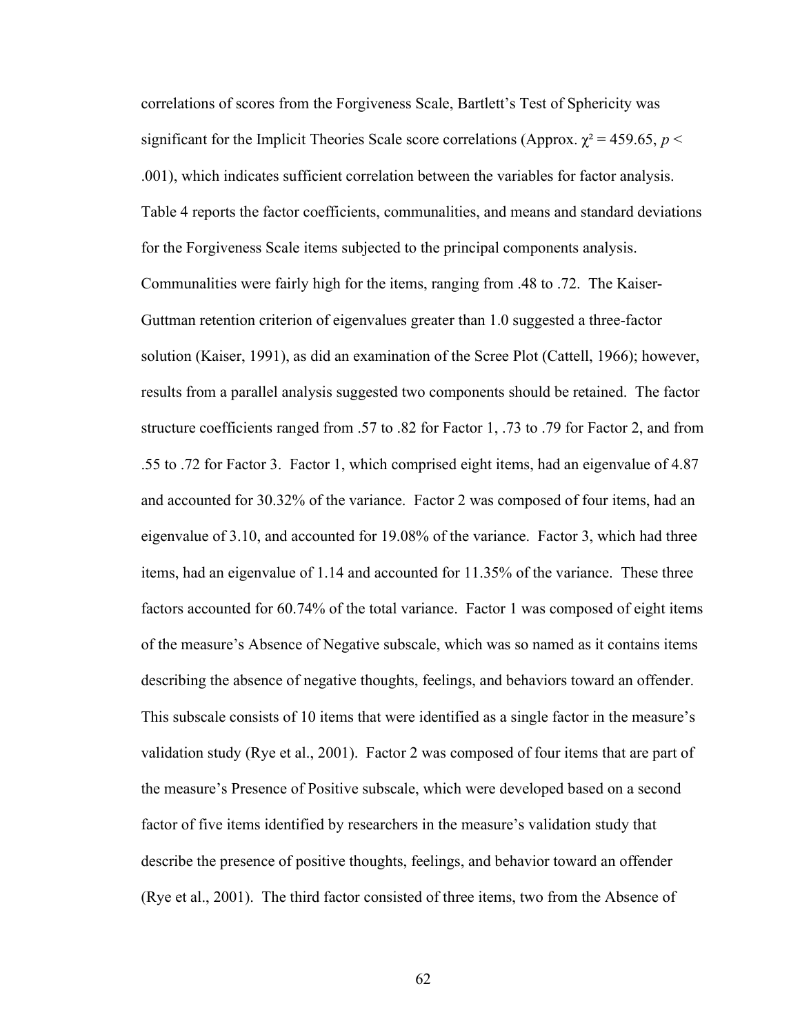correlations of scores from the Forgiveness Scale, Bartlett's Test of Sphericity was significant for the Implicit Theories Scale score correlations (Approx. $\chi^2 = 459.65$, $p < .001$), which indicates sufficient correlation between the variables for factor analysis. Table 4 reports the factor coefficients, communalities, and means and standard deviations for the Forgiveness Scale items subjected to the principal components analysis. Communalities were fairly high for the items, ranging from .48 to .72. The Kaiser-Guttman retention criterion of eigenvalues greater than 1.0 suggested a three-factor solution (Kaiser, 1991), as did an examination of the Scree Plot (Cattell, 1966); however, results from a parallel analysis suggested two components should be retained. The factor structure coefficients ranged from .57 to .82 for Factor 1, .73 to .79 for Factor 2, and from .55 to .72 for Factor 3. Factor 1, which comprised eight items, had an eigenvalue of 4.87 and accounted for 30.32% of the variance. Factor 2 was composed of four items, had an eigenvalue of 3.10, and accounted for 19.08% of the variance. Factor 3, which had three items, had an eigenvalue of 1.14 and accounted for 11.35% of the variance. These three factors accounted for 60.74% of the total variance. Factor 1 was composed of eight items of the measure's Absence of Negative subscale, which was so named as it contains items describing the absence of negative thoughts, feelings, and behaviors toward an offender. This subscale consists of 10 items that were identified as a single factor in the measure's validation study (Rye et al., 2001). Factor 2 was composed of four items that are part of the measure's Presence of Positive subscale, which were developed based on a second factor of five items identified by researchers in the measure's validation study that describe the presence of positive thoughts, feelings, and behavior toward an offender (Rye et al., 2001). The third factor consisted of three items, two from the Absence of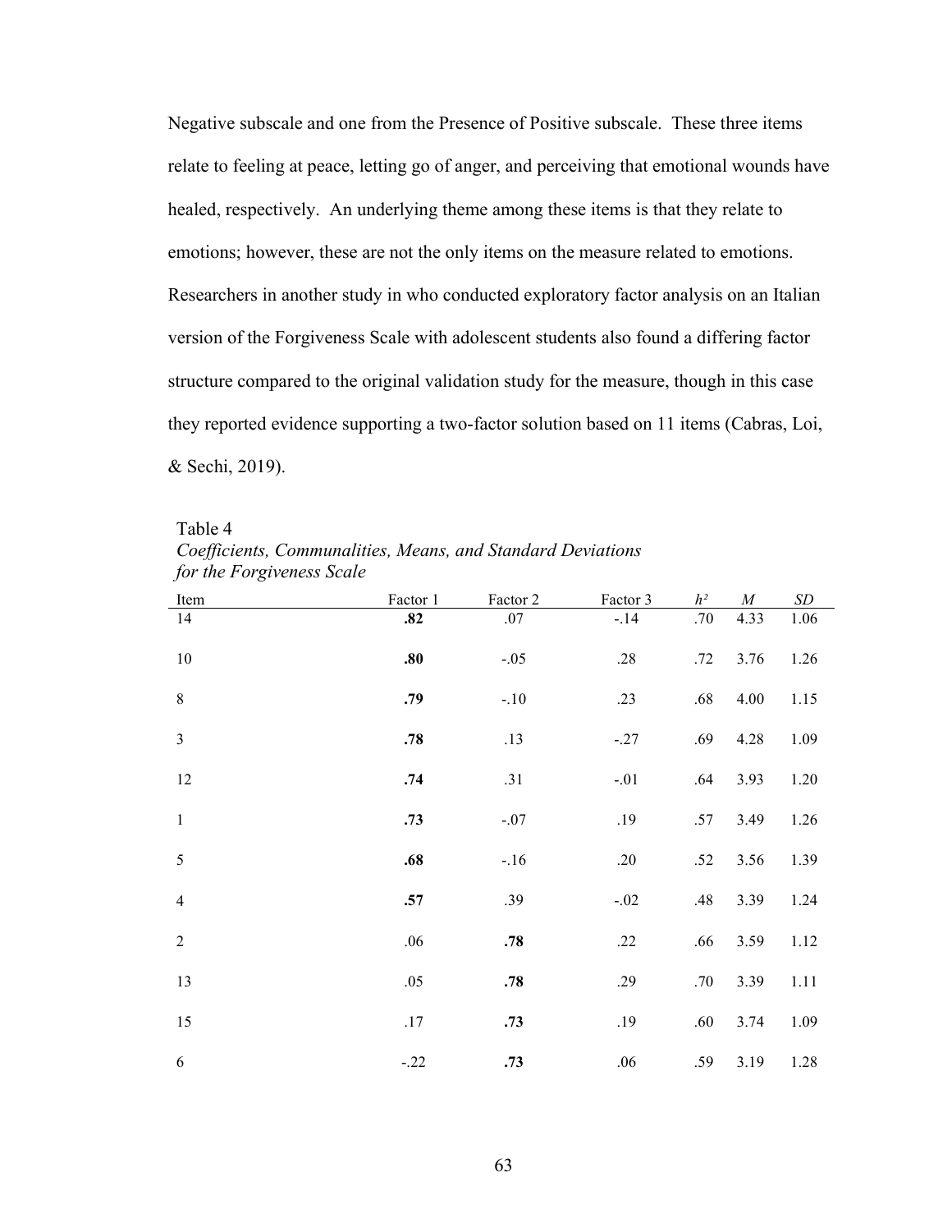Negative subscale and one from the Presence of Positive subscale. These three items relate to feeling at peace, letting go of anger, and perceiving that emotional wounds have healed, respectively. An underlying theme among these items is that they relate to emotions; however, these are not the only items on the measure related to emotions. Researchers in another study in who conducted exploratory factor analysis on an Italian version of the Forgiveness Scale with adolescent students also found a differing factor structure compared to the original validation study for the measure, though in this case they reported evidence supporting a two-factor solution based on 11 items (Cabras, Loi, & Sechi, 2019).

Table 4

*Coefficients, Communalities, Means, and Standard Deviations for the Forgiveness Scale*

| Item | Factor 1 | Factor 2 | Factor 3 | $h^2$ | *M* | *SD* |
|---|---|---|---|---|---|---|
| 14 | **.82** | .07 | -.14 | .70 | 4.33 | 1.06 |
| 10 | **.80** | -.05 | .28 | .72 | 3.76 | 1.26 |
| 8 | **.79** | -.10 | .23 | .68 | 4.00 | 1.15 |
| 3 | **.78** | .13 | -.27 | .69 | 4.28 | 1.09 |
| 12 | **.74** | .31 | -.01 | .64 | 3.93 | 1.20 |
| 1 | **.73** | -.07 | .19 | .57 | 3.49 | 1.26 |
| 5 | **.68** | -.16 | .20 | .52 | 3.56 | 1.39 |
| 4 | **.57** | .39 | -.02 | .48 | 3.39 | 1.24 |
| 2 | .06 | **.78** | .22 | .66 | 3.59 | 1.12 |
| 13 | .05 | **.78** | .29 | .70 | 3.39 | 1.11 |
| 15 | .17 | **.73** | .19 | .60 | 3.74 | 1.09 |
| 6 | -.22 | **.73** | .06 | .59 | 3.19 | 1.28 |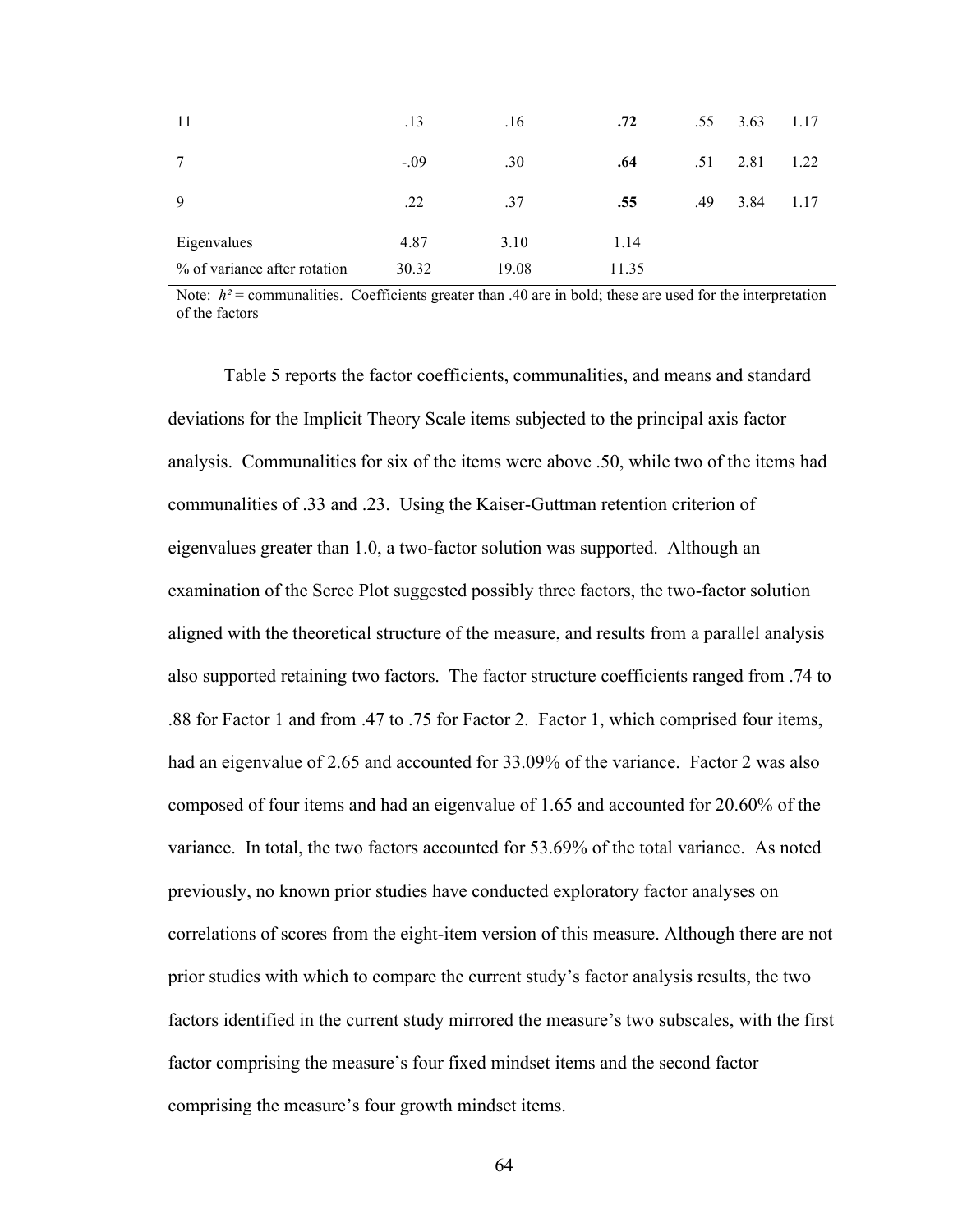| | | | | | | |
|---|---|---|---|---|---|---|
| 11 | .13 | .16 | **.72** | .55 | 3.63 | 1.17 |
| 7 | -.09 | .30 | **.64** | .51 | 2.81 | 1.22 |
| 9 | .22 | .37 | **.55** | .49 | 3.84 | 1.17 |
| Eigenvalues | 4.87 | 3.10 | 1.14 | | | |
| % of variance after rotation | 30.32 | 19.08 | 11.35 | | | |

Note: $h^2$ = communalities. Coefficients greater than .40 are in bold; these are used for the interpretation of the factors

Table 5 reports the factor coefficients, communalities, and means and standard deviations for the Implicit Theory Scale items subjected to the principal axis factor analysis. Communalities for six of the items were above .50, while two of the items had communalities of .33 and .23. Using the Kaiser-Guttman retention criterion of eigenvalues greater than 1.0, a two-factor solution was supported. Although an examination of the Scree Plot suggested possibly three factors, the two-factor solution aligned with the theoretical structure of the measure, and results from a parallel analysis also supported retaining two factors. The factor structure coefficients ranged from .74 to .88 for Factor 1 and from .47 to .75 for Factor 2. Factor 1, which comprised four items, had an eigenvalue of 2.65 and accounted for 33.09% of the variance. Factor 2 was also composed of four items and had an eigenvalue of 1.65 and accounted for 20.60% of the variance. In total, the two factors accounted for 53.69% of the total variance. As noted previously, no known prior studies have conducted exploratory factor analyses on correlations of scores from the eight-item version of this measure. Although there are not prior studies with which to compare the current study's factor analysis results, the two factors identified in the current study mirrored the measure's two subscales, with the first factor comprising the measure's four fixed mindset items and the second factor comprising the measure's four growth mindset items.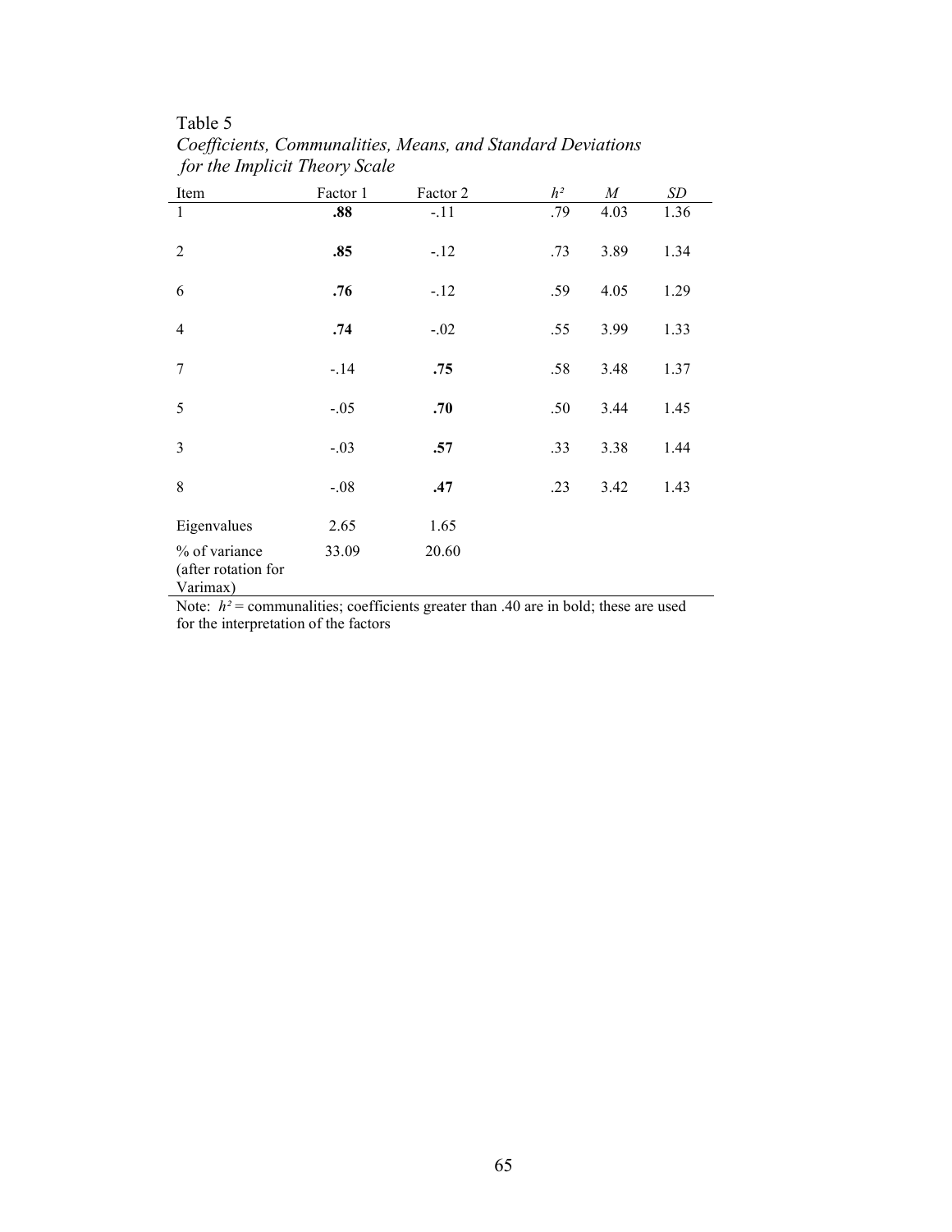Table 5

*Coefficients, Communalities, Means, and Standard Deviations for the Implicit Theory Scale*

| Item | Factor 1 | Factor 2 | $h^2$ | *M* | *SD* |
|---|---|---|---|---|---|
| 1 | **.88** | -.11 | .79 | 4.03 | 1.36 |
| 2 | **.85** | -.12 | .73 | 3.89 | 1.34 |
| 6 | **.76** | -.12 | .59 | 4.05 | 1.29 |
| 4 | **.74** | -.02 | .55 | 3.99 | 1.33 |
| 7 | -.14 | **.75** | .58 | 3.48 | 1.37 |
| 5 | -.05 | **.70** | .50 | 3.44 | 1.45 |
| 3 | -.03 | **.57** | .33 | 3.38 | 1.44 |
| 8 | -.08 | **.47** | .23 | 3.42 | 1.43 |
| Eigenvalues | 2.65 | 1.65 | | | |
| % of variance (after rotation for Varimax) | 33.09 | 20.60 | | | |

Note: $h^2$ = communalities; coefficients greater than .40 are in bold; these are used for the interpretation of the factors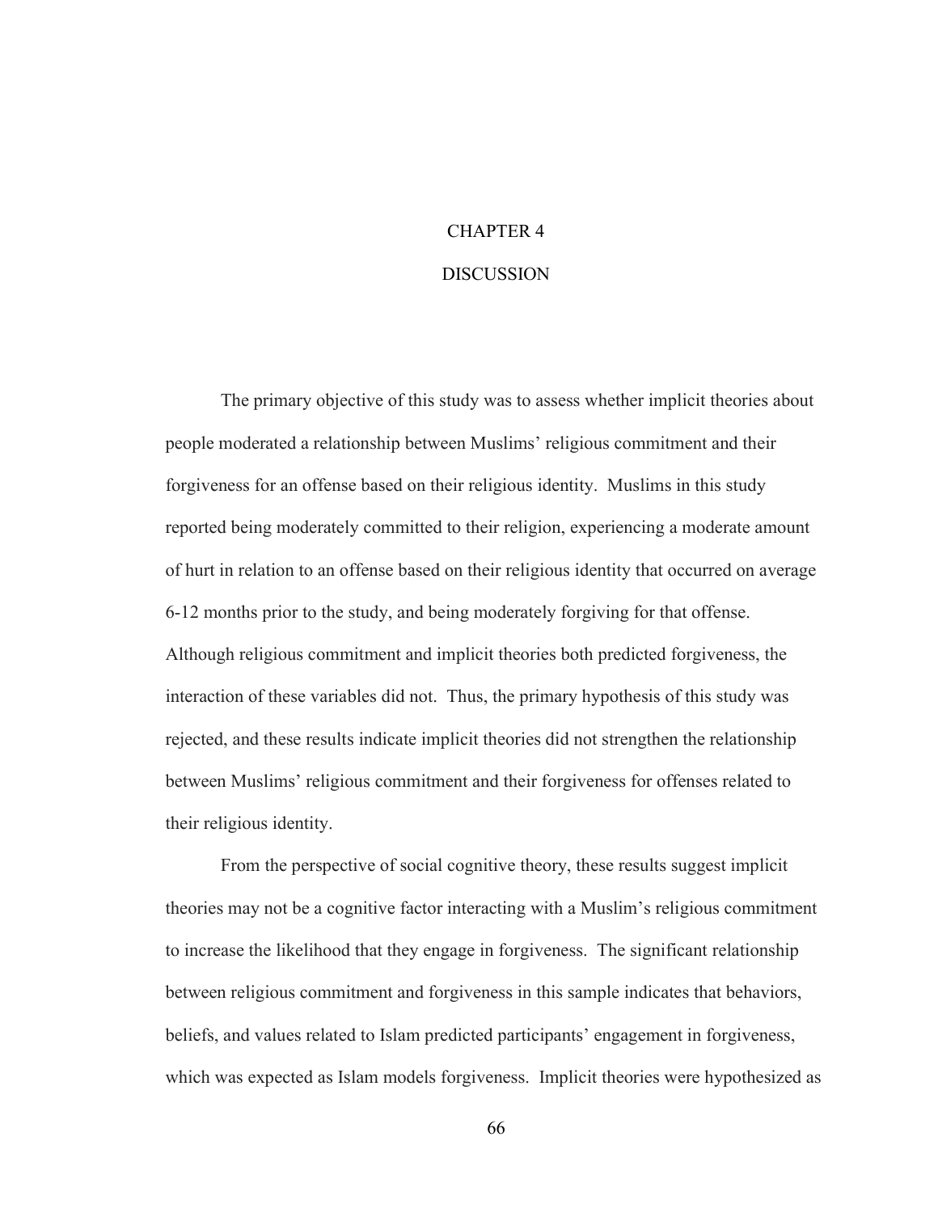# CHAPTER 4

# DISCUSSION

The primary objective of this study was to assess whether implicit theories about people moderated a relationship between Muslims' religious commitment and their forgiveness for an offense based on their religious identity. Muslims in this study reported being moderately committed to their religion, experiencing a moderate amount of hurt in relation to an offense based on their religious identity that occurred on average 6-12 months prior to the study, and being moderately forgiving for that offense. Although religious commitment and implicit theories both predicted forgiveness, the interaction of these variables did not. Thus, the primary hypothesis of this study was rejected, and these results indicate implicit theories did not strengthen the relationship between Muslims' religious commitment and their forgiveness for offenses related to their religious identity.

From the perspective of social cognitive theory, these results suggest implicit theories may not be a cognitive factor interacting with a Muslim's religious commitment to increase the likelihood that they engage in forgiveness. The significant relationship between religious commitment and forgiveness in this sample indicates that behaviors, beliefs, and values related to Islam predicted participants' engagement in forgiveness, which was expected as Islam models forgiveness. Implicit theories were hypothesized as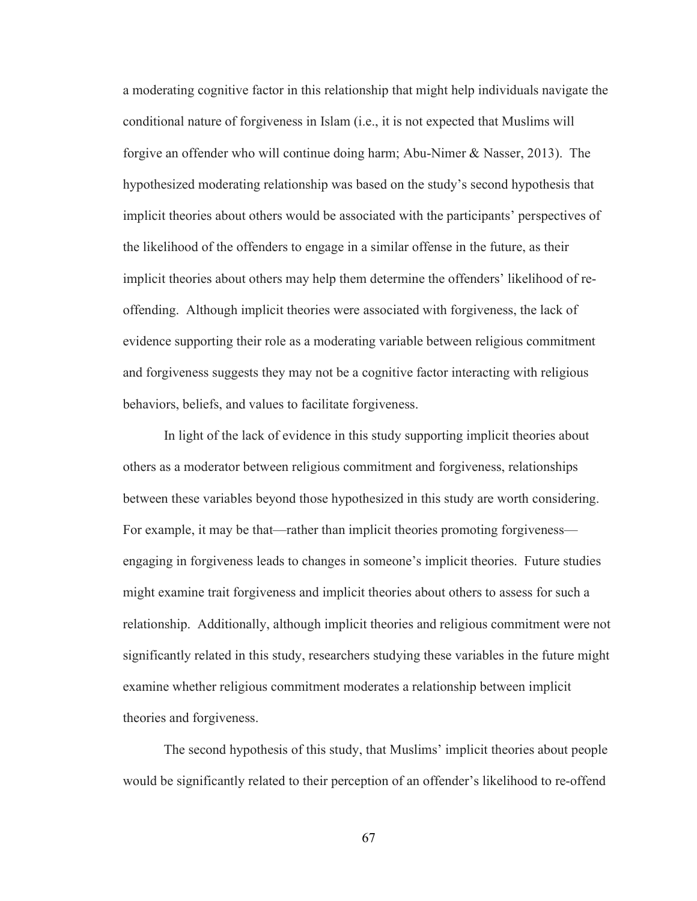a moderating cognitive factor in this relationship that might help individuals navigate the conditional nature of forgiveness in Islam (i.e., it is not expected that Muslims will forgive an offender who will continue doing harm; Abu-Nimer & Nasser, 2013). The hypothesized moderating relationship was based on the study's second hypothesis that implicit theories about others would be associated with the participants' perspectives of the likelihood of the offenders to engage in a similar offense in the future, as their implicit theories about others may help them determine the offenders' likelihood of re-offending. Although implicit theories were associated with forgiveness, the lack of evidence supporting their role as a moderating variable between religious commitment and forgiveness suggests they may not be a cognitive factor interacting with religious behaviors, beliefs, and values to facilitate forgiveness.

In light of the lack of evidence in this study supporting implicit theories about others as a moderator between religious commitment and forgiveness, relationships between these variables beyond those hypothesized in this study are worth considering. For example, it may be that—rather than implicit theories promoting forgiveness—engaging in forgiveness leads to changes in someone's implicit theories. Future studies might examine trait forgiveness and implicit theories about others to assess for such a relationship. Additionally, although implicit theories and religious commitment were not significantly related in this study, researchers studying these variables in the future might examine whether religious commitment moderates a relationship between implicit theories and forgiveness.

The second hypothesis of this study, that Muslims' implicit theories about people would be significantly related to their perception of an offender's likelihood to re-offend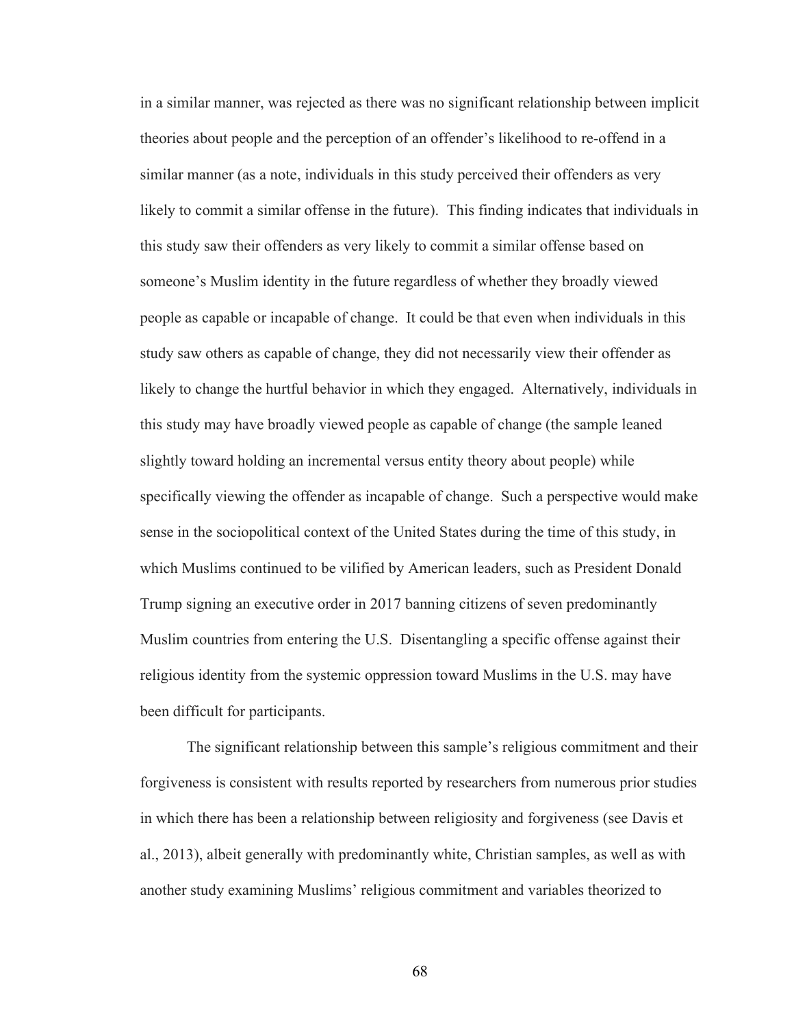in a similar manner, was rejected as there was no significant relationship between implicit theories about people and the perception of an offender's likelihood to re-offend in a similar manner (as a note, individuals in this study perceived their offenders as very likely to commit a similar offense in the future). This finding indicates that individuals in this study saw their offenders as very likely to commit a similar offense based on someone's Muslim identity in the future regardless of whether they broadly viewed people as capable or incapable of change. It could be that even when individuals in this study saw others as capable of change, they did not necessarily view their offender as likely to change the hurtful behavior in which they engaged. Alternatively, individuals in this study may have broadly viewed people as capable of change (the sample leaned slightly toward holding an incremental versus entity theory about people) while specifically viewing the offender as incapable of change. Such a perspective would make sense in the sociopolitical context of the United States during the time of this study, in which Muslims continued to be vilified by American leaders, such as President Donald Trump signing an executive order in 2017 banning citizens of seven predominantly Muslim countries from entering the U.S. Disentangling a specific offense against their religious identity from the systemic oppression toward Muslims in the U.S. may have been difficult for participants.

The significant relationship between this sample's religious commitment and their forgiveness is consistent with results reported by researchers from numerous prior studies in which there has been a relationship between religiosity and forgiveness (see Davis et al., 2013), albeit generally with predominantly white, Christian samples, as well as with another study examining Muslims' religious commitment and variables theorized to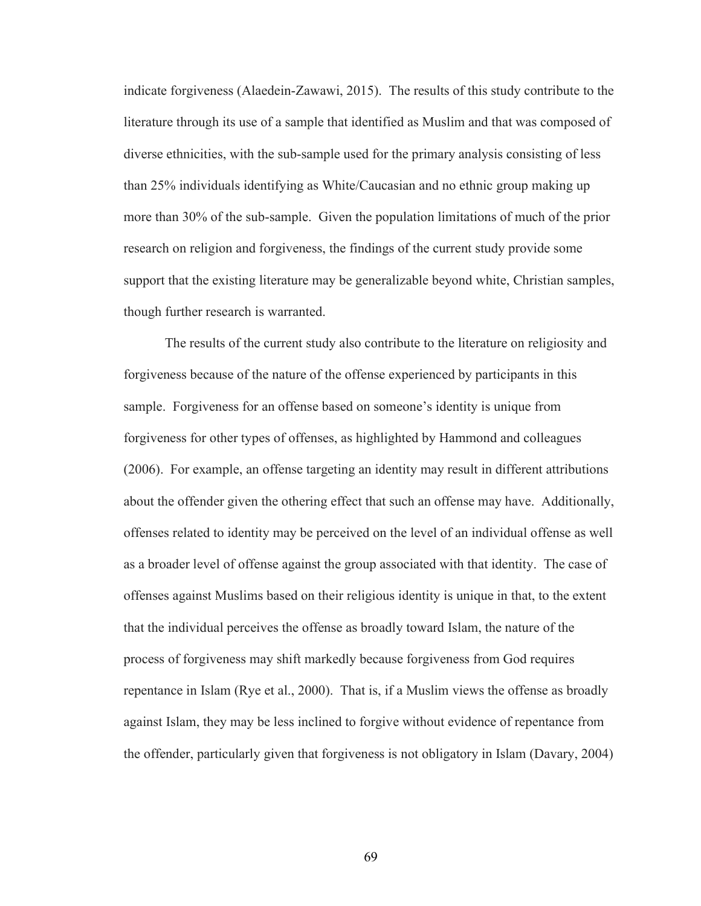indicate forgiveness (Alaedein-Zawawi, 2015). The results of this study contribute to the literature through its use of a sample that identified as Muslim and that was composed of diverse ethnicities, with the sub-sample used for the primary analysis consisting of less than 25% individuals identifying as White/Caucasian and no ethnic group making up more than 30% of the sub-sample. Given the population limitations of much of the prior research on religion and forgiveness, the findings of the current study provide some support that the existing literature may be generalizable beyond white, Christian samples, though further research is warranted.

The results of the current study also contribute to the literature on religiosity and forgiveness because of the nature of the offense experienced by participants in this sample. Forgiveness for an offense based on someone's identity is unique from forgiveness for other types of offenses, as highlighted by Hammond and colleagues (2006). For example, an offense targeting an identity may result in different attributions about the offender given the othering effect that such an offense may have. Additionally, offenses related to identity may be perceived on the level of an individual offense as well as a broader level of offense against the group associated with that identity. The case of offenses against Muslims based on their religious identity is unique in that, to the extent that the individual perceives the offense as broadly toward Islam, the nature of the process of forgiveness may shift markedly because forgiveness from God requires repentance in Islam (Rye et al., 2000). That is, if a Muslim views the offense as broadly against Islam, they may be less inclined to forgive without evidence of repentance from the offender, particularly given that forgiveness is not obligatory in Islam (Davary, 2004)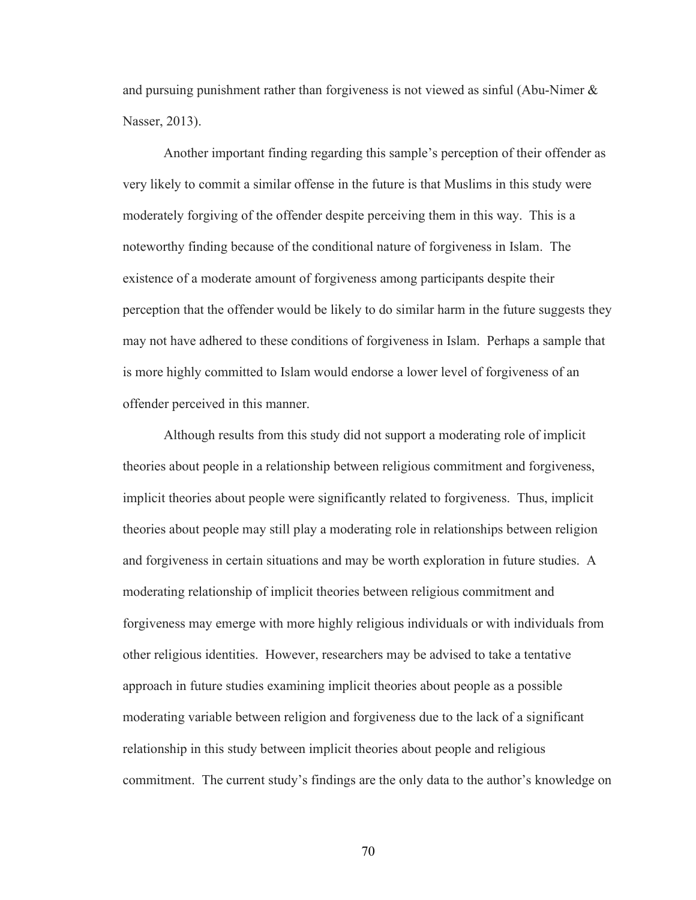and pursuing punishment rather than forgiveness is not viewed as sinful (Abu-Nimer & Nasser, 2013).

Another important finding regarding this sample's perception of their offender as very likely to commit a similar offense in the future is that Muslims in this study were moderately forgiving of the offender despite perceiving them in this way. This is a noteworthy finding because of the conditional nature of forgiveness in Islam. The existence of a moderate amount of forgiveness among participants despite their perception that the offender would be likely to do similar harm in the future suggests they may not have adhered to these conditions of forgiveness in Islam. Perhaps a sample that is more highly committed to Islam would endorse a lower level of forgiveness of an offender perceived in this manner.

Although results from this study did not support a moderating role of implicit theories about people in a relationship between religious commitment and forgiveness, implicit theories about people were significantly related to forgiveness. Thus, implicit theories about people may still play a moderating role in relationships between religion and forgiveness in certain situations and may be worth exploration in future studies. A moderating relationship of implicit theories between religious commitment and forgiveness may emerge with more highly religious individuals or with individuals from other religious identities. However, researchers may be advised to take a tentative approach in future studies examining implicit theories about people as a possible moderating variable between religion and forgiveness due to the lack of a significant relationship in this study between implicit theories about people and religious commitment. The current study's findings are the only data to the author's knowledge on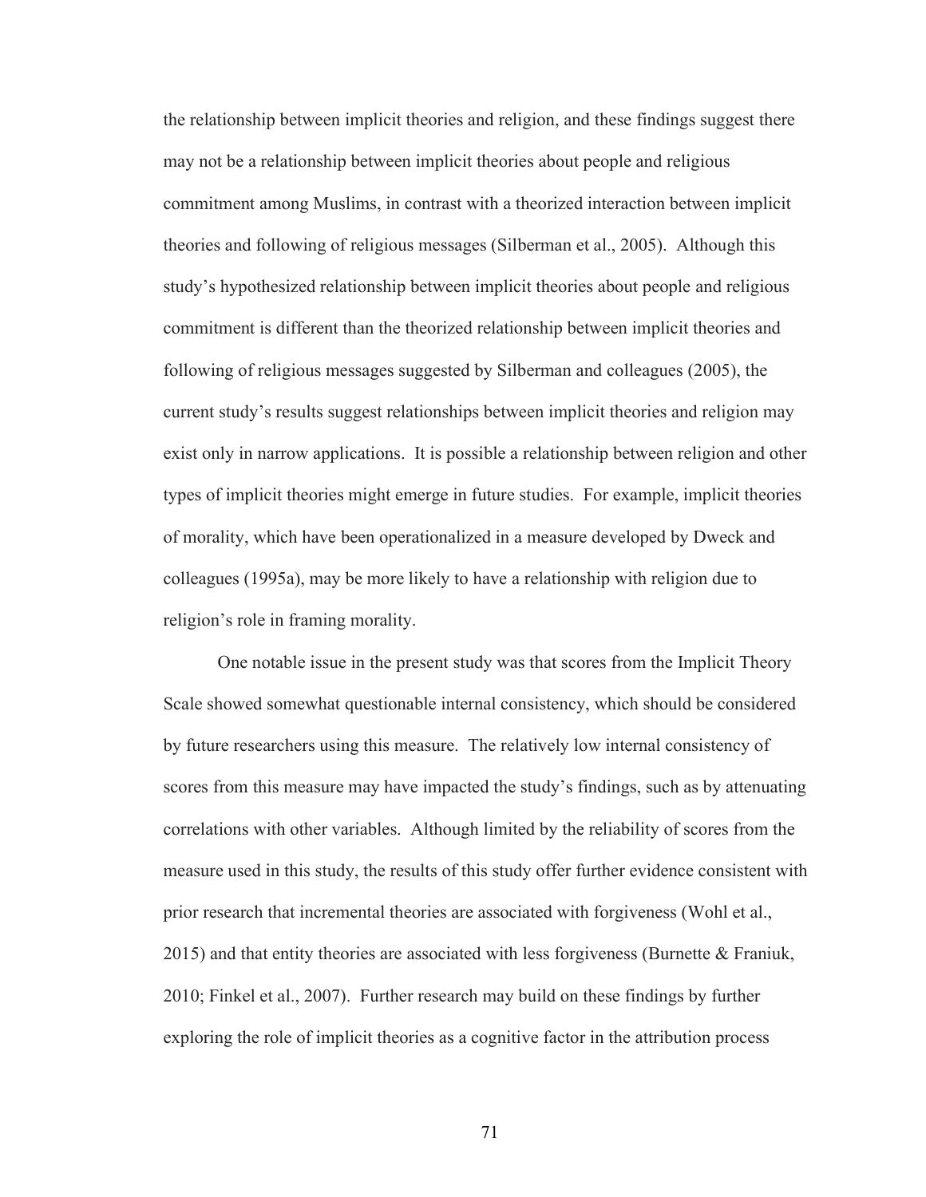the relationship between implicit theories and religion, and these findings suggest there may not be a relationship between implicit theories about people and religious commitment among Muslims, in contrast with a theorized interaction between implicit theories and following of religious messages (Silberman et al., 2005). Although this study's hypothesized relationship between implicit theories about people and religious commitment is different than the theorized relationship between implicit theories and following of religious messages suggested by Silberman and colleagues (2005), the current study's results suggest relationships between implicit theories and religion may exist only in narrow applications. It is possible a relationship between religion and other types of implicit theories might emerge in future studies. For example, implicit theories of morality, which have been operationalized in a measure developed by Dweck and colleagues (1995a), may be more likely to have a relationship with religion due to religion's role in framing morality.

One notable issue in the present study was that scores from the Implicit Theory Scale showed somewhat questionable internal consistency, which should be considered by future researchers using this measure. The relatively low internal consistency of scores from this measure may have impacted the study's findings, such as by attenuating correlations with other variables. Although limited by the reliability of scores from the measure used in this study, the results of this study offer further evidence consistent with prior research that incremental theories are associated with forgiveness (Wohl et al., 2015) and that entity theories are associated with less forgiveness (Burnette & Franiuk, 2010; Finkel et al., 2007). Further research may build on these findings by further exploring the role of implicit theories as a cognitive factor in the attribution process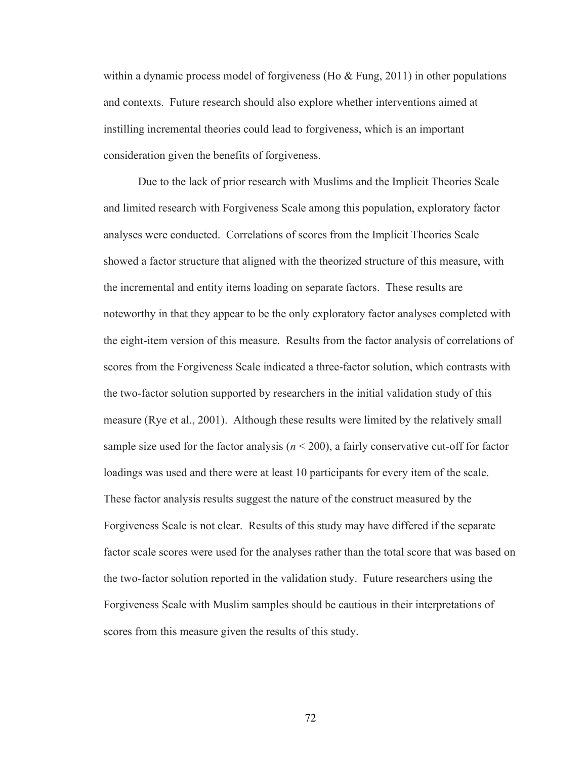within a dynamic process model of forgiveness (Ho & Fung, 2011) in other populations and contexts. Future research should also explore whether interventions aimed at instilling incremental theories could lead to forgiveness, which is an important consideration given the benefits of forgiveness.

Due to the lack of prior research with Muslims and the Implicit Theories Scale and limited research with Forgiveness Scale among this population, exploratory factor analyses were conducted. Correlations of scores from the Implicit Theories Scale showed a factor structure that aligned with the theorized structure of this measure, with the incremental and entity items loading on separate factors. These results are noteworthy in that they appear to be the only exploratory factor analyses completed with the eight-item version of this measure. Results from the factor analysis of correlations of scores from the Forgiveness Scale indicated a three-factor solution, which contrasts with the two-factor solution supported by researchers in the initial validation study of this measure (Rye et al., 2001). Although these results were limited by the relatively small sample size used for the factor analysis ($n < 200$), a fairly conservative cut-off for factor loadings was used and there were at least 10 participants for every item of the scale. These factor analysis results suggest the nature of the construct measured by the Forgiveness Scale is not clear. Results of this study may have differed if the separate factor scale scores were used for the analyses rather than the total score that was based on the two-factor solution reported in the validation study. Future researchers using the Forgiveness Scale with Muslim samples should be cautious in their interpretations of scores from this measure given the results of this study.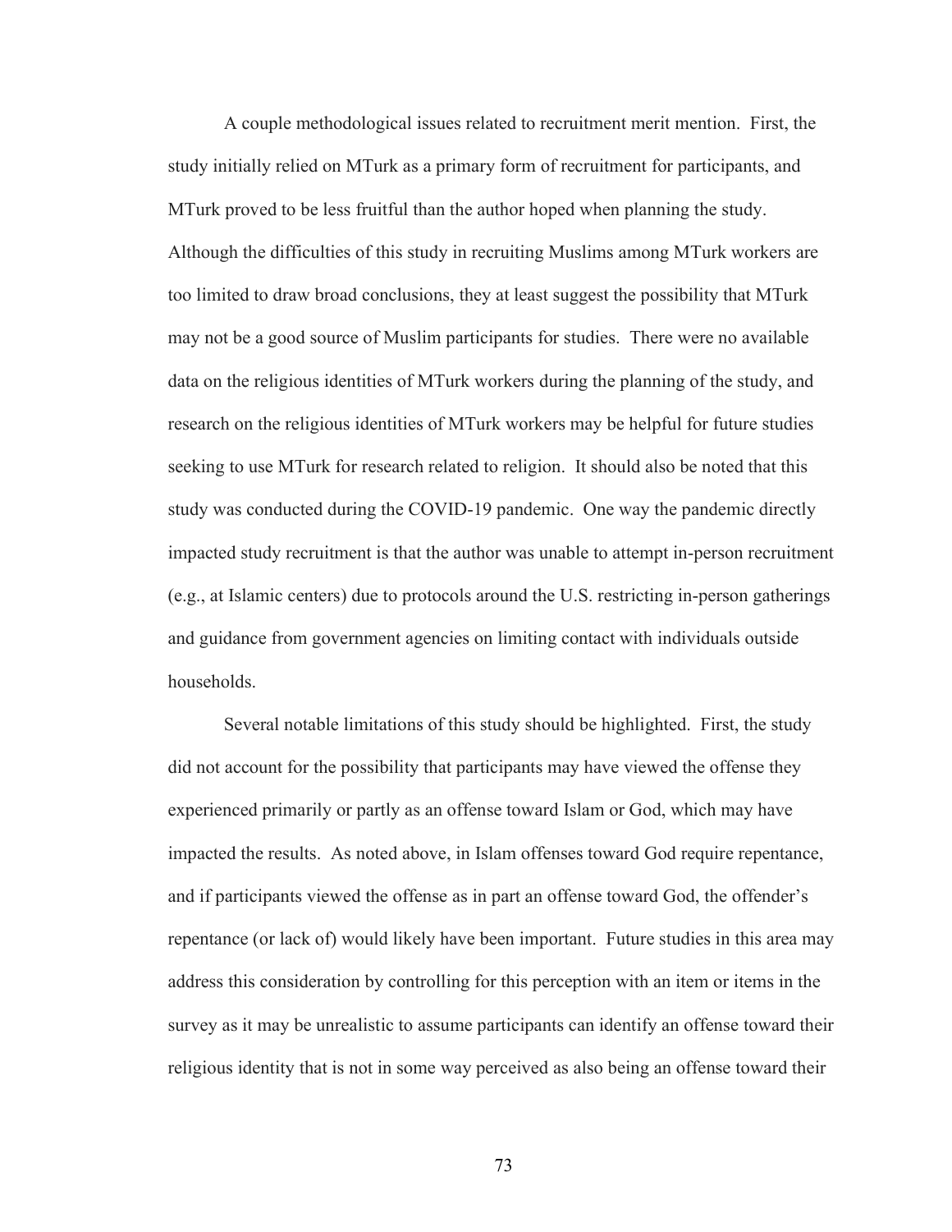A couple methodological issues related to recruitment merit mention. First, the study initially relied on MTurk as a primary form of recruitment for participants, and MTurk proved to be less fruitful than the author hoped when planning the study. Although the difficulties of this study in recruiting Muslims among MTurk workers are too limited to draw broad conclusions, they at least suggest the possibility that MTurk may not be a good source of Muslim participants for studies. There were no available data on the religious identities of MTurk workers during the planning of the study, and research on the religious identities of MTurk workers may be helpful for future studies seeking to use MTurk for research related to religion. It should also be noted that this study was conducted during the COVID-19 pandemic. One way the pandemic directly impacted study recruitment is that the author was unable to attempt in-person recruitment (e.g., at Islamic centers) due to protocols around the U.S. restricting in-person gatherings and guidance from government agencies on limiting contact with individuals outside households.

Several notable limitations of this study should be highlighted. First, the study did not account for the possibility that participants may have viewed the offense they experienced primarily or partly as an offense toward Islam or God, which may have impacted the results. As noted above, in Islam offenses toward God require repentance, and if participants viewed the offense as in part an offense toward God, the offender's repentance (or lack of) would likely have been important. Future studies in this area may address this consideration by controlling for this perception with an item or items in the survey as it may be unrealistic to assume participants can identify an offense toward their religious identity that is not in some way perceived as also being an offense toward their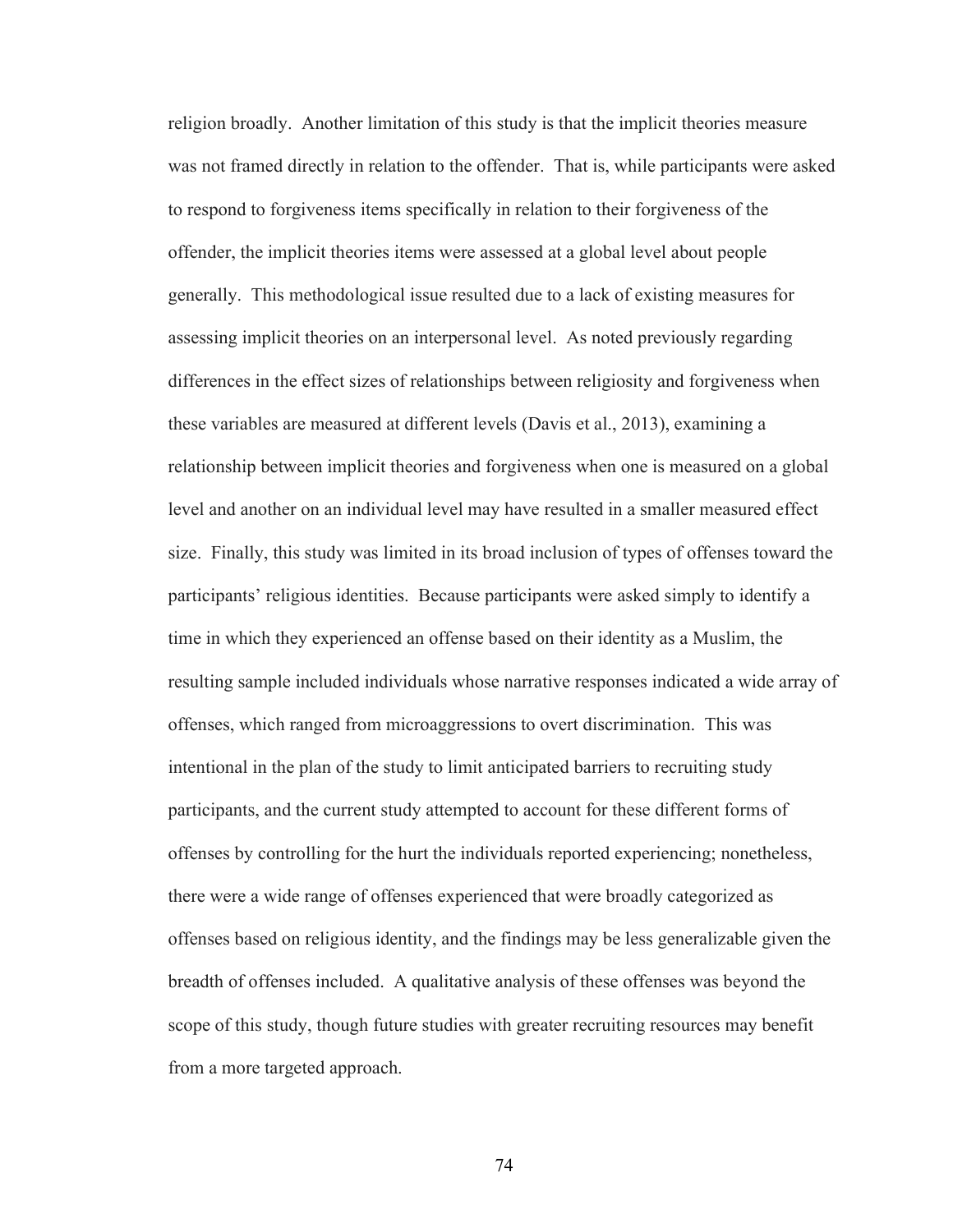religion broadly. Another limitation of this study is that the implicit theories measure was not framed directly in relation to the offender. That is, while participants were asked to respond to forgiveness items specifically in relation to their forgiveness of the offender, the implicit theories items were assessed at a global level about people generally. This methodological issue resulted due to a lack of existing measures for assessing implicit theories on an interpersonal level. As noted previously regarding differences in the effect sizes of relationships between religiosity and forgiveness when these variables are measured at different levels (Davis et al., 2013), examining a relationship between implicit theories and forgiveness when one is measured on a global level and another on an individual level may have resulted in a smaller measured effect size. Finally, this study was limited in its broad inclusion of types of offenses toward the participants' religious identities. Because participants were asked simply to identify a time in which they experienced an offense based on their identity as a Muslim, the resulting sample included individuals whose narrative responses indicated a wide array of offenses, which ranged from microaggressions to overt discrimination. This was intentional in the plan of the study to limit anticipated barriers to recruiting study participants, and the current study attempted to account for these different forms of offenses by controlling for the hurt the individuals reported experiencing; nonetheless, there were a wide range of offenses experienced that were broadly categorized as offenses based on religious identity, and the findings may be less generalizable given the breadth of offenses included. A qualitative analysis of these offenses was beyond the scope of this study, though future studies with greater recruiting resources may benefit from a more targeted approach.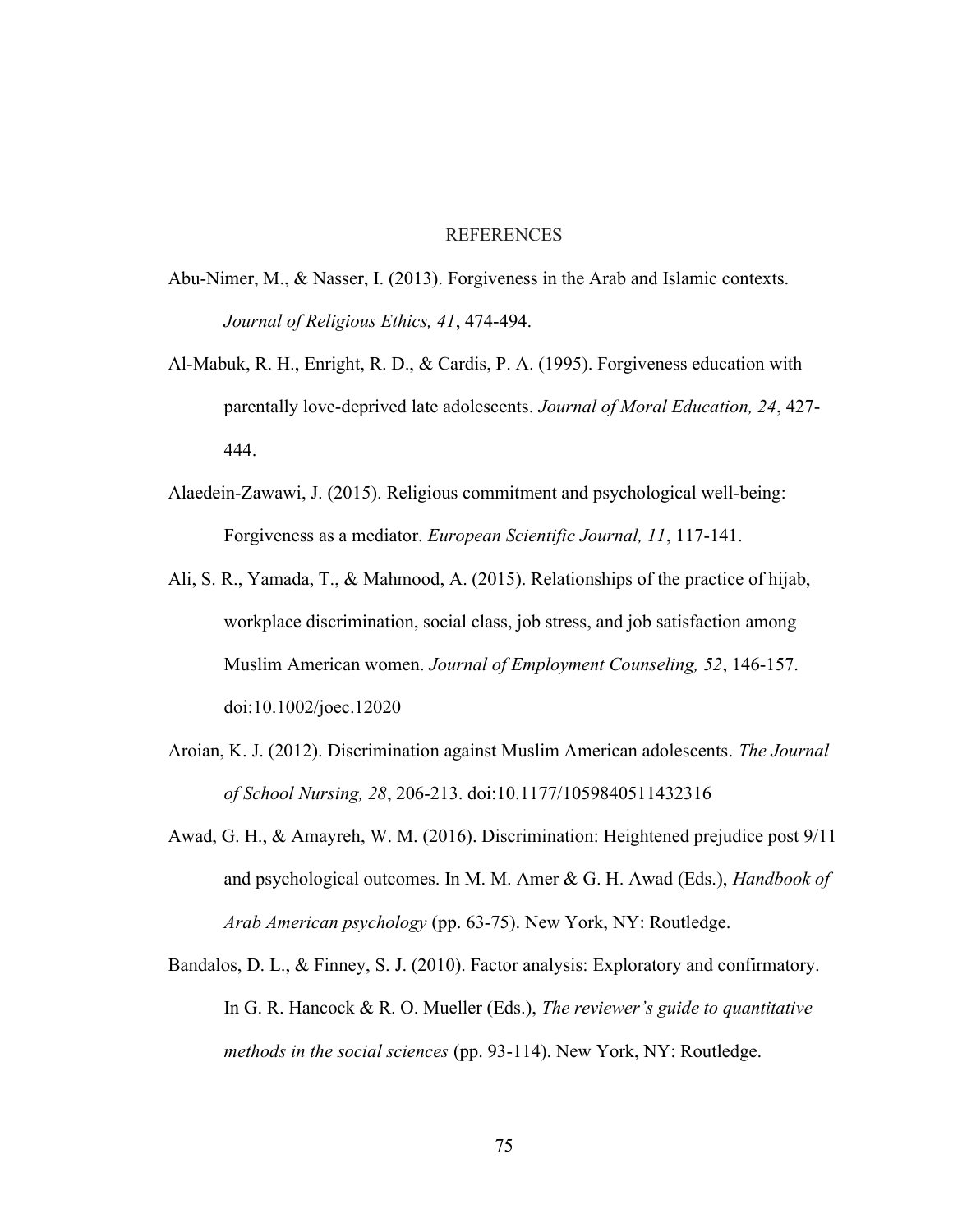# REFERENCES

Abu-Nimer, M., & Nasser, I. (2013). Forgiveness in the Arab and Islamic contexts. *Journal of Religious Ethics, 41*, 474-494.

Al-Mabuk, R. H., Enright, R. D., & Cardis, P. A. (1995). Forgiveness education with parentally love-deprived late adolescents. *Journal of Moral Education, 24*, 427-444.

Alaedein-Zawawi, J. (2015). Religious commitment and psychological well-being: Forgiveness as a mediator. *European Scientific Journal, 11*, 117-141.

Ali, S. R., Yamada, T., & Mahmood, A. (2015). Relationships of the practice of hijab, workplace discrimination, social class, job stress, and job satisfaction among Muslim American women. *Journal of Employment Counseling, 52*, 146-157. doi:10.1002/joec.12020

Aroian, K. J. (2012). Discrimination against Muslim American adolescents. *The Journal of School Nursing, 28*, 206-213. doi:10.1177/1059840511432316

Awad, G. H., & Amayreh, W. M. (2016). Discrimination: Heightened prejudice post 9/11 and psychological outcomes. In M. M. Amer & G. H. Awad (Eds.), *Handbook of Arab American psychology* (pp. 63-75). New York, NY: Routledge.

Bandalos, D. L., & Finney, S. J. (2010). Factor analysis: Exploratory and confirmatory. In G. R. Hancock & R. O. Mueller (Eds.), *The reviewer's guide to quantitative methods in the social sciences* (pp. 93-114). New York, NY: Routledge.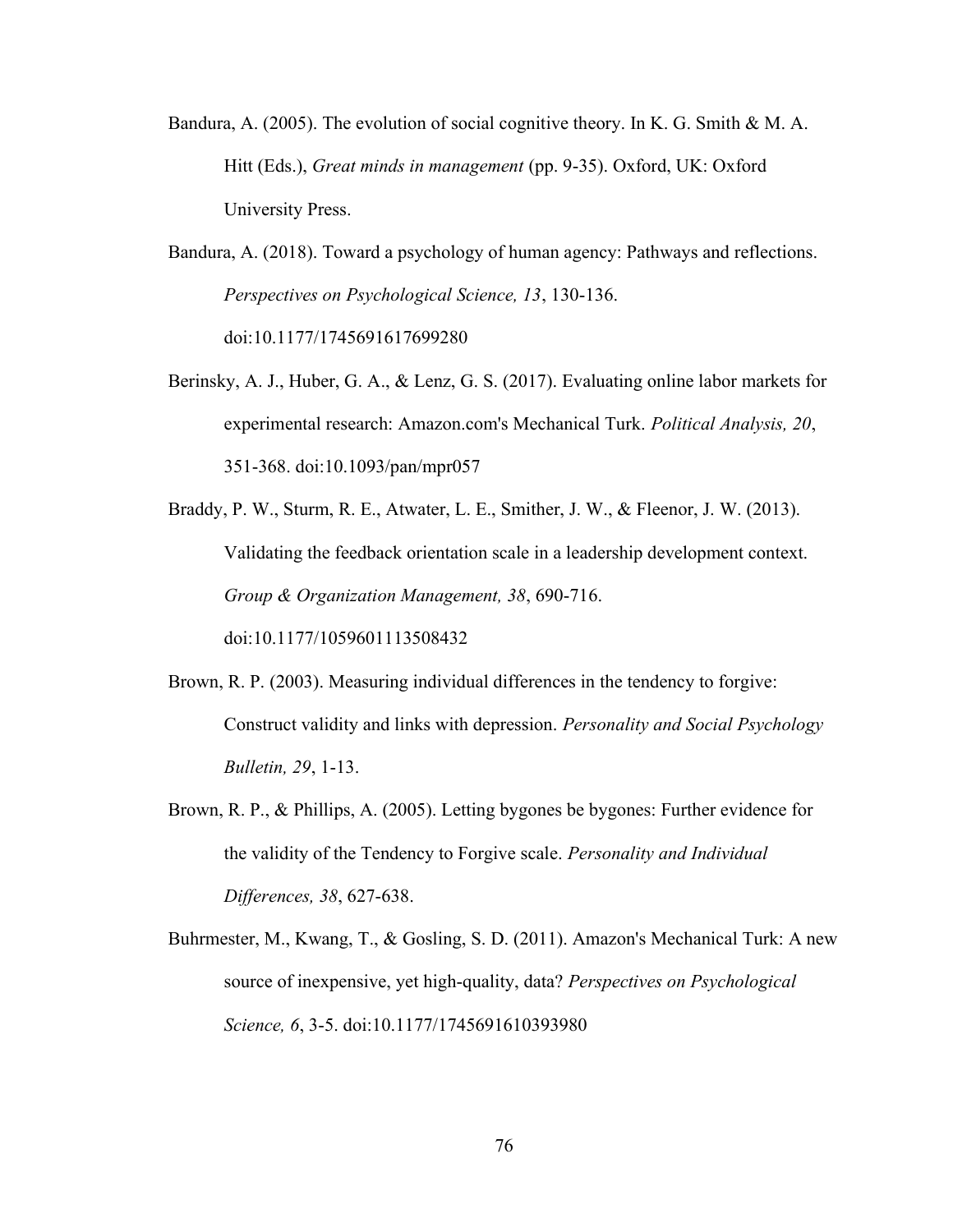Bandura, A. (2005). The evolution of social cognitive theory. In K. G. Smith & M. A. Hitt (Eds.), *Great minds in management* (pp. 9-35). Oxford, UK: Oxford University Press.

Bandura, A. (2018). Toward a psychology of human agency: Pathways and reflections. *Perspectives on Psychological Science, 13*, 130-136. doi:10.1177/1745691617699280

Berinsky, A. J., Huber, G. A., & Lenz, G. S. (2017). Evaluating online labor markets for experimental research: Amazon.com's Mechanical Turk. *Political Analysis, 20*, 351-368. doi:10.1093/pan/mpr057

Braddy, P. W., Sturm, R. E., Atwater, L. E., Smither, J. W., & Fleenor, J. W. (2013). Validating the feedback orientation scale in a leadership development context. *Group & Organization Management, 38*, 690-716. doi:10.1177/1059601113508432

Brown, R. P. (2003). Measuring individual differences in the tendency to forgive: Construct validity and links with depression. *Personality and Social Psychology Bulletin, 29*, 1-13.

Brown, R. P., & Phillips, A. (2005). Letting bygones be bygones: Further evidence for the validity of the Tendency to Forgive scale. *Personality and Individual Differences, 38*, 627-638.

Buhrmester, M., Kwang, T., & Gosling, S. D. (2011). Amazon's Mechanical Turk: A new source of inexpensive, yet high-quality, data? *Perspectives on Psychological Science, 6*, 3-5. doi:10.1177/1745691610393980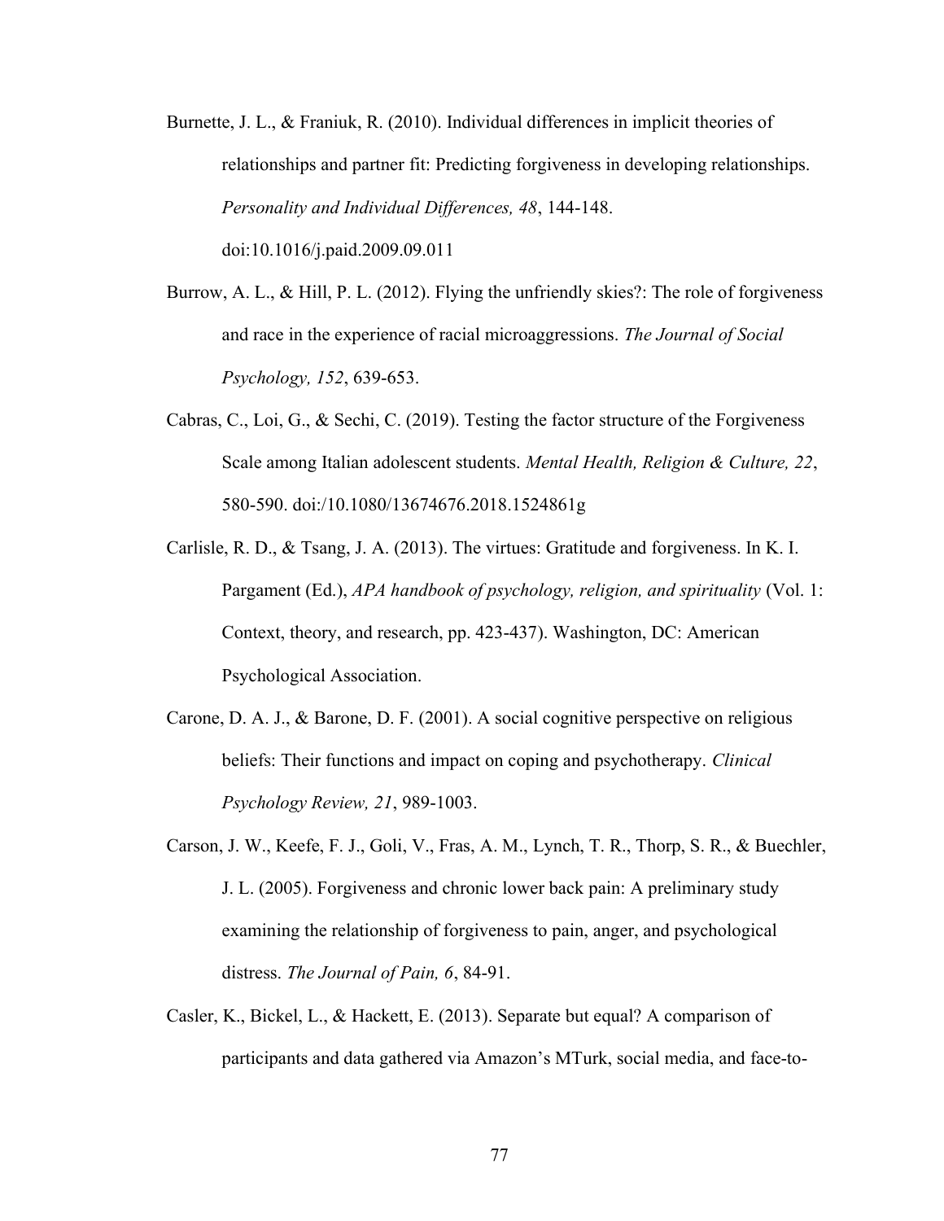Burnette, J. L., & Franiuk, R. (2010). Individual differences in implicit theories of relationships and partner fit: Predicting forgiveness in developing relationships. *Personality and Individual Differences, 48*, 144-148. doi:10.1016/j.paid.2009.09.011

Burrow, A. L., & Hill, P. L. (2012). Flying the unfriendly skies?: The role of forgiveness and race in the experience of racial microaggressions. *The Journal of Social Psychology, 152*, 639-653.

Cabras, C., Loi, G., & Sechi, C. (2019). Testing the factor structure of the Forgiveness Scale among Italian adolescent students. *Mental Health, Religion & Culture, 22*, 580-590. doi:/10.1080/13674676.2018.1524861g

Carlisle, R. D., & Tsang, J. A. (2013). The virtues: Gratitude and forgiveness. In K. I. Pargament (Ed.), *APA handbook of psychology, religion, and spirituality* (Vol. 1: Context, theory, and research, pp. 423-437). Washington, DC: American Psychological Association.

Carone, D. A. J., & Barone, D. F. (2001). A social cognitive perspective on religious beliefs: Their functions and impact on coping and psychotherapy. *Clinical Psychology Review, 21*, 989-1003.

Carson, J. W., Keefe, F. J., Goli, V., Fras, A. M., Lynch, T. R., Thorp, S. R., & Buechler, J. L. (2005). Forgiveness and chronic lower back pain: A preliminary study examining the relationship of forgiveness to pain, anger, and psychological distress. *The Journal of Pain, 6*, 84-91.

Casler, K., Bickel, L., & Hackett, E. (2013). Separate but equal? A comparison of participants and data gathered via Amazon's MTurk, social media, and face-to-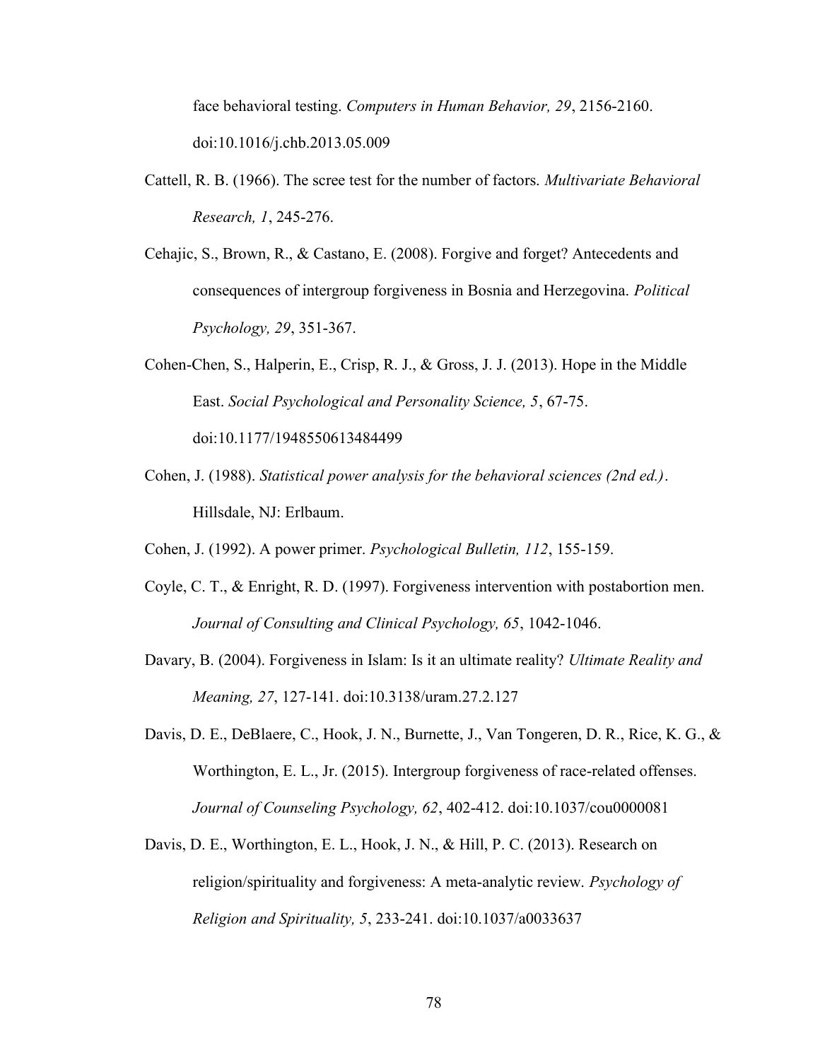face behavioral testing. *Computers in Human Behavior, 29*, 2156-2160. doi:10.1016/j.chb.2013.05.009

Cattell, R. B. (1966). The scree test for the number of factors. *Multivariate Behavioral Research, 1*, 245-276.

Cehajic, S., Brown, R., & Castano, E. (2008). Forgive and forget? Antecedents and consequences of intergroup forgiveness in Bosnia and Herzegovina. *Political Psychology, 29*, 351-367.

Cohen-Chen, S., Halperin, E., Crisp, R. J., & Gross, J. J. (2013). Hope in the Middle East. *Social Psychological and Personality Science, 5*, 67-75. doi:10.1177/1948550613484499

Cohen, J. (1988). *Statistical power analysis for the behavioral sciences (2nd ed.)*. Hillsdale, NJ: Erlbaum.

Cohen, J. (1992). A power primer. *Psychological Bulletin, 112*, 155-159.

Coyle, C. T., & Enright, R. D. (1997). Forgiveness intervention with postabortion men. *Journal of Consulting and Clinical Psychology, 65*, 1042-1046.

Davary, B. (2004). Forgiveness in Islam: Is it an ultimate reality? *Ultimate Reality and Meaning, 27*, 127-141. doi:10.3138/uram.27.2.127

Davis, D. E., DeBlaere, C., Hook, J. N., Burnette, J., Van Tongeren, D. R., Rice, K. G., & Worthington, E. L., Jr. (2015). Intergroup forgiveness of race-related offenses. *Journal of Counseling Psychology, 62*, 402-412. doi:10.1037/cou0000081

Davis, D. E., Worthington, E. L., Hook, J. N., & Hill, P. C. (2013). Research on religion/spirituality and forgiveness: A meta-analytic review. *Psychology of Religion and Spirituality, 5*, 233-241. doi:10.1037/a0033637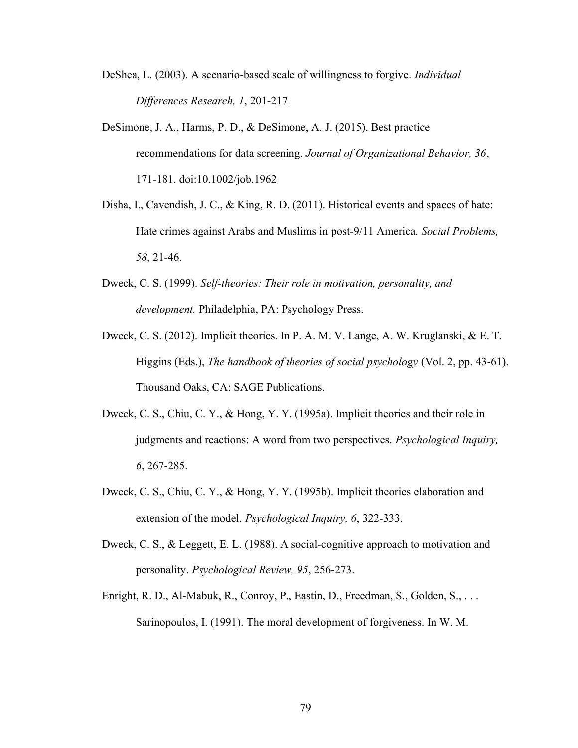DeShea, L. (2003). A scenario-based scale of willingness to forgive. *Individual Differences Research, 1*, 201-217.

DeSimone, J. A., Harms, P. D., & DeSimone, A. J. (2015). Best practice recommendations for data screening. *Journal of Organizational Behavior, 36*, 171-181. doi:10.1002/job.1962

Disha, I., Cavendish, J. C., & King, R. D. (2011). Historical events and spaces of hate: Hate crimes against Arabs and Muslims in post-9/11 America. *Social Problems, 58*, 21-46.

Dweck, C. S. (1999). *Self-theories: Their role in motivation, personality, and development.* Philadelphia, PA: Psychology Press.

Dweck, C. S. (2012). Implicit theories. In P. A. M. V. Lange, A. W. Kruglanski, & E. T. Higgins (Eds.), *The handbook of theories of social psychology* (Vol. 2, pp. 43-61). Thousand Oaks, CA: SAGE Publications.

Dweck, C. S., Chiu, C. Y., & Hong, Y. Y. (1995a). Implicit theories and their role in judgments and reactions: A word from two perspectives. *Psychological Inquiry, 6*, 267-285.

Dweck, C. S., Chiu, C. Y., & Hong, Y. Y. (1995b). Implicit theories elaboration and extension of the model. *Psychological Inquiry, 6*, 322-333.

Dweck, C. S., & Leggett, E. L. (1988). A social-cognitive approach to motivation and personality. *Psychological Review, 95*, 256-273.

Enright, R. D., Al-Mabuk, R., Conroy, P., Eastin, D., Freedman, S., Golden, S., . . . Sarinopoulos, I. (1991). The moral development of forgiveness. In W. M.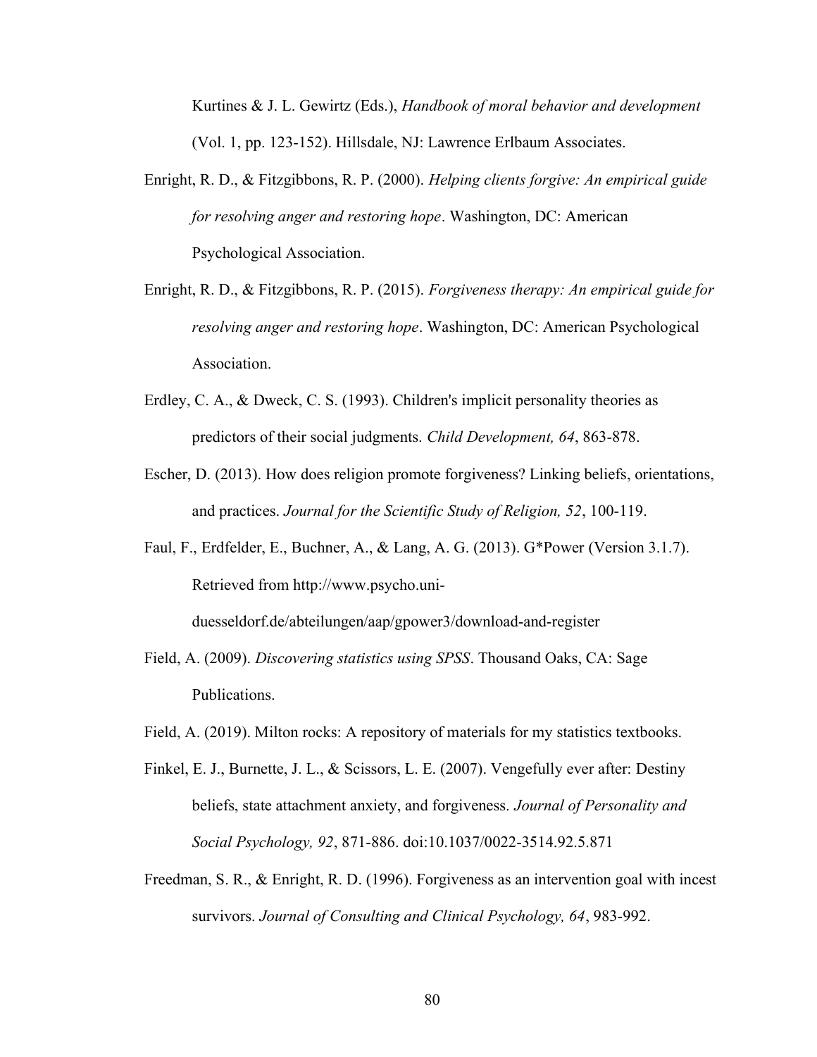Kurtines & J. L. Gewirtz (Eds.), *Handbook of moral behavior and development* (Vol. 1, pp. 123-152). Hillsdale, NJ: Lawrence Erlbaum Associates.

Enright, R. D., & Fitzgibbons, R. P. (2000). *Helping clients forgive: An empirical guide for resolving anger and restoring hope*. Washington, DC: American Psychological Association.

Enright, R. D., & Fitzgibbons, R. P. (2015). *Forgiveness therapy: An empirical guide for resolving anger and restoring hope*. Washington, DC: American Psychological Association.

Erdley, C. A., & Dweck, C. S. (1993). Children's implicit personality theories as predictors of their social judgments. *Child Development, 64*, 863-878.

Escher, D. (2013). How does religion promote forgiveness? Linking beliefs, orientations, and practices. *Journal for the Scientific Study of Religion, 52*, 100-119.

Faul, F., Erdfelder, E., Buchner, A., & Lang, A. G. (2013). G*Power (Version 3.1.7). Retrieved from http://www.psycho.uni-duesseldorf.de/abteilungen/aap/gpower3/download-and-register

Field, A. (2009). *Discovering statistics using SPSS*. Thousand Oaks, CA: Sage Publications.

Field, A. (2019). Milton rocks: A repository of materials for my statistics textbooks.

Finkel, E. J., Burnette, J. L., & Scissors, L. E. (2007). Vengefully ever after: Destiny beliefs, state attachment anxiety, and forgiveness. *Journal of Personality and Social Psychology, 92*, 871-886. doi:10.1037/0022-3514.92.5.871

Freedman, S. R., & Enright, R. D. (1996). Forgiveness as an intervention goal with incest survivors. *Journal of Consulting and Clinical Psychology, 64*, 983-992.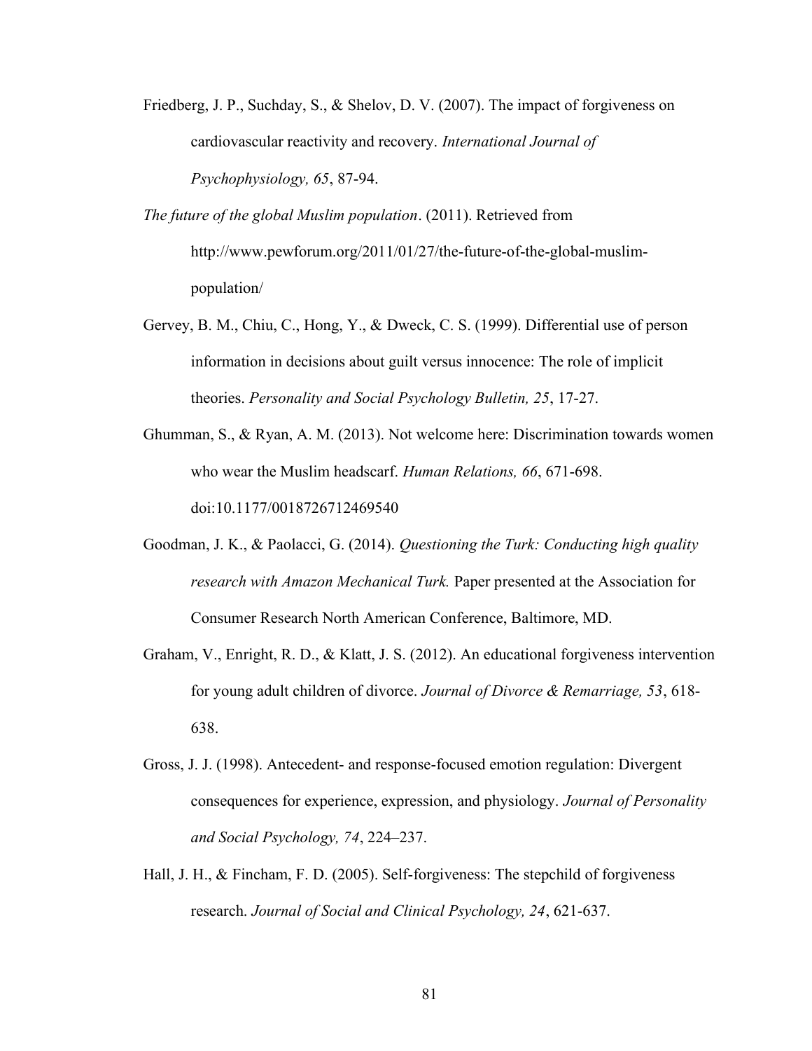Friedberg, J. P., Suchday, S., & Shelov, D. V. (2007). The impact of forgiveness on cardiovascular reactivity and recovery. *International Journal of Psychophysiology, 65*, 87-94.

*The future of the global Muslim population*. (2011). Retrieved from http://www.pewforum.org/2011/01/27/the-future-of-the-global-muslim-population/

Gervey, B. M., Chiu, C., Hong, Y., & Dweck, C. S. (1999). Differential use of person information in decisions about guilt versus innocence: The role of implicit theories. *Personality and Social Psychology Bulletin, 25*, 17-27.

Ghumman, S., & Ryan, A. M. (2013). Not welcome here: Discrimination towards women who wear the Muslim headscarf. *Human Relations, 66*, 671-698. doi:10.1177/0018726712469540

Goodman, J. K., & Paolacci, G. (2014). *Questioning the Turk: Conducting high quality research with Amazon Mechanical Turk.* Paper presented at the Association for Consumer Research North American Conference, Baltimore, MD.

Graham, V., Enright, R. D., & Klatt, J. S. (2012). An educational forgiveness intervention for young adult children of divorce. *Journal of Divorce & Remarriage, 53*, 618-638.

Gross, J. J. (1998). Antecedent- and response-focused emotion regulation: Divergent consequences for experience, expression, and physiology. *Journal of Personality and Social Psychology, 74*, 224–237.

Hall, J. H., & Fincham, F. D. (2005). Self-forgiveness: The stepchild of forgiveness research. *Journal of Social and Clinical Psychology, 24*, 621-637.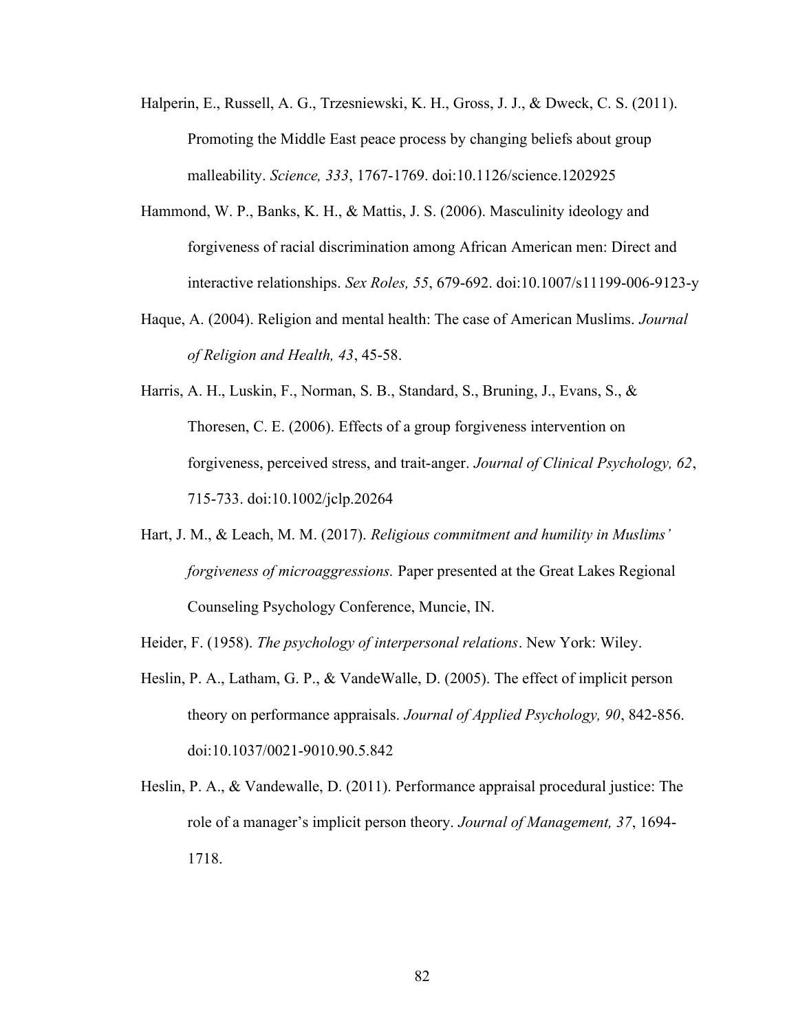Halperin, E., Russell, A. G., Trzesniewski, K. H., Gross, J. J., & Dweck, C. S. (2011). Promoting the Middle East peace process by changing beliefs about group malleability. *Science, 333*, 1767-1769. doi:10.1126/science.1202925

Hammond, W. P., Banks, K. H., & Mattis, J. S. (2006). Masculinity ideology and forgiveness of racial discrimination among African American men: Direct and interactive relationships. *Sex Roles, 55*, 679-692. doi:10.1007/s11199-006-9123-y

Haque, A. (2004). Religion and mental health: The case of American Muslims. *Journal of Religion and Health, 43*, 45-58.

Harris, A. H., Luskin, F., Norman, S. B., Standard, S., Bruning, J., Evans, S., & Thoresen, C. E. (2006). Effects of a group forgiveness intervention on forgiveness, perceived stress, and trait-anger. *Journal of Clinical Psychology, 62*, 715-733. doi:10.1002/jclp.20264

Hart, J. M., & Leach, M. M. (2017). *Religious commitment and humility in Muslims' forgiveness of microaggressions.* Paper presented at the Great Lakes Regional Counseling Psychology Conference, Muncie, IN.

Heider, F. (1958). *The psychology of interpersonal relations*. New York: Wiley.

Heslin, P. A., Latham, G. P., & VandeWalle, D. (2005). The effect of implicit person theory on performance appraisals. *Journal of Applied Psychology, 90*, 842-856. doi:10.1037/0021-9010.90.5.842

Heslin, P. A., & Vandewalle, D. (2011). Performance appraisal procedural justice: The role of a manager's implicit person theory. *Journal of Management, 37*, 1694-1718.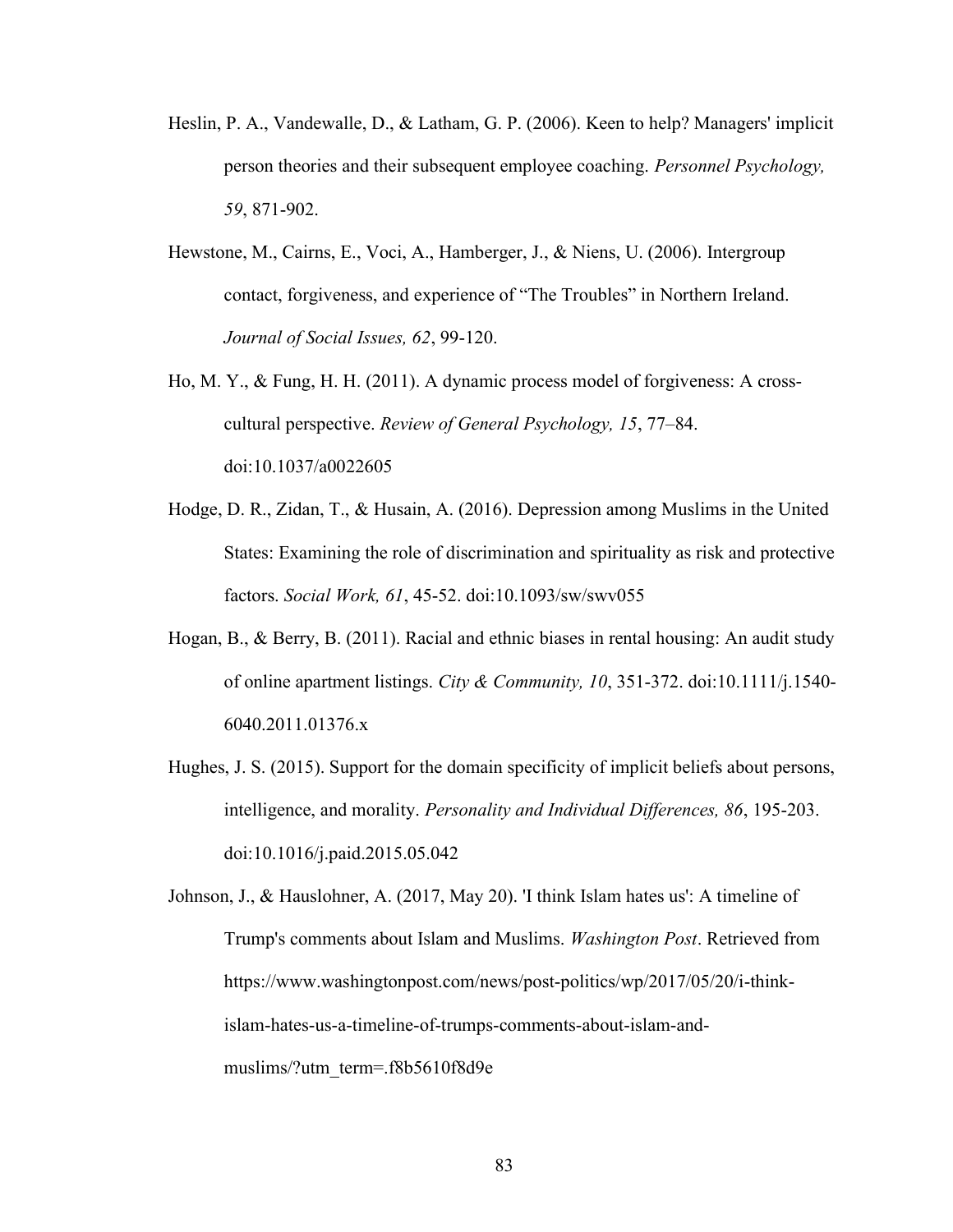Heslin, P. A., Vandewalle, D., & Latham, G. P. (2006). Keen to help? Managers' implicit person theories and their subsequent employee coaching. *Personnel Psychology, 59*, 871-902.

Hewstone, M., Cairns, E., Voci, A., Hamberger, J., & Niens, U. (2006). Intergroup contact, forgiveness, and experience of "The Troubles" in Northern Ireland. *Journal of Social Issues, 62*, 99-120.

Ho, M. Y., & Fung, H. H. (2011). A dynamic process model of forgiveness: A cross-cultural perspective. *Review of General Psychology, 15*, 77–84. doi:10.1037/a0022605

Hodge, D. R., Zidan, T., & Husain, A. (2016). Depression among Muslims in the United States: Examining the role of discrimination and spirituality as risk and protective factors. *Social Work, 61*, 45-52. doi:10.1093/sw/swv055

Hogan, B., & Berry, B. (2011). Racial and ethnic biases in rental housing: An audit study of online apartment listings. *City & Community, 10*, 351-372. doi:10.1111/j.1540-6040.2011.01376.x

Hughes, J. S. (2015). Support for the domain specificity of implicit beliefs about persons, intelligence, and morality. *Personality and Individual Differences, 86*, 195-203. doi:10.1016/j.paid.2015.05.042

Johnson, J., & Hauslohner, A. (2017, May 20). 'I think Islam hates us': A timeline of Trump's comments about Islam and Muslims. *Washington Post*. Retrieved from https://www.washingtonpost.com/news/post-politics/wp/2017/05/20/i-think-islam-hates-us-a-timeline-of-trumps-comments-about-islam-and-muslims/?utm_term=.f8b5610f8d9e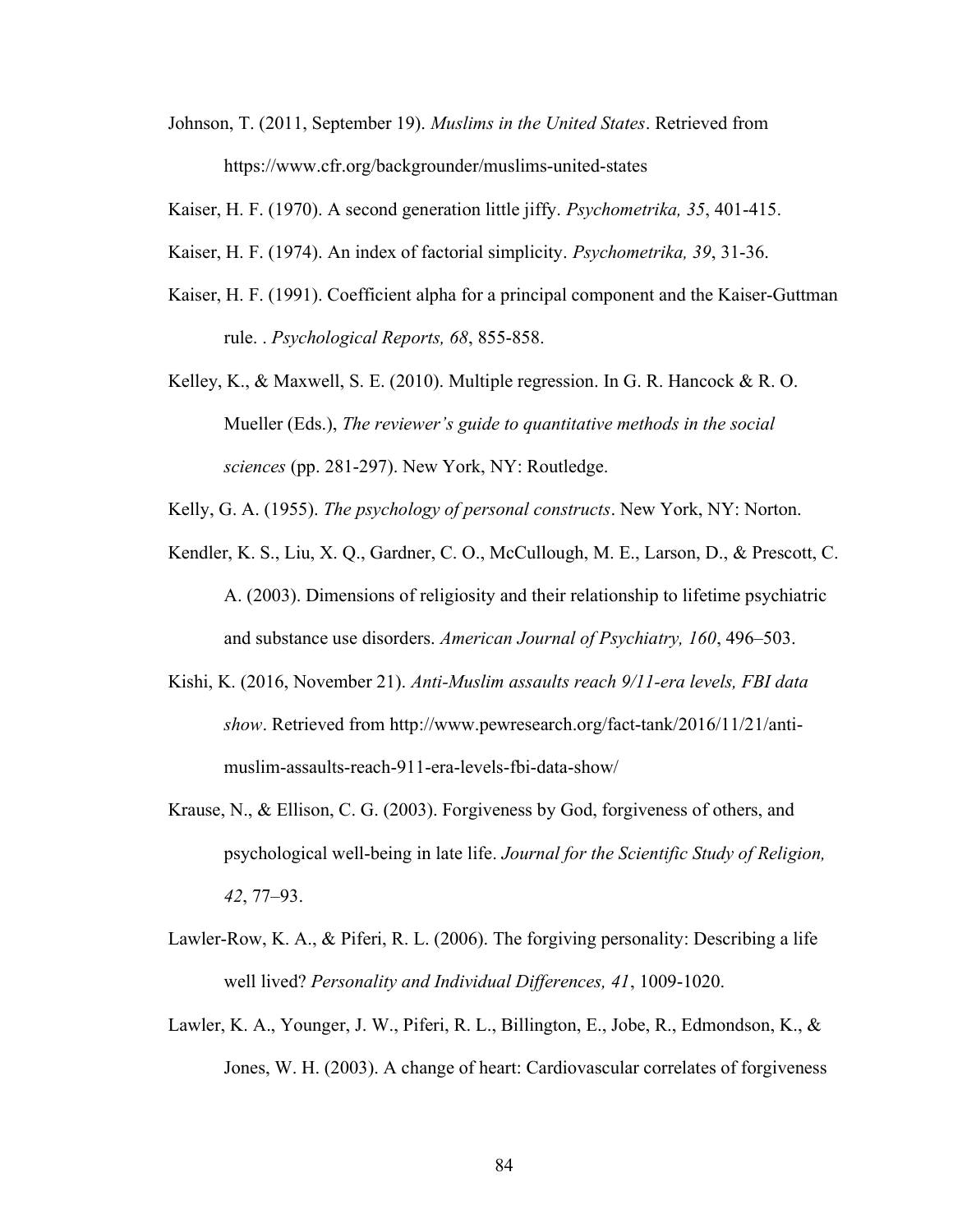Johnson, T. (2011, September 19). *Muslims in the United States*. Retrieved from https://www.cfr.org/backgrounder/muslims-united-states

Kaiser, H. F. (1970). A second generation little jiffy. *Psychometrika, 35*, 401-415.

Kaiser, H. F. (1974). An index of factorial simplicity. *Psychometrika, 39*, 31-36.

Kaiser, H. F. (1991). Coefficient alpha for a principal component and the Kaiser-Guttman rule. . *Psychological Reports, 68*, 855-858.

Kelley, K., & Maxwell, S. E. (2010). Multiple regression. In G. R. Hancock & R. O. Mueller (Eds.), *The reviewer's guide to quantitative methods in the social sciences* (pp. 281-297). New York, NY: Routledge.

Kelly, G. A. (1955). *The psychology of personal constructs*. New York, NY: Norton.

Kendler, K. S., Liu, X. Q., Gardner, C. O., McCullough, M. E., Larson, D., & Prescott, C. A. (2003). Dimensions of religiosity and their relationship to lifetime psychiatric and substance use disorders. *American Journal of Psychiatry, 160*, 496–503.

Kishi, K. (2016, November 21). *Anti-Muslim assaults reach 9/11-era levels, FBI data show*. Retrieved from http://www.pewresearch.org/fact-tank/2016/11/21/anti-muslim-assaults-reach-911-era-levels-fbi-data-show/

Krause, N., & Ellison, C. G. (2003). Forgiveness by God, forgiveness of others, and psychological well-being in late life. *Journal for the Scientific Study of Religion, 42*, 77–93.

Lawler-Row, K. A., & Piferi, R. L. (2006). The forgiving personality: Describing a life well lived? *Personality and Individual Differences, 41*, 1009-1020.

Lawler, K. A., Younger, J. W., Piferi, R. L., Billington, E., Jobe, R., Edmondson, K., & Jones, W. H. (2003). A change of heart: Cardiovascular correlates of forgiveness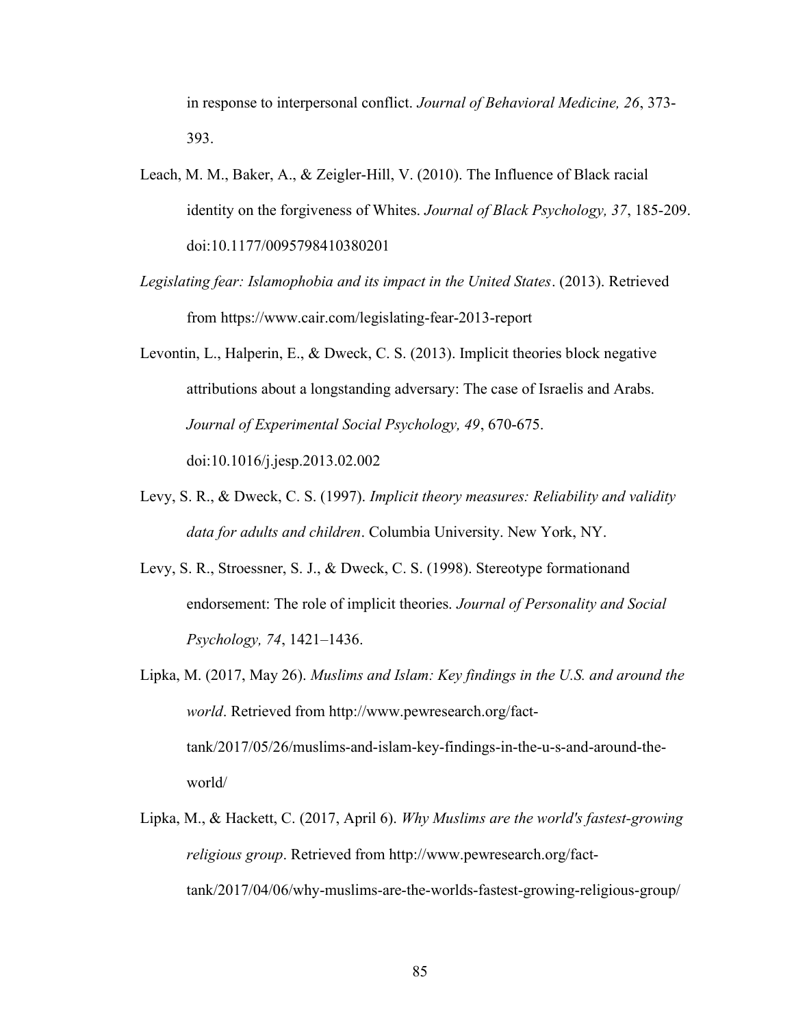in response to interpersonal conflict. *Journal of Behavioral Medicine, 26*, 373-393.

Leach, M. M., Baker, A., & Zeigler-Hill, V. (2010). The Influence of Black racial identity on the forgiveness of Whites. *Journal of Black Psychology, 37*, 185-209. doi:10.1177/0095798410380201

*Legislating fear: Islamophobia and its impact in the United States*. (2013). Retrieved from https://www.cair.com/legislating-fear-2013-report

Levontin, L., Halperin, E., & Dweck, C. S. (2013). Implicit theories block negative attributions about a longstanding adversary: The case of Israelis and Arabs. *Journal of Experimental Social Psychology, 49*, 670-675. doi:10.1016/j.jesp.2013.02.002

Levy, S. R., & Dweck, C. S. (1997). *Implicit theory measures: Reliability and validity data for adults and children*. Columbia University. New York, NY.

Levy, S. R., Stroessner, S. J., & Dweck, C. S. (1998). Stereotype formationand endorsement: The role of implicit theories. *Journal of Personality and Social Psychology, 74*, 1421–1436.

Lipka, M. (2017, May 26). *Muslims and Islam: Key findings in the U.S. and around the world*. Retrieved from http://www.pewresearch.org/fact-tank/2017/05/26/muslims-and-islam-key-findings-in-the-u-s-and-around-the-world/

Lipka, M., & Hackett, C. (2017, April 6). *Why Muslims are the world's fastest-growing religious group*. Retrieved from http://www.pewresearch.org/fact-tank/2017/04/06/why-muslims-are-the-worlds-fastest-growing-religious-group/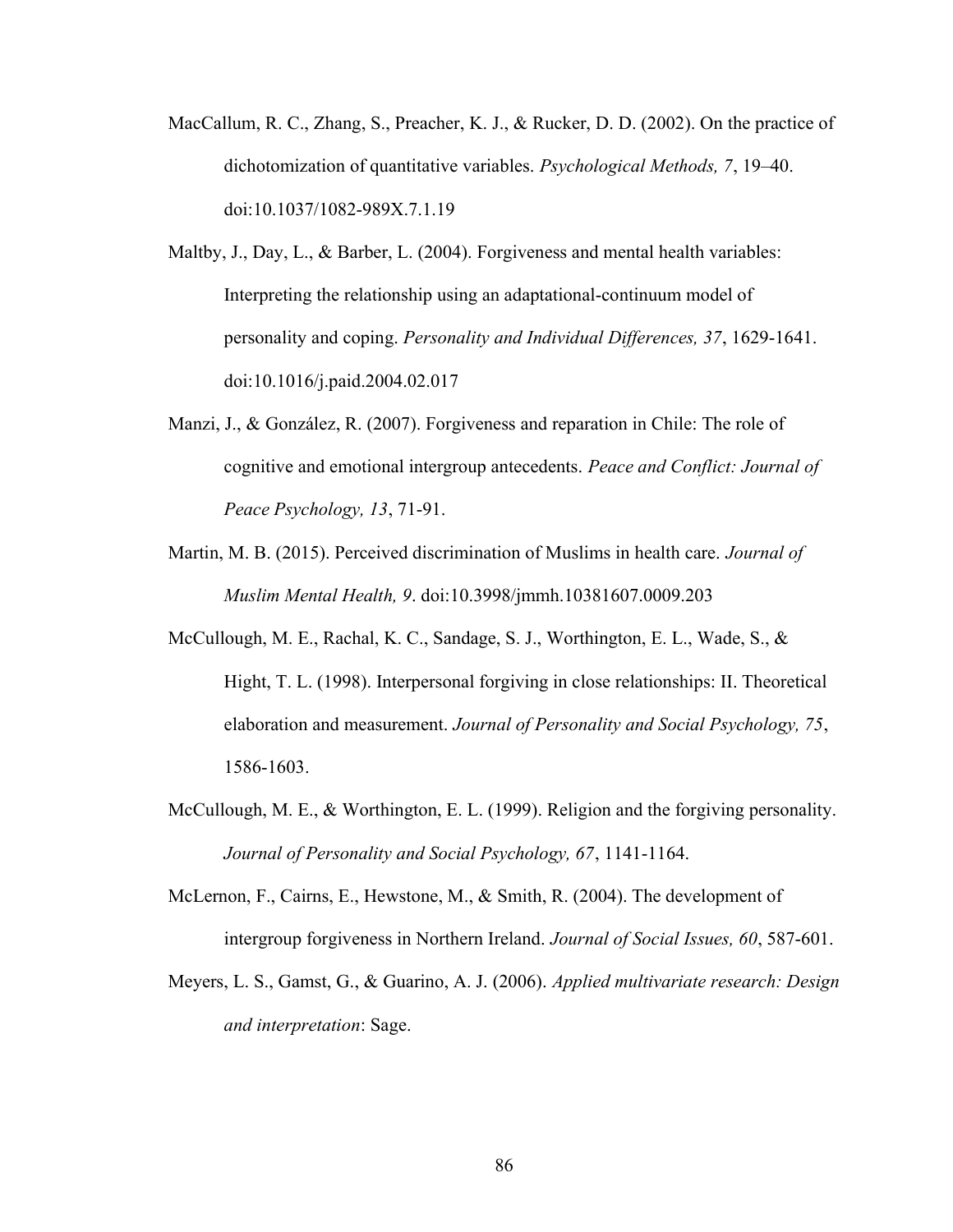MacCallum, R. C., Zhang, S., Preacher, K. J., & Rucker, D. D. (2002). On the practice of dichotomization of quantitative variables. *Psychological Methods, 7*, 19–40. doi:10.1037/1082-989X.7.1.19

Maltby, J., Day, L., & Barber, L. (2004). Forgiveness and mental health variables: Interpreting the relationship using an adaptational-continuum model of personality and coping. *Personality and Individual Differences, 37*, 1629-1641. doi:10.1016/j.paid.2004.02.017

Manzi, J., & González, R. (2007). Forgiveness and reparation in Chile: The role of cognitive and emotional intergroup antecedents. *Peace and Conflict: Journal of Peace Psychology, 13*, 71-91.

Martin, M. B. (2015). Perceived discrimination of Muslims in health care. *Journal of Muslim Mental Health, 9*. doi:10.3998/jmmh.10381607.0009.203

McCullough, M. E., Rachal, K. C., Sandage, S. J., Worthington, E. L., Wade, S., & Hight, T. L. (1998). Interpersonal forgiving in close relationships: II. Theoretical elaboration and measurement. *Journal of Personality and Social Psychology, 75*, 1586-1603.

McCullough, M. E., & Worthington, E. L. (1999). Religion and the forgiving personality. *Journal of Personality and Social Psychology, 67*, 1141-1164.

McLernon, F., Cairns, E., Hewstone, M., & Smith, R. (2004). The development of intergroup forgiveness in Northern Ireland. *Journal of Social Issues, 60*, 587-601.

Meyers, L. S., Gamst, G., & Guarino, A. J. (2006). *Applied multivariate research: Design and interpretation*: Sage.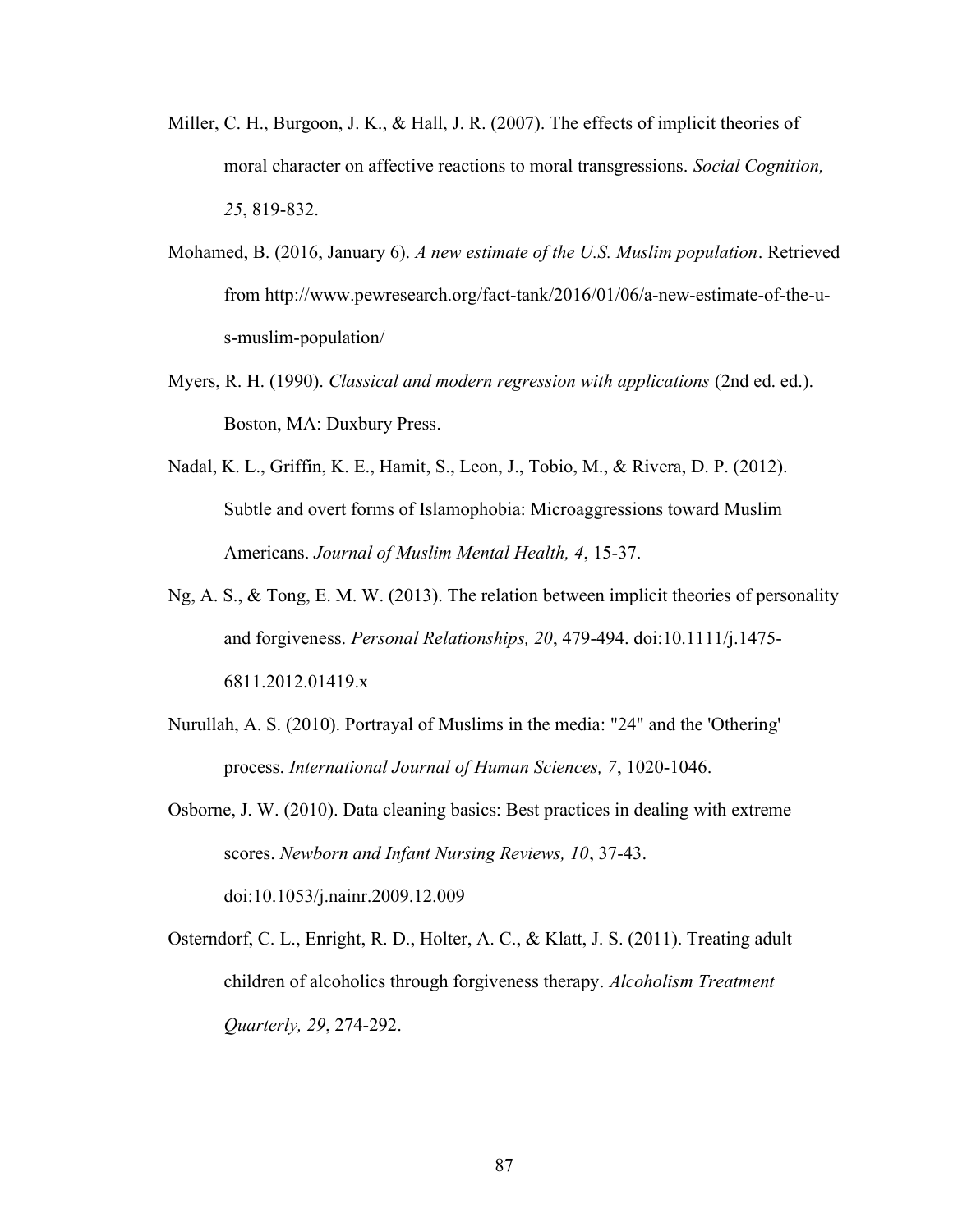Miller, C. H., Burgoon, J. K., & Hall, J. R. (2007). The effects of implicit theories of moral character on affective reactions to moral transgressions. *Social Cognition, 25*, 819-832.

Mohamed, B. (2016, January 6). *A new estimate of the U.S. Muslim population*. Retrieved from http://www.pewresearch.org/fact-tank/2016/01/06/a-new-estimate-of-the-u-s-muslim-population/

Myers, R. H. (1990). *Classical and modern regression with applications* (2nd ed. ed.). Boston, MA: Duxbury Press.

Nadal, K. L., Griffin, K. E., Hamit, S., Leon, J., Tobio, M., & Rivera, D. P. (2012). Subtle and overt forms of Islamophobia: Microaggressions toward Muslim Americans. *Journal of Muslim Mental Health, 4*, 15-37.

Ng, A. S., & Tong, E. M. W. (2013). The relation between implicit theories of personality and forgiveness. *Personal Relationships, 20*, 479-494. doi:10.1111/j.1475-6811.2012.01419.x

Nurullah, A. S. (2010). Portrayal of Muslims in the media: "24" and the 'Othering' process. *International Journal of Human Sciences, 7*, 1020-1046.

Osborne, J. W. (2010). Data cleaning basics: Best practices in dealing with extreme scores. *Newborn and Infant Nursing Reviews, 10*, 37-43. doi:10.1053/j.nainr.2009.12.009

Osterndorf, C. L., Enright, R. D., Holter, A. C., & Klatt, J. S. (2011). Treating adult children of alcoholics through forgiveness therapy. *Alcoholism Treatment Quarterly, 29*, 274-292.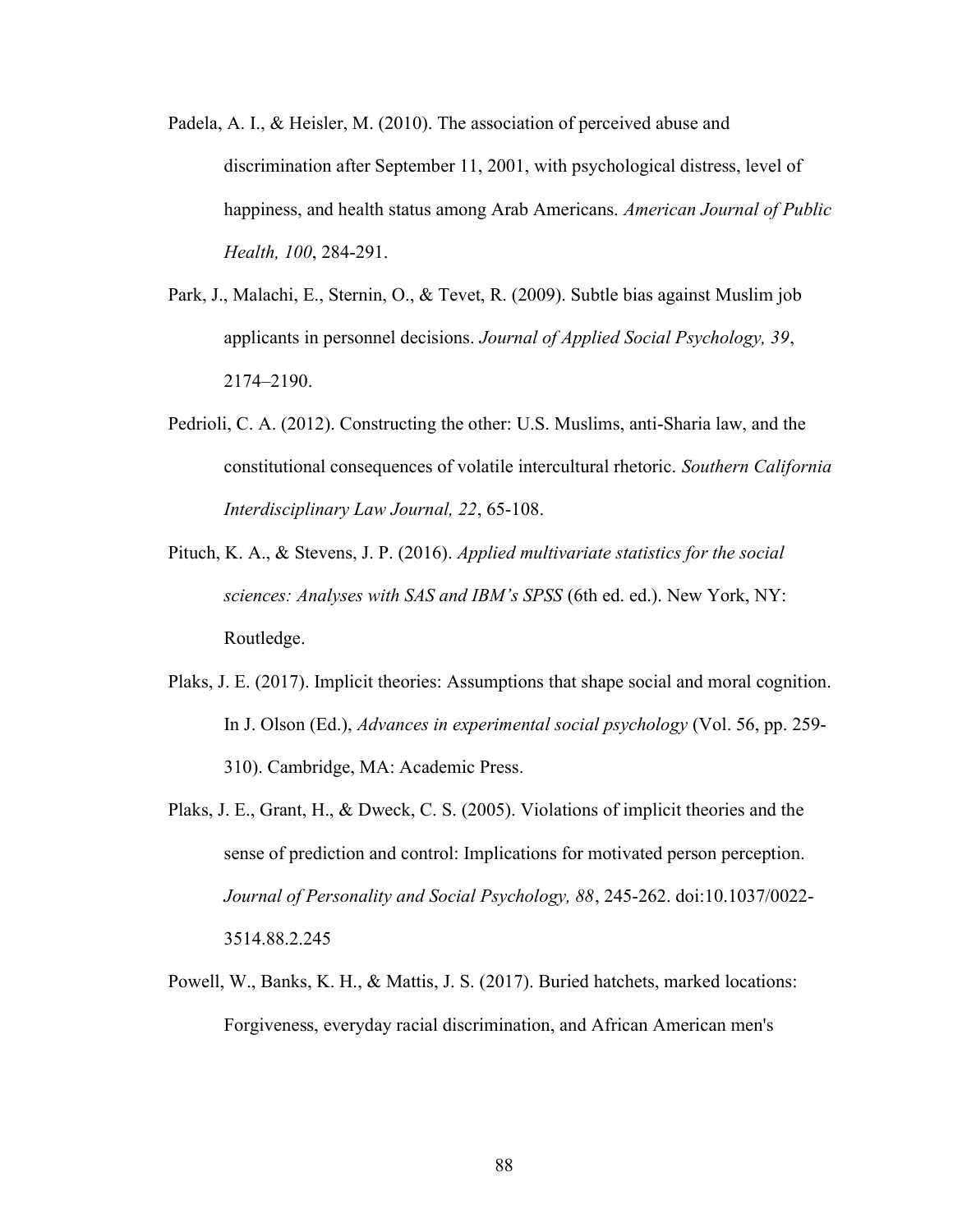Padela, A. I., & Heisler, M. (2010). The association of perceived abuse and discrimination after September 11, 2001, with psychological distress, level of happiness, and health status among Arab Americans. *American Journal of Public Health, 100*, 284-291.

Park, J., Malachi, E., Sternin, O., & Tevet, R. (2009). Subtle bias against Muslim job applicants in personnel decisions. *Journal of Applied Social Psychology, 39*, 2174–2190.

Pedrioli, C. A. (2012). Constructing the other: U.S. Muslims, anti-Sharia law, and the constitutional consequences of volatile intercultural rhetoric. *Southern California Interdisciplinary Law Journal, 22*, 65-108.

Pituch, K. A., & Stevens, J. P. (2016). *Applied multivariate statistics for the social sciences: Analyses with SAS and IBM's SPSS* (6th ed. ed.). New York, NY: Routledge.

Plaks, J. E. (2017). Implicit theories: Assumptions that shape social and moral cognition. In J. Olson (Ed.), *Advances in experimental social psychology* (Vol. 56, pp. 259-310). Cambridge, MA: Academic Press.

Plaks, J. E., Grant, H., & Dweck, C. S. (2005). Violations of implicit theories and the sense of prediction and control: Implications for motivated person perception. *Journal of Personality and Social Psychology, 88*, 245-262. doi:10.1037/0022-3514.88.2.245

Powell, W., Banks, K. H., & Mattis, J. S. (2017). Buried hatchets, marked locations: Forgiveness, everyday racial discrimination, and African American men's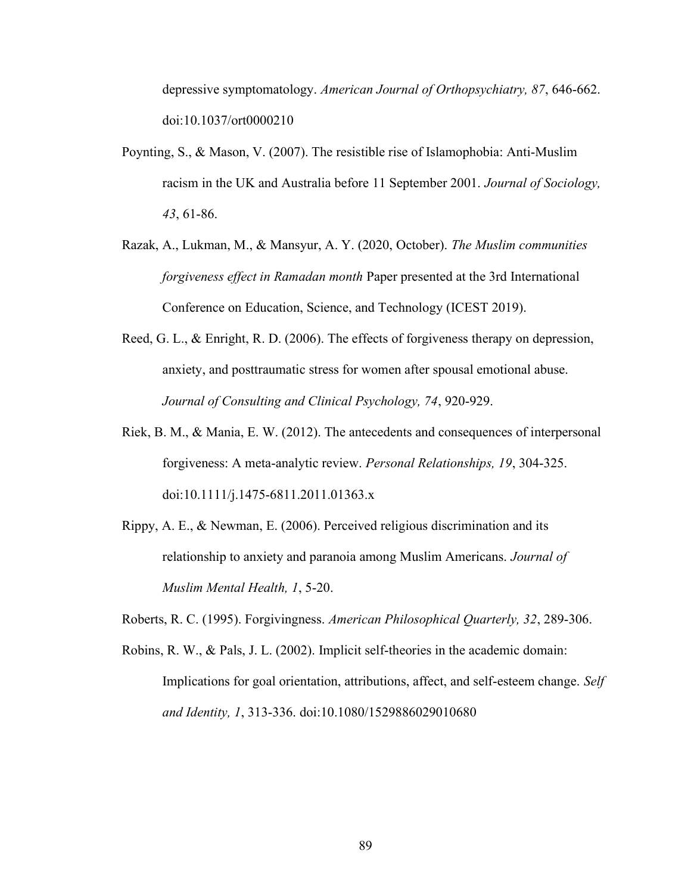depressive symptomatology. *American Journal of Orthopsychiatry, 87*, 646-662. doi:10.1037/ort0000210

Poynting, S., & Mason, V. (2007). The resistible rise of Islamophobia: Anti-Muslim racism in the UK and Australia before 11 September 2001. *Journal of Sociology, 43*, 61-86.

Razak, A., Lukman, M., & Mansyur, A. Y. (2020, October). *The Muslim communities forgiveness effect in Ramadan month* Paper presented at the 3rd International Conference on Education, Science, and Technology (ICEST 2019).

Reed, G. L., & Enright, R. D. (2006). The effects of forgiveness therapy on depression, anxiety, and posttraumatic stress for women after spousal emotional abuse. *Journal of Consulting and Clinical Psychology, 74*, 920-929.

Riek, B. M., & Mania, E. W. (2012). The antecedents and consequences of interpersonal forgiveness: A meta-analytic review. *Personal Relationships, 19*, 304-325. doi:10.1111/j.1475-6811.2011.01363.x

Rippy, A. E., & Newman, E. (2006). Perceived religious discrimination and its relationship to anxiety and paranoia among Muslim Americans. *Journal of Muslim Mental Health, 1*, 5-20.

Roberts, R. C. (1995). Forgivingness. *American Philosophical Quarterly, 32*, 289-306.

Robins, R. W., & Pals, J. L. (2002). Implicit self-theories in the academic domain: Implications for goal orientation, attributions, affect, and self-esteem change. *Self and Identity, 1*, 313-336. doi:10.1080/1529886029010680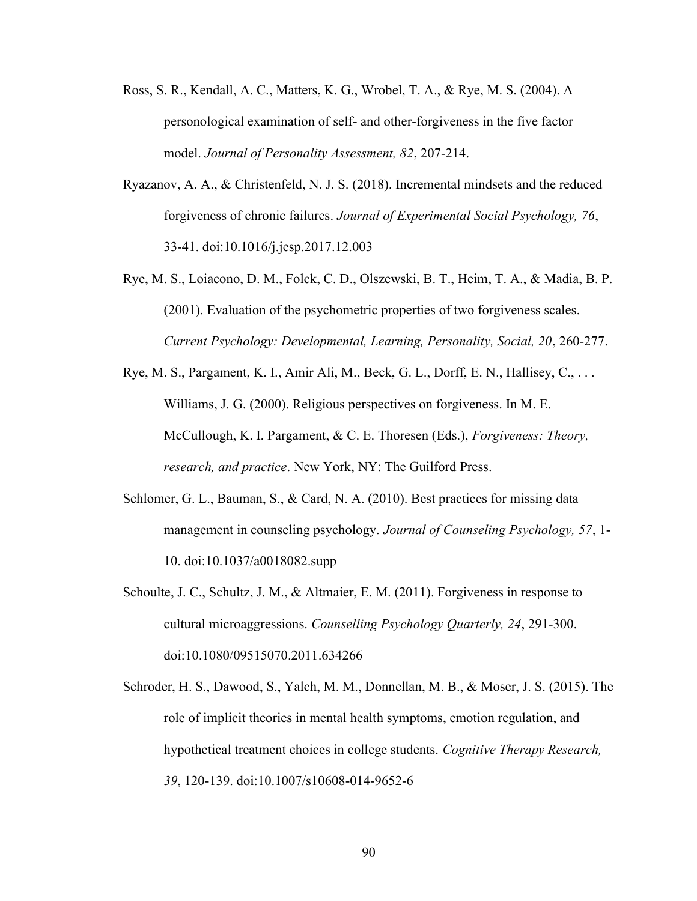Ross, S. R., Kendall, A. C., Matters, K. G., Wrobel, T. A., & Rye, M. S. (2004). A personological examination of self- and other-forgiveness in the five factor model. *Journal of Personality Assessment, 82*, 207-214.

Ryazanov, A. A., & Christenfeld, N. J. S. (2018). Incremental mindsets and the reduced forgiveness of chronic failures. *Journal of Experimental Social Psychology, 76*, 33-41. doi:10.1016/j.jesp.2017.12.003

Rye, M. S., Loiacono, D. M., Folck, C. D., Olszewski, B. T., Heim, T. A., & Madia, B. P. (2001). Evaluation of the psychometric properties of two forgiveness scales. *Current Psychology: Developmental, Learning, Personality, Social, 20*, 260-277.

Rye, M. S., Pargament, K. I., Amir Ali, M., Beck, G. L., Dorff, E. N., Hallisey, C., . . . Williams, J. G. (2000). Religious perspectives on forgiveness. In M. E. McCullough, K. I. Pargament, & C. E. Thoresen (Eds.), *Forgiveness: Theory, research, and practice*. New York, NY: The Guilford Press.

Schlomer, G. L., Bauman, S., & Card, N. A. (2010). Best practices for missing data management in counseling psychology. *Journal of Counseling Psychology, 57*, 1-10. doi:10.1037/a0018082.supp

Schoulte, J. C., Schultz, J. M., & Altmaier, E. M. (2011). Forgiveness in response to cultural microaggressions. *Counselling Psychology Quarterly, 24*, 291-300. doi:10.1080/09515070.2011.634266

Schroder, H. S., Dawood, S., Yalch, M. M., Donnellan, M. B., & Moser, J. S. (2015). The role of implicit theories in mental health symptoms, emotion regulation, and hypothetical treatment choices in college students. *Cognitive Therapy Research, 39*, 120-139. doi:10.1007/s10608-014-9652-6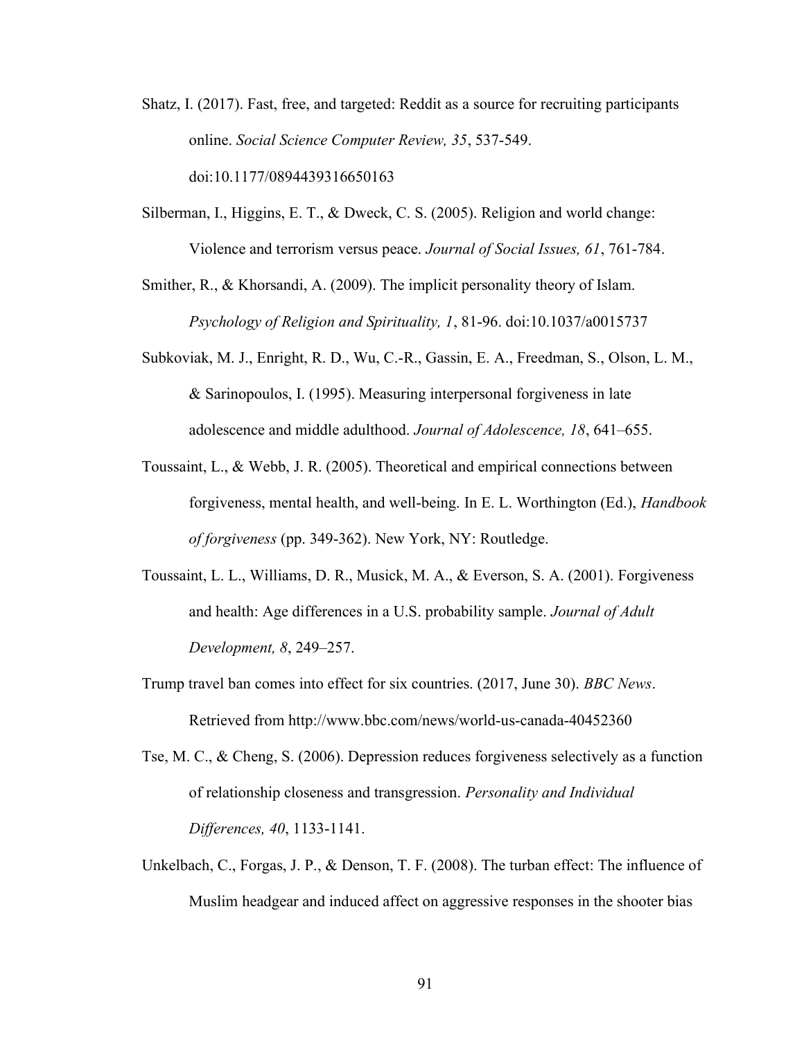Shatz, I. (2017). Fast, free, and targeted: Reddit as a source for recruiting participants online. *Social Science Computer Review, 35*, 537-549. doi:10.1177/0894439316650163

Silberman, I., Higgins, E. T., & Dweck, C. S. (2005). Religion and world change: Violence and terrorism versus peace. *Journal of Social Issues, 61*, 761-784.

Smither, R., & Khorsandi, A. (2009). The implicit personality theory of Islam. *Psychology of Religion and Spirituality, 1*, 81-96. doi:10.1037/a0015737

Subkoviak, M. J., Enright, R. D., Wu, C.-R., Gassin, E. A., Freedman, S., Olson, L. M., & Sarinopoulos, I. (1995). Measuring interpersonal forgiveness in late adolescence and middle adulthood. *Journal of Adolescence, 18*, 641–655.

Toussaint, L., & Webb, J. R. (2005). Theoretical and empirical connections between forgiveness, mental health, and well-being. In E. L. Worthington (Ed.), *Handbook of forgiveness* (pp. 349-362). New York, NY: Routledge.

Toussaint, L. L., Williams, D. R., Musick, M. A., & Everson, S. A. (2001). Forgiveness and health: Age differences in a U.S. probability sample. *Journal of Adult Development, 8*, 249–257.

Trump travel ban comes into effect for six countries. (2017, June 30). *BBC News*. Retrieved from http://www.bbc.com/news/world-us-canada-40452360

Tse, M. C., & Cheng, S. (2006). Depression reduces forgiveness selectively as a function of relationship closeness and transgression. *Personality and Individual Differences, 40*, 1133-1141.

Unkelbach, C., Forgas, J. P., & Denson, T. F. (2008). The turban effect: The influence of Muslim headgear and induced affect on aggressive responses in the shooter bias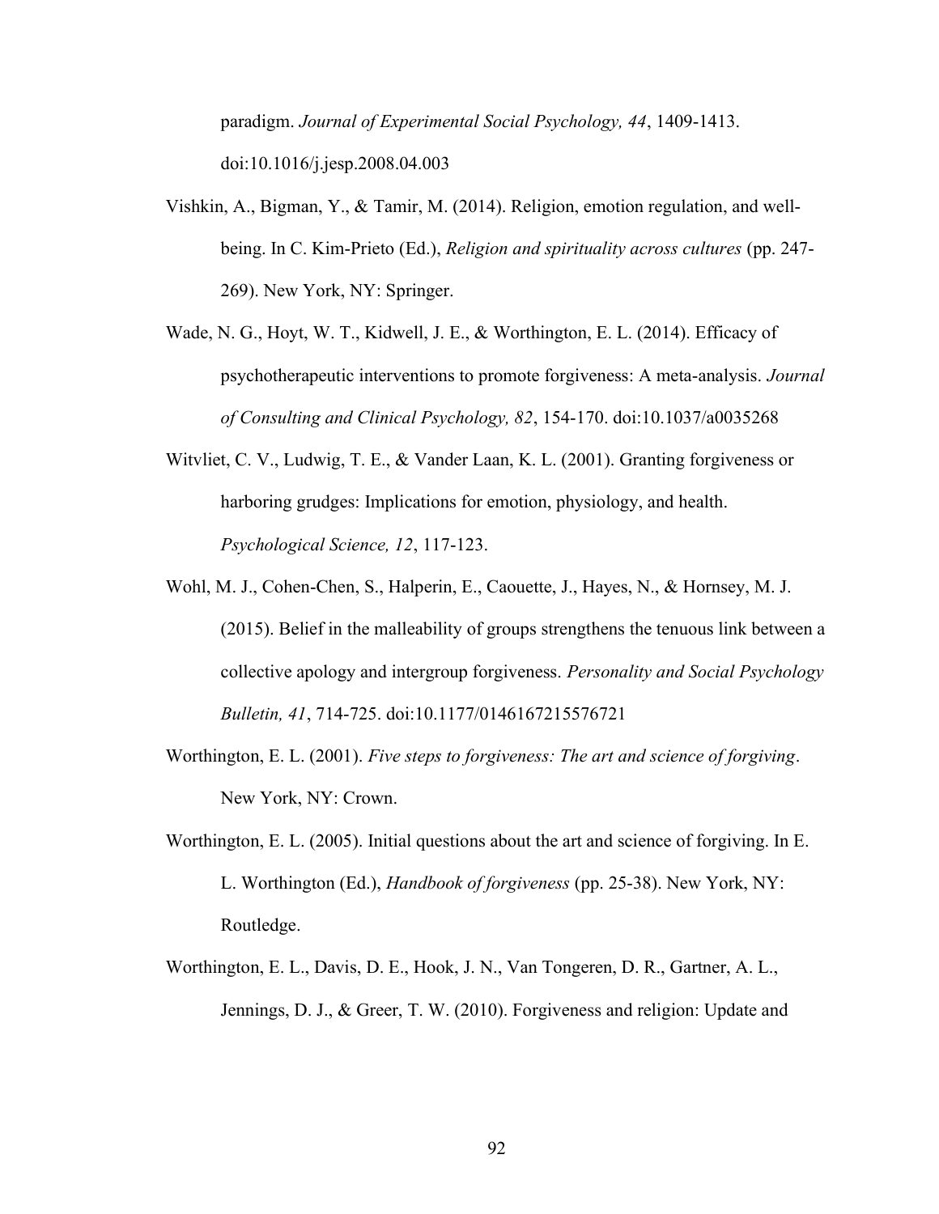paradigm. *Journal of Experimental Social Psychology, 44*, 1409-1413. doi:10.1016/j.jesp.2008.04.003

Vishkin, A., Bigman, Y., & Tamir, M. (2014). Religion, emotion regulation, and well-being. In C. Kim-Prieto (Ed.), *Religion and spirituality across cultures* (pp. 247-269). New York, NY: Springer.

Wade, N. G., Hoyt, W. T., Kidwell, J. E., & Worthington, E. L. (2014). Efficacy of psychotherapeutic interventions to promote forgiveness: A meta-analysis. *Journal of Consulting and Clinical Psychology, 82*, 154-170. doi:10.1037/a0035268

Witvliet, C. V., Ludwig, T. E., & Vander Laan, K. L. (2001). Granting forgiveness or harboring grudges: Implications for emotion, physiology, and health. *Psychological Science, 12*, 117-123.

Wohl, M. J., Cohen-Chen, S., Halperin, E., Caouette, J., Hayes, N., & Hornsey, M. J. (2015). Belief in the malleability of groups strengthens the tenuous link between a collective apology and intergroup forgiveness. *Personality and Social Psychology Bulletin, 41*, 714-725. doi:10.1177/0146167215576721

Worthington, E. L. (2001). *Five steps to forgiveness: The art and science of forgiving*. New York, NY: Crown.

Worthington, E. L. (2005). Initial questions about the art and science of forgiving. In E. L. Worthington (Ed.), *Handbook of forgiveness* (pp. 25-38). New York, NY: Routledge.

Worthington, E. L., Davis, D. E., Hook, J. N., Van Tongeren, D. R., Gartner, A. L., Jennings, D. J., & Greer, T. W. (2010). Forgiveness and religion: Update and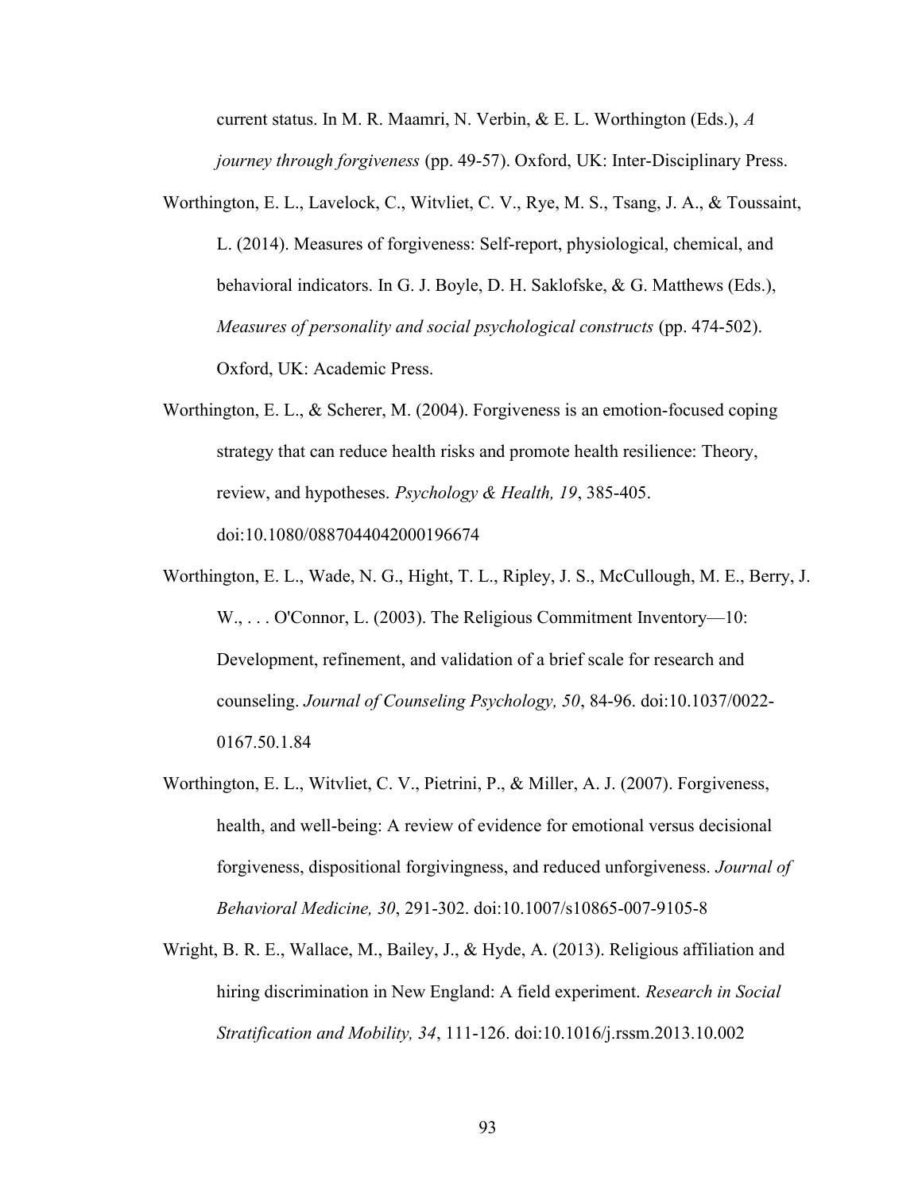current status. In M. R. Maamri, N. Verbin, & E. L. Worthington (Eds.), *A journey through forgiveness* (pp. 49-57). Oxford, UK: Inter-Disciplinary Press.

Worthington, E. L., Lavelock, C., Witvliet, C. V., Rye, M. S., Tsang, J. A., & Toussaint, L. (2014). Measures of forgiveness: Self-report, physiological, chemical, and behavioral indicators. In G. J. Boyle, D. H. Saklofske, & G. Matthews (Eds.), *Measures of personality and social psychological constructs* (pp. 474-502). Oxford, UK: Academic Press.

Worthington, E. L., & Scherer, M. (2004). Forgiveness is an emotion-focused coping strategy that can reduce health risks and promote health resilience: Theory, review, and hypotheses. *Psychology & Health, 19*, 385-405. doi:10.1080/0887044042000196674

Worthington, E. L., Wade, N. G., Hight, T. L., Ripley, J. S., McCullough, M. E., Berry, J. W., . . . O'Connor, L. (2003). The Religious Commitment Inventory—10: Development, refinement, and validation of a brief scale for research and counseling. *Journal of Counseling Psychology, 50*, 84-96. doi:10.1037/0022-0167.50.1.84

Worthington, E. L., Witvliet, C. V., Pietrini, P., & Miller, A. J. (2007). Forgiveness, health, and well-being: A review of evidence for emotional versus decisional forgiveness, dispositional forgivingness, and reduced unforgiveness. *Journal of Behavioral Medicine, 30*, 291-302. doi:10.1007/s10865-007-9105-8

Wright, B. R. E., Wallace, M., Bailey, J., & Hyde, A. (2013). Religious affiliation and hiring discrimination in New England: A field experiment. *Research in Social Stratification and Mobility, 34*, 111-126. doi:10.1016/j.rssm.2013.10.002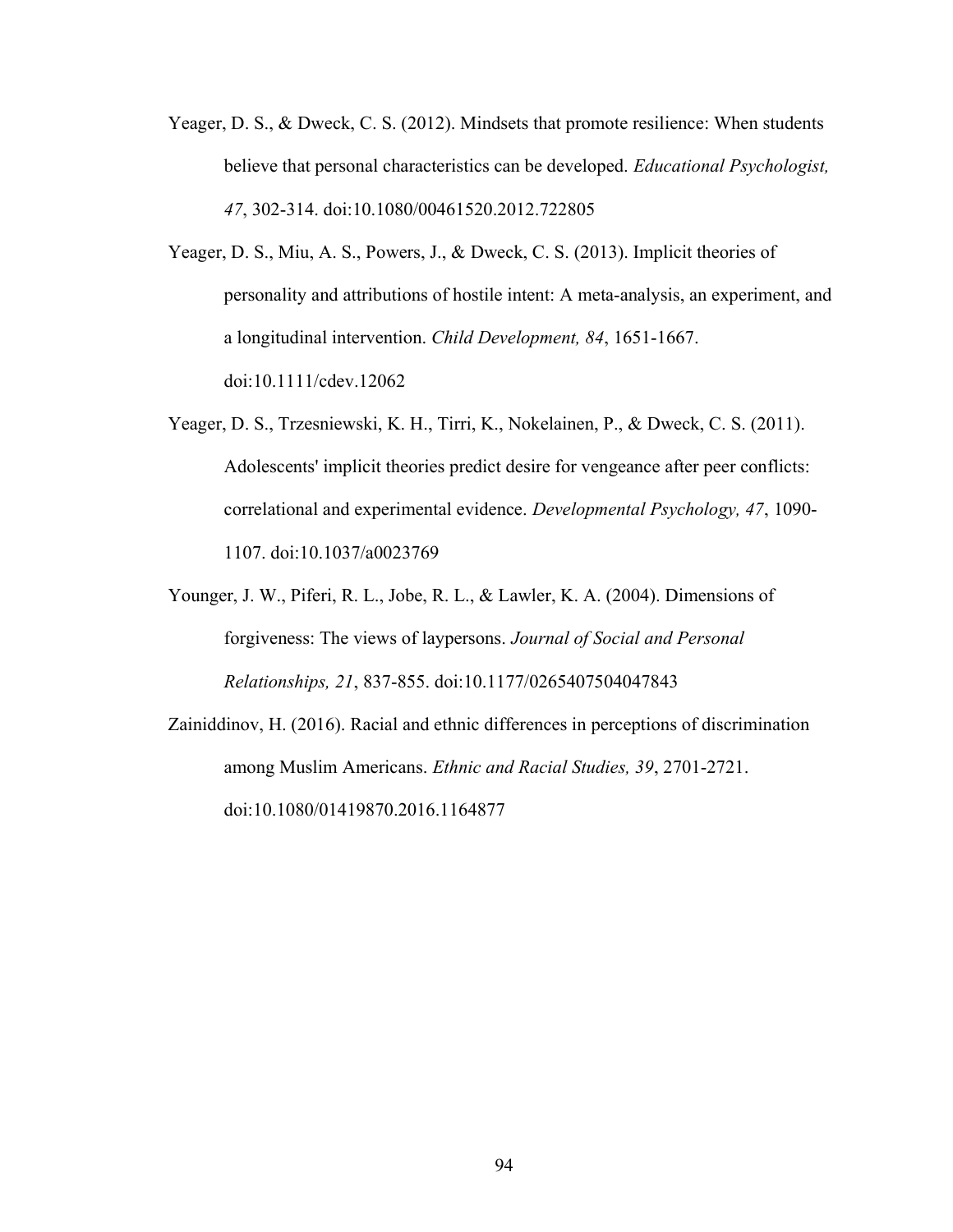Yeager, D. S., & Dweck, C. S. (2012). Mindsets that promote resilience: When students believe that personal characteristics can be developed. *Educational Psychologist, 47*, 302-314. doi:10.1080/00461520.2012.722805

Yeager, D. S., Miu, A. S., Powers, J., & Dweck, C. S. (2013). Implicit theories of personality and attributions of hostile intent: A meta-analysis, an experiment, and a longitudinal intervention. *Child Development, 84*, 1651-1667. doi:10.1111/cdev.12062

Yeager, D. S., Trzesniewski, K. H., Tirri, K., Nokelainen, P., & Dweck, C. S. (2011). Adolescents' implicit theories predict desire for vengeance after peer conflicts: correlational and experimental evidence. *Developmental Psychology, 47*, 1090-1107. doi:10.1037/a0023769

Younger, J. W., Piferi, R. L., Jobe, R. L., & Lawler, K. A. (2004). Dimensions of forgiveness: The views of laypersons. *Journal of Social and Personal Relationships, 21*, 837-855. doi:10.1177/0265407504047843

Zainiddinov, H. (2016). Racial and ethnic differences in perceptions of discrimination among Muslim Americans. *Ethnic and Racial Studies, 39*, 2701-2721. doi:10.1080/01419870.2016.1164877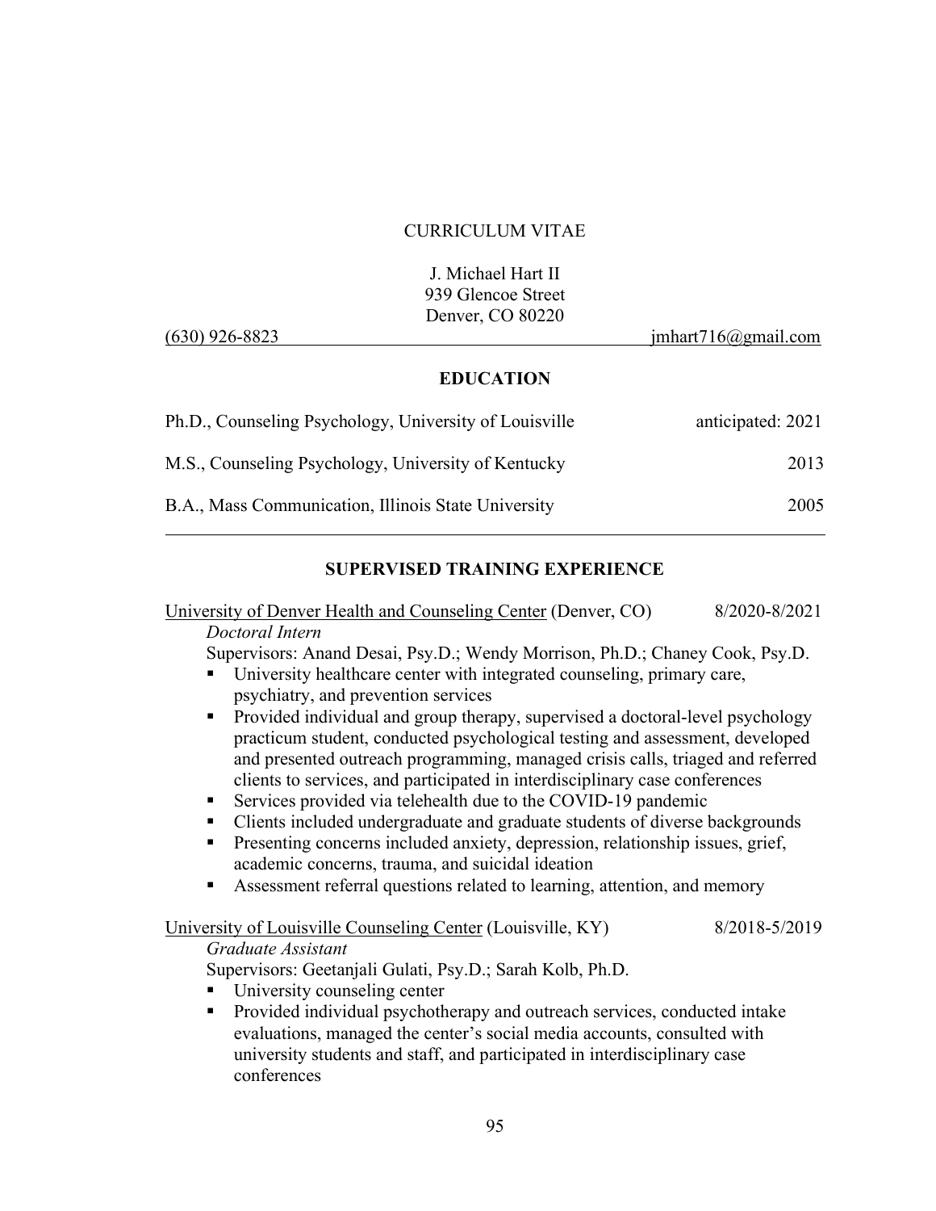# CURRICULUM VITAE

J. Michael Hart II
939 Glencoe Street
Denver, CO 80220

(630) 926-8823 jmhart716@gmail.com

## EDUCATION

Ph.D., Counseling Psychology, University of Louisville anticipated: 2021

M.S., Counseling Psychology, University of Kentucky 2013

B.A., Mass Communication, Illinois State University 2005

## SUPERVISED TRAINING EXPERIENCE

University of Denver Health and Counseling Center (Denver, CO) 8/2020-8/2021

*Doctoral Intern*

Supervisors: Anand Desai, Psy.D.; Wendy Morrison, Ph.D.; Chaney Cook, Psy.D.

- University healthcare center with integrated counseling, primary care, psychiatry, and prevention services
- Provided individual and group therapy, supervised a doctoral-level psychology practicum student, conducted psychological testing and assessment, developed and presented outreach programming, managed crisis calls, triaged and referred clients to services, and participated in interdisciplinary case conferences
- Services provided via telehealth due to the COVID-19 pandemic
- Clients included undergraduate and graduate students of diverse backgrounds
- Presenting concerns included anxiety, depression, relationship issues, grief, academic concerns, trauma, and suicidal ideation
- Assessment referral questions related to learning, attention, and memory

University of Louisville Counseling Center (Louisville, KY) 8/2018-5/2019

*Graduate Assistant*

Supervisors: Geetanjali Gulati, Psy.D.; Sarah Kolb, Ph.D.

- University counseling center
- Provided individual psychotherapy and outreach services, conducted intake evaluations, managed the center's social media accounts, consulted with university students and staff, and participated in interdisciplinary case conferences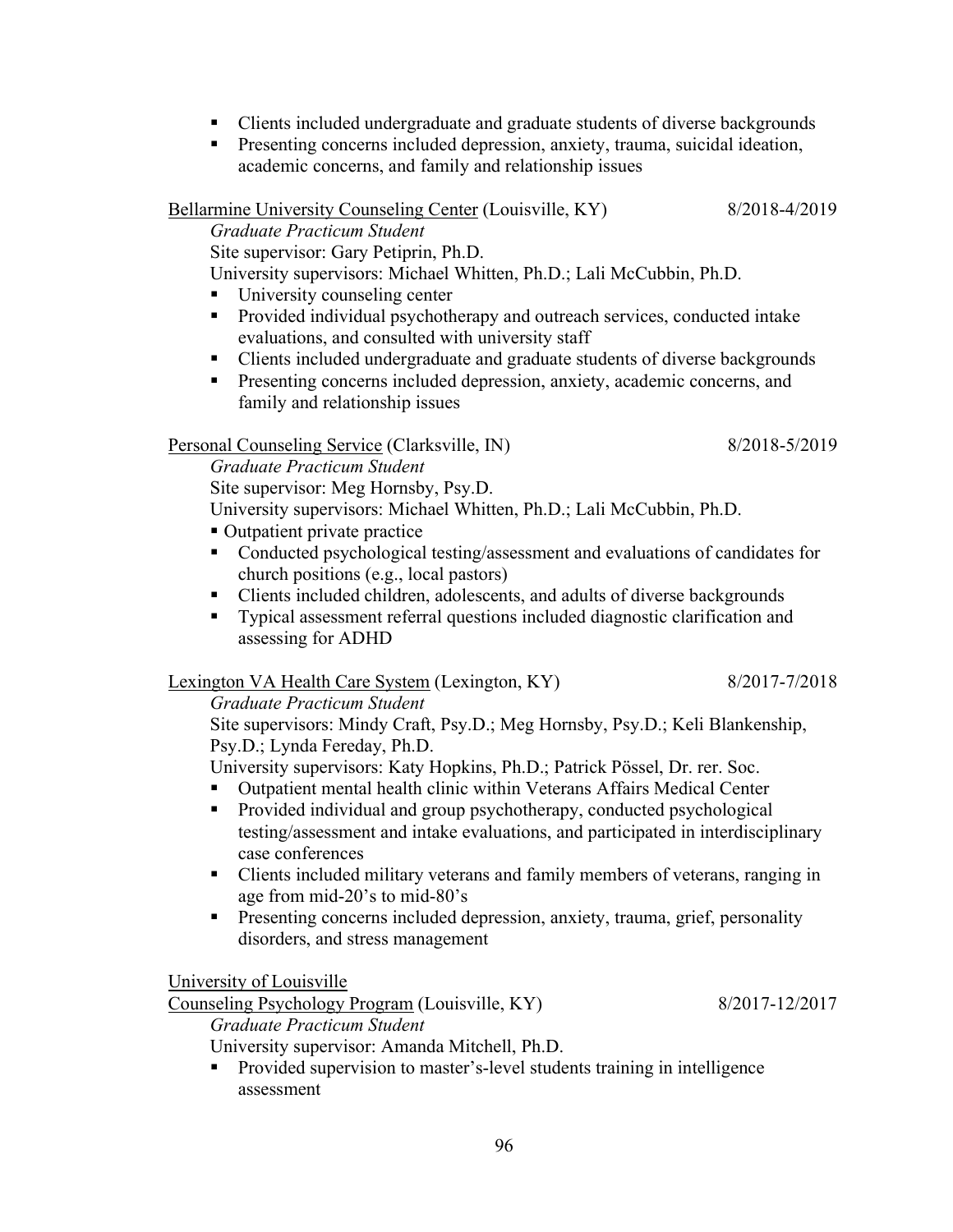- Clients included undergraduate and graduate students of diverse backgrounds
- Presenting concerns included depression, anxiety, trauma, suicidal ideation, academic concerns, and family and relationship issues

Bellarmine University Counseling Center (Louisville, KY) 8/2018-4/2019

*Graduate Practicum Student*

Site supervisor: Gary Petiprin, Ph.D.

University supervisors: Michael Whitten, Ph.D.; Lali McCubbin, Ph.D.

- University counseling center
- Provided individual psychotherapy and outreach services, conducted intake evaluations, and consulted with university staff
- Clients included undergraduate and graduate students of diverse backgrounds
- Presenting concerns included depression, anxiety, academic concerns, and family and relationship issues

Personal Counseling Service (Clarksville, IN) 8/2018-5/2019

*Graduate Practicum Student*

Site supervisor: Meg Hornsby, Psy.D.

University supervisors: Michael Whitten, Ph.D.; Lali McCubbin, Ph.D.

- Outpatient private practice
- Conducted psychological testing/assessment and evaluations of candidates for church positions (e.g., local pastors)
- Clients included children, adolescents, and adults of diverse backgrounds
- Typical assessment referral questions included diagnostic clarification and assessing for ADHD

Lexington VA Health Care System (Lexington, KY) 8/2017-7/2018

*Graduate Practicum Student*

Site supervisors: Mindy Craft, Psy.D.; Meg Hornsby, Psy.D.; Keli Blankenship, Psy.D.; Lynda Fereday, Ph.D.

University supervisors: Katy Hopkins, Ph.D.; Patrick Pössel, Dr. rer. Soc.

- Outpatient mental health clinic within Veterans Affairs Medical Center
- Provided individual and group psychotherapy, conducted psychological testing/assessment and intake evaluations, and participated in interdisciplinary case conferences
- Clients included military veterans and family members of veterans, ranging in age from mid-20's to mid-80's
- Presenting concerns included depression, anxiety, trauma, grief, personality disorders, and stress management

University of Louisville
Counseling Psychology Program (Louisville, KY) 8/2017-12/2017

*Graduate Practicum Student*

University supervisor: Amanda Mitchell, Ph.D.

- Provided supervision to master's-level students training in intelligence assessment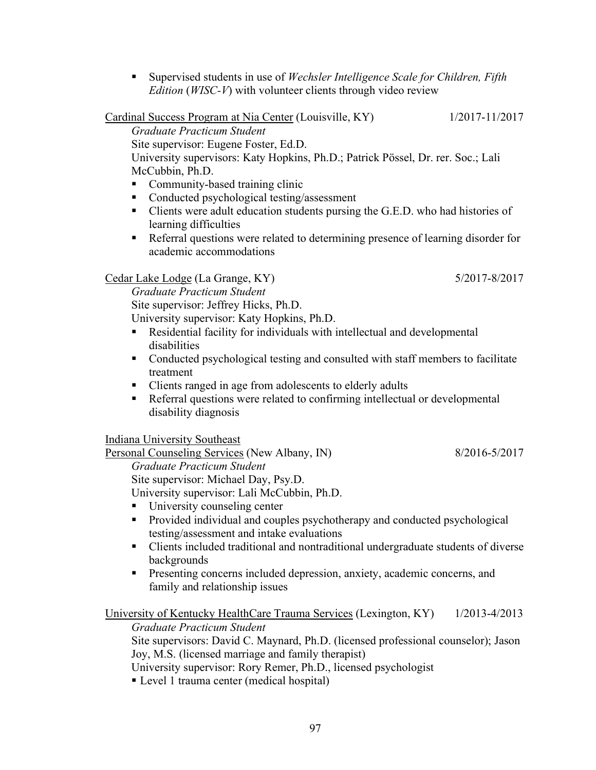- Supervised students in use of *Wechsler Intelligence Scale for Children, Fifth Edition* (*WISC-V*) with volunteer clients through video review

Cardinal Success Program at Nia Center (Louisville, KY) 1/2017-11/2017

*Graduate Practicum Student*
Site supervisor: Eugene Foster, Ed.D.
University supervisors: Katy Hopkins, Ph.D.; Patrick Pössel, Dr. rer. Soc.; Lali McCubbin, Ph.D.

- Community-based training clinic
- Conducted psychological testing/assessment
- Clients were adult education students pursing the G.E.D. who had histories of learning difficulties
- Referral questions were related to determining presence of learning disorder for academic accommodations

Cedar Lake Lodge (La Grange, KY) 5/2017-8/2017

*Graduate Practicum Student*
Site supervisor: Jeffrey Hicks, Ph.D.
University supervisor: Katy Hopkins, Ph.D.

- Residential facility for individuals with intellectual and developmental disabilities
- Conducted psychological testing and consulted with staff members to facilitate treatment
- Clients ranged in age from adolescents to elderly adults
- Referral questions were related to confirming intellectual or developmental disability diagnosis

Indiana University Southeast
Personal Counseling Services (New Albany, IN) 8/2016-5/2017

*Graduate Practicum Student*
Site supervisor: Michael Day, Psy.D.
University supervisor: Lali McCubbin, Ph.D.

- University counseling center
- Provided individual and couples psychotherapy and conducted psychological testing/assessment and intake evaluations
- Clients included traditional and nontraditional undergraduate students of diverse backgrounds
- Presenting concerns included depression, anxiety, academic concerns, and family and relationship issues

University of Kentucky HealthCare Trauma Services (Lexington, KY) 1/2013-4/2013

*Graduate Practicum Student*
Site supervisors: David C. Maynard, Ph.D. (licensed professional counselor); Jason Joy, M.S. (licensed marriage and family therapist)
University supervisor: Rory Remer, Ph.D., licensed psychologist

- Level 1 trauma center (medical hospital)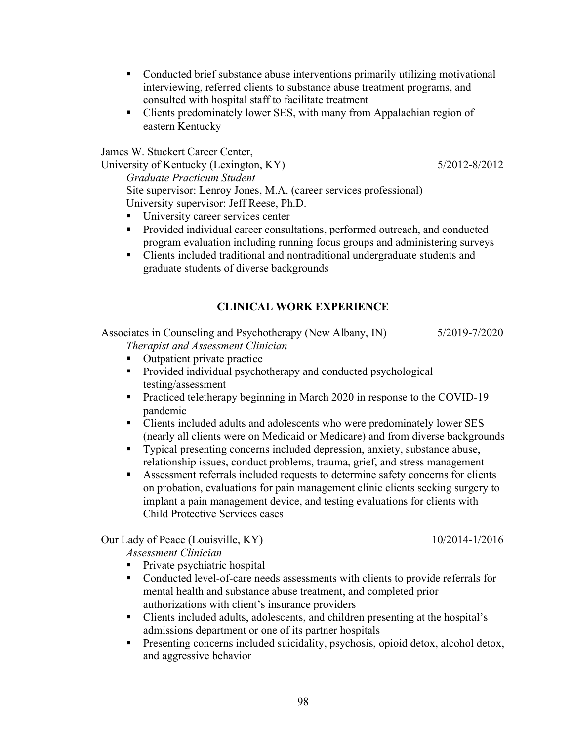- Conducted brief substance abuse interventions primarily utilizing motivational interviewing, referred clients to substance abuse treatment programs, and consulted with hospital staff to facilitate treatment
- Clients predominately lower SES, with many from Appalachian region of eastern Kentucky

James W. Stuckert Career Center,
University of Kentucky (Lexington, KY) 5/2012-8/2012

*Graduate Practicum Student*
Site supervisor: Lenroy Jones, M.A. (career services professional)
University supervisor: Jeff Reese, Ph.D.

- University career services center
- Provided individual career consultations, performed outreach, and conducted program evaluation including running focus groups and administering surveys
- Clients included traditional and nontraditional undergraduate students and graduate students of diverse backgrounds

---

## CLINICAL WORK EXPERIENCE

Associates in Counseling and Psychotherapy (New Albany, IN) 5/2019-7/2020

*Therapist and Assessment Clinician*

- Outpatient private practice
- Provided individual psychotherapy and conducted psychological testing/assessment
- Practiced teletherapy beginning in March 2020 in response to the COVID-19 pandemic
- Clients included adults and adolescents who were predominately lower SES (nearly all clients were on Medicaid or Medicare) and from diverse backgrounds
- Typical presenting concerns included depression, anxiety, substance abuse, relationship issues, conduct problems, trauma, grief, and stress management
- Assessment referrals included requests to determine safety concerns for clients on probation, evaluations for pain management clinic clients seeking surgery to implant a pain management device, and testing evaluations for clients with Child Protective Services cases

Our Lady of Peace (Louisville, KY) 10/2014-1/2016

*Assessment Clinician*

- Private psychiatric hospital
- Conducted level-of-care needs assessments with clients to provide referrals for mental health and substance abuse treatment, and completed prior authorizations with client's insurance providers
- Clients included adults, adolescents, and children presenting at the hospital's admissions department or one of its partner hospitals
- Presenting concerns included suicidality, psychosis, opioid detox, alcohol detox, and aggressive behavior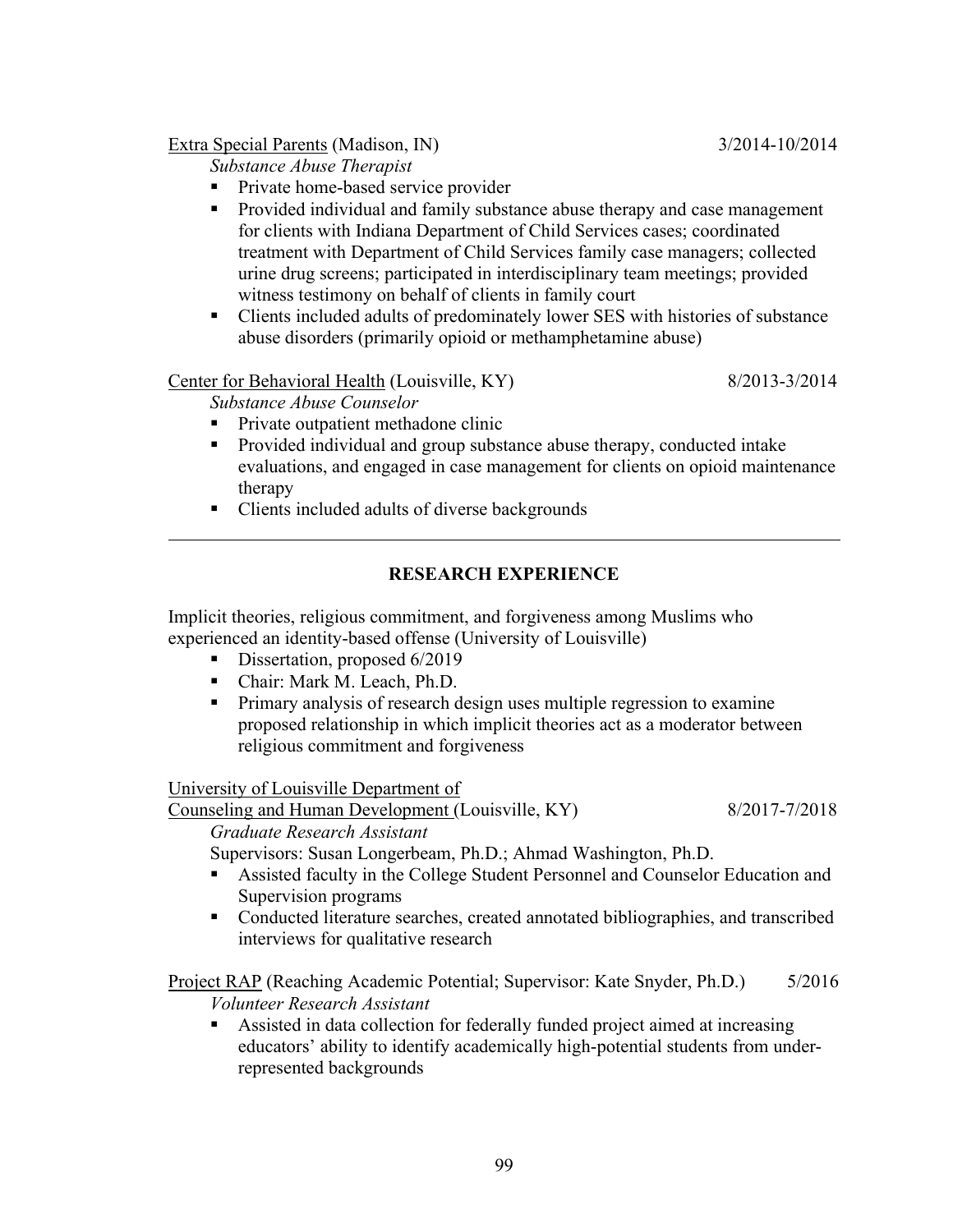Extra Special Parents (Madison, IN) 3/2014-10/2014

*Substance Abuse Therapist*

- Private home-based service provider
- Provided individual and family substance abuse therapy and case management for clients with Indiana Department of Child Services cases; coordinated treatment with Department of Child Services family case managers; collected urine drug screens; participated in interdisciplinary team meetings; provided witness testimony on behalf of clients in family court
- Clients included adults of predominately lower SES with histories of substance abuse disorders (primarily opioid or methamphetamine abuse)

Center for Behavioral Health (Louisville, KY) 8/2013-3/2014

*Substance Abuse Counselor*

- Private outpatient methadone clinic
- Provided individual and group substance abuse therapy, conducted intake evaluations, and engaged in case management for clients on opioid maintenance therapy
- Clients included adults of diverse backgrounds

---

## RESEARCH EXPERIENCE

Implicit theories, religious commitment, and forgiveness among Muslims who experienced an identity-based offense (University of Louisville)

- Dissertation, proposed 6/2019
- Chair: Mark M. Leach, Ph.D.
- Primary analysis of research design uses multiple regression to examine proposed relationship in which implicit theories act as a moderator between religious commitment and forgiveness

University of Louisville Department of Counseling and Human Development (Louisville, KY) 8/2017-7/2018

*Graduate Research Assistant*

Supervisors: Susan Longerbeam, Ph.D.; Ahmad Washington, Ph.D.

- Assisted faculty in the College Student Personnel and Counselor Education and Supervision programs
- Conducted literature searches, created annotated bibliographies, and transcribed interviews for qualitative research

Project RAP (Reaching Academic Potential; Supervisor: Kate Snyder, Ph.D.) 5/2016

*Volunteer Research Assistant*

- Assisted in data collection for federally funded project aimed at increasing educators' ability to identify academically high-potential students from under-represented backgrounds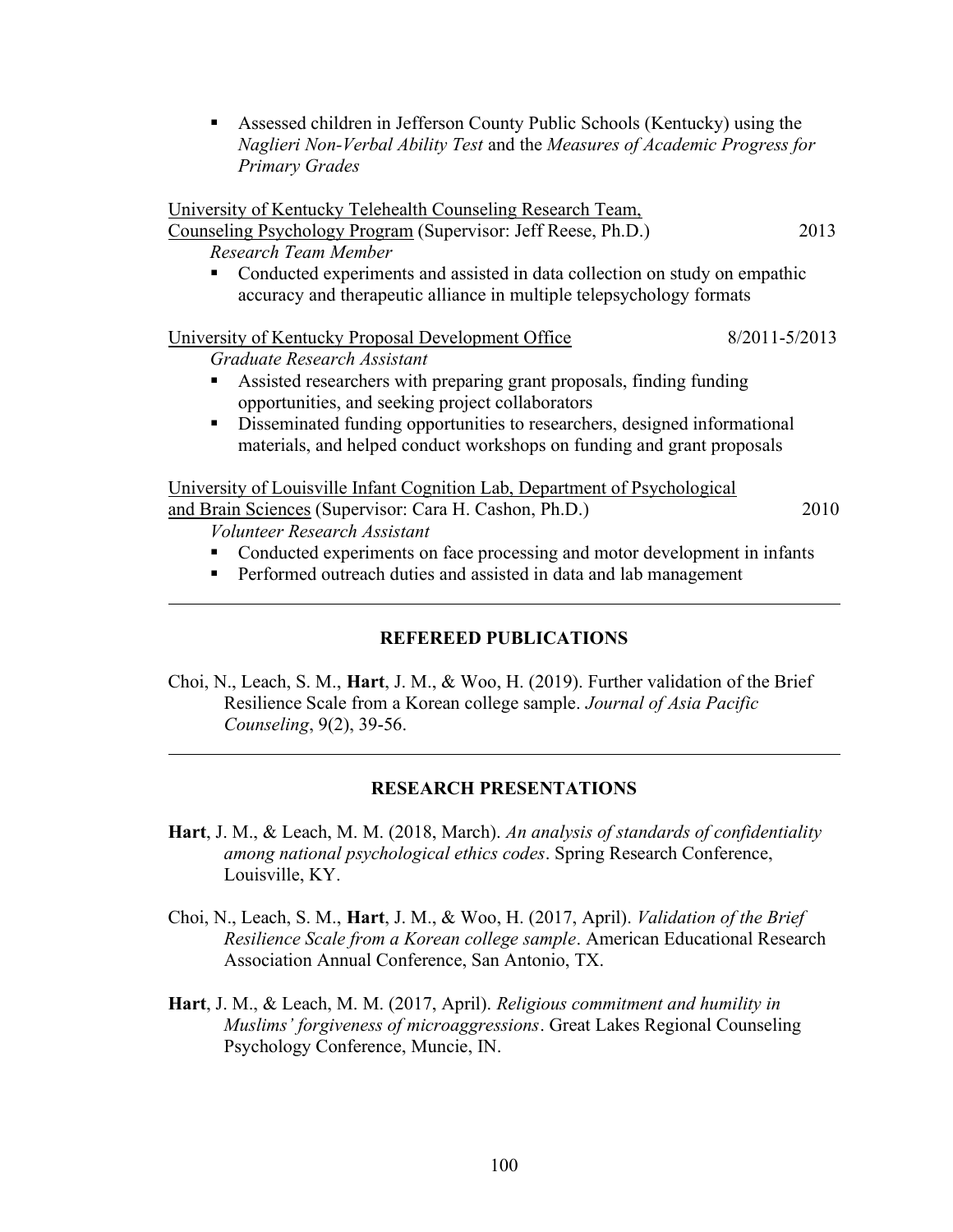- Assessed children in Jefferson County Public Schools (Kentucky) using the *Naglieri Non-Verbal Ability Test* and the *Measures of Academic Progress for Primary Grades*

University of Kentucky Telehealth Counseling Research Team, Counseling Psychology Program (Supervisor: Jeff Reese, Ph.D.) 2013

*Research Team Member*

- Conducted experiments and assisted in data collection on study on empathic accuracy and therapeutic alliance in multiple telepsychology formats

University of Kentucky Proposal Development Office 8/2011-5/2013

*Graduate Research Assistant*

- Assisted researchers with preparing grant proposals, finding funding opportunities, and seeking project collaborators
- Disseminated funding opportunities to researchers, designed informational materials, and helped conduct workshops on funding and grant proposals

University of Louisville Infant Cognition Lab, Department of Psychological and Brain Sciences (Supervisor: Cara H. Cashon, Ph.D.) 2010

*Volunteer Research Assistant*

- Conducted experiments on face processing and motor development in infants
- Performed outreach duties and assisted in data and lab management

---

## REFEREED PUBLICATIONS

Choi, N., Leach, S. M., **Hart**, J. M., & Woo, H. (2019). Further validation of the Brief Resilience Scale from a Korean college sample. *Journal of Asia Pacific Counseling*, 9(2), 39-56.

---

## RESEARCH PRESENTATIONS

**Hart**, J. M., & Leach, M. M. (2018, March). *An analysis of standards of confidentiality among national psychological ethics codes*. Spring Research Conference, Louisville, KY.

Choi, N., Leach, S. M., **Hart**, J. M., & Woo, H. (2017, April). *Validation of the Brief Resilience Scale from a Korean college sample*. American Educational Research Association Annual Conference, San Antonio, TX.

**Hart**, J. M., & Leach, M. M. (2017, April). *Religious commitment and humility in Muslims' forgiveness of microaggressions*. Great Lakes Regional Counseling Psychology Conference, Muncie, IN.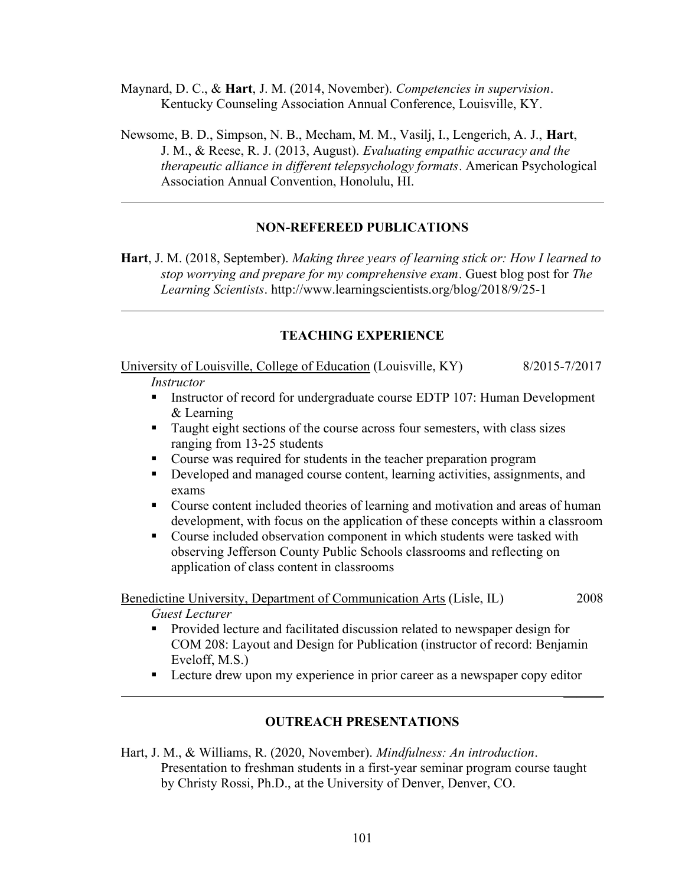Maynard, D. C., & **Hart**, J. M. (2014, November). *Competencies in supervision*. Kentucky Counseling Association Annual Conference, Louisville, KY.

Newsome, B. D., Simpson, N. B., Mecham, M. M., Vasilj, I., Lengerich, A. J., **Hart**, J. M., & Reese, R. J. (2013, August). *Evaluating empathic accuracy and the therapeutic alliance in different telepsychology formats*. American Psychological Association Annual Convention, Honolulu, HI.

---

## NON-REFEREED PUBLICATIONS

**Hart**, J. M. (2018, September). *Making three years of learning stick or: How I learned to stop worrying and prepare for my comprehensive exam*. Guest blog post for *The Learning Scientists*. http://www.learningscientists.org/blog/2018/9/25-1

---

## TEACHING EXPERIENCE

University of Louisville, College of Education (Louisville, KY) 8/2015-7/2017

*Instructor*

- Instructor of record for undergraduate course EDTP 107: Human Development & Learning
- Taught eight sections of the course across four semesters, with class sizes ranging from 13-25 students
- Course was required for students in the teacher preparation program
- Developed and managed course content, learning activities, assignments, and exams
- Course content included theories of learning and motivation and areas of human development, with focus on the application of these concepts within a classroom
- Course included observation component in which students were tasked with observing Jefferson County Public Schools classrooms and reflecting on application of class content in classrooms

Benedictine University, Department of Communication Arts (Lisle, IL) 2008

*Guest Lecturer*

- Provided lecture and facilitated discussion related to newspaper design for COM 208: Layout and Design for Publication (instructor of record: Benjamin Eveloff, M.S.)
- Lecture drew upon my experience in prior career as a newspaper copy editor

---

## OUTREACH PRESENTATIONS

Hart, J. M., & Williams, R. (2020, November). *Mindfulness: An introduction*. Presentation to freshman students in a first-year seminar program course taught by Christy Rossi, Ph.D., at the University of Denver, Denver, CO.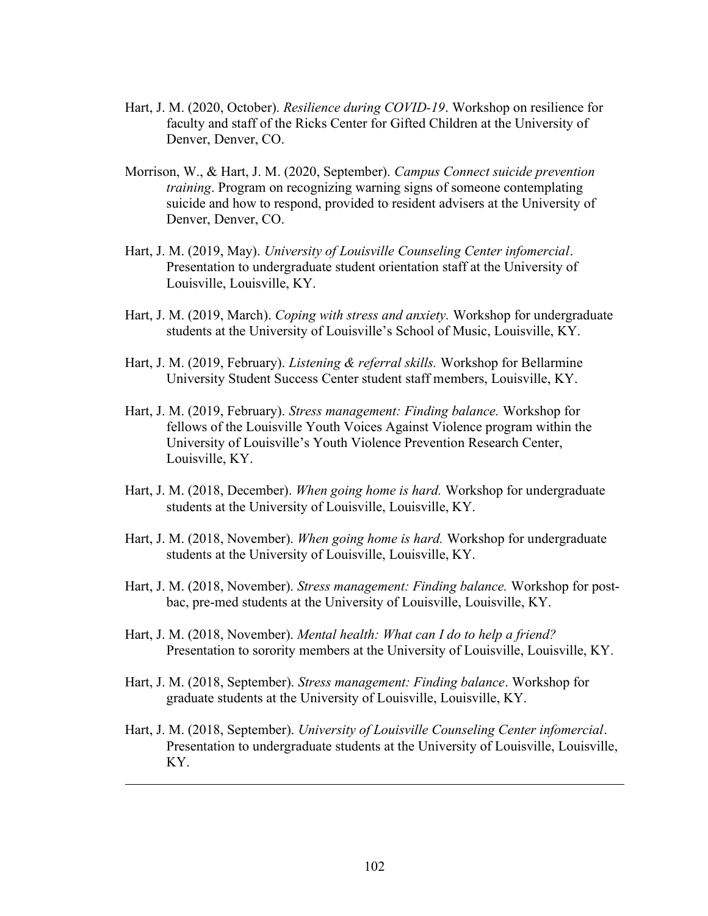Hart, J. M. (2020, October). *Resilience during COVID-19*. Workshop on resilience for faculty and staff of the Ricks Center for Gifted Children at the University of Denver, Denver, CO.

Morrison, W., & Hart, J. M. (2020, September). *Campus Connect suicide prevention training*. Program on recognizing warning signs of someone contemplating suicide and how to respond, provided to resident advisers at the University of Denver, Denver, CO.

Hart, J. M. (2019, May). *University of Louisville Counseling Center infomercial*. Presentation to undergraduate student orientation staff at the University of Louisville, Louisville, KY.

Hart, J. M. (2019, March). *Coping with stress and anxiety.* Workshop for undergraduate students at the University of Louisville's School of Music, Louisville, KY.

Hart, J. M. (2019, February). *Listening & referral skills.* Workshop for Bellarmine University Student Success Center student staff members, Louisville, KY.

Hart, J. M. (2019, February). *Stress management: Finding balance.* Workshop for fellows of the Louisville Youth Voices Against Violence program within the University of Louisville's Youth Violence Prevention Research Center, Louisville, KY.

Hart, J. M. (2018, December). *When going home is hard.* Workshop for undergraduate students at the University of Louisville, Louisville, KY.

Hart, J. M. (2018, November). *When going home is hard.* Workshop for undergraduate students at the University of Louisville, Louisville, KY.

Hart, J. M. (2018, November). *Stress management: Finding balance.* Workshop for post-bac, pre-med students at the University of Louisville, Louisville, KY.

Hart, J. M. (2018, November). *Mental health: What can I do to help a friend?* Presentation to sorority members at the University of Louisville, Louisville, KY.

Hart, J. M. (2018, September). *Stress management: Finding balance*. Workshop for graduate students at the University of Louisville, Louisville, KY.

Hart, J. M. (2018, September). *University of Louisville Counseling Center infomercial*. Presentation to undergraduate students at the University of Louisville, Louisville, KY.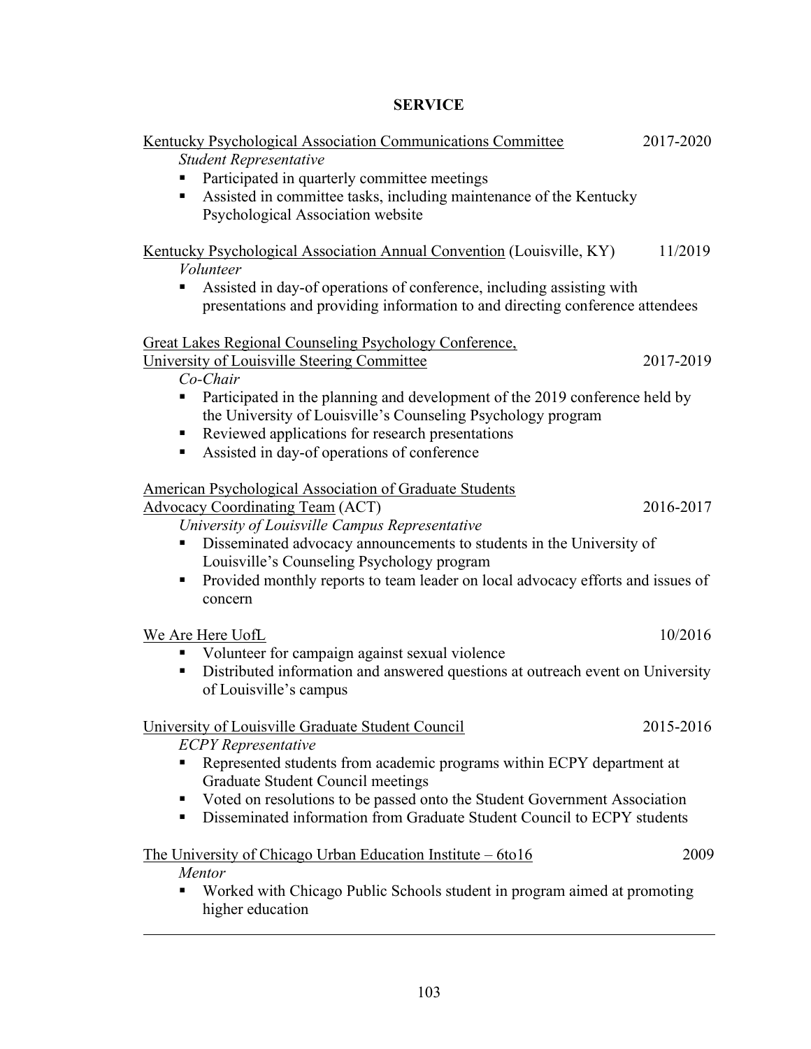## SERVICE

Kentucky Psychological Association Communications Committee 2017-2020

*Student Representative*

- Participated in quarterly committee meetings
- Assisted in committee tasks, including maintenance of the Kentucky Psychological Association website

Kentucky Psychological Association Annual Convention (Louisville, KY) 11/2019

*Volunteer*

- Assisted in day-of operations of conference, including assisting with presentations and providing information to and directing conference attendees

Great Lakes Regional Counseling Psychology Conference, University of Louisville Steering Committee 2017-2019

*Co-Chair*

- Participated in the planning and development of the 2019 conference held by the University of Louisville's Counseling Psychology program
- Reviewed applications for research presentations
- Assisted in day-of operations of conference

American Psychological Association of Graduate Students Advocacy Coordinating Team (ACT) 2016-2017

*University of Louisville Campus Representative*

- Disseminated advocacy announcements to students in the University of Louisville's Counseling Psychology program
- Provided monthly reports to team leader on local advocacy efforts and issues of concern

We Are Here UofL 10/2016

- Volunteer for campaign against sexual violence
- Distributed information and answered questions at outreach event on University of Louisville's campus

University of Louisville Graduate Student Council 2015-2016

*ECPY Representative*

- Represented students from academic programs within ECPY department at Graduate Student Council meetings
- Voted on resolutions to be passed onto the Student Government Association
- Disseminated information from Graduate Student Council to ECPY students

The University of Chicago Urban Education Institute – 6to16 2009

*Mentor*

- Worked with Chicago Public Schools student in program aimed at promoting higher education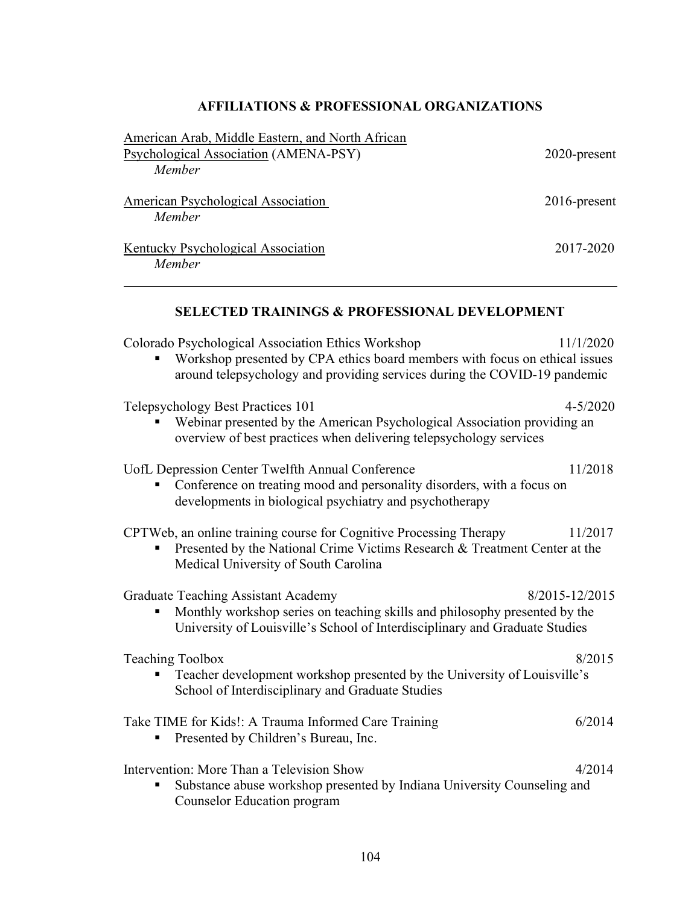## AFFILIATIONS & PROFESSIONAL ORGANIZATIONS

American Arab, Middle Eastern, and North African Psychological Association (AMENA-PSY) — 2020-present
*Member*

American Psychological Association — 2016-present
*Member*

Kentucky Psychological Association — 2017-2020
*Member*

---

## SELECTED TRAININGS & PROFESSIONAL DEVELOPMENT

Colorado Psychological Association Ethics Workshop — 11/1/2020

- Workshop presented by CPA ethics board members with focus on ethical issues around telepsychology and providing services during the COVID-19 pandemic

Telepsychology Best Practices 101 — 4-5/2020

- Webinar presented by the American Psychological Association providing an overview of best practices when delivering telepsychology services

UofL Depression Center Twelfth Annual Conference — 11/2018

- Conference on treating mood and personality disorders, with a focus on developments in biological psychiatry and psychotherapy

CPTWeb, an online training course for Cognitive Processing Therapy — 11/2017

- Presented by the National Crime Victims Research & Treatment Center at the Medical University of South Carolina

Graduate Teaching Assistant Academy — 8/2015-12/2015

- Monthly workshop series on teaching skills and philosophy presented by the University of Louisville's School of Interdisciplinary and Graduate Studies

Teaching Toolbox — 8/2015

- Teacher development workshop presented by the University of Louisville's School of Interdisciplinary and Graduate Studies

Take TIME for Kids!: A Trauma Informed Care Training — 6/2014

- Presented by Children's Bureau, Inc.

Intervention: More Than a Television Show — 4/2014

- Substance abuse workshop presented by Indiana University Counseling and Counselor Education program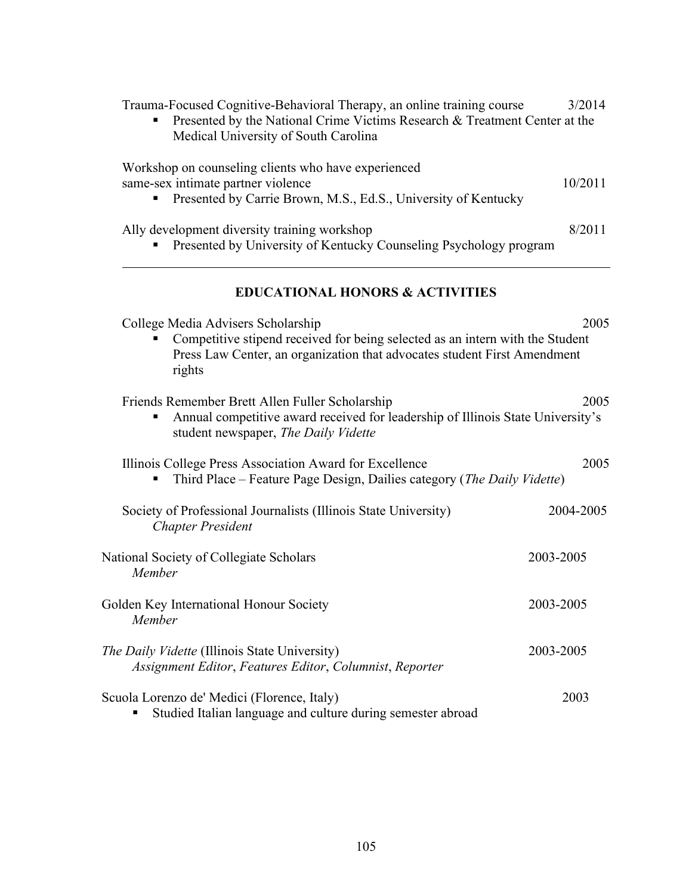Trauma-Focused Cognitive-Behavioral Therapy, an online training course 3/2014

- Presented by the National Crime Victims Research & Treatment Center at the Medical University of South Carolina

Workshop on counseling clients who have experienced same-sex intimate partner violence 10/2011

- Presented by Carrie Brown, M.S., Ed.S., University of Kentucky

Ally development diversity training workshop 8/2011

- Presented by University of Kentucky Counseling Psychology program

---

## EDUCATIONAL HONORS & ACTIVITIES

College Media Advisers Scholarship 2005

- Competitive stipend received for being selected as an intern with the Student Press Law Center, an organization that advocates student First Amendment rights

Friends Remember Brett Allen Fuller Scholarship 2005

- Annual competitive award received for leadership of Illinois State University's student newspaper, *The Daily Vidette*

Illinois College Press Association Award for Excellence 2005

- Third Place – Feature Page Design, Dailies category (*The Daily Vidette*)

Society of Professional Journalists (Illinois State University) 2004-2005
*Chapter President*

National Society of Collegiate Scholars 2003-2005
*Member*

Golden Key International Honour Society 2003-2005
*Member*

*The Daily Vidette* (Illinois State University) 2003-2005
*Assignment Editor*, *Features Editor*, *Columnist*, *Reporter*

Scuola Lorenzo de' Medici (Florence, Italy) 2003

- Studied Italian language and culture during semester abroad